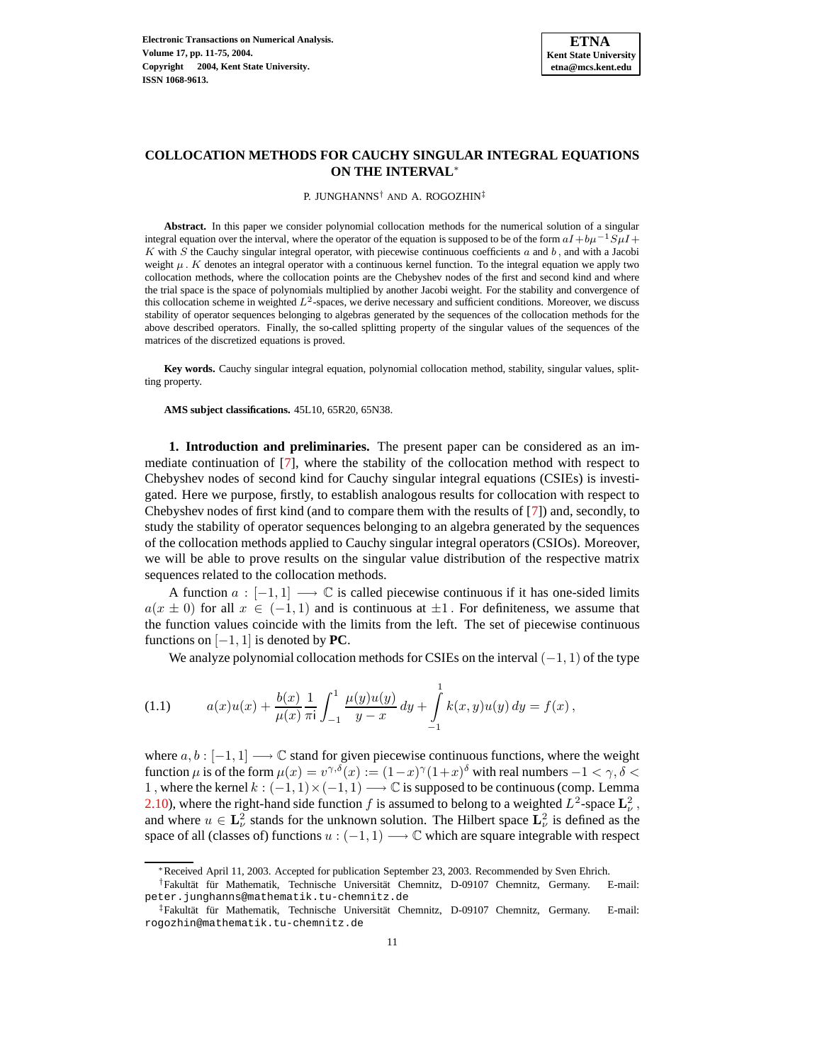# COLLOCATION METHODS FOR CAUCHY SINGULAR INTEGRAL EQUATIONS ON THE INTERVAL*

P. JUNGHANNS† AND A. ROGOZHIN‡

**Abstract.** In this paper we consider polynomial collocation methods for the numerical solution of a singular integral equation over the interval, where the operator of the equation is supposed to be of the form $aI + b\mu^{-1}S\mu I + K$ with $S$ the Cauchy singular integral operator, with piecewise continuous coefficients $a$ and $b$, and with a Jacobi weight $\mu$. $K$ denotes an integral operator with a continuous kernel function. To the integral equation we apply two collocation methods, where the collocation points are the Chebyshev nodes of the first and second kind and where the trial space is the space of polynomials multiplied by another Jacobi weight. For the stability and convergence of this collocation scheme in weighted $L^2$-spaces, we derive necessary and sufficient conditions. Moreover, we discuss stability of operator sequences belonging to algebras generated by the sequences of the collocation methods for the above described operators. Finally, the so-called splitting property of the singular values of the sequences of the matrices of the discretized equations is proved.

**Key words.** Cauchy singular integral equation, polynomial collocation method, stability, singular values, splitting property.

**AMS subject classifications.** 45L10, 65R20, 65N38.

**1. Introduction and preliminaries.** The present paper can be considered as an immediate continuation of [7], where the stability of the collocation method with respect to Chebyshev nodes of second kind for Cauchy singular integral equations (CSIEs) is investigated. Here we purpose, firstly, to establish analogous results for collocation with respect to Chebyshev nodes of first kind (and to compare them with the results of [7]) and, secondly, to study the stability of operator sequences belonging to an algebra generated by the sequences of the collocation methods applied to Cauchy singular integral operators (CSIOs). Moreover, we will be able to prove results on the singular value distribution of the respective matrix sequences related to the collocation methods.

A function $a : [-1, 1] \longrightarrow \mathbb{C}$ is called piecewise continuous if it has one-sided limits $a(x \pm 0)$ for all $x \in (-1, 1)$ and is continuous at $\pm 1$. For definiteness, we assume that the function values coincide with the limits from the left. The set of piecewise continuous functions on $[-1, 1]$ is denoted by **PC**.

We analyze polynomial collocation methods for CSIEs on the interval $(-1, 1)$ of the type

$$a(x)u(x) + \frac{b(x)}{\mu(x)}\frac{1}{\pi \mathrm{i}}\int_{-1}^{1}\frac{\mu(y)u(y)}{y-x}\,dy + \int_{-1}^{1} k(x,y)u(y)\,dy = f(x)\,, \tag{1.1}$$

where $a, b : [-1, 1] \longrightarrow \mathbb{C}$ stand for given piecewise continuous functions, where the weight function $\mu$ is of the form $\mu(x) = v^{\gamma,\delta}(x) := (1-x)^{\gamma}(1+x)^{\delta}$ with real numbers $-1 < \gamma, \delta < 1$, where the kernel $k : (-1, 1) \times (-1, 1) \longrightarrow \mathbb{C}$ is supposed to be continuous (comp. Lemma 2.10), where the right-hand side function $f$ is assumed to belong to a weighted $L^2$-space $\mathbf{L}^2_\nu$, and where $u \in \mathbf{L}^2_\nu$ stands for the unknown solution. The Hilbert space $\mathbf{L}^2_\nu$ is defined as the space of all (classes of) functions $u : (-1, 1) \longrightarrow \mathbb{C}$ which are square integrable with respect

---

*Received April 11, 2003. Accepted for publication September 23, 2003. Recommended by Sven Ehrich.

†Fakultät für Mathematik, Technische Universität Chemnitz, D-09107 Chemnitz, Germany. E-mail: peter.junghanns@mathematik.tu-chemnitz.de

‡Fakultät für Mathematik, Technische Universität Chemnitz, D-09107 Chemnitz, Germany. E-mail: rogozhin@mathematik.tu-chemnitz.de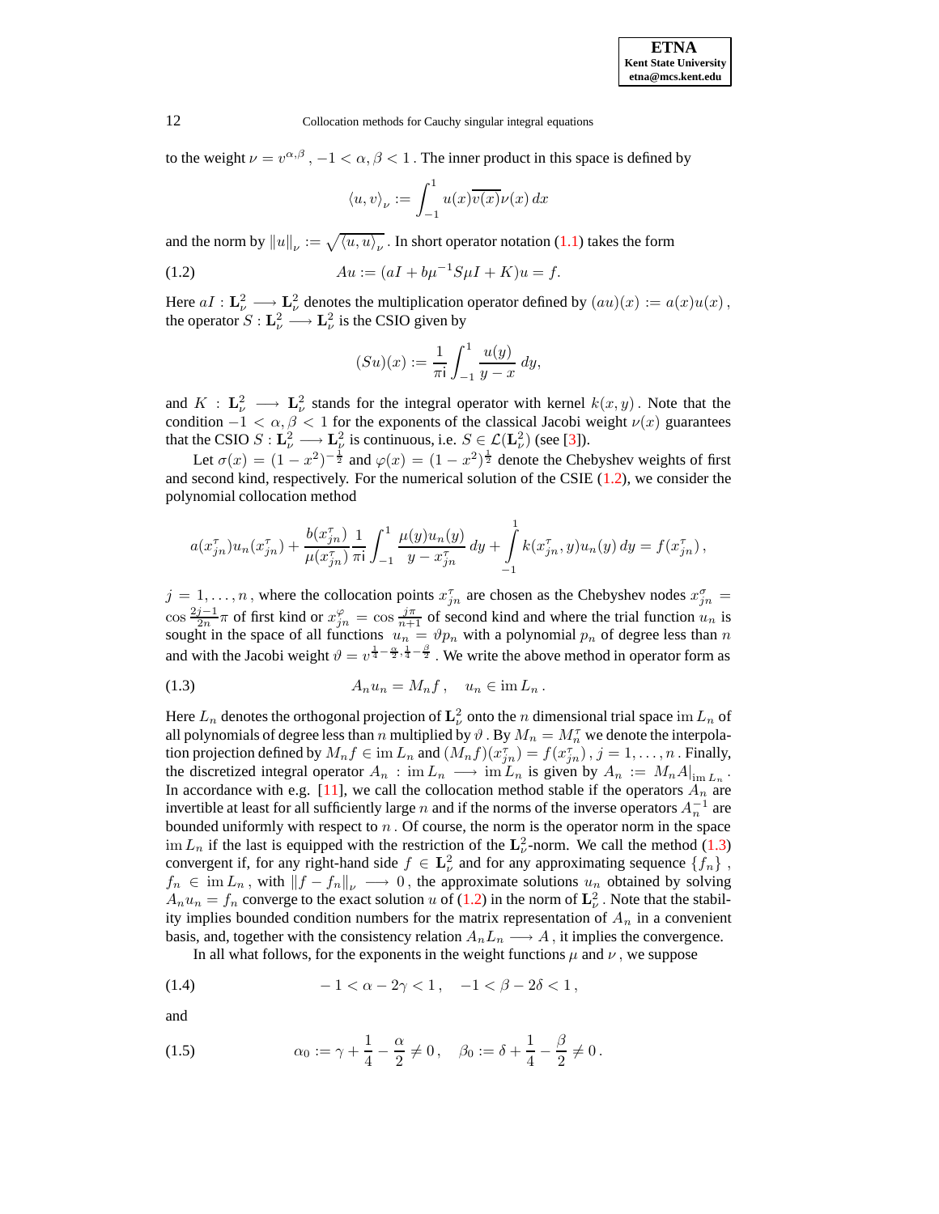to the weight $\nu = v^{\alpha,\beta}$ , $-1 < \alpha, \beta < 1$ . The inner product in this space is defined by

$$\langle u, v \rangle_\nu := \int_{-1}^{1} u(x)\overline{v(x)}\nu(x)\, dx$$

and the norm by $\|u\|_\nu := \sqrt{\langle u, u \rangle_\nu}$ . In short operator notation (1.1) takes the form

$$Au := (aI + b\mu^{-1}S\mu I + K)u = f. \tag{1.2}$$

Here $aI : \mathbf{L}^2_\nu \longrightarrow \mathbf{L}^2_\nu$ denotes the multiplication operator defined by $(au)(x) := a(x)u(x)$ , the operator $S : \mathbf{L}^2_\nu \longrightarrow \mathbf{L}^2_\nu$ is the CSIO given by

$$(Su)(x) := \frac{1}{\pi \mathrm{i}} \int_{-1}^{1} \frac{u(y)}{y - x}\, dy,$$

and $K : \mathbf{L}^2_\nu \longrightarrow \mathbf{L}^2_\nu$ stands for the integral operator with kernel $k(x, y)$ . Note that the condition $-1 < \alpha, \beta < 1$ for the exponents of the classical Jacobi weight $\nu(x)$ guarantees that the CSIO $S : \mathbf{L}^2_\nu \longrightarrow \mathbf{L}^2_\nu$ is continuous, i.e. $S \in \mathcal{L}(\mathbf{L}^2_\nu)$ (see [3]).

Let $\sigma(x) = (1 - x^2)^{-\frac{1}{2}}$ and $\varphi(x) = (1 - x^2)^{\frac{1}{2}}$ denote the Chebyshev weights of first and second kind, respectively. For the numerical solution of the CSIE (1.2), we consider the polynomial collocation method

$$a(x^\tau_{jn})u_n(x^\tau_{jn}) + \frac{b(x^\tau_{jn})}{\mu(x^\tau_{jn})} \frac{1}{\pi \mathrm{i}} \int_{-1}^{1} \frac{\mu(y)u_n(y)}{y - x^\tau_{jn}}\, dy + \int_{-1}^{1} k(x^\tau_{jn}, y)u_n(y)\, dy = f(x^\tau_{jn}) ,$$

$j = 1, \ldots, n$ , where the collocation points $x^\tau_{jn}$ are chosen as the Chebyshev nodes $x^\sigma_{jn} = \cos \frac{2j-1}{2n}\pi$ of first kind or $x^\varphi_{jn} = \cos \frac{j\pi}{n+1}$ of second kind and where the trial function $u_n$ is sought in the space of all functions $u_n = \vartheta p_n$ with a polynomial $p_n$ of degree less than $n$ and with the Jacobi weight $\vartheta = v^{\frac{1}{4}-\frac{\alpha}{2}, \frac{1}{4}-\frac{\beta}{2}}$ . We write the above method in operator form as

$$A_n u_n = M_n f , \quad u_n \in \operatorname{im} L_n . \tag{1.3}$$

Here $L_n$ denotes the orthogonal projection of $\mathbf{L}^2_\nu$ onto the $n$ dimensional trial space $\operatorname{im} L_n$ of all polynomials of degree less than $n$ multiplied by $\vartheta$ . By $M_n = M^\tau_n$ we denote the interpolation projection defined by $M_n f \in \operatorname{im} L_n$ and $(M_n f)(x^\tau_{jn}) = f(x^\tau_{jn})$ , $j = 1, \ldots, n$ . Finally, the discretized integral operator $A_n : \operatorname{im} L_n \longrightarrow \operatorname{im} L_n$ is given by $A_n := M_n A|_{\operatorname{im} L_n}$ . In accordance with e.g. [11], we call the collocation method stable if the operators $A_n$ are invertible at least for all sufficiently large $n$ and if the norms of the inverse operators $A_n^{-1}$ are bounded uniformly with respect to $n$ . Of course, the norm is the operator norm in the space $\operatorname{im} L_n$ if the last is equipped with the restriction of the $\mathbf{L}^2_\nu$-norm. We call the method (1.3) convergent if, for any right-hand side $f \in \mathbf{L}^2_\nu$ and for any approximating sequence $\{f_n\}$ , $f_n \in \operatorname{im} L_n$ , with $\|f - f_n\|_\nu \longrightarrow 0$ , the approximate solutions $u_n$ obtained by solving $A_n u_n = f_n$ converge to the exact solution $u$ of (1.2) in the norm of $\mathbf{L}^2_\nu$ . Note that the stability implies bounded condition numbers for the matrix representation of $A_n$ in a convenient basis, and, together with the consistency relation $A_n L_n \longrightarrow A$ , it implies the convergence.

In all what follows, for the exponents in the weight functions $\mu$ and $\nu$ , we suppose

$$-1 < \alpha - 2\gamma < 1 , \quad -1 < \beta - 2\delta < 1 , \tag{1.4}$$

and

$$\alpha_0 := \gamma + \frac{1}{4} - \frac{\alpha}{2} \neq 0 , \quad \beta_0 := \delta + \frac{1}{4} - \frac{\beta}{2} \neq 0 . \tag{1.5}$$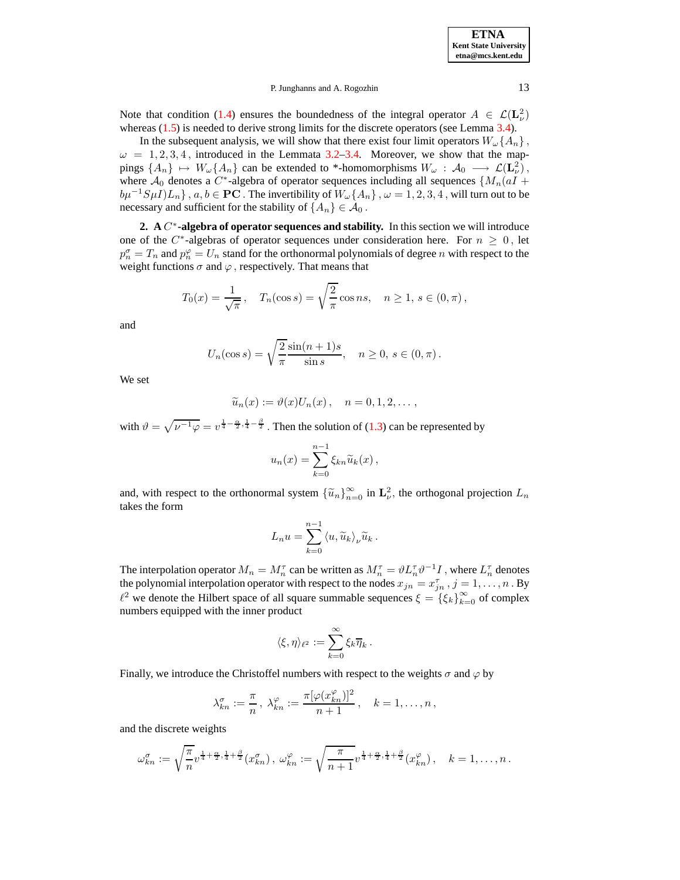Note that condition (1.4) ensures the boundedness of the integral operator $A \in \mathcal{L}(\mathbf{L}^2_\nu)$ whereas (1.5) is needed to derive strong limits for the discrete operators (see Lemma 3.4).

In the subsequent analysis, we will show that there exist four limit operators $W_\omega\{A_n\}$, $\omega = 1, 2, 3, 4$, introduced in the Lemmata 3.2–3.4. Moreover, we show that the mappings $\{A_n\} \mapsto W_\omega\{A_n\}$ can be extended to *-homomorphisms $W_\omega : \mathcal{A}_0 \longrightarrow \mathcal{L}(\mathbf{L}^2_\nu)$, where $\mathcal{A}_0$ denotes a $C^*$-algebra of operator sequences including all sequences $\{M_n(aI + b\mu^{-1}S\mu I)L_n\}$, $a, b \in \mathbf{PC}$. The invertibility of $W_\omega\{A_n\}$, $\omega = 1, 2, 3, 4$, will turn out to be necessary and sufficient for the stability of $\{A_n\} \in \mathcal{A}_0$.

## 2. A $C^*$-algebra of operator sequences and stability.

In this section we will introduce one of the $C^*$-algebras of operator sequences under consideration here. For $n \geq 0$, let $p^\sigma_n = T_n$ and $p^\varphi_n = U_n$ stand for the orthonormal polynomials of degree $n$ with respect to the weight functions $\sigma$ and $\varphi$, respectively. That means that

$$T_0(x) = \frac{1}{\sqrt{\pi}}, \quad T_n(\cos s) = \sqrt{\frac{2}{\pi}} \cos ns, \quad n \geq 1,\ s \in (0, \pi),$$

and

$$U_n(\cos s) = \sqrt{\frac{2}{\pi}} \frac{\sin(n+1)s}{\sin s}, \quad n \geq 0,\ s \in (0, \pi).$$

We set

$$\widetilde{u}_n(x) := \vartheta(x) U_n(x), \quad n = 0, 1, 2, \ldots,$$

with $\vartheta = \sqrt{\nu^{-1}\varphi} = v^{\frac{1}{4}-\frac{\alpha}{2}, \frac{1}{4}-\frac{\beta}{2}}$. Then the solution of (1.3) can be represented by

$$u_n(x) = \sum_{k=0}^{n-1} \xi_{kn} \widetilde{u}_k(x),$$

and, with respect to the orthonormal system $\{\widetilde{u}_n\}_{n=0}^\infty$ in $\mathbf{L}^2_\nu$, the orthogonal projection $L_n$ takes the form

$$L_n u = \sum_{k=0}^{n-1} \langle u, \widetilde{u}_k \rangle_\nu \widetilde{u}_k.$$

The interpolation operator $M_n = M_n^\tau$ can be written as $M_n^\tau = \vartheta L_n^\tau \vartheta^{-1} I$, where $L_n^\tau$ denotes the polynomial interpolation operator with respect to the nodes $x_{jn} = x^\tau_{jn}$, $j = 1, \ldots, n$. By $\ell^2$ we denote the Hilbert space of all square summable sequences $\xi = \{\xi_k\}_{k=0}^\infty$ of complex numbers equipped with the inner product

$$\langle \xi, \eta \rangle_{\ell^2} := \sum_{k=0}^\infty \xi_k \overline{\eta}_k.$$

Finally, we introduce the Christoffel numbers with respect to the weights $\sigma$ and $\varphi$ by

$$\lambda^\sigma_{kn} := \frac{\pi}{n},\ \lambda^\varphi_{kn} := \frac{\pi[\varphi(x^\varphi_{kn})]^2}{n+1}, \quad k = 1, \ldots, n,$$

and the discrete weights

$$\omega^\sigma_{kn} := \sqrt{\frac{\pi}{n}} v^{\frac{1}{4}+\frac{\alpha}{2}, \frac{1}{4}+\frac{\beta}{2}}(x^\sigma_{kn}),\ \omega^\varphi_{kn} := \sqrt{\frac{\pi}{n+1}} v^{\frac{1}{4}+\frac{\alpha}{2}, \frac{1}{4}+\frac{\beta}{2}}(x^\varphi_{kn}), \quad k = 1, \ldots, n.$$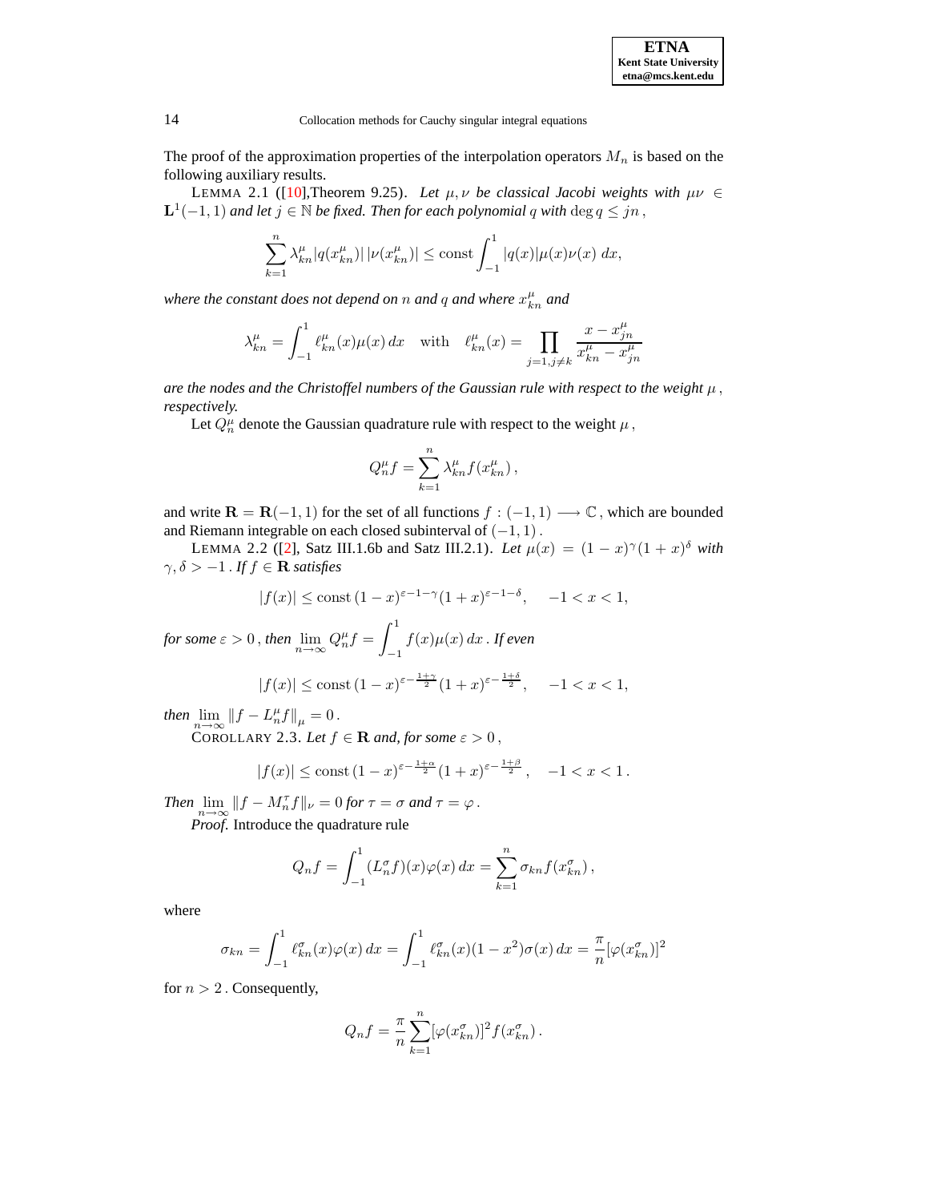The proof of the approximation properties of the interpolation operators $M_n$ is based on the following auxiliary results.

LEMMA 2.1 ([10],Theorem 9.25). *Let $\mu, \nu$ be classical Jacobi weights with $\mu\nu \in \mathbf{L}^1(-1,1)$ and let $j \in \mathbb{N}$ be fixed. Then for each polynomial $q$ with $\deg q \le jn$,*

$$\sum_{k=1}^{n} \lambda_{kn}^{\mu} |q(x_{kn}^{\mu})| \, |\nu(x_{kn}^{\mu})| \le \text{const} \int_{-1}^{1} |q(x)| \mu(x)\nu(x) \, dx,$$

*where the constant does not depend on $n$ and $q$ and where $x_{kn}^{\mu}$ and*

$$\lambda_{kn}^{\mu} = \int_{-1}^{1} \ell_{kn}^{\mu}(x)\mu(x)\, dx \quad \text{with} \quad \ell_{kn}^{\mu}(x) = \prod_{j=1, j\ne k} \frac{x - x_{jn}^{\mu}}{x_{kn}^{\mu} - x_{jn}^{\mu}}$$

*are the nodes and the Christoffel numbers of the Gaussian rule with respect to the weight $\mu$, respectively.*

Let $Q_n^{\mu}$ denote the Gaussian quadrature rule with respect to the weight $\mu$,

$$Q_n^{\mu} f = \sum_{k=1}^{n} \lambda_{kn}^{\mu} f(x_{kn}^{\mu}),$$

and write $\mathbf{R} = \mathbf{R}(-1,1)$ for the set of all functions $f : (-1,1) \longrightarrow \mathbb{C}$, which are bounded and Riemann integrable on each closed subinterval of $(-1,1)$.

LEMMA 2.2 ([2], Satz III.1.6b and Satz III.2.1). *Let $\mu(x) = (1-x)^{\gamma}(1+x)^{\delta}$ with $\gamma, \delta > -1$. If $f \in \mathbf{R}$ satisfies*

$$|f(x)| \le \text{const}\, (1-x)^{\varepsilon - 1 - \gamma}(1+x)^{\varepsilon - 1 - \delta}, \quad -1 < x < 1,$$

*for some $\varepsilon > 0$, then $\displaystyle\lim_{n\to\infty} Q_n^{\mu} f = \int_{-1}^{1} f(x)\mu(x)\, dx$. If even*

$$|f(x)| \le \text{const}\, (1-x)^{\varepsilon - \frac{1+\gamma}{2}}(1+x)^{\varepsilon - \frac{1+\delta}{2}}, \quad -1 < x < 1,$$

*then $\displaystyle\lim_{n\to\infty} \|f - L_n^{\mu} f\|_{\mu} = 0$.*

COROLLARY 2.3. *Let $f \in \mathbf{R}$ and, for some $\varepsilon > 0$,*

$$|f(x)| \le \text{const}\, (1-x)^{\varepsilon - \frac{1+\alpha}{2}}(1+x)^{\varepsilon - \frac{1+\beta}{2}}, \quad -1 < x < 1.$$

*Then $\displaystyle\lim_{n\to\infty} \|f - M_n^{\tau} f\|_{\nu} = 0$ for $\tau = \sigma$ and $\tau = \varphi$.*

*Proof.* Introduce the quadrature rule

$$Q_n f = \int_{-1}^{1} (L_n^{\sigma} f)(x)\varphi(x)\, dx = \sum_{k=1}^{n} \sigma_{kn} f(x_{kn}^{\sigma}),$$

where

$$\sigma_{kn} = \int_{-1}^{1} \ell_{kn}^{\sigma}(x)\varphi(x)\, dx = \int_{-1}^{1} \ell_{kn}^{\sigma}(x)(1-x^2)\sigma(x)\, dx = \frac{\pi}{n}[\varphi(x_{kn}^{\sigma})]^2$$

for $n > 2$. Consequently,

$$Q_n f = \frac{\pi}{n} \sum_{k=1}^{n} [\varphi(x_{kn}^{\sigma})]^2 f(x_{kn}^{\sigma}).$$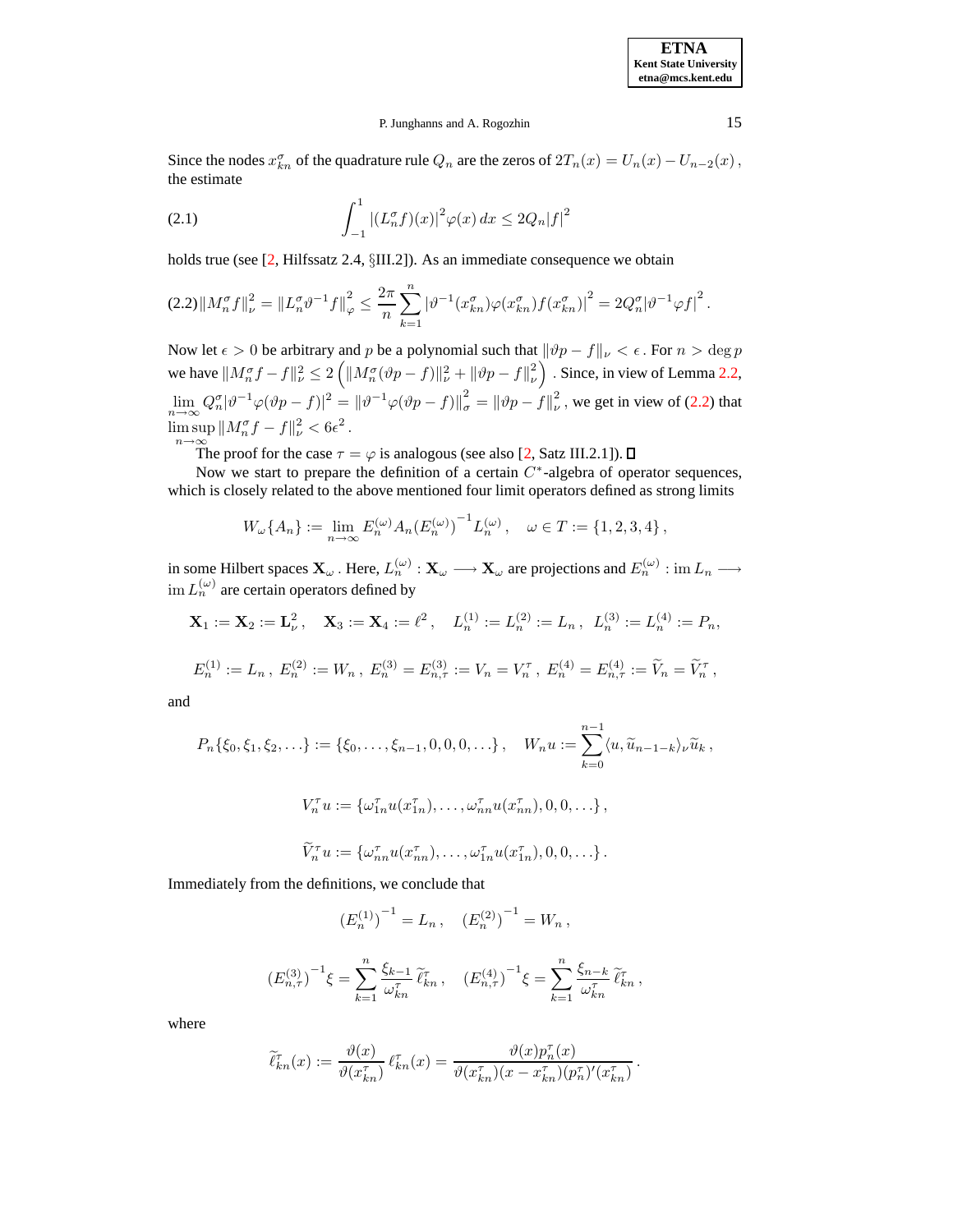Since the nodes $x^\sigma_{kn}$ of the quadrature rule $Q_n$ are the zeros of $2T_n(x) = U_n(x) - U_{n-2}(x)$, the estimate

$$\int_{-1}^{1} \left|(L^\sigma_n f)(x)\right|^2 \varphi(x)\,dx \le 2Q_n|f|^2 \tag{2.1}$$

holds true (see [2, Hilfssatz 2.4, §III.2]). As an immediate consequence we obtain

$$\|M^\sigma_n f\|^2_\nu = \|L^\sigma_n \vartheta^{-1} f\|^2_\varphi \le \frac{2\pi}{n}\sum_{k=1}^{n} \left|\vartheta^{-1}(x^\sigma_{kn})\varphi(x^\sigma_{kn})f(x^\sigma_{kn})\right|^2 = 2Q^\sigma_n\left|\vartheta^{-1}\varphi f\right|^2. \tag{2.2}$$

Now let $\epsilon > 0$ be arbitrary and $p$ be a polynomial such that $\|\vartheta p - f\|_\nu < \epsilon$. For $n > \deg p$ we have $\|M^\sigma_n f - f\|^2_\nu \le 2\left(\|M^\sigma_n(\vartheta p - f)\|^2_\nu + \|\vartheta p - f\|^2_\nu\right)$. Since, in view of Lemma 2.2, $\lim\limits_{n\to\infty} Q^\sigma_n|\vartheta^{-1}\varphi(\vartheta p - f)|^2 = \|\vartheta^{-1}\varphi(\vartheta p - f)\|^2_\sigma = \|\vartheta p - f\|^2_\nu$, we get in view of (2.2) that $\limsup\limits_{n\to\infty} \|M^\sigma_n f - f\|^2_\nu < 6\epsilon^2$.

The proof for the case $\tau = \varphi$ is analogous (see also [2, Satz III.2.1]). $\square$

Now we start to prepare the definition of a certain $C^*$-algebra of operator sequences, which is closely related to the above mentioned four limit operators defined as strong limits

$$W_\omega\{A_n\} := \lim_{n\to\infty} E^{(\omega)}_n A_n \big(E^{(\omega)}_n\big)^{-1} L^{(\omega)}_n, \quad \omega \in T := \{1,2,3,4\},$$

in some Hilbert spaces $\mathbf{X}_\omega$. Here, $L^{(\omega)}_n : \mathbf{X}_\omega \longrightarrow \mathbf{X}_\omega$ are projections and $E^{(\omega)}_n : \operatorname{im} L_n \longrightarrow \operatorname{im} L^{(\omega)}_n$ are certain operators defined by

$$\mathbf{X}_1 := \mathbf{X}_2 := \mathbf{L}^2_\nu, \quad \mathbf{X}_3 := \mathbf{X}_4 := \ell^2, \quad L^{(1)}_n := L^{(2)}_n := L_n, \; L^{(3)}_n := L^{(4)}_n := P_n,$$

$$E^{(1)}_n := L_n, \; E^{(2)}_n := W_n, \; E^{(3)}_n = E^{(3)}_{n,\tau} := V_n = V^\tau_n, \; E^{(4)}_n = E^{(4)}_{n,\tau} := \widetilde{V}_n = \widetilde{V}^\tau_n,$$

and

$$P_n\{\xi_0, \xi_1, \xi_2, \ldots\} := \{\xi_0, \ldots, \xi_{n-1}, 0, 0, 0, \ldots\}, \quad W_n u := \sum_{k=0}^{n-1} \langle u, \widetilde{u}_{n-1-k}\rangle_\nu \widetilde{u}_k,$$

$$V^\tau_n u := \{\omega^\tau_{1n} u(x^\tau_{1n}), \ldots, \omega^\tau_{nn} u(x^\tau_{nn}), 0, 0, \ldots\},$$

$$\widetilde{V}^\tau_n u := \{\omega^\tau_{nn} u(x^\tau_{nn}), \ldots, \omega^\tau_{1n} u(x^\tau_{1n}), 0, 0, \ldots\}.$$

Immediately from the definitions, we conclude that

$$\big(E^{(1)}_n\big)^{-1} = L_n, \quad \big(E^{(2)}_n\big)^{-1} = W_n,$$

$$\big(E^{(3)}_{n,\tau}\big)^{-1}\xi = \sum_{k=1}^{n} \frac{\xi_{k-1}}{\omega^\tau_{kn}}\,\widetilde{\ell}^\tau_{kn}, \quad \big(E^{(4)}_{n,\tau}\big)^{-1}\xi = \sum_{k=1}^{n} \frac{\xi_{n-k}}{\omega^\tau_{kn}}\,\widetilde{\ell}^\tau_{kn},$$

where

$$\widetilde{\ell}^\tau_{kn}(x) := \frac{\vartheta(x)}{\vartheta(x^\tau_{kn})}\,\ell^\tau_{kn}(x) = \frac{\vartheta(x)p^\tau_n(x)}{\vartheta(x^\tau_{kn})(x - x^\tau_{kn})(p^\tau_n)'(x^\tau_{kn})}.$$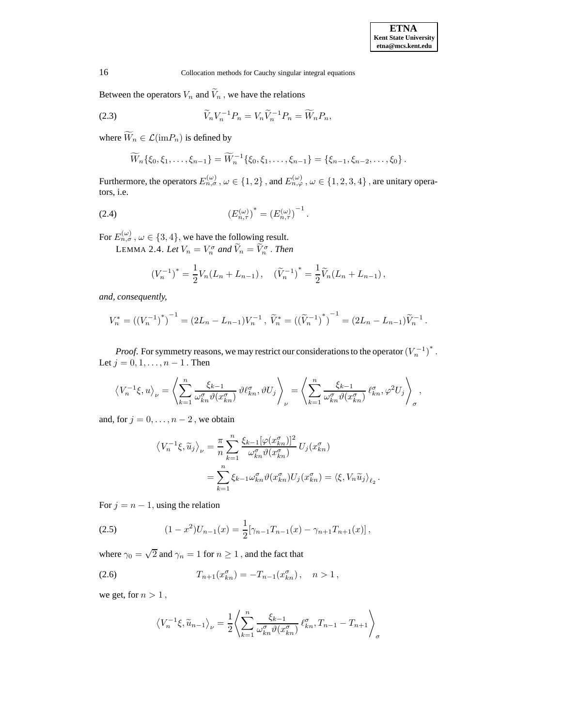Between the operators $V_n$ and $\widetilde{V}_n$, we have the relations

$$\widetilde{V}_n V_n^{-1} P_n = V_n \widetilde{V}_n^{-1} P_n = \widetilde{W}_n P_n, \tag{2.3}$$

where $\widetilde{W}_n \in \mathcal{L}(\mathrm{im} P_n)$ is defined by

$$\widetilde{W}_n\{\xi_0, \xi_1, \ldots, \xi_{n-1}\} = \widetilde{W}_n^{-1}\{\xi_0, \xi_1, \ldots, \xi_{n-1}\} = \{\xi_{n-1}, \xi_{n-2}, \ldots, \xi_0\}.$$

Furthermore, the operators $E_{n,\sigma}^{(\omega)}$, $\omega \in \{1,2\}$, and $E_{n,\varphi}^{(\omega)}$, $\omega \in \{1,2,3,4\}$, are unitary operators, i.e.

$$\left(E_{n,\tau}^{(\omega)}\right)^* = \left(E_{n,\tau}^{(\omega)}\right)^{-1}. \tag{2.4}$$

For $E_{n,\sigma}^{(\omega)}$, $\omega \in \{3,4\}$, we have the following result.

LEMMA 2.4. *Let $V_n = V_n^\sigma$ and $\widetilde{V}_n = \widetilde{V}_n^\sigma$. Then*

$$\left(V_n^{-1}\right)^* = \frac{1}{2} V_n (L_n + L_{n-1}), \quad \left(\widetilde{V}_n^{-1}\right)^* = \frac{1}{2} \widetilde{V}_n (L_n + L_{n-1}),$$

*and, consequently,*

$$V_n^* = \left(\left(V_n^{-1}\right)^*\right)^{-1} = (2L_n - L_{n-1}) V_n^{-1}, \; \widetilde{V}_n^* = \left(\left(\widetilde{V}_n^{-1}\right)^*\right)^{-1} = (2L_n - L_{n-1}) \widetilde{V}_n^{-1}.$$

*Proof.* For symmetry reasons, we may restrict our considerations to the operator $\left(V_n^{-1}\right)^*$. Let $j = 0, 1, \ldots, n-1$. Then

$$\left\langle V_n^{-1}\xi, u \right\rangle_\nu = \left\langle \sum_{k=1}^n \frac{\xi_{k-1}}{\omega_{kn}^\sigma \vartheta(x_{kn}^\sigma)} \, \vartheta \ell_{kn}^\sigma, \vartheta U_j \right\rangle_\nu = \left\langle \sum_{k=1}^n \frac{\xi_{k-1}}{\omega_{kn}^\sigma \vartheta(x_{kn}^\sigma)} \, \ell_{kn}^\sigma, \varphi^2 U_j \right\rangle_\sigma,$$

and, for $j = 0, \ldots, n-2$, we obtain

$$\begin{aligned} \left\langle V_n^{-1}\xi, \widetilde{u}_j \right\rangle_\nu &= \frac{\pi}{n} \sum_{k=1}^n \frac{\xi_{k-1}[\varphi(x_{kn}^\sigma)]^2}{\omega_{kn}^\sigma \vartheta(x_{kn}^\sigma)} \, U_j(x_{kn}^\sigma) \\ &= \sum_{k=1}^n \xi_{k-1} \omega_{kn}^\sigma \vartheta(x_{kn}^\sigma) U_j(x_{kn}^\sigma) = \left\langle \xi, V_n \widetilde{u}_j \right\rangle_{\ell_2}. \end{aligned}$$

For $j = n-1$, using the relation

$$(1 - x^2) U_{n-1}(x) = \frac{1}{2}\left[\gamma_{n-1} T_{n-1}(x) - \gamma_{n+1} T_{n+1}(x)\right], \tag{2.5}$$

where $\gamma_0 = \sqrt{2}$ and $\gamma_n = 1$ for $n \geq 1$, and the fact that

$$T_{n+1}(x_{kn}^\sigma) = -T_{n-1}(x_{kn}^\sigma), \quad n > 1, \tag{2.6}$$

we get, for $n > 1$,

$$\left\langle V_n^{-1}\xi, \widetilde{u}_{n-1} \right\rangle_\nu = \frac{1}{2} \left\langle \sum_{k=1}^n \frac{\xi_{k-1}}{\omega_{kn}^\sigma \vartheta(x_{kn}^\sigma)} \, \ell_{kn}^\sigma, T_{n-1} - T_{n+1} \right\rangle_\sigma$$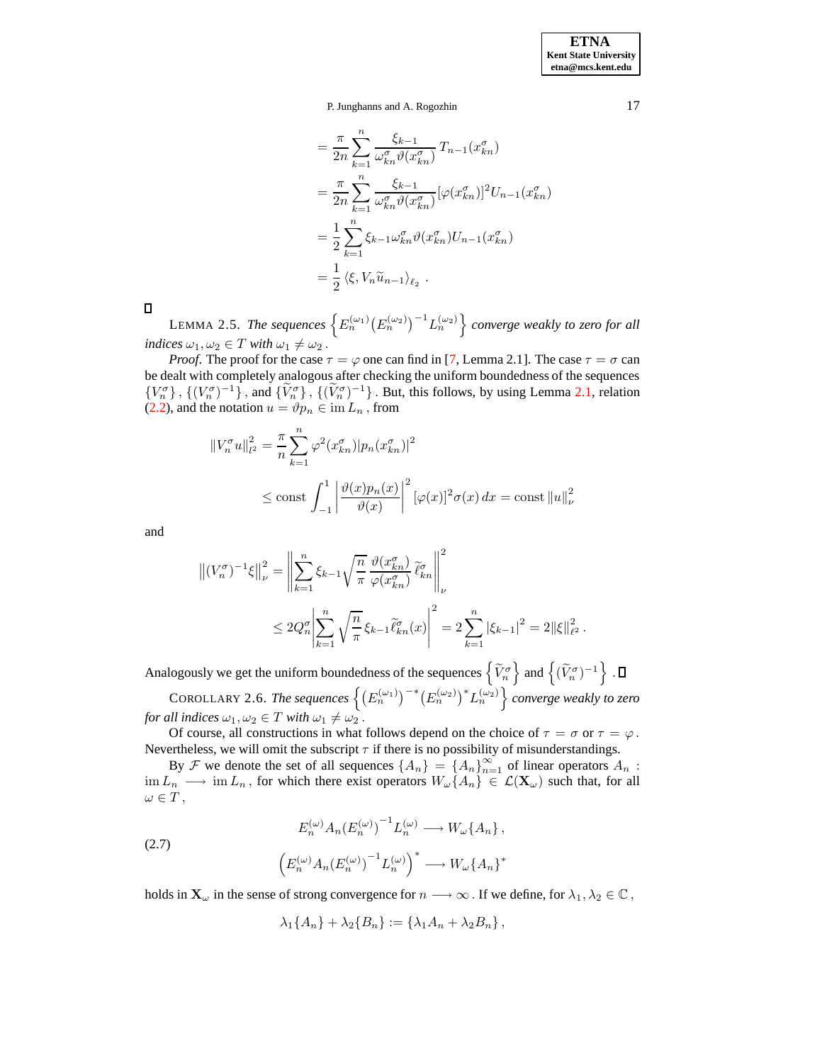$$= \frac{\pi}{2n} \sum_{k=1}^{n} \frac{\xi_{k-1}}{\omega_{kn}^{\sigma} \vartheta(x_{kn}^{\sigma})} T_{n-1}(x_{kn}^{\sigma})$$

$$= \frac{\pi}{2n} \sum_{k=1}^{n} \frac{\xi_{k-1}}{\omega_{kn}^{\sigma} \vartheta(x_{kn}^{\sigma})} [\varphi(x_{kn}^{\sigma})]^2 U_{n-1}(x_{kn}^{\sigma})$$

$$= \frac{1}{2} \sum_{k=1}^{n} \xi_{k-1} \omega_{kn}^{\sigma} \vartheta(x_{kn}^{\sigma}) U_{n-1}(x_{kn}^{\sigma})$$

$$= \frac{1}{2} \langle \xi, V_n \widetilde{u}_{n-1} \rangle_{\ell_2} .$$

□

LEMMA 2.5. *The sequences* $\left\{ E_n^{(\omega_1)} \big(E_n^{(\omega_2)}\big)^{-1} L_n^{(\omega_2)} \right\}$ *converge weakly to zero for all indices* $\omega_1, \omega_2 \in T$ *with* $\omega_1 \neq \omega_2$ .

*Proof.* The proof for the case $\tau = \varphi$ one can find in [7, Lemma 2.1]. The case $\tau = \sigma$ can be dealt with completely analogous after checking the uniform boundedness of the sequences $\{V_n^{\sigma}\}$ , $\{(V_n^{\sigma})^{-1}\}$ , and $\{\widetilde{V}_n^{\sigma}\}$ , $\{(\widetilde{V}_n^{\sigma})^{-1}\}$ . But, this follows, by using Lemma 2.1, relation (2.2), and the notation $u = \vartheta p_n \in \operatorname{im} L_n$ , from

$$\|V_n^{\sigma} u\|_{l^2}^2 = \frac{\pi}{n} \sum_{k=1}^{n} \varphi^2(x_{kn}^{\sigma}) |p_n(x_{kn}^{\sigma})|^2$$

$$\leq \text{const} \int_{-1}^{1} \left| \frac{\vartheta(x) p_n(x)}{\vartheta(x)} \right|^2 [\varphi(x)]^2 \sigma(x)\, dx = \text{const}\, \|u\|_{\nu}^2$$

and

$$\left\|(V_n^{\sigma})^{-1}\xi\right\|_{\nu}^2 = \left\| \sum_{k=1}^{n} \xi_{k-1} \sqrt{\frac{n}{\pi}} \frac{\vartheta(x_{kn}^{\sigma})}{\varphi(x_{kn}^{\sigma})} \widetilde{\ell}_{kn}^{\sigma} \right\|_{\nu}^2$$

$$\leq 2Q_n^{\sigma} \left| \sum_{k=1}^{n} \sqrt{\frac{n}{\pi}} \xi_{k-1} \widetilde{\ell}_{kn}^{\sigma}(x) \right|^2 = 2 \sum_{k=1}^{n} |\xi_{k-1}|^2 = 2\|\xi\|_{\ell^2}^2 .$$

Analogously we get the uniform boundedness of the sequences $\left\{ \widetilde{V}_n^{\sigma} \right\}$ and $\left\{ (\widetilde{V}_n^{\sigma})^{-1} \right\}$ . □

COROLLARY 2.6. *The sequences* $\left\{ \big(E_n^{(\omega_1)}\big)^{-*} \big(E_n^{(\omega_2)}\big)^* L_n^{(\omega_2)} \right\}$ *converge weakly to zero for all indices* $\omega_1, \omega_2 \in T$ *with* $\omega_1 \neq \omega_2$ .

Of course, all constructions in what follows depend on the choice of $\tau = \sigma$ or $\tau = \varphi$ . Nevertheless, we will omit the subscript $\tau$ if there is no possibility of misunderstandings.

By $\mathcal{F}$ we denote the set of all sequences $\{A_n\} = \{A_n\}_{n=1}^{\infty}$ of linear operators $A_n : \operatorname{im} L_n \longrightarrow \operatorname{im} L_n$ , for which there exist operators $W_\omega\{A_n\} \in \mathcal{L}(\mathbf{X}_\omega)$ such that, for all $\omega \in T$ ,

$$
\begin{aligned}
& E_n^{(\omega)} A_n \big(E_n^{(\omega)}\big)^{-1} L_n^{(\omega)} \longrightarrow W_\omega\{A_n\} , \\
& \left( E_n^{(\omega)} A_n \big(E_n^{(\omega)}\big)^{-1} L_n^{(\omega)} \right)^* \longrightarrow W_\omega\{A_n\}^*
\end{aligned}
\tag{2.7}
$$

holds in $\mathbf{X}_\omega$ in the sense of strong convergence for $n \longrightarrow \infty$ . If we define, for $\lambda_1, \lambda_2 \in \mathbb{C}$ ,

$$\lambda_1\{A_n\} + \lambda_2\{B_n\} := \{\lambda_1 A_n + \lambda_2 B_n\} ,$$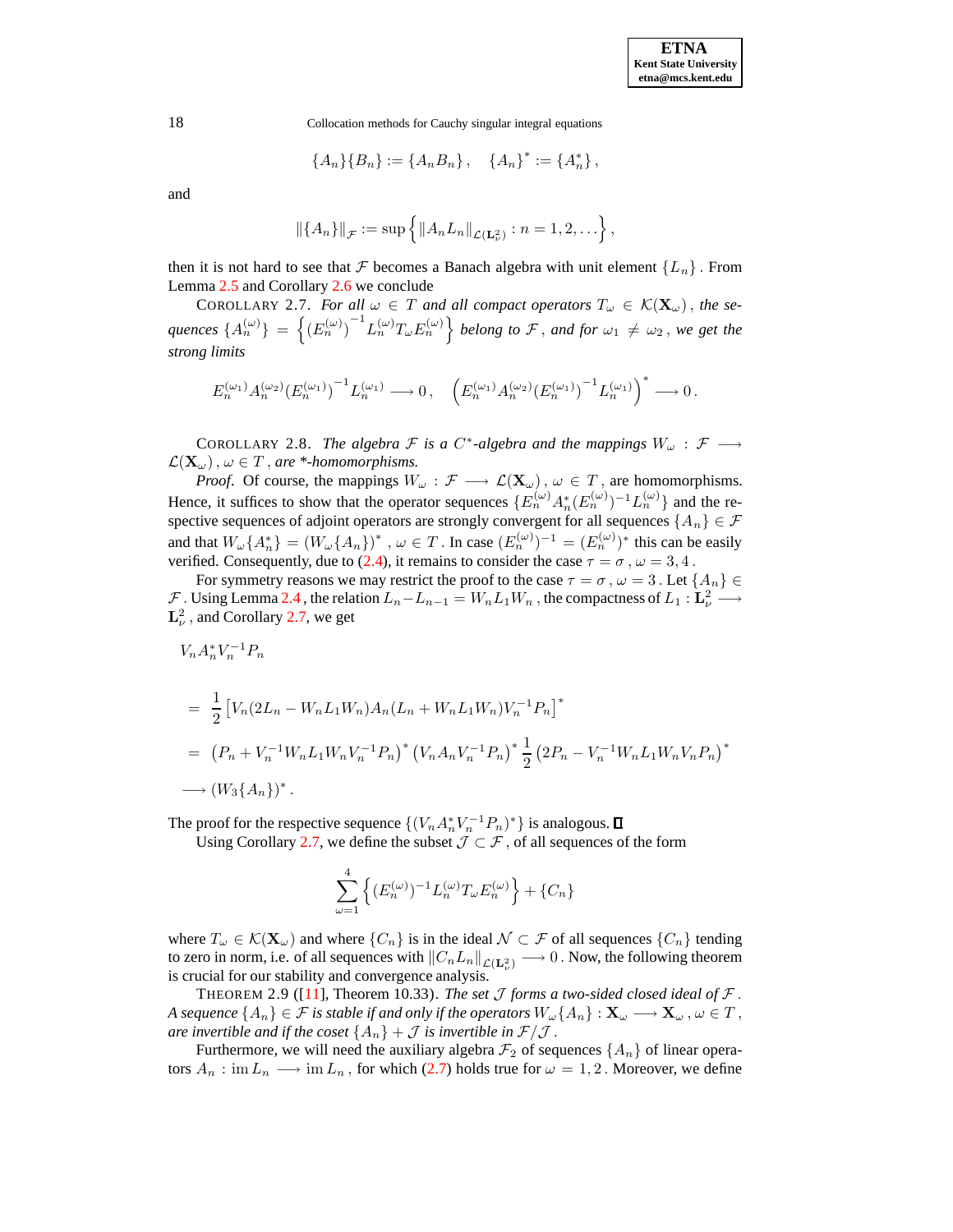$$\{A_n\}\{B_n\} := \{A_n B_n\}, \quad \{A_n\}^* := \{A_n^*\},$$

and

$$\|\{A_n\}\|_{\mathcal{F}} := \sup\left\{ \|A_n L_n\|_{\mathcal{L}(\mathbf{L}^2_\nu)} : n = 1, 2, \ldots \right\},$$

then it is not hard to see that $\mathcal{F}$ becomes a Banach algebra with unit element $\{L_n\}$. From Lemma 2.5 and Corollary 2.6 we conclude

COROLLARY 2.7. *For all $\omega \in T$ and all compact operators $T_\omega \in \mathcal{K}(\mathbf{X}_\omega)$, the sequences $\{A_n^{(\omega)}\} = \left\{ \left(E_n^{(\omega)}\right)^{-1} L_n^{(\omega)} T_\omega E_n^{(\omega)} \right\}$ belong to $\mathcal{F}$, and for $\omega_1 \neq \omega_2$, we get the strong limits*

$$E_n^{(\omega_1)} A_n^{(\omega_2)} (E_n^{(\omega_1)})^{-1} L_n^{(\omega_1)} \longrightarrow 0, \quad \left( E_n^{(\omega_1)} A_n^{(\omega_2)} (E_n^{(\omega_1)})^{-1} L_n^{(\omega_1)} \right)^* \longrightarrow 0.$$

COROLLARY 2.8. *The algebra $\mathcal{F}$ is a $C^*$-algebra and the mappings $W_\omega : \mathcal{F} \longrightarrow \mathcal{L}(\mathbf{X}_\omega)$, $\omega \in T$, are \*-homomorphisms.*

*Proof.* Of course, the mappings $W_\omega : \mathcal{F} \longrightarrow \mathcal{L}(\mathbf{X}_\omega)$, $\omega \in T$, are homomorphisms. Hence, it suffices to show that the operator sequences $\{E_n^{(\omega)} A_n^* (E_n^{(\omega)})^{-1} L_n^{(\omega)}\}$ and the respective sequences of adjoint operators are strongly convergent for all sequences $\{A_n\} \in \mathcal{F}$ and that $W_\omega\{A_n^*\} = (W_\omega\{A_n\})^*$, $\omega \in T$. In case $(E_n^{(\omega)})^{-1} = (E_n^{(\omega)})^*$ this can be easily verified. Consequently, due to (2.4), it remains to consider the case $\tau = \sigma$, $\omega = 3, 4$.

For symmetry reasons we may restrict the proof to the case $\tau = \sigma$, $\omega = 3$. Let $\{A_n\} \in \mathcal{F}$. Using Lemma 2.4, the relation $L_n - L_{n-1} = W_n L_1 W_n$, the compactness of $L_1 : \mathbf{L}^2_\nu \longrightarrow \mathbf{L}^2_\nu$, and Corollary 2.7, we get

$$\begin{aligned}
&V_n A_n^* V_n^{-1} P_n \\
&= \frac{1}{2} \left[ V_n (2L_n - W_n L_1 W_n) A_n (L_n + W_n L_1 W_n) V_n^{-1} P_n \right]^* \\
&= \left( P_n + V_n^{-1} W_n L_1 W_n V_n^{-1} P_n \right)^* \left( V_n A_n V_n^{-1} P_n \right)^* \frac{1}{2} \left( 2P_n - V_n^{-1} W_n L_1 W_n V_n P_n \right)^* \\
&\longrightarrow (W_3\{A_n\})^*.
\end{aligned}$$

The proof for the respective sequence $\{(V_n A_n^* V_n^{-1} P_n)^*\}$ is analogous. ∎

Using Corollary 2.7, we define the subset $\mathcal{J} \subset \mathcal{F}$, of all sequences of the form

$$\sum_{\omega=1}^{4} \left\{ (E_n^{(\omega)})^{-1} L_n^{(\omega)} T_\omega E_n^{(\omega)} \right\} + \{C_n\}$$

where $T_\omega \in \mathcal{K}(\mathbf{X}_\omega)$ and where $\{C_n\}$ is in the ideal $\mathcal{N} \subset \mathcal{F}$ of all sequences $\{C_n\}$ tending to zero in norm, i.e. of all sequences with $\|C_n L_n\|_{\mathcal{L}(\mathbf{L}^2_\nu)} \longrightarrow 0$. Now, the following theorem is crucial for our stability and convergence analysis.

THEOREM 2.9 ([11], Theorem 10.33). *The set $\mathcal{J}$ forms a two-sided closed ideal of $\mathcal{F}$. A sequence $\{A_n\} \in \mathcal{F}$ is stable if and only if the operators $W_\omega\{A_n\} : \mathbf{X}_\omega \longrightarrow \mathbf{X}_\omega$, $\omega \in T$, are invertible and if the coset $\{A_n\} + \mathcal{J}$ is invertible in $\mathcal{F}/\mathcal{J}$.*

Furthermore, we will need the auxiliary algebra $\mathcal{F}_2$ of sequences $\{A_n\}$ of linear operators $A_n : \operatorname{im} L_n \longrightarrow \operatorname{im} L_n$, for which (2.7) holds true for $\omega = 1, 2$. Moreover, we define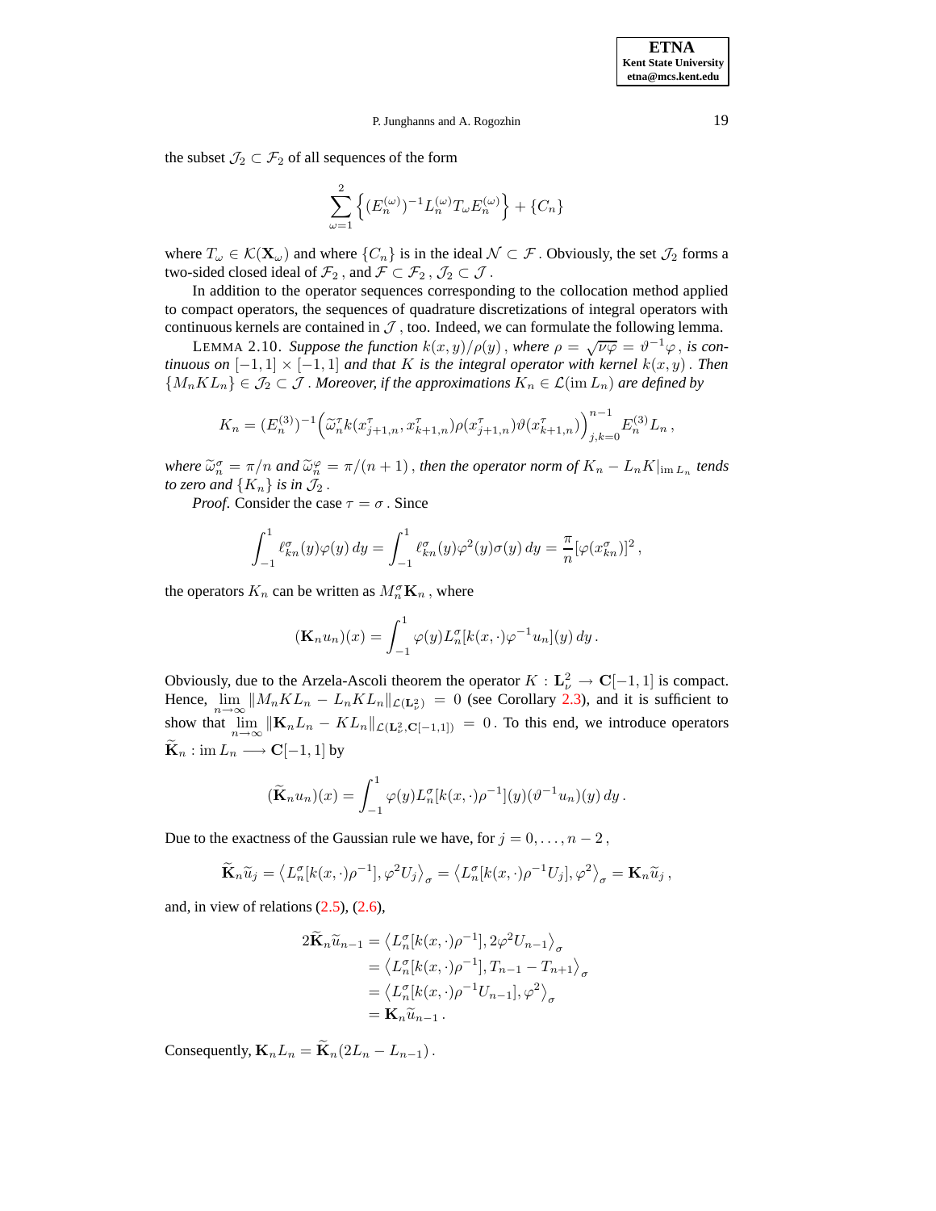the subset $\mathcal{J}_2 \subset \mathcal{F}_2$ of all sequences of the form

$$\sum_{\omega=1}^{2} \left\{ (E_n^{(\omega)})^{-1} L_n^{(\omega)} T_\omega E_n^{(\omega)} \right\} + \{C_n\}$$

where $T_\omega \in \mathcal{K}(\mathbf{X}_\omega)$ and where $\{C_n\}$ is in the ideal $\mathcal{N} \subset \mathcal{F}$. Obviously, the set $\mathcal{J}_2$ forms a two-sided closed ideal of $\mathcal{F}_2$, and $\mathcal{F} \subset \mathcal{F}_2$, $\mathcal{J}_2 \subset \mathcal{J}$.

In addition to the operator sequences corresponding to the collocation method applied to compact operators, the sequences of quadrature discretizations of integral operators with continuous kernels are contained in $\mathcal{J}$, too. Indeed, we can formulate the following lemma.

LEMMA 2.10. *Suppose the function $k(x,y)/\rho(y)$, where $\rho = \sqrt{\nu\varphi} = \vartheta^{-1}\varphi$, is continuous on $[-1,1] \times [-1,1]$ and that $K$ is the integral operator with kernel $k(x,y)$. Then $\{M_n K L_n\} \in \mathcal{J}_2 \subset \mathcal{J}$. Moreover, if the approximations $K_n \in \mathcal{L}(\operatorname{im} L_n)$ are defined by*

$$K_n = (E_n^{(3)})^{-1} \Big( \widetilde{\omega}_n^\tau k(x_{j+1,n}^\tau, x_{k+1,n}^\tau) \rho(x_{j+1,n}^\tau) \vartheta(x_{k+1,n}^\tau) \Big)_{j,k=0}^{n-1} E_n^{(3)} L_n \,,$$

*where $\widetilde{\omega}_n^\sigma = \pi/n$ and $\widetilde{\omega}_n^\varphi = \pi/(n+1)$, then the operator norm of $K_n - L_n K|_{\operatorname{im} L_n}$ tends to zero and $\{K_n\}$ is in $\mathcal{J}_2$.*

*Proof.* Consider the case $\tau = \sigma$. Since

$$\int_{-1}^{1} \ell_{kn}^\sigma(y)\varphi(y)\, dy = \int_{-1}^{1} \ell_{kn}^\sigma(y)\varphi^2(y)\sigma(y)\, dy = \frac{\pi}{n}[\varphi(x_{kn}^\sigma)]^2 \,,$$

the operators $K_n$ can be written as $M_n^\sigma \mathbf{K}_n$, where

$$(\mathbf{K}_n u_n)(x) = \int_{-1}^{1} \varphi(y) L_n^\sigma[k(x,\cdot)\varphi^{-1}u_n](y)\, dy \,.$$

Obviously, due to the Arzela-Ascoli theorem the operator $K : \mathbf{L}_\nu^2 \to \mathbf{C}[-1,1]$ is compact. Hence, $\lim_{n\to\infty} \|M_n K L_n - L_n K L_n\|_{\mathcal{L}(\mathbf{L}_\nu^2)} = 0$ (see Corollary 2.3), and it is sufficient to show that $\lim_{n\to\infty} \|\mathbf{K}_n L_n - K L_n\|_{\mathcal{L}(\mathbf{L}_\nu^2, \mathbf{C}[-1,1])} = 0$. To this end, we introduce operators $\widetilde{\mathbf{K}}_n : \operatorname{im} L_n \longrightarrow \mathbf{C}[-1,1]$ by

$$(\widetilde{\mathbf{K}}_n u_n)(x) = \int_{-1}^{1} \varphi(y) L_n^\sigma[k(x,\cdot)\rho^{-1}](y)(\vartheta^{-1}u_n)(y)\, dy \,.$$

Due to the exactness of the Gaussian rule we have, for $j = 0, \ldots, n-2$,

$$\widetilde{\mathbf{K}}_n \widetilde{u}_j = \left\langle L_n^\sigma[k(x,\cdot)\rho^{-1}], \varphi^2 U_j \right\rangle_\sigma = \left\langle L_n^\sigma[k(x,\cdot)\rho^{-1}U_j], \varphi^2 \right\rangle_\sigma = \mathbf{K}_n \widetilde{u}_j \,,$$

and, in view of relations (2.5), (2.6),

$$\begin{aligned}
2\widetilde{\mathbf{K}}_n \widetilde{u}_{n-1} &= \left\langle L_n^\sigma[k(x,\cdot)\rho^{-1}], 2\varphi^2 U_{n-1} \right\rangle_\sigma \\
&= \left\langle L_n^\sigma[k(x,\cdot)\rho^{-1}], T_{n-1} - T_{n+1} \right\rangle_\sigma \\
&= \left\langle L_n^\sigma[k(x,\cdot)\rho^{-1}U_{n-1}], \varphi^2 \right\rangle_\sigma \\
&= \mathbf{K}_n \widetilde{u}_{n-1} \,.
\end{aligned}$$

Consequently, $\mathbf{K}_n L_n = \widetilde{\mathbf{K}}_n (2L_n - L_{n-1})$.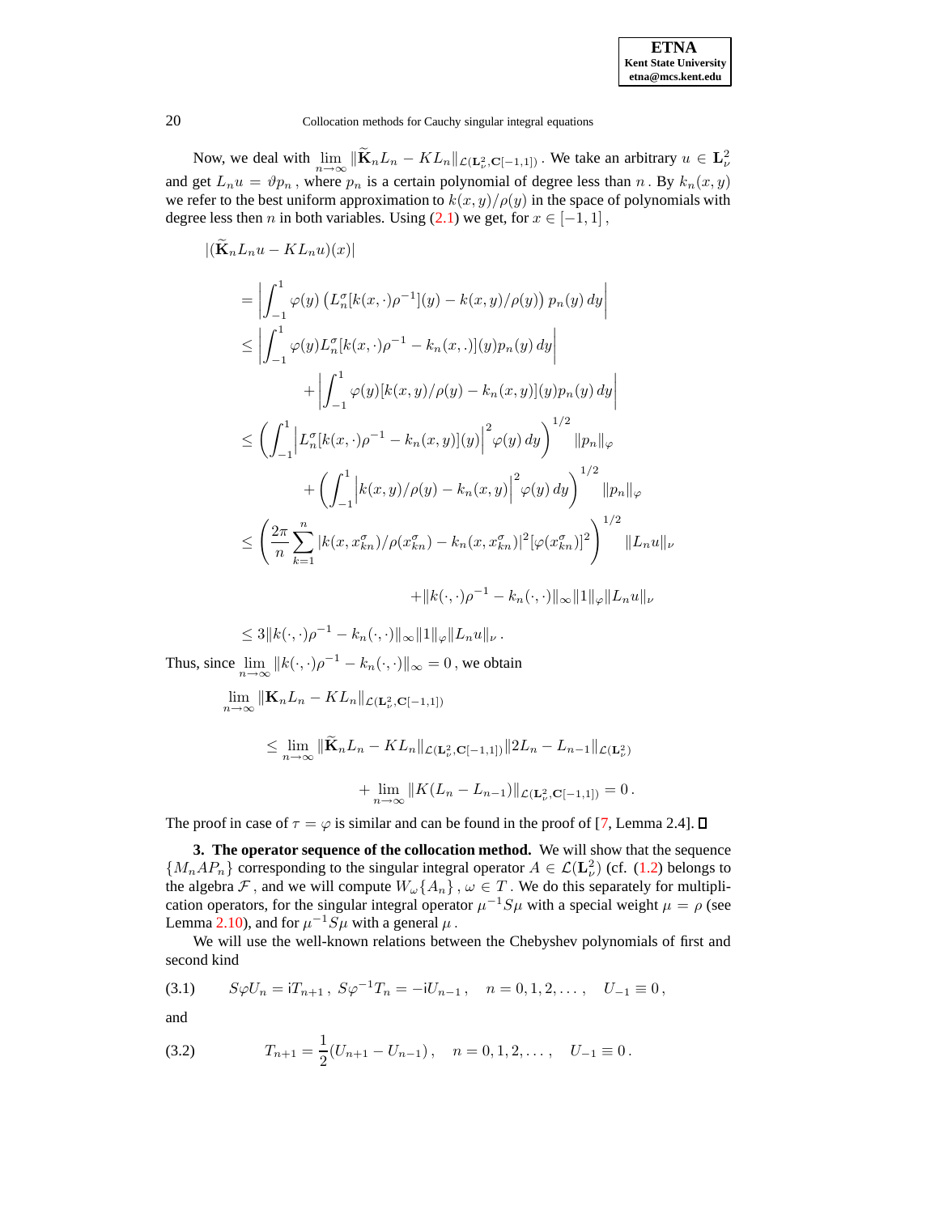Now, we deal with $\lim_{n\to\infty} \|\widetilde{\mathbf{K}}_n L_n - K L_n\|_{\mathcal{L}(\mathbf{L}^2_\nu, \mathbf{C}[-1,1])}$ . We take an arbitrary $u \in \mathbf{L}^2_\nu$ and get $L_n u = \vartheta p_n$ , where $p_n$ is a certain polynomial of degree less than $n$ . By $k_n(x,y)$ we refer to the best uniform approximation to $k(x,y)/\rho(y)$ in the space of polynomials with degree less then $n$ in both variables. Using (2.1) we get, for $x \in [-1,1]$ ,

$$
\begin{aligned}
&|(\widetilde{\mathbf{K}}_n L_n u - K L_n u)(x)| \\
&= \left| \int_{-1}^{1} \varphi(y) \left( L_n^\sigma [k(x,\cdot)\rho^{-1}](y) - k(x,y)/\rho(y) \right) p_n(y)\, dy \right| \\
&\le \left| \int_{-1}^{1} \varphi(y) L_n^\sigma [k(x,\cdot)\rho^{-1} - k_n(x,.)](y) p_n(y)\, dy \right| \\
&\qquad + \left| \int_{-1}^{1} \varphi(y) [k(x,y)/\rho(y) - k_n(x,y)](y) p_n(y)\, dy \right| \\
&\le \left( \int_{-1}^{1} \left| L_n^\sigma [k(x,\cdot)\rho^{-1} - k_n(x,y)](y) \right|^2 \varphi(y)\, dy \right)^{1/2} \|p_n\|_\varphi \\
&\qquad + \left( \int_{-1}^{1} \left| k(x,y)/\rho(y) - k_n(x,y) \right|^2 \varphi(y)\, dy \right)^{1/2} \|p_n\|_\varphi \\
&\le \left( \frac{2\pi}{n} \sum_{k=1}^{n} |k(x,x_{kn}^\sigma)/\rho(x_{kn}^\sigma) - k_n(x,x_{kn}^\sigma)|^2 [\varphi(x_{kn}^\sigma)]^2 \right)^{1/2} \|L_n u\|_\nu \\
&\qquad\qquad + \|k(\cdot,\cdot)\rho^{-1} - k_n(\cdot,\cdot)\|_\infty \|1\|_\varphi \|L_n u\|_\nu \\
&\le 3 \|k(\cdot,\cdot)\rho^{-1} - k_n(\cdot,\cdot)\|_\infty \|1\|_\varphi \|L_n u\|_\nu \,.
\end{aligned}
$$

Thus, since $\lim_{n\to\infty} \|k(\cdot,\cdot)\rho^{-1} - k_n(\cdot,\cdot)\|_\infty = 0$ , we obtain

$$
\begin{aligned}
&\lim_{n\to\infty} \|\mathbf{K}_n L_n - K L_n\|_{\mathcal{L}(\mathbf{L}^2_\nu, \mathbf{C}[-1,1])} \\
&\qquad \le \lim_{n\to\infty} \|\widetilde{\mathbf{K}}_n L_n - K L_n\|_{\mathcal{L}(\mathbf{L}^2_\nu, \mathbf{C}[-1,1])} \|2L_n - L_{n-1}\|_{\mathcal{L}(\mathbf{L}^2_\nu)} \\
&\qquad\qquad + \lim_{n\to\infty} \|K(L_n - L_{n-1})\|_{\mathcal{L}(\mathbf{L}^2_\nu, \mathbf{C}[-1,1])} = 0 \,.
\end{aligned}
$$

The proof in case of $\tau = \varphi$ is similar and can be found in the proof of [7, Lemma 2.4]. ∎

**3. The operator sequence of the collocation method.** We will show that the sequence $\{M_n A P_n\}$ corresponding to the singular integral operator $A \in \mathcal{L}(\mathbf{L}^2_\nu)$ (cf. (1.2) belongs to the algebra $\mathcal{F}$ , and we will compute $W_\omega\{A_n\}$ , $\omega \in T$ . We do this separately for multiplication operators, for the singular integral operator $\mu^{-1} S \mu$ with a special weight $\mu = \rho$ (see Lemma 2.10), and for $\mu^{-1} S \mu$ with a general $\mu$ .

We will use the well-known relations between the Chebyshev polynomials of first and second kind

$$
S\varphi U_n = \mathrm{i} T_{n+1}\,,\; S\varphi^{-1} T_n = -\mathrm{i} U_{n-1}\,, \quad n = 0,1,2,\ldots\,, \quad U_{-1} \equiv 0\,, \tag{3.1}
$$

and

$$
T_{n+1} = \frac{1}{2}(U_{n+1} - U_{n-1})\,, \quad n = 0,1,2,\ldots\,, \quad U_{-1} \equiv 0\,. \tag{3.2}
$$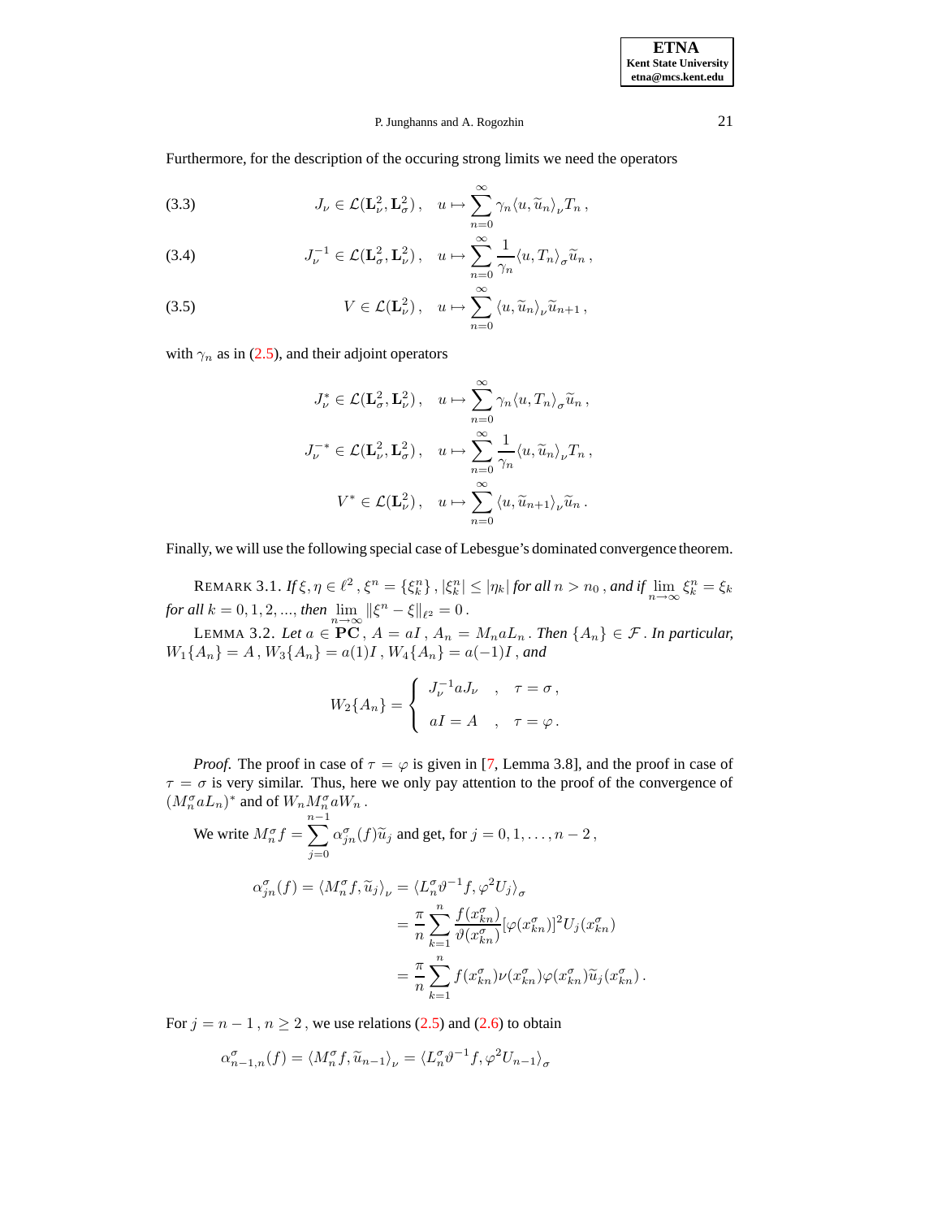Furthermore, for the description of the occuring strong limits we need the operators

$$J_\nu \in \mathcal{L}(\mathbf{L}^2_\nu, \mathbf{L}^2_\sigma)\,, \quad u \mapsto \sum_{n=0}^\infty \gamma_n \langle u, \widetilde{u}_n\rangle_\nu T_n\,, \tag{3.3}$$

$$J_\nu^{-1} \in \mathcal{L}(\mathbf{L}^2_\sigma, \mathbf{L}^2_\nu)\,, \quad u \mapsto \sum_{n=0}^\infty \frac{1}{\gamma_n} \langle u, T_n\rangle_\sigma \widetilde{u}_n\,, \tag{3.4}$$

$$V \in \mathcal{L}(\mathbf{L}^2_\nu)\,, \quad u \mapsto \sum_{n=0}^\infty \langle u, \widetilde{u}_n\rangle_\nu \widetilde{u}_{n+1}\,, \tag{3.5}$$

with $\gamma_n$ as in (2.5), and their adjoint operators

$$J_\nu^* \in \mathcal{L}(\mathbf{L}^2_\sigma, \mathbf{L}^2_\nu)\,, \quad u \mapsto \sum_{n=0}^\infty \gamma_n \langle u, T_n\rangle_\sigma \widetilde{u}_n\,,$$

$$J_\nu^{-*} \in \mathcal{L}(\mathbf{L}^2_\nu, \mathbf{L}^2_\sigma)\,, \quad u \mapsto \sum_{n=0}^\infty \frac{1}{\gamma_n} \langle u, \widetilde{u}_n\rangle_\nu T_n\,,$$

$$V^* \in \mathcal{L}(\mathbf{L}^2_\nu)\,, \quad u \mapsto \sum_{n=0}^\infty \langle u, \widetilde{u}_{n+1}\rangle_\nu \widetilde{u}_n\,.$$

Finally, we will use the following special case of Lebesgue's dominated convergence theorem.

REMARK 3.1. *If* $\xi, \eta \in \ell^2$, $\xi^n = \{\xi^n_k\}$, $|\xi^n_k| \le |\eta_k|$ *for all* $n > n_0$, *and if* $\lim_{n\to\infty} \xi^n_k = \xi_k$ *for all* $k = 0, 1, 2, ...,$ *then* $\lim_{n\to\infty} \|\xi^n - \xi\|_{\ell^2} = 0$.

LEMMA 3.2. *Let* $a \in \mathbf{PC}$, $A = aI$, $A_n = M_n a L_n$. *Then* $\{A_n\} \in \mathcal{F}$. *In particular,* $W_1\{A_n\} = A$, $W_3\{A_n\} = a(1)I$, $W_4\{A_n\} = a(-1)I$, *and*

$$W_2\{A_n\} = \begin{cases} J_\nu^{-1} a J_\nu & , \quad \tau = \sigma\,, \\ aI = A & , \quad \tau = \varphi\,. \end{cases}$$

*Proof.* The proof in case of $\tau = \varphi$ is given in [7, Lemma 3.8], and the proof in case of $\tau = \sigma$ is very similar. Thus, here we only pay attention to the proof of the convergence of $(M_n^\sigma a L_n)^*$ and of $W_n M_n^\sigma a W_n$.

We write $M_n^\sigma f = \sum_{j=0}^{n-1} \alpha^\sigma_{jn}(f)\widetilde{u}_j$ and get, for $j = 0, 1, \ldots, n-2$,

$$\begin{aligned}
\alpha^\sigma_{jn}(f) = \langle M_n^\sigma f, \widetilde{u}_j\rangle_\nu &= \langle L_n^\sigma \vartheta^{-1} f, \varphi^2 U_j\rangle_\sigma \\
&= \frac{\pi}{n} \sum_{k=1}^n \frac{f(x^\sigma_{kn})}{\vartheta(x^\sigma_{kn})} [\varphi(x^\sigma_{kn})]^2 U_j(x^\sigma_{kn}) \\
&= \frac{\pi}{n} \sum_{k=1}^n f(x^\sigma_{kn}) \nu(x^\sigma_{kn}) \varphi(x^\sigma_{kn}) \widetilde{u}_j(x^\sigma_{kn})\,.
\end{aligned}$$

For $j = n-1$, $n \ge 2$, we use relations (2.5) and (2.6) to obtain

$$\alpha^\sigma_{n-1,n}(f) = \langle M_n^\sigma f, \widetilde{u}_{n-1}\rangle_\nu = \langle L_n^\sigma \vartheta^{-1} f, \varphi^2 U_{n-1}\rangle_\sigma$$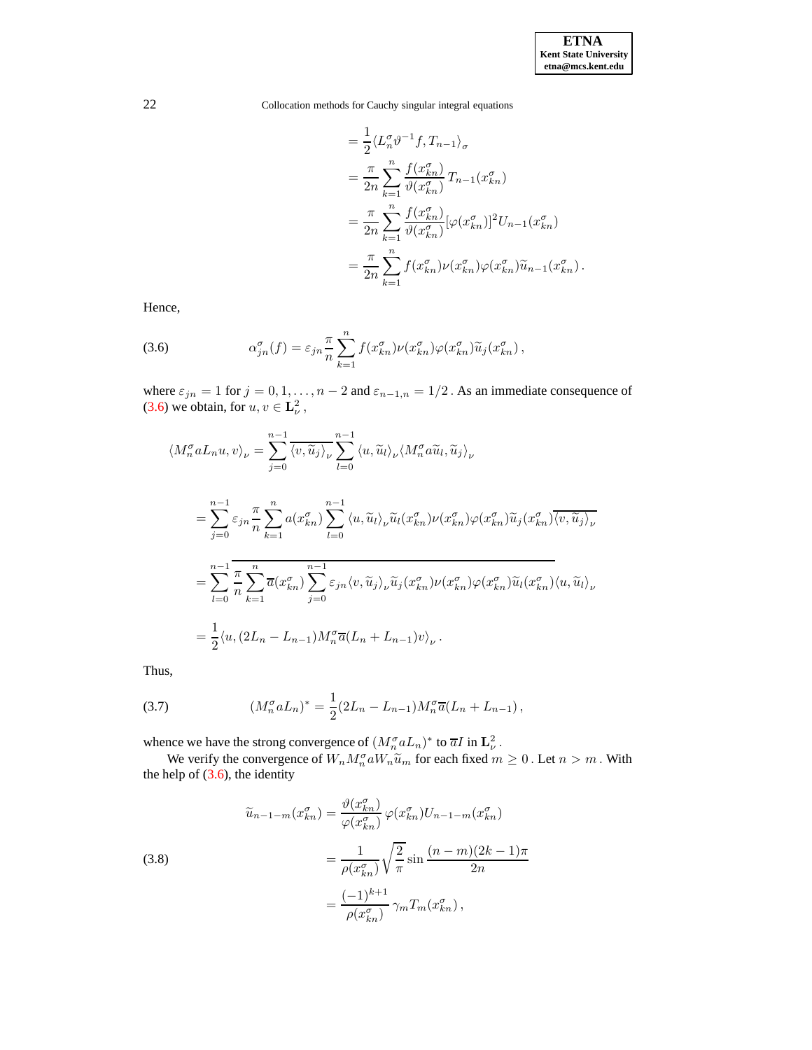$$
\begin{aligned}
&= \frac{1}{2}\langle L_n^\sigma \vartheta^{-1} f, T_{n-1}\rangle_\sigma \\
&= \frac{\pi}{2n}\sum_{k=1}^{n} \frac{f(x_{kn}^\sigma)}{\vartheta(x_{kn}^\sigma)}\, T_{n-1}(x_{kn}^\sigma) \\
&= \frac{\pi}{2n}\sum_{k=1}^{n} \frac{f(x_{kn}^\sigma)}{\vartheta(x_{kn}^\sigma)}[\varphi(x_{kn}^\sigma)]^2 U_{n-1}(x_{kn}^\sigma) \\
&= \frac{\pi}{2n}\sum_{k=1}^{n} f(x_{kn}^\sigma)\nu(x_{kn}^\sigma)\varphi(x_{kn}^\sigma)\widetilde{u}_{n-1}(x_{kn}^\sigma)\,.
\end{aligned}
$$

Hence,

$$
\alpha_{jn}^\sigma(f) = \varepsilon_{jn}\frac{\pi}{n}\sum_{k=1}^{n} f(x_{kn}^\sigma)\nu(x_{kn}^\sigma)\varphi(x_{kn}^\sigma)\widetilde{u}_j(x_{kn}^\sigma)\,, \tag{3.6}
$$

where $\varepsilon_{jn} = 1$ for $j = 0, 1, \ldots, n-2$ and $\varepsilon_{n-1,n} = 1/2$ . As an immediate consequence of (3.6) we obtain, for $u, v \in \mathbf{L}^2_\nu$ ,

$$
\begin{aligned}
\langle M_n^\sigma a L_n u, v\rangle_\nu &= \sum_{j=0}^{n-1} \overline{\langle v, \widetilde{u}_j\rangle_\nu} \sum_{l=0}^{n-1} \langle u, \widetilde{u}_l\rangle_\nu \langle M_n^\sigma a \widetilde{u}_l, \widetilde{u}_j\rangle_\nu \\
&= \sum_{j=0}^{n-1} \varepsilon_{jn}\frac{\pi}{n}\sum_{k=1}^{n} a(x_{kn}^\sigma)\sum_{l=0}^{n-1}\langle u, \widetilde{u}_l\rangle_\nu \widetilde{u}_l(x_{kn}^\sigma)\nu(x_{kn}^\sigma)\varphi(x_{kn}^\sigma)\widetilde{u}_j(x_{kn}^\sigma)\overline{\langle v, \widetilde{u}_j\rangle_\nu} \\
&= \sum_{l=0}^{n-1}\overline{\frac{\pi}{n}\sum_{k=1}^{n}\overline{a}(x_{kn}^\sigma)\sum_{j=0}^{n-1}\varepsilon_{jn}\langle v, \widetilde{u}_j\rangle_\nu \widetilde{u}_j(x_{kn}^\sigma)\nu(x_{kn}^\sigma)\varphi(x_{kn}^\sigma)\widetilde{u}_l(x_{kn}^\sigma)}\langle u, \widetilde{u}_l\rangle_\nu \\
&= \frac{1}{2}\langle u, (2L_n - L_{n-1})M_n^\sigma \overline{a}(L_n + L_{n-1})v\rangle_\nu\,.
\end{aligned}
$$

Thus,

$$
(M_n^\sigma a L_n)^* = \frac{1}{2}(2L_n - L_{n-1})M_n^\sigma \overline{a}(L_n + L_{n-1})\,, \tag{3.7}
$$

whence we have the strong convergence of $(M_n^\sigma a L_n)^*$ to $\overline{a}I$ in $\mathbf{L}^2_\nu$ .

We verify the convergence of $W_n M_n^\sigma a W_n \widetilde{u}_m$ for each fixed $m \ge 0$ . Let $n > m$ . With the help of (3.6), the identity

$$
\begin{aligned}
\widetilde{u}_{n-1-m}(x_{kn}^\sigma) &= \frac{\vartheta(x_{kn}^\sigma)}{\varphi(x_{kn}^\sigma)}\,\varphi(x_{kn}^\sigma)U_{n-1-m}(x_{kn}^\sigma) \\
&= \frac{1}{\rho(x_{kn}^\sigma)}\sqrt{\frac{2}{\pi}}\sin\frac{(n-m)(2k-1)\pi}{2n} \\
&= \frac{(-1)^{k+1}}{\rho(x_{kn}^\sigma)}\,\gamma_m T_m(x_{kn}^\sigma)\,,
\end{aligned} \tag{3.8}
$$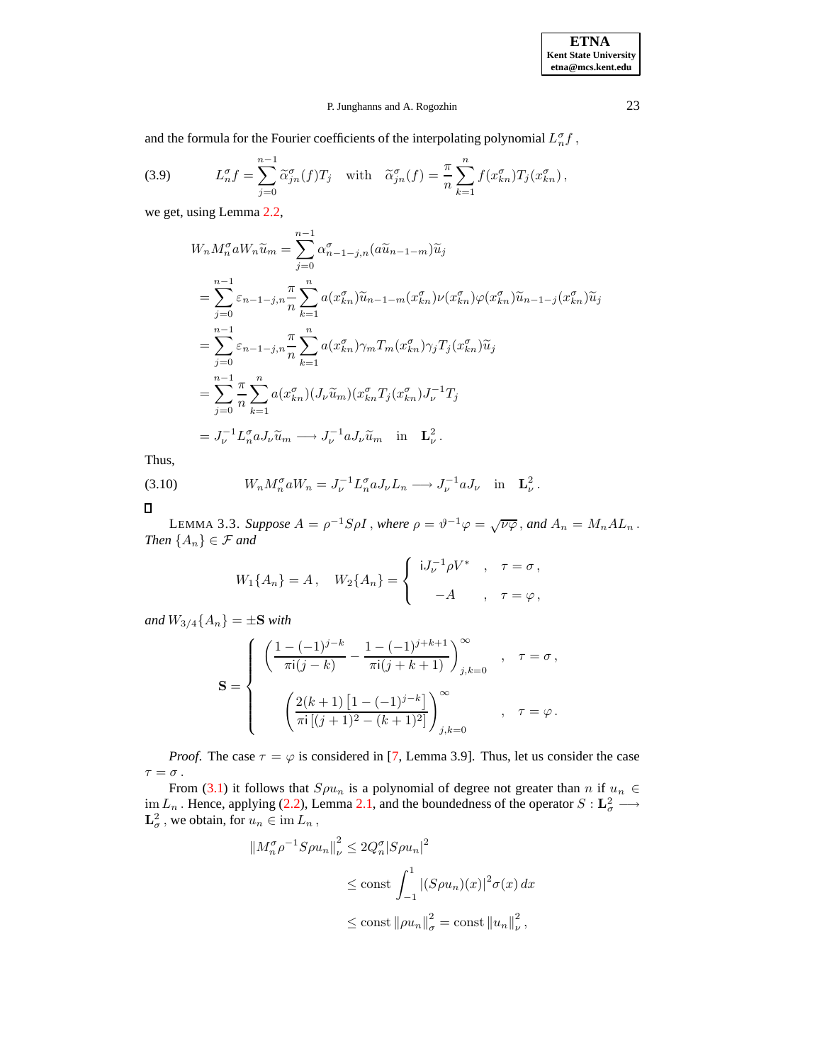and the formula for the Fourier coefficients of the interpolating polynomial $L_n^\sigma f$,

$$
L_n^\sigma f = \sum_{j=0}^{n-1} \widetilde{\alpha}_{jn}^\sigma(f) T_j \quad \text{with} \quad \widetilde{\alpha}_{jn}^\sigma(f) = \frac{\pi}{n} \sum_{k=1}^{n} f(x_{kn}^\sigma) T_j(x_{kn}^\sigma), \tag{3.9}
$$

we get, using Lemma 2.2,

$$
\begin{aligned}
W_n M_n^\sigma a W_n \widetilde{u}_m &= \sum_{j=0}^{n-1} \alpha_{n-1-j,n}^\sigma (a \widetilde{u}_{n-1-m}) \widetilde{u}_j \\
&= \sum_{j=0}^{n-1} \varepsilon_{n-1-j,n} \frac{\pi}{n} \sum_{k=1}^{n} a(x_{kn}^\sigma) \widetilde{u}_{n-1-m}(x_{kn}^\sigma) \nu(x_{kn}^\sigma) \varphi(x_{kn}^\sigma) \widetilde{u}_{n-1-j}(x_{kn}^\sigma) \widetilde{u}_j \\
&= \sum_{j=0}^{n-1} \varepsilon_{n-1-j,n} \frac{\pi}{n} \sum_{k=1}^{n} a(x_{kn}^\sigma) \gamma_m T_m(x_{kn}^\sigma) \gamma_j T_j(x_{kn}^\sigma) \widetilde{u}_j \\
&= \sum_{j=0}^{n-1} \frac{\pi}{n} \sum_{k=1}^{n} a(x_{kn}^\sigma) (J_\nu \widetilde{u}_m)(x_{kn}^\sigma T_j(x_{kn}^\sigma) J_\nu^{-1} T_j \\
&= J_\nu^{-1} L_n^\sigma a J_\nu \widetilde{u}_m \longrightarrow J_\nu^{-1} a J_\nu \widetilde{u}_m \quad \text{in} \quad \mathbf{L}_\nu^2 .
\end{aligned}
$$

Thus,

$$
W_n M_n^\sigma a W_n = J_\nu^{-1} L_n^\sigma a J_\nu L_n \longrightarrow J_\nu^{-1} a J_\nu \quad \text{in} \quad \mathbf{L}_\nu^2 . \tag{3.10}
$$

□

LEMMA 3.3. *Suppose* $A = \rho^{-1} S \rho I$, *where* $\rho = \vartheta^{-1}\varphi = \sqrt{\nu\varphi}$, *and* $A_n = M_n A L_n$. *Then* $\{A_n\} \in \mathcal{F}$ *and*

$$
W_1\{A_n\} = A, \quad W_2\{A_n\} = \begin{cases} \mathrm{i} J_\nu^{-1} \rho V^* & , \quad \tau = \sigma, \\ -A & , \quad \tau = \varphi, \end{cases}
$$

*and* $W_{3/4}\{A_n\} = \pm \mathbf{S}$ *with*

$$
\mathbf{S} = \begin{cases} \left( \dfrac{1-(-1)^{j-k}}{\pi \mathrm{i}(j-k)} - \dfrac{1-(-1)^{j+k+1}}{\pi \mathrm{i}(j+k+1)} \right)_{j,k=0}^{\infty} & , \quad \tau = \sigma, \\[2ex] \left( \dfrac{2(k+1)\left[1-(-1)^{j-k}\right]}{\pi \mathrm{i}\left[(j+1)^2-(k+1)^2\right]} \right)_{j,k=0}^{\infty} & , \quad \tau = \varphi. \end{cases}
$$

*Proof.* The case $\tau = \varphi$ is considered in [7, Lemma 3.9]. Thus, let us consider the case $\tau = \sigma$.

From (3.1) it follows that $S\rho u_n$ is a polynomial of degree not greater than $n$ if $u_n \in \operatorname{im} L_n$. Hence, applying (2.2), Lemma 2.1, and the boundedness of the operator $S : \mathbf{L}_\sigma^2 \longrightarrow \mathbf{L}_\sigma^2$, we obtain, for $u_n \in \operatorname{im} L_n$,

$$
\begin{aligned}
\left\| M_n^\sigma \rho^{-1} S \rho u_n \right\|_\nu^2 &\le 2 Q_n^\sigma |S\rho u_n|^2 \\
&\le \text{const} \int_{-1}^{1} |(S\rho u_n)(x)|^2 \sigma(x)\, dx \\
&\le \text{const} \left\| \rho u_n \right\|_\sigma^2 = \text{const} \left\| u_n \right\|_\nu^2 ,
\end{aligned}
$$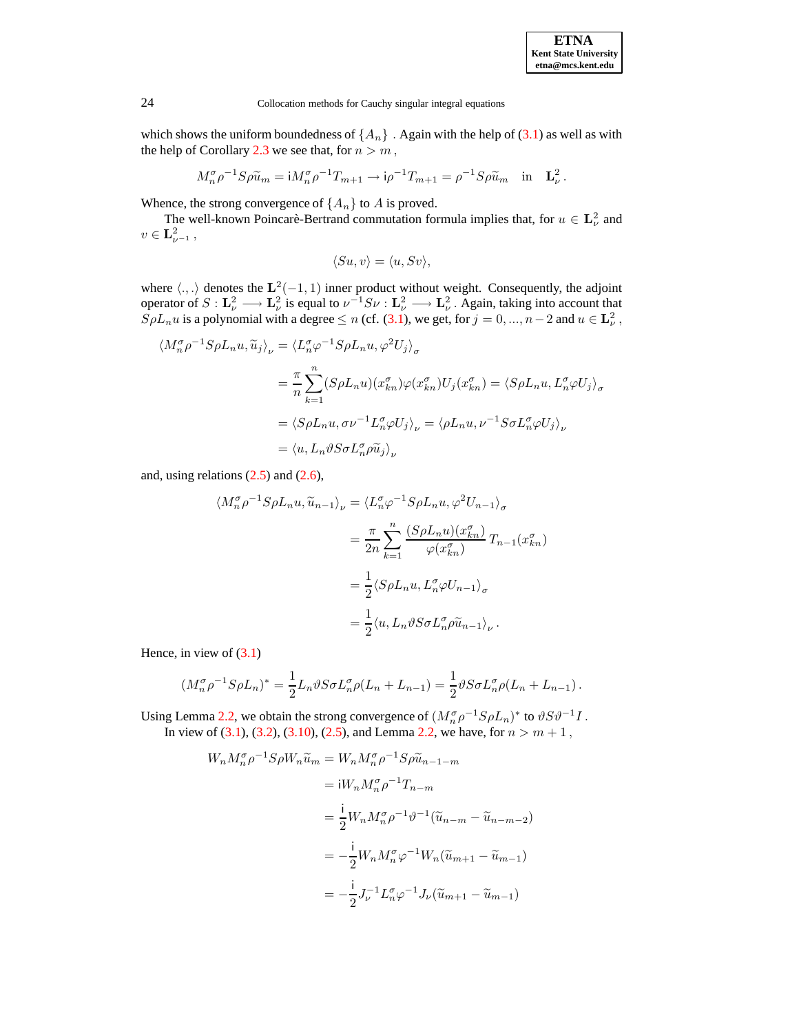which shows the uniform boundedness of $\{A_n\}$ . Again with the help of (3.1) as well as with the help of Corollary 2.3 we see that, for $n > m$ ,

$$M_n^\sigma \rho^{-1} S \rho \widetilde{u}_m = \mathrm{i} M_n^\sigma \rho^{-1} T_{m+1} \longrightarrow \mathrm{i} \rho^{-1} T_{m+1} = \rho^{-1} S \rho \widetilde{u}_m \quad \text{in} \quad \mathbf{L}_\nu^2 .$$

Whence, the strong convergence of $\{A_n\}$ to $A$ is proved.

The well-known Poincarè-Bertrand commutation formula implies that, for $u \in \mathbf{L}_\nu^2$ and $v \in \mathbf{L}_{\nu^{-1}}^2$ ,

$$\langle Su, v \rangle = \langle u, Sv \rangle,$$

where $\langle .,. \rangle$ denotes the $\mathbf{L}^2(-1,1)$ inner product without weight. Consequently, the adjoint operator of $S : \mathbf{L}_\nu^2 \longrightarrow \mathbf{L}_\nu^2$ is equal to $\nu^{-1} S \nu : \mathbf{L}_\nu^2 \longrightarrow \mathbf{L}_\nu^2$ . Again, taking into account that $S \rho L_n u$ is a polynomial with a degree $\le n$ (cf. (3.1), we get, for $j = 0, ..., n-2$ and $u \in \mathbf{L}_\nu^2$ ,

$$\begin{aligned}
\langle M_n^\sigma \rho^{-1} S \rho L_n u, \widetilde{u}_j \rangle_\nu &= \langle L_n^\sigma \varphi^{-1} S \rho L_n u, \varphi^2 U_j \rangle_\sigma \\
&= \frac{\pi}{n} \sum_{k=1}^n (S \rho L_n u)(x_{kn}^\sigma) \varphi(x_{kn}^\sigma) U_j(x_{kn}^\sigma) = \langle S \rho L_n u, L_n^\sigma \varphi U_j \rangle_\sigma \\
&= \langle S \rho L_n u, \sigma \nu^{-1} L_n^\sigma \varphi U_j \rangle_\nu = \langle \rho L_n u, \nu^{-1} S \sigma L_n^\sigma \varphi U_j \rangle_\nu \\
&= \langle u, L_n \vartheta S \sigma L_n^\sigma \rho \widetilde{u}_j \rangle_\nu
\end{aligned}$$

and, using relations (2.5) and (2.6),

$$\begin{aligned}
\langle M_n^\sigma \rho^{-1} S \rho L_n u, \widetilde{u}_{n-1} \rangle_\nu &= \langle L_n^\sigma \varphi^{-1} S \rho L_n u, \varphi^2 U_{n-1} \rangle_\sigma \\
&= \frac{\pi}{2n} \sum_{k=1}^n \frac{(S \rho L_n u)(x_{kn}^\sigma)}{\varphi(x_{kn}^\sigma)} T_{n-1}(x_{kn}^\sigma) \\
&= \frac{1}{2} \langle S \rho L_n u, L_n^\sigma \varphi U_{n-1} \rangle_\sigma \\
&= \frac{1}{2} \langle u, L_n \vartheta S \sigma L_n^\sigma \rho \widetilde{u}_{n-1} \rangle_\nu .
\end{aligned}$$

Hence, in view of (3.1)

$$(M_n^\sigma \rho^{-1} S \rho L_n)^* = \frac{1}{2} L_n \vartheta S \sigma L_n^\sigma \rho (L_n + L_{n-1}) = \frac{1}{2} \vartheta S \sigma L_n^\sigma \rho (L_n + L_{n-1}) .$$

Using Lemma 2.2, we obtain the strong convergence of $(M_n^\sigma \rho^{-1} S \rho L_n)^*$ to $\vartheta S \vartheta^{-1} I$ .

In view of (3.1), (3.2), (3.10), (2.5), and Lemma 2.2, we have, for $n > m+1$ ,

$$\begin{aligned}
W_n M_n^\sigma \rho^{-1} S \rho W_n \widetilde{u}_m &= W_n M_n^\sigma \rho^{-1} S \rho \widetilde{u}_{n-1-m} \\
&= \mathrm{i} W_n M_n^\sigma \rho^{-1} T_{n-m} \\
&= \frac{\mathrm{i}}{2} W_n M_n^\sigma \rho^{-1} \vartheta^{-1} (\widetilde{u}_{n-m} - \widetilde{u}_{n-m-2}) \\
&= -\frac{\mathrm{i}}{2} W_n M_n^\sigma \varphi^{-1} W_n (\widetilde{u}_{m+1} - \widetilde{u}_{m-1}) \\
&= -\frac{\mathrm{i}}{2} J_\nu^{-1} L_n^\sigma \varphi^{-1} J_\nu (\widetilde{u}_{m+1} - \widetilde{u}_{m-1})
\end{aligned}$$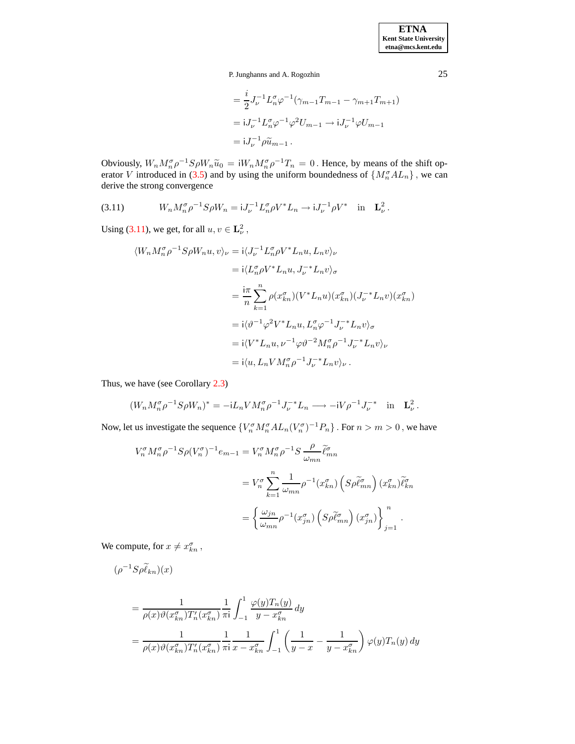$$
\begin{aligned}
&= \frac{i}{2} J_\nu^{-1} L_n^\sigma \varphi^{-1} (\gamma_{m-1} T_{m-1} - \gamma_{m+1} T_{m+1}) \\
&= \mathrm{i} J_\nu^{-1} L_n^\sigma \varphi^{-1} \varphi^2 U_{m-1} \to \mathrm{i} J_\nu^{-1} \varphi U_{m-1} \\
&= \mathrm{i} J_\nu^{-1} \rho \widetilde{u}_{m-1} \,.
\end{aligned}
$$

Obviously, $W_n M_n^\sigma \rho^{-1} S \rho W_n \widetilde{u}_0 = \mathrm{i} W_n M_n^\sigma \rho^{-1} T_n = 0$. Hence, by means of the shift operator $V$ introduced in (3.5) and by using the uniform boundedness of $\{M_n^\sigma A L_n\}$, we can derive the strong convergence

$$
W_n M_n^\sigma \rho^{-1} S \rho W_n = \mathrm{i} J_\nu^{-1} L_n^\sigma \rho V^* L_n \to \mathrm{i} J_\nu^{-1} \rho V^* \quad \text{in} \quad \mathbf{L}_\nu^2 \,. \tag{3.11}
$$

Using (3.11), we get, for all $u, v \in \mathbf{L}_\nu^2$,

$$
\begin{aligned}
\langle W_n M_n^\sigma \rho^{-1} S \rho W_n u, v \rangle_\nu &= \mathrm{i} \langle J_\nu^{-1} L_n^\sigma \rho V^* L_n u, L_n v \rangle_\nu \\
&= \mathrm{i} \langle L_n^\sigma \rho V^* L_n u, J_\nu^{-*} L_n v \rangle_\sigma \\
&= \frac{\mathrm{i}\pi}{n} \sum_{k=1}^n \rho(x_{kn}^\sigma) (V^* L_n u)(x_{kn}^\sigma) (J_\nu^{-*} L_n v)(x_{kn}^\sigma) \\
&= \mathrm{i} \langle \vartheta^{-1} \varphi^2 V^* L_n u, L_n^\sigma \varphi^{-1} J_\nu^{-*} L_n v \rangle_\sigma \\
&= \mathrm{i} \langle V^* L_n u, \nu^{-1} \varphi \vartheta^{-2} M_n^\sigma \rho^{-1} J_\nu^{-*} L_n v \rangle_\nu \\
&= \mathrm{i} \langle u, L_n V M_n^\sigma \rho^{-1} J_\nu^{-*} L_n v \rangle_\nu \,.
\end{aligned}
$$

Thus, we have (see Corollary 2.3)

$$
(W_n M_n^\sigma \rho^{-1} S \rho W_n)^* = -\mathrm{i} L_n V M_n^\sigma \rho^{-1} J_\nu^{-*} L_n \longrightarrow -\mathrm{i} V \rho^{-1} J_\nu^{-*} \quad \text{in} \quad \mathbf{L}_\nu^2 \,.
$$

Now, let us investigate the sequence $\{V_n^\sigma M_n^\sigma A L_n (V_n^\sigma)^{-1} P_n\}$. For $n > m > 0$, we have

$$
\begin{aligned}
V_n^\sigma M_n^\sigma \rho^{-1} S \rho (V_n^\sigma)^{-1} e_{m-1} &= V_n^\sigma M_n^\sigma \rho^{-1} S \, \frac{\rho}{\omega_{mn}} \widetilde{\ell}_{mn}^\sigma \\
&= V_n^\sigma \sum_{k=1}^n \frac{1}{\omega_{mn}} \rho^{-1}(x_{kn}^\sigma) \left( S \rho \widetilde{\ell}_{mn}^\sigma \right) (x_{kn}^\sigma) \widetilde{\ell}_{kn}^\sigma \\
&= \left\{ \frac{\omega_{jn}}{\omega_{mn}} \rho^{-1}(x_{jn}^\sigma) \left( S \rho \widetilde{\ell}_{mn}^\sigma \right) (x_{jn}^\sigma) \right\}_{j=1}^n \,.
\end{aligned}
$$

We compute, for $x \neq x_{kn}^\sigma$,

$$
\begin{aligned}
&(\rho^{-1} S \rho \widetilde{\ell}_{kn})(x) \\
&= \frac{1}{\rho(x) \vartheta(x_{kn}^\sigma) T_n'(x_{kn}^\sigma)} \frac{1}{\pi \mathrm{i}} \int_{-1}^1 \frac{\varphi(y) T_n(y)}{y - x_{kn}^\sigma} \, dy \\
&= \frac{1}{\rho(x) \vartheta(x_{kn}^\sigma) T_n'(x_{kn}^\sigma)} \frac{1}{\pi \mathrm{i}} \frac{1}{x - x_{kn}^\sigma} \int_{-1}^1 \left( \frac{1}{y - x} - \frac{1}{y - x_{kn}^\sigma} \right) \varphi(y) T_n(y) \, dy
\end{aligned}
$$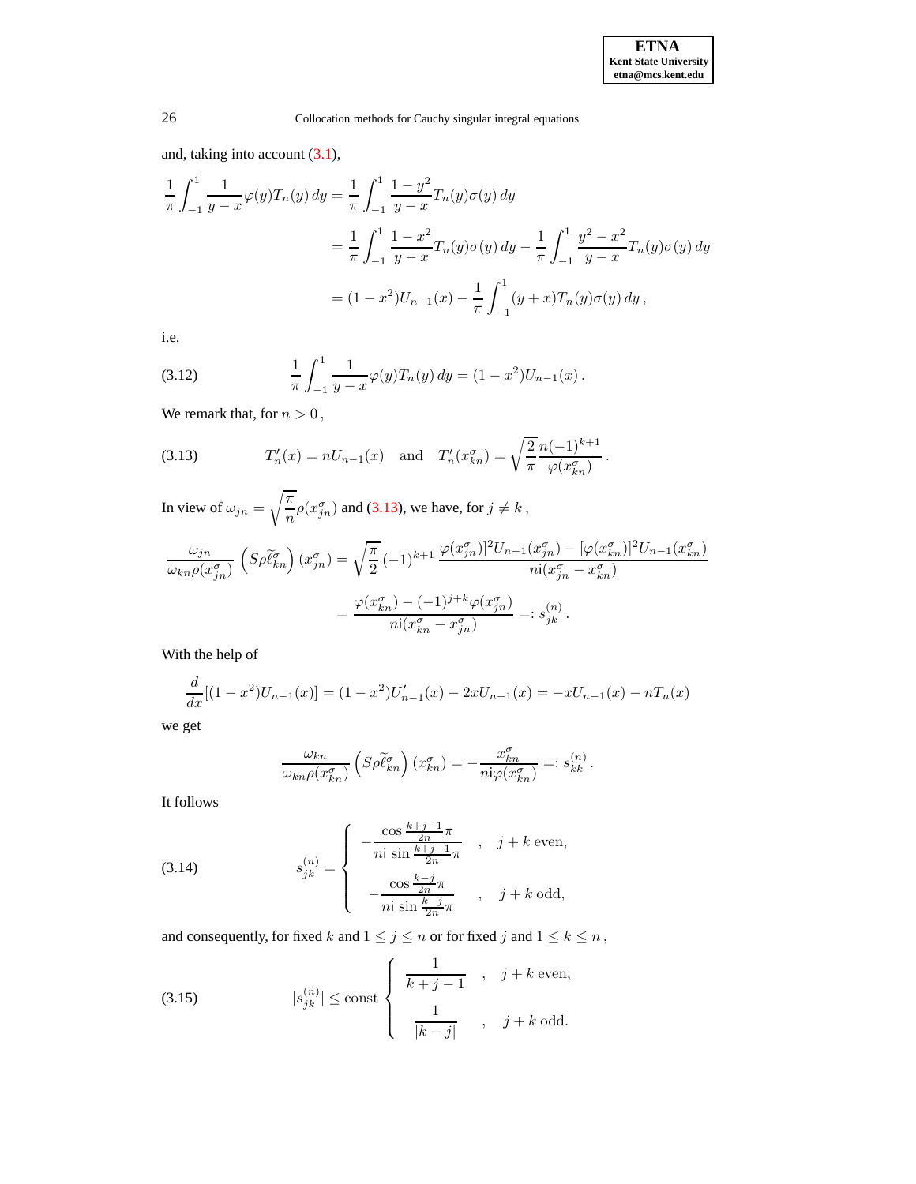and, taking into account (3.1),

$$
\begin{aligned}
\frac{1}{\pi}\int_{-1}^{1}\frac{1}{y-x}\varphi(y)T_n(y)\,dy &= \frac{1}{\pi}\int_{-1}^{1}\frac{1-y^2}{y-x}T_n(y)\sigma(y)\,dy \\
&= \frac{1}{\pi}\int_{-1}^{1}\frac{1-x^2}{y-x}T_n(y)\sigma(y)\,dy - \frac{1}{\pi}\int_{-1}^{1}\frac{y^2-x^2}{y-x}T_n(y)\sigma(y)\,dy \\
&= (1-x^2)U_{n-1}(x) - \frac{1}{\pi}\int_{-1}^{1}(y+x)T_n(y)\sigma(y)\,dy\,,
\end{aligned}
$$

i.e.

$$
\frac{1}{\pi}\int_{-1}^{1}\frac{1}{y-x}\varphi(y)T_n(y)\,dy = (1-x^2)U_{n-1}(x)\,. \tag{3.12}
$$

We remark that, for $n>0$,

$$
T_n'(x) = nU_{n-1}(x) \quad \text{and} \quad T_n'(x_{kn}^\sigma) = \sqrt{\frac{2}{\pi}}\frac{n(-1)^{k+1}}{\varphi(x_{kn}^\sigma)}\,. \tag{3.13}
$$

In view of $\omega_{jn} = \sqrt{\frac{\pi}{n}}\rho(x_{jn}^\sigma)$ and (3.13), we have, for $j \neq k$,

$$
\begin{aligned}
\frac{\omega_{jn}}{\omega_{kn}\rho(x_{jn}^\sigma)}\left(S\rho\widetilde{\ell}_{kn}^\sigma\right)(x_{jn}^\sigma) &= \sqrt{\frac{\pi}{2}}\,(-1)^{k+1}\,\frac{\varphi(x_{jn}^\sigma)]^2U_{n-1}(x_{jn}^\sigma) - [\varphi(x_{kn}^\sigma)]^2U_{n-1}(x_{kn}^\sigma)}{n\mathrm{i}(x_{jn}^\sigma - x_{kn}^\sigma)} \\
&= \frac{\varphi(x_{kn}^\sigma) - (-1)^{j+k}\varphi(x_{jn}^\sigma)}{n\mathrm{i}(x_{kn}^\sigma - x_{jn}^\sigma)} =: s_{jk}^{(n)}\,.
\end{aligned}
$$

With the help of

$$
\frac{d}{dx}[(1-x^2)U_{n-1}(x)] = (1-x^2)U_{n-1}'(x) - 2xU_{n-1}(x) = -xU_{n-1}(x) - nT_n(x)
$$

we get

$$
\frac{\omega_{kn}}{\omega_{kn}\rho(x_{kn}^\sigma)}\left(S\rho\widetilde{\ell}_{kn}^\sigma\right)(x_{kn}^\sigma) = -\frac{x_{kn}^\sigma}{n\mathrm{i}\varphi(x_{kn}^\sigma)} =: s_{kk}^{(n)}\,.
$$

It follows

$$
s_{jk}^{(n)} = \begin{cases} -\dfrac{\cos\frac{k+j-1}{2n}\pi}{n\mathrm{i}\,\sin\frac{k+j-1}{2n}\pi} & , \quad j+k \text{ even}, \\[2ex] -\dfrac{\cos\frac{k-j}{2n}\pi}{n\mathrm{i}\,\sin\frac{k-j}{2n}\pi} & , \quad j+k \text{ odd}, \end{cases} \tag{3.14}
$$

and consequently, for fixed $k$ and $1 \le j \le n$ or for fixed $j$ and $1 \le k \le n$,

$$
|s_{jk}^{(n)}| \le \text{const} \begin{cases} \dfrac{1}{k+j-1} & , \quad j+k \text{ even}, \\[2ex] \dfrac{1}{|k-j|} & , \quad j+k \text{ odd}. \end{cases} \tag{3.15}
$$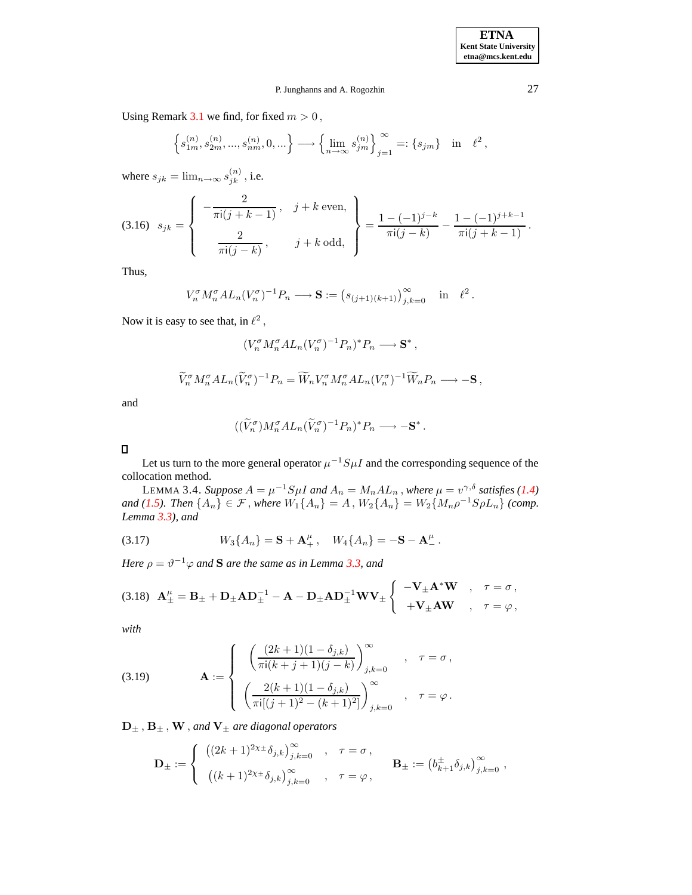Using Remark 3.1 we find, for fixed $m > 0$,

$$\left\{ s_{1m}^{(n)}, s_{2m}^{(n)}, ..., s_{nm}^{(n)}, 0, ... \right\} \longrightarrow \left\{ \lim_{n\to\infty} s_{jm}^{(n)} \right\}_{j=1}^{\infty} =: \{s_{jm}\} \quad \text{in} \quad \ell^2 ,$$

where $s_{jk} = \lim_{n\to\infty} s_{jk}^{(n)}$, i.e.

$$(3.16) \quad s_{jk} = \left\{ \begin{array}{ll} -\dfrac{2}{\pi \mathrm{i}(j+k-1)}, & j+k \text{ even}, \\[2ex] \dfrac{2}{\pi \mathrm{i}(j-k)}, & j+k \text{ odd}, \end{array} \right\} = \frac{1-(-1)^{j-k}}{\pi \mathrm{i}(j-k)} - \frac{1-(-1)^{j+k-1}}{\pi \mathrm{i}(j+k-1)} .$$

Thus,

$$V_n^\sigma M_n^\sigma A L_n (V_n^\sigma)^{-1} P_n \longrightarrow \mathbf{S} := \left( s_{(j+1)(k+1)} \right)_{j,k=0}^{\infty} \quad \text{in} \quad \ell^2 .$$

Now it is easy to see that, in $\ell^2$,

$$(V_n^\sigma M_n^\sigma A L_n (V_n^\sigma)^{-1} P_n)^* P_n \longrightarrow \mathbf{S}^* ,$$

$$\widetilde{V}_n^\sigma M_n^\sigma A L_n (\widetilde{V}_n^\sigma)^{-1} P_n = \widetilde{W}_n V_n^\sigma M_n^\sigma A L_n (V_n^\sigma)^{-1} \widetilde{W}_n P_n \longrightarrow -\mathbf{S} ,$$

and

$$((\widetilde{V}_n^\sigma) M_n^\sigma A L_n (\widetilde{V}_n^\sigma)^{-1} P_n)^* P_n \longrightarrow -\mathbf{S}^* .$$

$\square$

Let us turn to the more general operator $\mu^{-1} S \mu I$ and the corresponding sequence of the collocation method.

LEMMA 3.4. *Suppose $A = \mu^{-1} S \mu I$ and $A_n = M_n A L_n$, where $\mu = v^{\gamma,\delta}$ satisfies (1.4) and (1.5). Then $\{A_n\} \in \mathcal{F}$, where $W_1\{A_n\} = A$, $W_2\{A_n\} = W_2\{M_n \rho^{-1} S \rho L_n\}$ (comp. Lemma 3.3), and*

$$(3.17) \qquad W_3\{A_n\} = \mathbf{S} + \mathbf{A}_+^\mu , \quad W_4\{A_n\} = -\mathbf{S} - \mathbf{A}_-^\mu .$$

*Here $\rho = \vartheta^{-1}\varphi$ and $\mathbf{S}$ are the same as in Lemma 3.3, and*

$$(3.18) \quad \mathbf{A}_\pm^\mu = \mathbf{B}_\pm + \mathbf{D}_\pm \mathbf{A} \mathbf{D}_\pm^{-1} - \mathbf{A} - \mathbf{D}_\pm \mathbf{A} \mathbf{D}_\pm^{-1} \mathbf{W} \mathbf{V}_\pm \left\{ \begin{array}{lll} -\mathbf{V}_\pm \mathbf{A}^* \mathbf{W} & , & \tau = \sigma , \\ +\mathbf{V}_\pm \mathbf{A} \mathbf{W} & , & \tau = \varphi , \end{array} \right.$$

*with*

$$(3.19) \qquad \mathbf{A} := \left\{ \begin{array}{lll} \left( \dfrac{(2k+1)(1-\delta_{j,k})}{\pi \mathrm{i}(k+j+1)(j-k)} \right)_{j,k=0}^{\infty} & , & \tau = \sigma , \\[3ex] \left( \dfrac{2(k+1)(1-\delta_{j,k})}{\pi \mathrm{i}[(j+1)^2 - (k+1)^2]} \right)_{j,k=0}^{\infty} & , & \tau = \varphi . \end{array} \right.$$

*$\mathbf{D}_\pm$, $\mathbf{B}_\pm$, $\mathbf{W}$, and $\mathbf{V}_\pm$ are diagonal operators*

$$\mathbf{D}_\pm := \left\{ \begin{array}{lll} \left( (2k+1)^{2\chi_\pm} \delta_{j,k} \right)_{j,k=0}^{\infty} & , & \tau = \sigma , \\ \left( (k+1)^{2\chi_\pm} \delta_{j,k} \right)_{j,k=0}^{\infty} & , & \tau = \varphi , \end{array} \right. \qquad \mathbf{B}_\pm := \left( b_{k+1}^\pm \delta_{j,k} \right)_{j,k=0}^{\infty} ,$$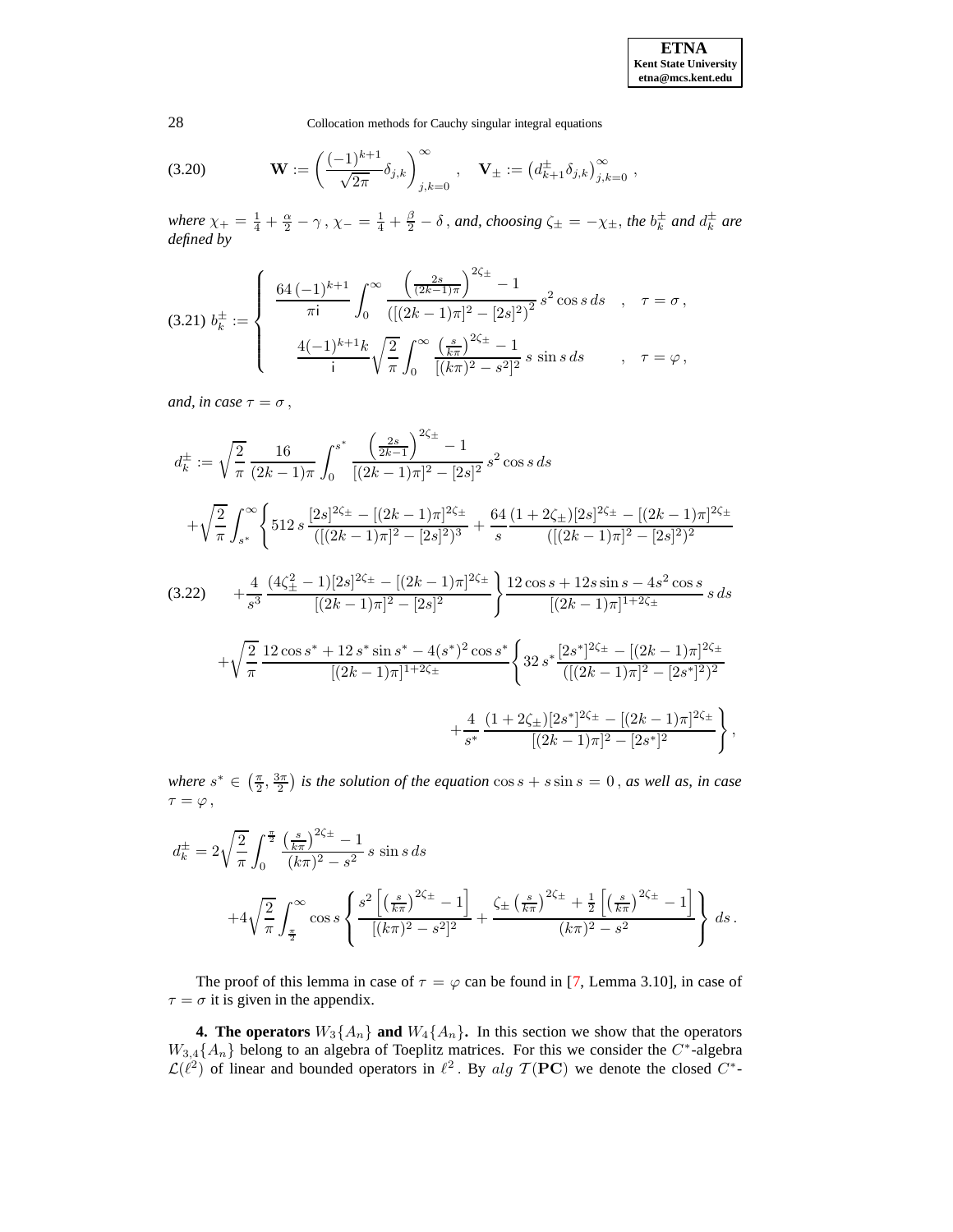$$
\mathbf{W} := \left( \frac{(-1)^{k+1}}{\sqrt{2\pi}} \delta_{j,k} \right)_{j,k=0}^{\infty} , \quad \mathbf{V}_{\pm} := \left( d_{k+1}^{\pm} \delta_{j,k} \right)_{j,k=0}^{\infty} , \tag{3.20}
$$

*where* $\chi_+ = \frac{1}{4} + \frac{\alpha}{2} - \gamma$ , $\chi_- = \frac{1}{4} + \frac{\beta}{2} - \delta$ , *and, choosing* $\zeta_\pm = -\chi_\pm$, *the* $b_k^\pm$ *and* $d_k^\pm$ *are defined by*

$$
b_k^{\pm} := \begin{cases} \dfrac{64\,(-1)^{k+1}}{\pi \mathrm{i}} \displaystyle\int_0^\infty \frac{\left(\frac{2s}{(2k-1)\pi}\right)^{2\zeta_\pm} - 1}{\left([(2k-1)\pi]^2 - [2s]^2\right)^2}\, s^2 \cos s \, ds & , \quad \tau = \sigma \, , \\[2ex] \dfrac{4(-1)^{k+1} k}{\mathrm{i}} \sqrt{\dfrac{2}{\pi}} \displaystyle\int_0^\infty \frac{\left(\frac{s}{k\pi}\right)^{2\zeta_\pm} - 1}{[(k\pi)^2 - s^2]^2}\, s \, \sin s \, ds & , \quad \tau = \varphi \, , \end{cases} \tag{3.21}
$$

*and, in case* $\tau = \sigma$ ,

$$
\begin{aligned}
d_k^{\pm} :=\; & \sqrt{\frac{2}{\pi}}\, \frac{16}{(2k-1)\pi} \int_0^{s^*} \frac{\left(\frac{2s}{2k-1}\right)^{2\zeta_\pm} - 1}{[(2k-1)\pi]^2 - [2s]^2}\, s^2 \cos s \, ds \\
& + \sqrt{\frac{2}{\pi}} \int_{s^*}^\infty \Bigg\{ 512\, s \, \frac{[2s]^{2\zeta_\pm} - [(2k-1)\pi]^{2\zeta_\pm}}{\left([(2k-1)\pi]^2 - [2s]^2\right)^3} + \frac{64}{s} \frac{(1+2\zeta_\pm)[2s]^{2\zeta_\pm} - [(2k-1)\pi]^{2\zeta_\pm}}{\left([(2k-1)\pi]^2 - [2s]^2\right)^2} \\
& + \frac{4}{s^3}\, \frac{(4\zeta_\pm^2 - 1)[2s]^{2\zeta_\pm} - [(2k-1)\pi]^{2\zeta_\pm}}{[(2k-1)\pi]^2 - [2s]^2} \Bigg\} \frac{12 \cos s + 12 s \sin s - 4 s^2 \cos s}{[(2k-1)\pi]^{1+2\zeta_\pm}}\, s \, ds \\
& + \sqrt{\frac{2}{\pi}}\, \frac{12 \cos s^* + 12\, s^* \sin s^* - 4 (s^*)^2 \cos s^*}{[(2k-1)\pi]^{1+2\zeta_\pm}} \Bigg\{ 32\, s^* \frac{[2s^*]^{2\zeta_\pm} - [(2k-1)\pi]^{2\zeta_\pm}}{\left([(2k-1)\pi]^2 - [2s^*]^2\right)^2} \\
& \qquad + \frac{4}{s^*}\, \frac{(1+2\zeta_\pm)[2s^*]^{2\zeta_\pm} - [(2k-1)\pi]^{2\zeta_\pm}}{[(2k-1)\pi]^2 - [2s^*]^2} \Bigg\} ,
\end{aligned} \tag{3.22}
$$

*where* $s^* \in \left(\frac{\pi}{2}, \frac{3\pi}{2}\right)$ *is the solution of the equation* $\cos s + s \sin s = 0$ , *as well as, in case* $\tau = \varphi$ ,

$$
\begin{aligned}
d_k^{\pm} = 2 & \sqrt{\frac{2}{\pi}} \int_0^{\frac{\pi}{2}} \frac{\left(\frac{s}{k\pi}\right)^{2\zeta_\pm} - 1}{(k\pi)^2 - s^2}\, s \, \sin s \, ds \\
& + 4 \sqrt{\frac{2}{\pi}} \int_{\frac{\pi}{2}}^\infty \cos s \left\{ \frac{s^2 \left[ \left(\frac{s}{k\pi}\right)^{2\zeta_\pm} - 1 \right]}{[(k\pi)^2 - s^2]^2} + \frac{\zeta_\pm \left(\frac{s}{k\pi}\right)^{2\zeta_\pm} + \frac{1}{2}\left[ \left(\frac{s}{k\pi}\right)^{2\zeta_\pm} - 1 \right]}{(k\pi)^2 - s^2} \right\} ds \, .
\end{aligned}
$$

The proof of this lemma in case of $\tau = \varphi$ can be found in [7, Lemma 3.10], in case of $\tau = \sigma$ it is given in the appendix.

**4. The operators** $W_3\{A_n\}$ **and** $W_4\{A_n\}$**.** In this section we show that the operators $W_{3,4}\{A_n\}$ belong to an algebra of Toeplitz matrices. For this we consider the $C^*$-algebra $\mathcal{L}(\ell^2)$ of linear and bounded operators in $\ell^2$. By $alg\ \mathcal{T}(\mathbf{PC})$ we denote the closed $C^*$-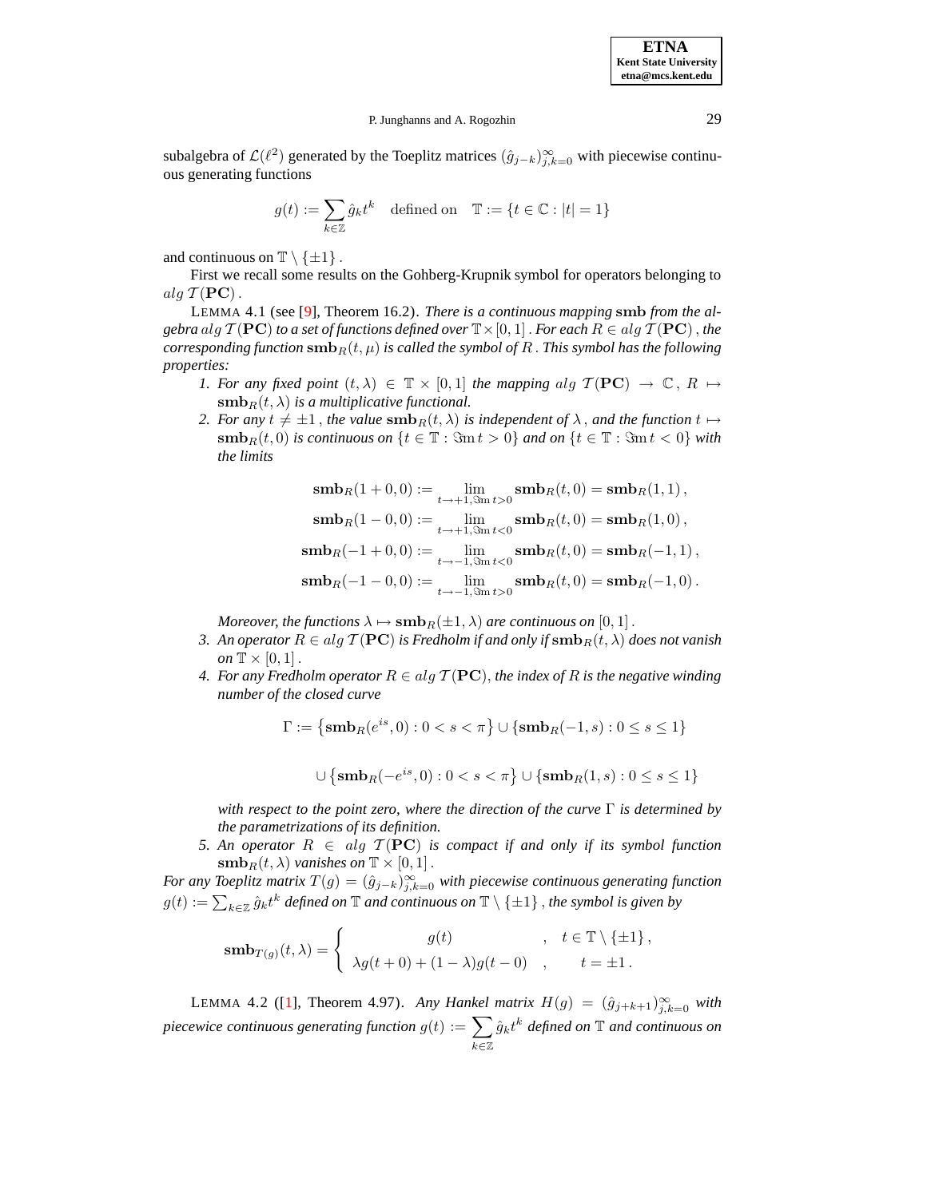subalgebra of $\mathcal{L}(\ell^2)$ generated by the Toeplitz matrices $(\hat{g}_{j-k})_{j,k=0}^{\infty}$ with piecewise continuous generating functions

$$g(t) := \sum_{k\in\mathbb{Z}} \hat{g}_k t^k \quad \text{defined on} \quad \mathbb{T} := \{t \in \mathbb{C} : |t| = 1\}$$

and continuous on $\mathbb{T} \setminus \{\pm 1\}$.

First we recall some results on the Gohberg-Krupnik symbol for operators belonging to $alg\, \mathcal{T}(\mathbf{PC})$.

LEMMA 4.1 (see [9], Theorem 16.2). *There is a continuous mapping* $\mathbf{smb}$ *from the algebra* $alg\, \mathcal{T}(\mathbf{PC})$ *to a set of functions defined over* $\mathbb{T} \times [0,1]$. *For each* $R \in alg\, \mathcal{T}(\mathbf{PC})$, *the corresponding function* $\mathbf{smb}_R(t,\mu)$ *is called the symbol of* $R$. *This symbol has the following properties:*

1. *For any fixed point* $(t,\lambda) \in \mathbb{T} \times [0,1]$ *the mapping* $alg\, \mathcal{T}(\mathbf{PC}) \to \mathbb{C}$, $R \mapsto \mathbf{smb}_R(t,\lambda)$ *is a multiplicative functional.*
2. *For any* $t \neq \pm 1$, *the value* $\mathbf{smb}_R(t,\lambda)$ *is independent of* $\lambda$, *and the function* $t \mapsto \mathbf{smb}_R(t,0)$ *is continuous on* $\{t \in \mathbb{T} : \Im\mathrm{m}\, t > 0\}$ *and on* $\{t \in \mathbb{T} : \Im\mathrm{m}\, t < 0\}$ *with the limits*

$$\mathbf{smb}_R(1+0,0) := \lim_{t\to+1, \Im\mathrm{m}\, t>0} \mathbf{smb}_R(t,0) = \mathbf{smb}_R(1,1),$$

$$\mathbf{smb}_R(1-0,0) := \lim_{t\to+1, \Im\mathrm{m}\, t<0} \mathbf{smb}_R(t,0) = \mathbf{smb}_R(1,0),$$

$$\mathbf{smb}_R(-1+0,0) := \lim_{t\to-1, \Im\mathrm{m}\, t<0} \mathbf{smb}_R(t,0) = \mathbf{smb}_R(-1,1),$$

$$\mathbf{smb}_R(-1-0,0) := \lim_{t\to-1, \Im\mathrm{m}\, t>0} \mathbf{smb}_R(t,0) = \mathbf{smb}_R(-1,0).$$

   *Moreover, the functions* $\lambda \mapsto \mathbf{smb}_R(\pm 1, \lambda)$ *are continuous on* $[0,1]$.
3. *An operator* $R \in alg\, \mathcal{T}(\mathbf{PC})$ *is Fredholm if and only if* $\mathbf{smb}_R(t,\lambda)$ *does not vanish on* $\mathbb{T} \times [0,1]$.
4. *For any Fredholm operator* $R \in alg\, \mathcal{T}(\mathbf{PC})$, *the index of* $R$ *is the negative winding number of the closed curve*

$$\Gamma := \left\{\mathbf{smb}_R(e^{is},0) : 0 < s < \pi\right\} \cup \left\{\mathbf{smb}_R(-1,s) : 0 \le s \le 1\right\}$$

$$\cup \left\{\mathbf{smb}_R(-e^{is},0) : 0 < s < \pi\right\} \cup \left\{\mathbf{smb}_R(1,s) : 0 \le s \le 1\right\}$$

   *with respect to the point zero, where the direction of the curve* $\Gamma$ *is determined by the parametrizations of its definition.*
5. *An operator* $R \in alg\, \mathcal{T}(\mathbf{PC})$ *is compact if and only if its symbol function* $\mathbf{smb}_R(t,\lambda)$ *vanishes on* $\mathbb{T} \times [0,1]$.

*For any Toeplitz matrix* $T(g) = (\hat{g}_{j-k})_{j,k=0}^{\infty}$ *with piecewise continuous generating function* $g(t) := \sum_{k\in\mathbb{Z}} \hat{g}_k t^k$ *defined on* $\mathbb{T}$ *and continuous on* $\mathbb{T} \setminus \{\pm 1\}$, *the symbol is given by*

$$\mathbf{smb}_{T(g)}(t,\lambda) = \begin{cases} g(t) & , \quad t \in \mathbb{T} \setminus \{\pm 1\}, \\ \lambda g(t+0) + (1-\lambda) g(t-0) & , \quad t = \pm 1. \end{cases}$$

LEMMA 4.2 ([1], Theorem 4.97). *Any Hankel matrix* $H(g) = (\hat{g}_{j+k+1})_{j,k=0}^{\infty}$ *with piecewice continuous generating function* $g(t) := \sum_{k\in\mathbb{Z}} \hat{g}_k t^k$ *defined on* $\mathbb{T}$ *and continuous on*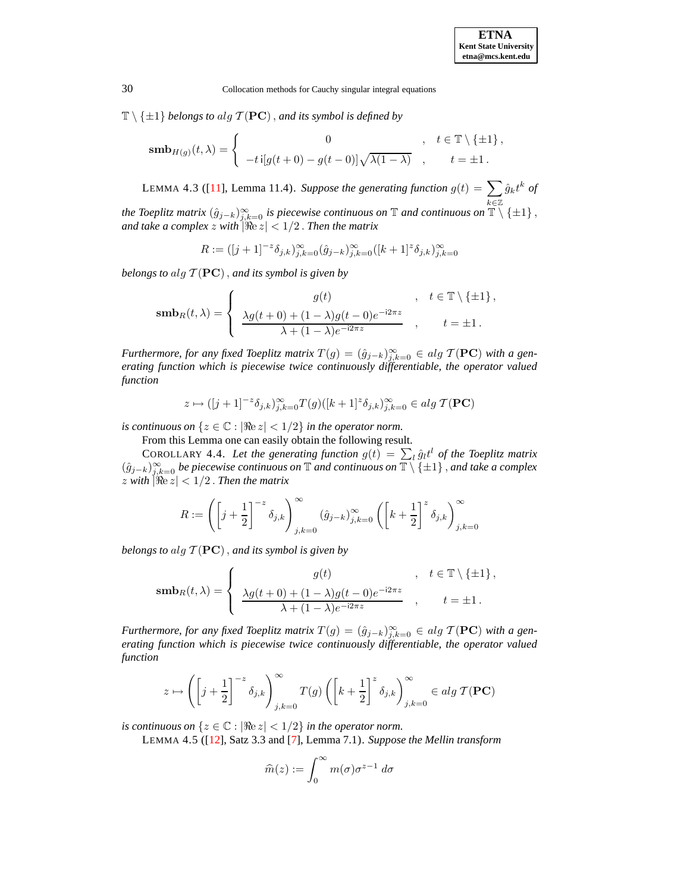$\mathbb{T} \setminus \{\pm 1\}$ *belongs to* $alg\, \mathcal{T}(\mathbf{PC})$ *, and its symbol is defined by*

$$\mathbf{smb}_{H(g)}(t,\lambda) = \begin{cases} 0 & , \quad t \in \mathbb{T} \setminus \{\pm 1\}\,, \\ -t\,\mathrm{i}[g(t+0) - g(t-0)]\sqrt{\lambda(1-\lambda)} & , \quad t = \pm 1\,. \end{cases}$$

LEMMA 4.3 ([11], Lemma 11.4). *Suppose the generating function* $g(t) = \sum_{k \in \mathbb{Z}} \hat{g}_k t^k$ *of the Toeplitz matrix* $(\hat{g}_{j-k})_{j,k=0}^{\infty}$ *is piecewise continuous on* $\mathbb{T}$ *and continuous on* $\mathbb{T} \setminus \{\pm 1\}$ *, and take a complex* $z$ *with* $|\Re e\, z| < 1/2$ *. Then the matrix*

$$R := ([j+1]^{-z}\delta_{j,k})_{j,k=0}^{\infty} (\hat{g}_{j-k})_{j,k=0}^{\infty} ([k+1]^{z}\delta_{j,k})_{j,k=0}^{\infty}$$

*belongs to* $alg\, \mathcal{T}(\mathbf{PC})$ *, and its symbol is given by*

$$\mathbf{smb}_{R}(t,\lambda) = \begin{cases} g(t) & , \quad t \in \mathbb{T} \setminus \{\pm 1\}\,, \\ \dfrac{\lambda g(t+0) + (1-\lambda) g(t-0) e^{-\mathrm{i}2\pi z}}{\lambda + (1-\lambda) e^{-\mathrm{i}2\pi z}} & , \quad t = \pm 1\,. \end{cases}$$

*Furthermore, for any fixed Toeplitz matrix* $T(g) = (\hat{g}_{j-k})_{j,k=0}^{\infty} \in alg\, \mathcal{T}(\mathbf{PC})$ *with a generating function which is piecewise twice continuously differentiable, the operator valued function*

$$z \mapsto ([j+1]^{-z}\delta_{j,k})_{j,k=0}^{\infty} T(g) ([k+1]^{z}\delta_{j,k})_{j,k=0}^{\infty} \in alg\, \mathcal{T}(\mathbf{PC})$$

*is continuous on* $\{z \in \mathbb{C} : |\Re e\, z| < 1/2\}$ *in the operator norm.*

From this Lemma one can easily obtain the following result.

COROLLARY 4.4. *Let the generating function* $g(t) = \sum_l \hat{g}_l t^l$ *of the Toeplitz matrix* $(\hat{g}_{j-k})_{j,k=0}^{\infty}$ *be piecewise continuous on* $\mathbb{T}$ *and continuous on* $\mathbb{T} \setminus \{\pm 1\}$ *, and take a complex* $z$ *with* $|\Re e\, z| < 1/2$ *. Then the matrix*

$$R := \left( \left[ j + \frac{1}{2} \right]^{-z} \delta_{j,k} \right)_{j,k=0}^{\infty} (\hat{g}_{j-k})_{j,k=0}^{\infty} \left( \left[ k + \frac{1}{2} \right]^{z} \delta_{j,k} \right)_{j,k=0}^{\infty}$$

*belongs to* $alg\, \mathcal{T}(\mathbf{PC})$ *, and its symbol is given by*

$$\mathbf{smb}_{R}(t,\lambda) = \begin{cases} g(t) & , \quad t \in \mathbb{T} \setminus \{\pm 1\}\,, \\ \dfrac{\lambda g(t+0) + (1-\lambda) g(t-0) e^{-\mathrm{i}2\pi z}}{\lambda + (1-\lambda) e^{-\mathrm{i}2\pi z}} & , \quad t = \pm 1\,. \end{cases}$$

*Furthermore, for any fixed Toeplitz matrix* $T(g) = (\hat{g}_{j-k})_{j,k=0}^{\infty} \in alg\, \mathcal{T}(\mathbf{PC})$ *with a generating function which is piecewise twice continuously differentiable, the operator valued function*

$$z \mapsto \left( \left[ j + \frac{1}{2} \right]^{-z} \delta_{j,k} \right)_{j,k=0}^{\infty} T(g) \left( \left[ k + \frac{1}{2} \right]^{z} \delta_{j,k} \right)_{j,k=0}^{\infty} \in alg\, \mathcal{T}(\mathbf{PC})$$

*is continuous on* $\{z \in \mathbb{C} : |\Re e\, z| < 1/2\}$ *in the operator norm.*

LEMMA 4.5 ([12], Satz 3.3 and [7], Lemma 7.1). *Suppose the Mellin transform*

$$\widehat{m}(z) := \int_0^{\infty} m(\sigma) \sigma^{z-1}\, d\sigma$$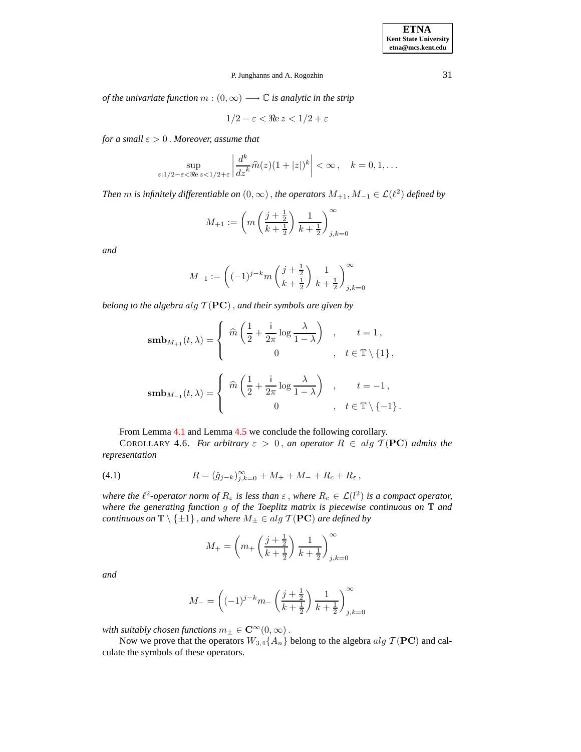*of the univariate function* $m : (0,\infty) \longrightarrow \mathbb{C}$ *is analytic in the strip*

$$1/2 - \varepsilon < \Re\mathrm{e}\, z < 1/2 + \varepsilon$$

*for a small* $\varepsilon > 0$ *. Moreover, assume that*

$$\sup_{z: 1/2-\varepsilon<\Re\mathrm{e}\, z<1/2+\varepsilon} \left| \frac{d^k}{dz^k} \widehat{m}(z)(1+|z|)^k \right| < \infty\,, \quad k = 0, 1, \ldots$$

*Then* $m$ *is infinitely differentiable on* $(0,\infty)$ *, the operators* $M_{+1}, M_{-1} \in \mathcal{L}(\ell^2)$ *defined by*

$$M_{+1} := \left( m\left( \frac{j+\frac{1}{2}}{k+\frac{1}{2}} \right) \frac{1}{k+\frac{1}{2}} \right)_{j,k=0}^{\infty}$$

*and*

$$M_{-1} := \left( (-1)^{j-k} m\left( \frac{j+\frac{1}{2}}{k+\frac{1}{2}} \right) \frac{1}{k+\frac{1}{2}} \right)_{j,k=0}^{\infty}$$

*belong to the algebra* $alg\ \mathcal{T}(\mathbf{PC})$ *, and their symbols are given by*

$$\mathbf{smb}_{M_{+1}}(t,\lambda) = \left\{ \begin{array}{ccc} \widehat{m}\left( \dfrac{1}{2} + \dfrac{\mathrm{i}}{2\pi} \log \dfrac{\lambda}{1-\lambda} \right) & , & t = 1\,, \\ 0 & , & t \in \mathbb{T} \setminus \{1\}\,, \end{array} \right.$$

$$\mathbf{smb}_{M_{-1}}(t,\lambda) = \left\{ \begin{array}{ccc} \widehat{m}\left( \dfrac{1}{2} + \dfrac{\mathrm{i}}{2\pi} \log \dfrac{\lambda}{1-\lambda} \right) & , & t = -1\,, \\ 0 & , & t \in \mathbb{T} \setminus \{-1\}\,. \end{array} \right.$$

From Lemma 4.1 and Lemma 4.5 we conclude the following corollary.

COROLLARY 4.6. *For arbitrary* $\varepsilon > 0$ *, an operator* $R \in alg\ \mathcal{T}(\mathbf{PC})$ *admits the representation*

$$R = (\hat{g}_{j-k})_{j,k=0}^{\infty} + M_+ + M_- + R_c + R_\varepsilon\,, \tag{4.1}$$

*where the* $\ell^2$*-operator norm of* $R_\varepsilon$ *is less than* $\varepsilon$ *, where* $R_c \in \mathcal{L}(l^2)$ *is a compact operator, where the generating function* $g$ *of the Toeplitz matrix is piecewise continuous on* $\mathbb{T}$ *and continuous on* $\mathbb{T} \setminus \{\pm 1\}$ *, and where* $M_\pm \in alg\ \mathcal{T}(\mathbf{PC})$ *are defined by*

$$M_+ = \left( m_+\left( \frac{j+\frac{1}{2}}{k+\frac{1}{2}} \right) \frac{1}{k+\frac{1}{2}} \right)_{j,k=0}^{\infty}$$

*and*

$$M_- = \left( (-1)^{j-k} m_-\left( \frac{j+\frac{1}{2}}{k+\frac{1}{2}} \right) \frac{1}{k+\frac{1}{2}} \right)_{j,k=0}^{\infty}$$

*with suitably chosen functions* $m_\pm \in \mathbf{C}^\infty(0,\infty)$ *.*

Now we prove that the operators $W_{3,4}\{A_n\}$ belong to the algebra $alg\ \mathcal{T}(\mathbf{PC})$ and calculate the symbols of these operators.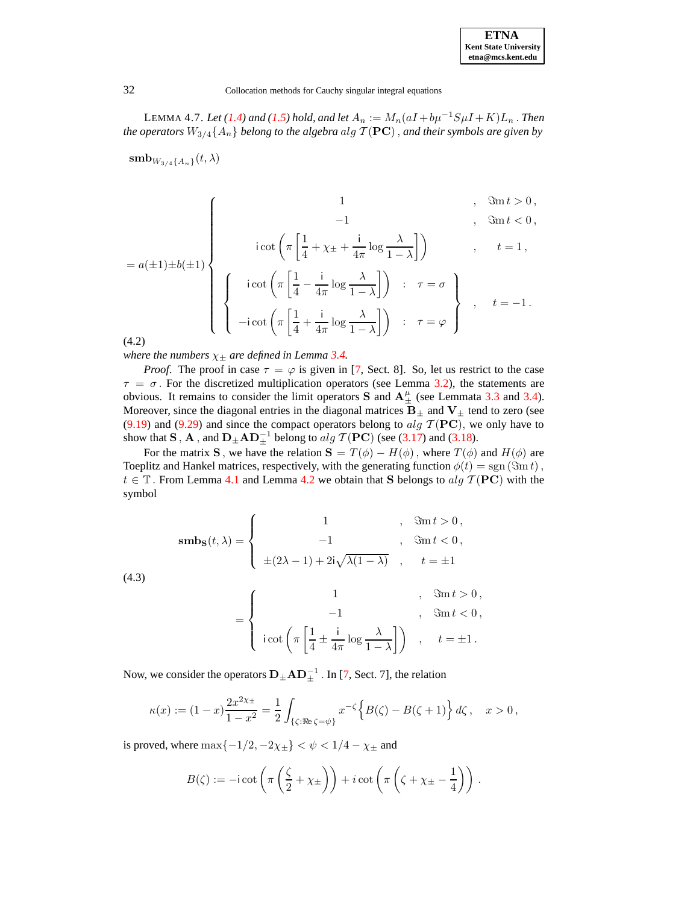LEMMA 4.7. *Let (1.4) and (1.5) hold, and let $A_n := M_n(aI + b\mu^{-1}S\mu I + K)L_n$. Then the operators $W_{3/4}\{A_n\}$ belong to the algebra $alg\,\mathcal{T}(\mathbf{PC})$, and their symbols are given by*

$$
\mathbf{smb}_{W_{3/4}\{A_n\}}(t,\lambda)
$$

$$
= a(\pm 1) \pm b(\pm 1) \begin{cases} 1 & , \quad \Im\mathrm{m}\, t > 0\,, \\ -1 & , \quad \Im\mathrm{m}\, t < 0\,, \\ \mathrm{i}\cot\left(\pi\left[\frac{1}{4} + \chi_\pm + \frac{\mathrm{i}}{4\pi}\log\frac{\lambda}{1-\lambda}\right]\right) & , \quad t = 1\,, \\ \left\{ \begin{array}{lll} \mathrm{i}\cot\left(\pi\left[\frac{1}{4} - \frac{\mathrm{i}}{4\pi}\log\frac{\lambda}{1-\lambda}\right]\right) & : & \tau = \sigma \\ -\mathrm{i}\cot\left(\pi\left[\frac{1}{4} + \frac{\mathrm{i}}{4\pi}\log\frac{\lambda}{1-\lambda}\right]\right) & : & \tau = \varphi \end{array} \right\} & , \quad t = -1\,. \end{cases} \tag{4.2}
$$

*where the numbers $\chi_\pm$ are defined in Lemma 3.4.*

*Proof*. The proof in case $\tau = \varphi$ is given in [7, Sect. 8]. So, let us restrict to the case $\tau = \sigma$. For the discretized multiplication operators (see Lemma 3.2), the statements are obvious. It remains to consider the limit operators $\mathbf{S}$ and $\mathbf{A}_\pm^\mu$ (see Lemmata 3.3 and 3.4). Moreover, since the diagonal entries in the diagonal matrices $\mathbf{B}_\pm$ and $\mathbf{V}_\pm$ tend to zero (see (9.19) and (9.29)) and since the compact operators belong to $alg\,\mathcal{T}(\mathbf{PC})$, we only have to show that $\mathbf{S}$, $\mathbf{A}$, and $\mathbf{D}_\pm\mathbf{A}\mathbf{D}_\pm^{-1}$ belong to $alg\,\mathcal{T}(\mathbf{PC})$ (see (3.17) and (3.18)).

For the matrix $\mathbf{S}$, we have the relation $\mathbf{S} = T(\phi) - H(\phi)$, where $T(\phi)$ and $H(\phi)$ are Toeplitz and Hankel matrices, respectively, with the generating function $\phi(t) = \mathrm{sgn}\,(\Im\mathrm{m}\,t)$, $t \in \mathbb{T}$. From Lemma 4.1 and Lemma 4.2 we obtain that $\mathbf{S}$ belongs to $alg\,\mathcal{T}(\mathbf{PC})$ with the symbol

$$
\begin{aligned}
\mathbf{smb}_{\mathbf{S}}(t,\lambda) &= \begin{cases} 1 & , \quad \Im\mathrm{m}\, t > 0\,, \\ -1 & , \quad \Im\mathrm{m}\, t < 0\,, \\ \pm(2\lambda - 1) + 2\mathrm{i}\sqrt{\lambda(1-\lambda)} & , \quad t = \pm 1 \end{cases} \\
&= \begin{cases} 1 & , \quad \Im\mathrm{m}\, t > 0\,, \\ -1 & , \quad \Im\mathrm{m}\, t < 0\,, \\ \mathrm{i}\cot\left(\pi\left[\frac{1}{4} \pm \frac{\mathrm{i}}{4\pi}\log\frac{\lambda}{1-\lambda}\right]\right) & , \quad t = \pm 1\,. \end{cases}
\end{aligned} \tag{4.3}
$$

Now, we consider the operators $\mathbf{D}_\pm\mathbf{A}\mathbf{D}_\pm^{-1}$. In [7, Sect. 7], the relation

$$
\kappa(x) := (1-x)\frac{2x^{2\chi_\pm}}{1-x^2} = \frac{1}{2}\int_{\{\zeta:\Re\mathrm{e}\,\zeta = \psi\}} x^{-\zeta}\Big\{B(\zeta) - B(\zeta+1)\Big\}\,d\zeta\,, \quad x > 0\,,
$$

is proved, where $\max\{-1/2, -2\chi_\pm\} < \psi < 1/4 - \chi_\pm$ and

$$
B(\zeta) := -\mathrm{i}\cot\left(\pi\left(\frac{\zeta}{2} + \chi_\pm\right)\right) + i\cot\left(\pi\left(\zeta + \chi_\pm - \frac{1}{4}\right)\right)\,.
$$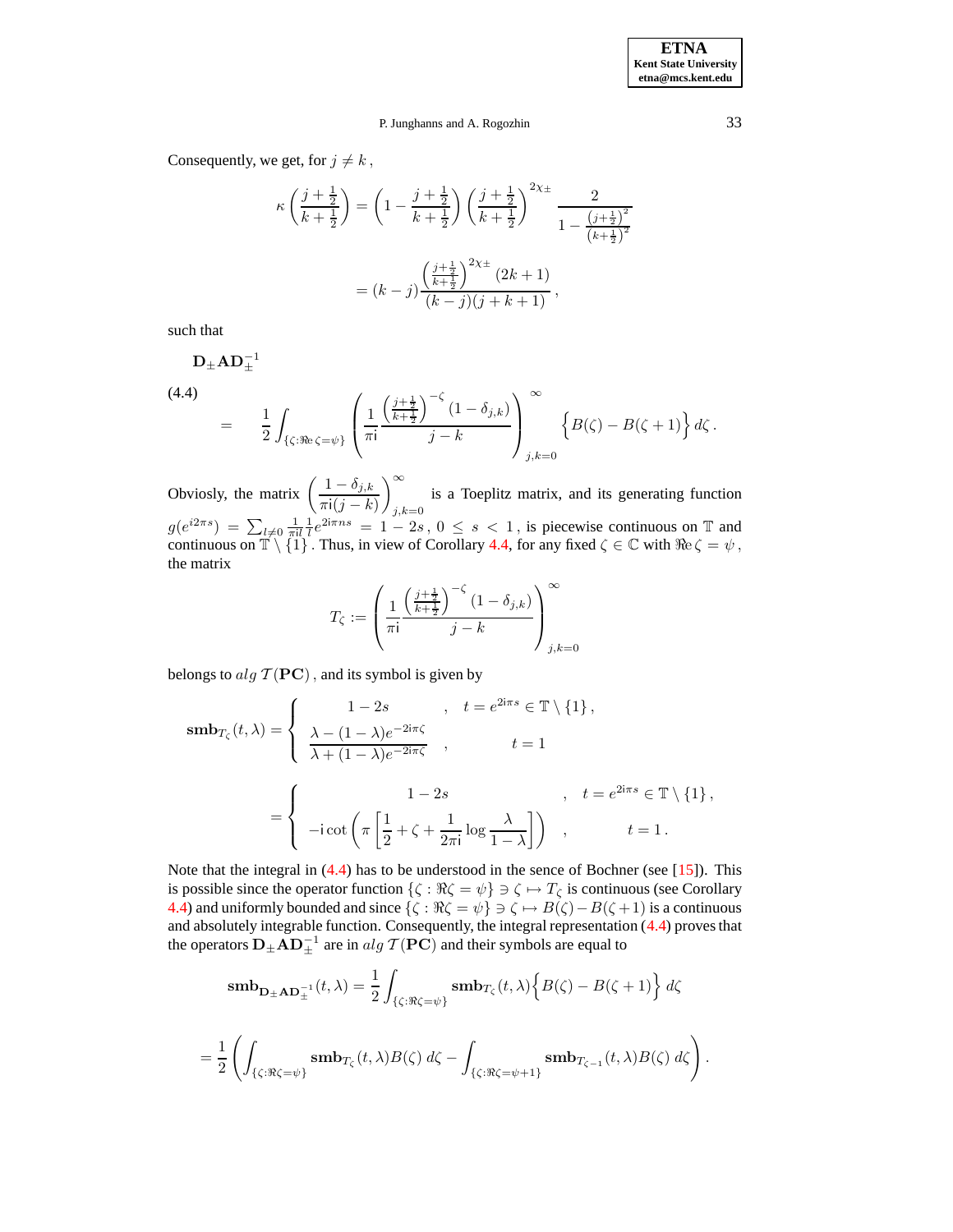Consequently, we get, for $j \neq k$,

$$
\kappa\left(\frac{j+\frac{1}{2}}{k+\frac{1}{2}}\right) = \left(1 - \frac{j+\frac{1}{2}}{k+\frac{1}{2}}\right)\left(\frac{j+\frac{1}{2}}{k+\frac{1}{2}}\right)^{2\chi_\pm} \frac{2}{1 - \frac{\left(j+\frac{1}{2}\right)^2}{\left(k+\frac{1}{2}\right)^2}}
$$

$$
= (k-j)\frac{\left(\frac{j+\frac{1}{2}}{k+\frac{1}{2}}\right)^{2\chi_\pm}(2k+1)}{(k-j)(j+k+1)},
$$

such that

$$
\mathbf{D}_\pm \mathbf{A} \mathbf{D}_\pm^{-1}
$$

(4.4)

$$
= \quad \frac{1}{2}\int_{\{\zeta:\Re\mathrm{e}\,\zeta=\psi\}} \left(\frac{1}{\pi \mathrm{i}}\frac{\left(\frac{j+\frac{1}{2}}{k+\frac{1}{2}}\right)^{-\zeta}(1-\delta_{j,k})}{j-k}\right)_{j,k=0}^\infty \Big\{B(\zeta) - B(\zeta+1)\Big\}\, d\zeta\,.
$$

Obviously, the matrix $\left(\dfrac{1-\delta_{j,k}}{\pi \mathrm{i}(j-k)}\right)_{j,k=0}^\infty$ is a Toeplitz matrix, and its generating function $g(e^{i2\pi s}) = \sum_{l\neq 0}\frac{1}{\pi \mathrm{i} l}\frac{1}{l}e^{2\mathrm{i}\pi n s} = 1-2s$, $0 \le s < 1$, is piecewise continuous on $\mathbb{T}$ and continuous on $\mathbb{T}\setminus\{1\}$. Thus, in view of Corollary 4.4, for any fixed $\zeta \in \mathbb{C}$ with $\Re\mathrm{e}\,\zeta = \psi$, the matrix

$$
T_\zeta := \left(\frac{1}{\pi \mathrm{i}}\frac{\left(\frac{j+\frac{1}{2}}{k+\frac{1}{2}}\right)^{-\zeta}(1-\delta_{j,k})}{j-k}\right)_{j,k=0}^\infty
$$

belongs to $alg\,\mathcal{T}(\mathbf{PC})$, and its symbol is given by

$$
\mathbf{smb}_{T_\zeta}(t,\lambda) = \begin{cases} 1-2s & , \quad t = e^{2\mathrm{i}\pi s} \in \mathbb{T}\setminus\{1\}\,, \\ \dfrac{\lambda - (1-\lambda)e^{-2\mathrm{i}\pi\zeta}}{\lambda + (1-\lambda)e^{-2\mathrm{i}\pi\zeta}} & , \qquad\qquad t = 1 \end{cases}
$$

$$
= \begin{cases} 1-2s & , \quad t = e^{2\mathrm{i}\pi s} \in \mathbb{T}\setminus\{1\}\,, \\ -\mathrm{i}\cot\left(\pi\left[\dfrac{1}{2} + \zeta + \dfrac{1}{2\pi \mathrm{i}}\log\dfrac{\lambda}{1-\lambda}\right]\right) & , \qquad\qquad t = 1\,. \end{cases}
$$

Note that the integral in (4.4) has to be understood in the sence of Bochner (see [15]). This is possible since the operator function $\{\zeta : \Re\zeta = \psi\} \ni \zeta \mapsto T_\zeta$ is continuous (see Corollary 4.4) and uniformly bounded and since $\{\zeta : \Re\zeta = \psi\} \ni \zeta \mapsto B(\zeta) - B(\zeta+1)$ is a continuous and absolutely integrable function. Consequently, the integral representation (4.4) proves that the operators $\mathbf{D}_\pm \mathbf{A} \mathbf{D}_\pm^{-1}$ are in $alg\,\mathcal{T}(\mathbf{PC})$ and their symbols are equal to

$$
\mathbf{smb}_{\mathbf{D}_\pm \mathbf{A}\mathbf{D}_\pm^{-1}}(t,\lambda) = \frac{1}{2}\int_{\{\zeta:\Re\zeta=\psi\}} \mathbf{smb}_{T_\zeta}(t,\lambda)\Big\{B(\zeta) - B(\zeta+1)\Big\}\, d\zeta
$$

$$
= \frac{1}{2}\left(\int_{\{\zeta:\Re\zeta=\psi\}} \mathbf{smb}_{T_\zeta}(t,\lambda)B(\zeta)\, d\zeta - \int_{\{\zeta:\Re\zeta=\psi+1\}} \mathbf{smb}_{T_{\zeta-1}}(t,\lambda)B(\zeta)\, d\zeta\right).
$$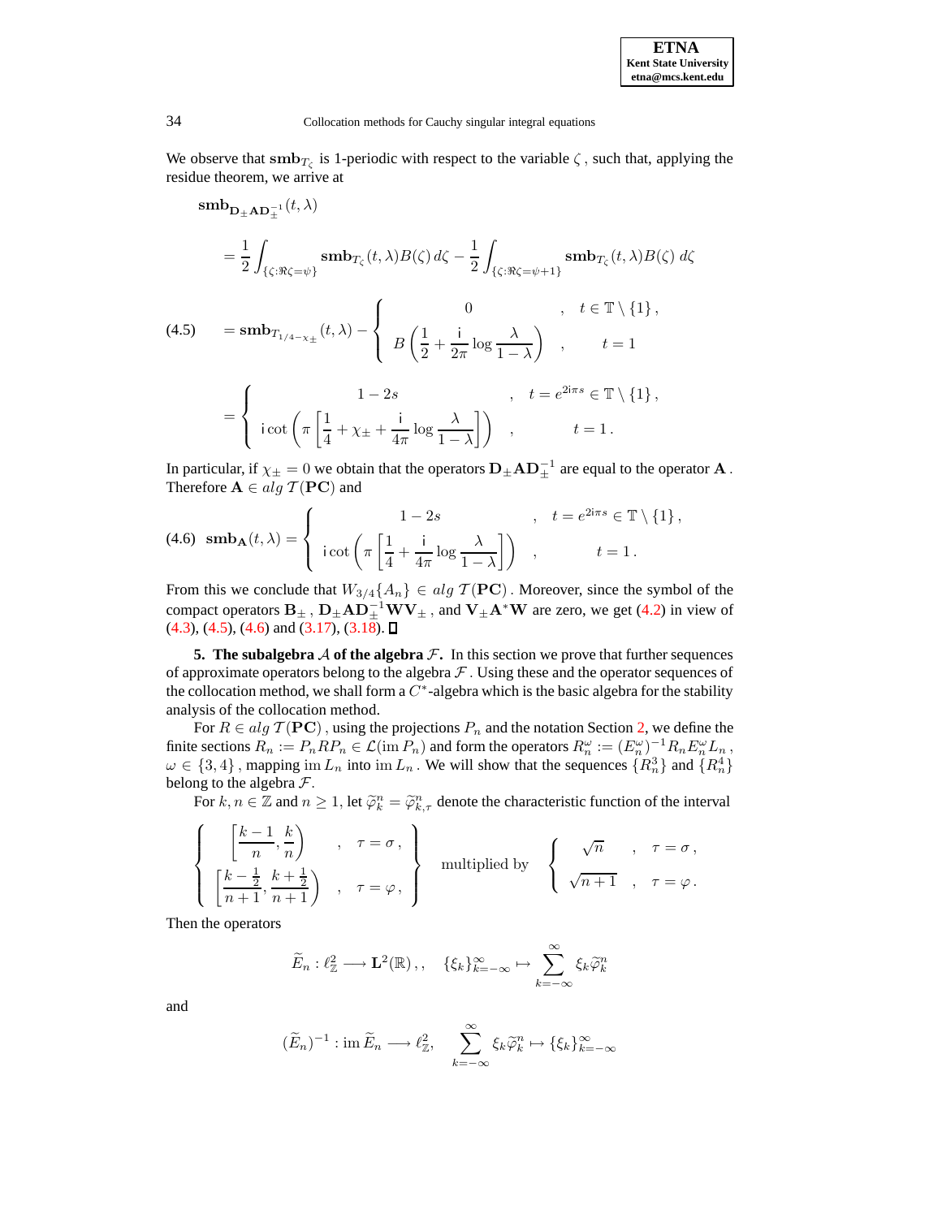We observe that $\mathbf{smb}_{T_\zeta}$ is 1-periodic with respect to the variable $\zeta$, such that, applying the residue theorem, we arrive at

$$
\begin{aligned}
&\mathbf{smb}_{\mathbf{D}_\pm \mathbf{A} \mathbf{D}_\pm^{-1}}(t,\lambda) \\
&= \frac{1}{2}\int_{\{\zeta:\Re\zeta=\psi\}} \mathbf{smb}_{T_\zeta}(t,\lambda) B(\zeta)\, d\zeta - \frac{1}{2}\int_{\{\zeta:\Re\zeta=\psi+1\}} \mathbf{smb}_{T_\zeta}(t,\lambda) B(\zeta)\, d\zeta \\
&= \mathbf{smb}_{T_{1/4-\chi_\pm}}(t,\lambda) - \left\{ \begin{array}{ccc} 0 & , & t \in \mathbb{T}\setminus\{1\}, \\ B\left(\dfrac{1}{2} + \dfrac{\mathrm{i}}{2\pi}\log\dfrac{\lambda}{1-\lambda}\right) & , & t = 1 \end{array} \right. \\
&= \left\{ \begin{array}{ccc} 1-2s & , & t = e^{2\mathrm{i}\pi s} \in \mathbb{T}\setminus\{1\}, \\ \mathrm{i}\cot\left(\pi\left[\dfrac{1}{4} + \chi_\pm + \dfrac{\mathrm{i}}{4\pi}\log\dfrac{\lambda}{1-\lambda}\right]\right) & , & t = 1. \end{array} \right.
\end{aligned} \tag{4.5}
$$

In particular, if $\chi_\pm = 0$ we obtain that the operators $\mathbf{D}_\pm \mathbf{A} \mathbf{D}_\pm^{-1}$ are equal to the operator $\mathbf{A}$. Therefore $\mathbf{A} \in alg\,\mathcal{T}(\mathbf{PC})$ and

$$
\mathbf{smb}_{\mathbf{A}}(t,\lambda) = \left\{ \begin{array}{ccc} 1-2s & , & t = e^{2\mathrm{i}\pi s} \in \mathbb{T}\setminus\{1\}, \\ \mathrm{i}\cot\left(\pi\left[\dfrac{1}{4} + \dfrac{\mathrm{i}}{4\pi}\log\dfrac{\lambda}{1-\lambda}\right]\right) & , & t = 1. \end{array} \right. \tag{4.6}
$$

From this we conclude that $W_{3/4}\{A_n\} \in alg\,\mathcal{T}(\mathbf{PC})$. Moreover, since the symbol of the compact operators $\mathbf{B}_\pm$, $\mathbf{D}_\pm \mathbf{A} \mathbf{D}_\pm^{-1} \mathbf{W} \mathbf{V}_\pm$, and $\mathbf{V}_\pm \mathbf{A}^* \mathbf{W}$ are zero, we get (4.2) in view of (4.3), (4.5), (4.6) and (3.17), (3.18). ☐

**5. The subalgebra $\mathcal{A}$ of the algebra $\mathcal{F}$.** In this section we prove that further sequences of approximate operators belong to the algebra $\mathcal{F}$. Using these and the operator sequences of the collocation method, we shall form a $C^*$-algebra which is the basic algebra for the stability analysis of the collocation method.

For $R \in alg\,\mathcal{T}(\mathbf{PC})$, using the projections $P_n$ and the notation Section 2, we define the finite sections $R_n := P_n R P_n \in \mathcal{L}(\mathrm{im}\,P_n)$ and form the operators $R_n^\omega := (E_n^\omega)^{-1} R_n E_n^\omega L_n$, $\omega \in \{3,4\}$, mapping $\mathrm{im}\,L_n$ into $\mathrm{im}\,L_n$. We will show that the sequences $\{R_n^3\}$ and $\{R_n^4\}$ belong to the algebra $\mathcal{F}$.

For $k,n \in \mathbb{Z}$ and $n \ge 1$, let $\widetilde{\varphi}_k^n = \widetilde{\varphi}_{k,\tau}^n$ denote the characteristic function of the interval

$$
\left\{ \begin{array}{ccc} \left[\dfrac{k-1}{n}, \dfrac{k}{n}\right) & , & \tau = \sigma, \\ \left[\dfrac{k-\frac{1}{2}}{n+1}, \dfrac{k+\frac{1}{2}}{n+1}\right) & , & \tau = \varphi, \end{array} \right\} \quad \text{multiplied by} \quad \left\{ \begin{array}{ccc} \sqrt{n} & , & \tau = \sigma, \\ \sqrt{n+1} & , & \tau = \varphi. \end{array} \right.
$$

Then the operators

$$
\widetilde{E}_n : \ell^2_{\mathbb{Z}} \longrightarrow \mathbf{L}^2(\mathbb{R}),, \quad \{\xi_k\}_{k=-\infty}^{\infty} \mapsto \sum_{k=-\infty}^{\infty} \xi_k \widetilde{\varphi}_k^n
$$

and

$$
(\widetilde{E}_n)^{-1} : \mathrm{im}\,\widetilde{E}_n \longrightarrow \ell^2_{\mathbb{Z}}, \quad \sum_{k=-\infty}^{\infty} \xi_k \widetilde{\varphi}_k^n \mapsto \{\xi_k\}_{k=-\infty}^{\infty}
$$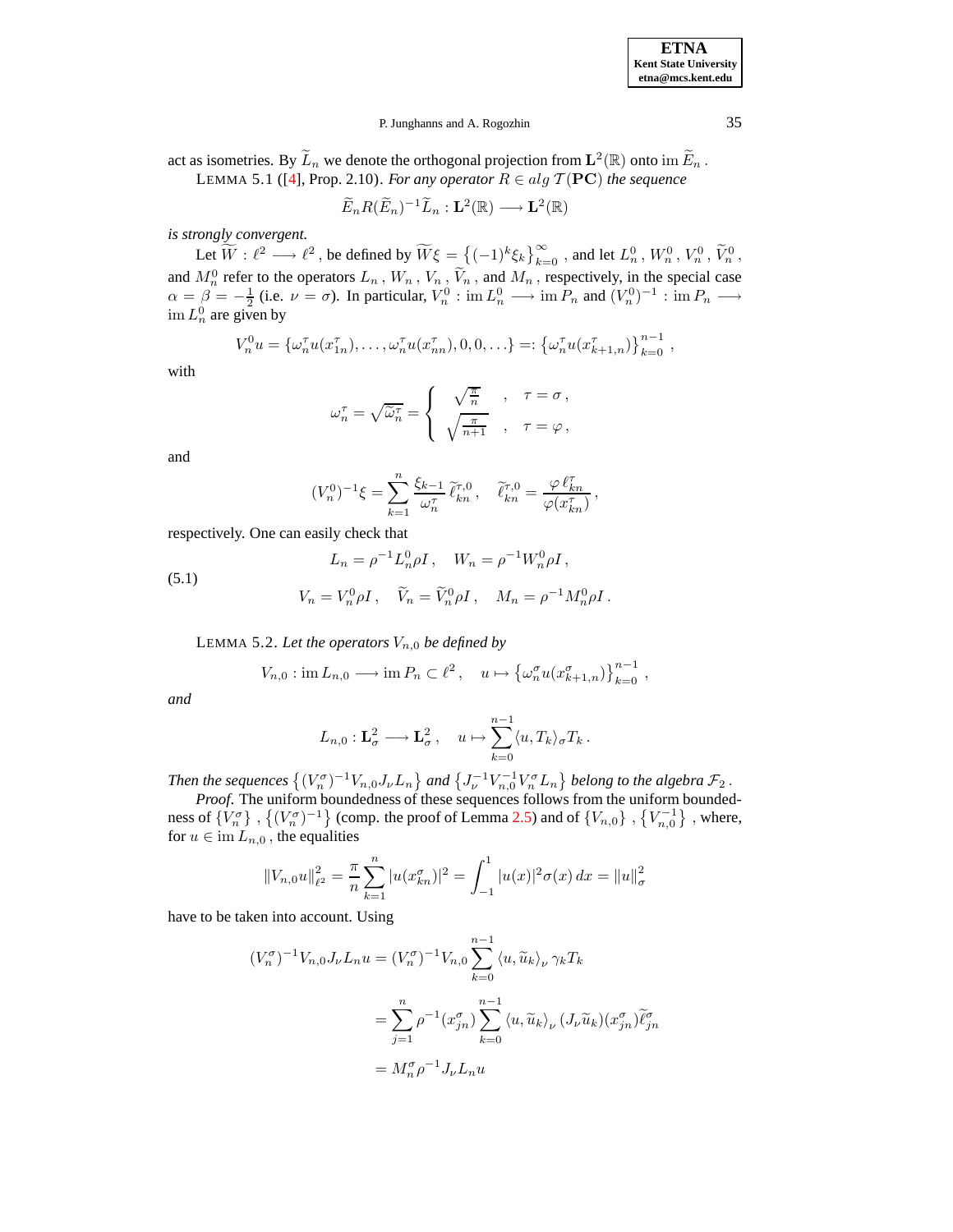act as isometries. By $\widetilde{L}_n$ we denote the orthogonal projection from $\mathbf{L}^2(\mathbb{R})$ onto $\operatorname{im}\widetilde{E}_n$.

LEMMA 5.1 ([4], Prop. 2.10). *For any operator $R \in alg\,\mathcal{T}(\mathbf{PC})$ the sequence*

$$\widetilde{E}_n R(\widetilde{E}_n)^{-1}\widetilde{L}_n : \mathbf{L}^2(\mathbb{R}) \longrightarrow \mathbf{L}^2(\mathbb{R})$$

*is strongly convergent.*

Let $\widetilde{W} : \ell^2 \longrightarrow \ell^2$, be defined by $\widetilde{W}\xi = \left\{(-1)^k \xi_k\right\}_{k=0}^{\infty}$, and let $L_n^0$, $W_n^0$, $V_n^0$, $\widetilde{V}_n^0$, and $M_n^0$ refer to the operators $L_n$, $W_n$, $V_n$, $\widetilde{V}_n$, and $M_n$, respectively, in the special case $\alpha = \beta = -\frac{1}{2}$ (i.e. $\nu = \sigma$). In particular, $V_n^0 : \operatorname{im} L_n^0 \longrightarrow \operatorname{im} P_n$ and $(V_n^0)^{-1} : \operatorname{im} P_n \longrightarrow \operatorname{im} L_n^0$ are given by

$$V_n^0 u = \{\omega_n^\tau u(x_{1n}^\tau), \ldots, \omega_n^\tau u(x_{nn}^\tau), 0, 0, \ldots\} =: \left\{\omega_n^\tau u(x_{k+1,n}^\tau)\right\}_{k=0}^{n-1},$$

with

$$\omega_n^\tau = \sqrt{\widetilde{\omega}_n^\tau} = \begin{cases} \sqrt{\frac{\pi}{n}} & , \quad \tau = \sigma, \\ \sqrt{\frac{\pi}{n+1}} & , \quad \tau = \varphi, \end{cases}$$

and

$$(V_n^0)^{-1}\xi = \sum_{k=1}^{n} \frac{\xi_{k-1}}{\omega_n^\tau}\, \widetilde{\ell}_{kn}^{\tau,0}, \quad \widetilde{\ell}_{kn}^{\tau,0} = \frac{\varphi\, \ell_{kn}^\tau}{\varphi(x_{kn}^\tau)},$$

respectively. One can easily check that

$$
\begin{aligned}
L_n &= \rho^{-1} L_n^0 \rho I, \quad W_n = \rho^{-1} W_n^0 \rho I, \\
V_n &= V_n^0 \rho I, \quad \widetilde{V}_n = \widetilde{V}_n^0 \rho I, \quad M_n = \rho^{-1} M_n^0 \rho I.
\end{aligned}
\tag{5.1}
$$

LEMMA 5.2. *Let the operators $V_{n,0}$ be defined by*

$$V_{n,0} : \operatorname{im} L_{n,0} \longrightarrow \operatorname{im} P_n \subset \ell^2, \quad u \mapsto \left\{\omega_n^\sigma u(x_{k+1,n}^\sigma)\right\}_{k=0}^{n-1},$$

*and*

$$L_{n,0} : \mathbf{L}_\sigma^2 \longrightarrow \mathbf{L}_\sigma^2, \quad u \mapsto \sum_{k=0}^{n-1} \langle u, T_k\rangle_\sigma T_k.$$

*Then the sequences $\left\{(V_n^\sigma)^{-1} V_{n,0} J_\nu L_n\right\}$ and $\left\{J_\nu^{-1} V_{n,0}^{-1} V_n^\sigma L_n\right\}$ belong to the algebra $\mathcal{F}_2$.*

*Proof.* The uniform boundedness of these sequences follows from the uniform boundedness of $\{V_n^\sigma\}$, $\left\{(V_n^\sigma)^{-1}\right\}$ (comp. the proof of Lemma 2.5) and of $\{V_{n,0}\}$, $\left\{V_{n,0}^{-1}\right\}$, where, for $u \in \operatorname{im} L_{n,0}$, the equalities

$$\|V_{n,0}u\|_{\ell^2}^2 = \frac{\pi}{n} \sum_{k=1}^{n} |u(x_{kn}^\sigma)|^2 = \int_{-1}^{1} |u(x)|^2 \sigma(x)\, dx = \|u\|_\sigma^2$$

have to be taken into account. Using

$$
\begin{aligned}
(V_n^\sigma)^{-1} V_{n,0} J_\nu L_n u &= (V_n^\sigma)^{-1} V_{n,0} \sum_{k=0}^{n-1} \langle u, \widetilde{u}_k\rangle_\nu\, \gamma_k T_k \\
&= \sum_{j=1}^{n} \rho^{-1}(x_{jn}^\sigma) \sum_{k=0}^{n-1} \langle u, \widetilde{u}_k\rangle_\nu\, (J_\nu \widetilde{u}_k)(x_{jn}^\sigma) \widetilde{\ell}_{jn}^\sigma \\
&= M_n^\sigma \rho^{-1} J_\nu L_n u
\end{aligned}
$$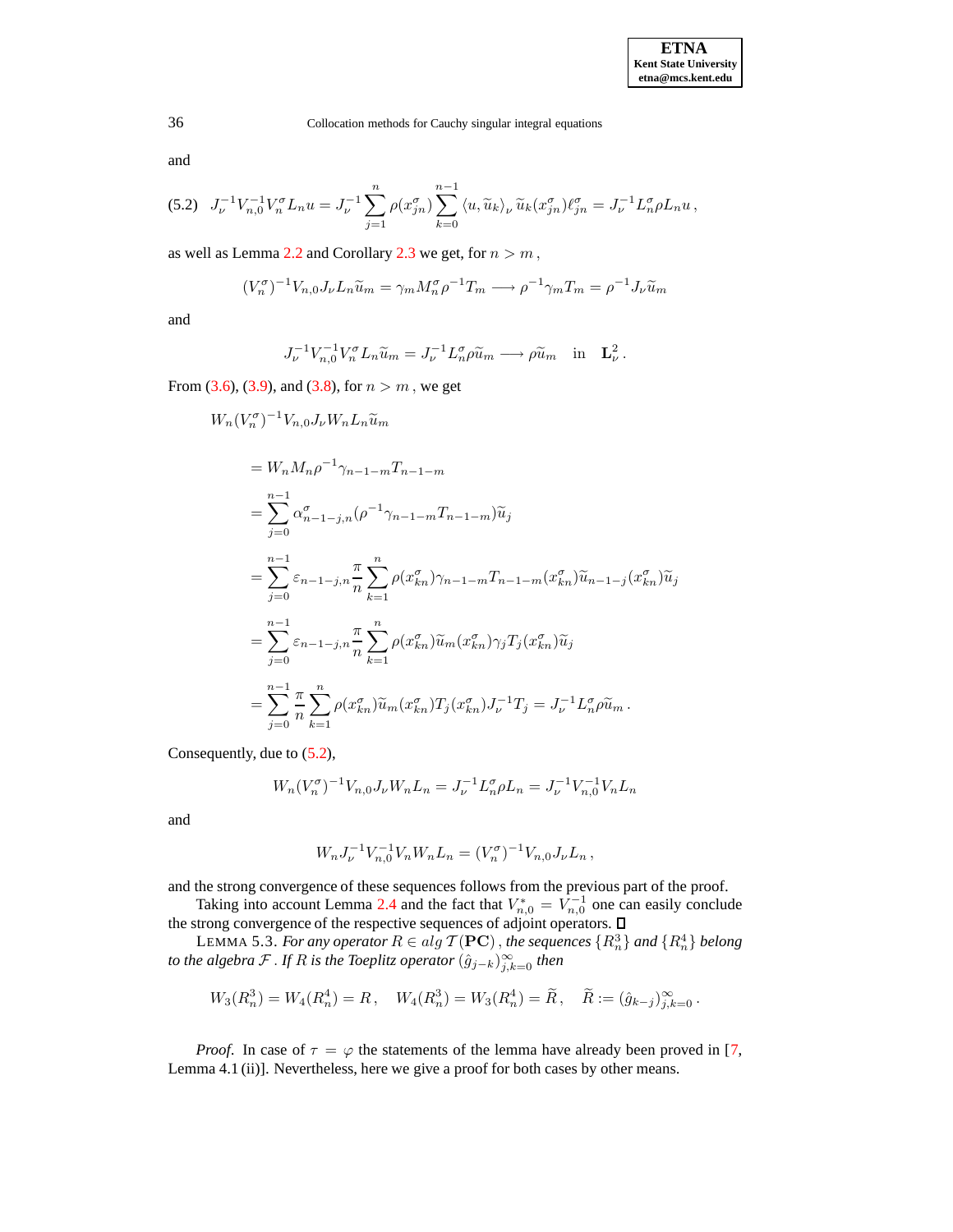and

$$J_\nu^{-1} V_{n,0}^{-1} V_n^\sigma L_n u = J_\nu^{-1} \sum_{j=1}^{n} \rho(x_{jn}^\sigma) \sum_{k=0}^{n-1} \langle u, \widetilde{u}_k \rangle_\nu \, \widetilde{u}_k(x_{jn}^\sigma) \ell_{jn}^\sigma = J_\nu^{-1} L_n^\sigma \rho L_n u \,, \tag{5.2}$$

as well as Lemma 2.2 and Corollary 2.3 we get, for $n > m$,

$$(V_n^\sigma)^{-1} V_{n,0} J_\nu L_n \widetilde{u}_m = \gamma_m M_n^\sigma \rho^{-1} T_m \longrightarrow \rho^{-1} \gamma_m T_m = \rho^{-1} J_\nu \widetilde{u}_m$$

and

$$J_\nu^{-1} V_{n,0}^{-1} V_n^\sigma L_n \widetilde{u}_m = J_\nu^{-1} L_n^\sigma \rho \widetilde{u}_m \longrightarrow \rho \widetilde{u}_m \quad \text{in} \quad \mathbf{L}_\nu^2 \,.$$

From (3.6), (3.9), and (3.8), for $n > m$, we get

$$\begin{aligned}
&W_n (V_n^\sigma)^{-1} V_{n,0} J_\nu W_n L_n \widetilde{u}_m \\
&= W_n M_n \rho^{-1} \gamma_{n-1-m} T_{n-1-m} \\
&= \sum_{j=0}^{n-1} \alpha_{n-1-j,n}^\sigma (\rho^{-1} \gamma_{n-1-m} T_{n-1-m}) \widetilde{u}_j \\
&= \sum_{j=0}^{n-1} \varepsilon_{n-1-j,n} \frac{\pi}{n} \sum_{k=1}^{n} \rho(x_{kn}^\sigma) \gamma_{n-1-m} T_{n-1-m}(x_{kn}^\sigma) \widetilde{u}_{n-1-j}(x_{kn}^\sigma) \widetilde{u}_j \\
&= \sum_{j=0}^{n-1} \varepsilon_{n-1-j,n} \frac{\pi}{n} \sum_{k=1}^{n} \rho(x_{kn}^\sigma) \widetilde{u}_m(x_{kn}^\sigma) \gamma_j T_j(x_{kn}^\sigma) \widetilde{u}_j \\
&= \sum_{j=0}^{n-1} \frac{\pi}{n} \sum_{k=1}^{n} \rho(x_{kn}^\sigma) \widetilde{u}_m(x_{kn}^\sigma) T_j(x_{kn}^\sigma) J_\nu^{-1} T_j = J_\nu^{-1} L_n^\sigma \rho \widetilde{u}_m \,.
\end{aligned}$$

Consequently, due to (5.2),

$$W_n (V_n^\sigma)^{-1} V_{n,0} J_\nu W_n L_n = J_\nu^{-1} L_n^\sigma \rho L_n = J_\nu^{-1} V_{n,0}^{-1} V_n L_n$$

and

$$W_n J_\nu^{-1} V_{n,0}^{-1} V_n W_n L_n = (V_n^\sigma)^{-1} V_{n,0} J_\nu L_n \,,$$

and the strong convergence of these sequences follows from the previous part of the proof.

Taking into account Lemma 2.4 and the fact that $V_{n,0}^* = V_{n,0}^{-1}$ one can easily conclude the strong convergence of the respective sequences of adjoint operators. ☐

LEMMA 5.3. *For any operator $R \in alg\, \mathcal{T}(\mathbf{PC})$, the sequences $\{R_n^3\}$ and $\{R_n^4\}$ belong to the algebra $\mathcal{F}$. If $R$ is the Toeplitz operator $(\hat{g}_{j-k})_{j,k=0}^\infty$ then*

$$W_3(R_n^3) = W_4(R_n^4) = R \,, \quad W_4(R_n^3) = W_3(R_n^4) = \widetilde{R} \,, \quad \widetilde{R} := (\hat{g}_{k-j})_{j,k=0}^\infty \,.$$

*Proof.* In case of $\tau = \varphi$ the statements of the lemma have already been proved in [7, Lemma 4.1 (ii)]. Nevertheless, here we give a proof for both cases by other means.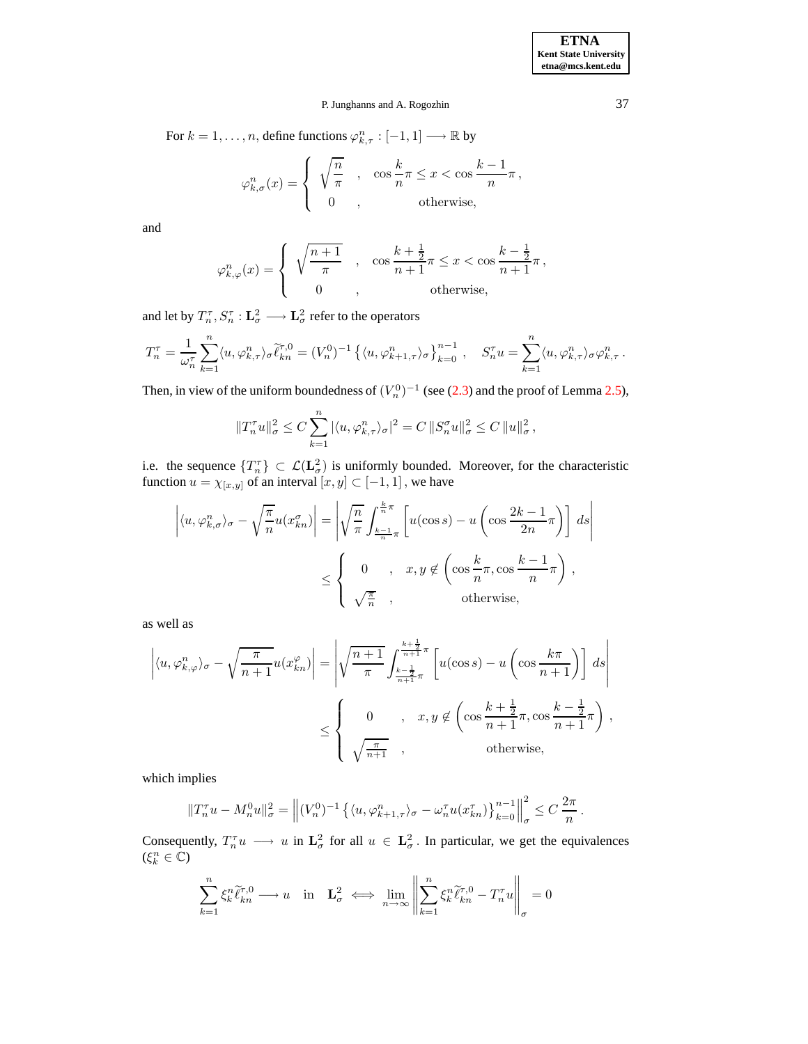For $k = 1, \ldots, n$, define functions $\varphi^n_{k,\tau} : [-1,1] \longrightarrow \mathbb{R}$ by

$$\varphi^n_{k,\sigma}(x) = \begin{cases} \sqrt{\dfrac{n}{\pi}} & , \quad \cos\dfrac{k}{n}\pi \le x < \cos\dfrac{k-1}{n}\pi \,, \\ 0 & , \qquad \text{otherwise,} \end{cases}$$

and

$$\varphi^n_{k,\varphi}(x) = \begin{cases} \sqrt{\dfrac{n+1}{\pi}} & , \quad \cos\dfrac{k+\frac{1}{2}}{n+1}\pi \le x < \cos\dfrac{k-\frac{1}{2}}{n+1}\pi \,, \\ 0 & , \qquad \text{otherwise,} \end{cases}$$

and let by $T^\tau_n, S^\tau_n : \mathbf{L}^2_\sigma \longrightarrow \mathbf{L}^2_\sigma$ refer to the operators

$$T^\tau_n = \frac{1}{\omega^\tau_n} \sum_{k=1}^n \langle u, \varphi^n_{k,\tau}\rangle_\sigma \widetilde{\ell}^{\tau,0}_{kn} = (V^0_n)^{-1} \left\{ \langle u, \varphi^n_{k+1,\tau}\rangle_\sigma \right\}_{k=0}^{n-1} , \quad S^\tau_n u = \sum_{k=1}^n \langle u, \varphi^n_{k,\tau}\rangle_\sigma \varphi^n_{k,\tau} \,.$$

Then, in view of the uniform boundedness of $(V^0_n)^{-1}$ (see (2.3) and the proof of Lemma 2.5),

$$\|T^\tau_n u\|^2_\sigma \le C \sum_{k=1}^n |\langle u, \varphi^n_{k,\tau}\rangle_\sigma|^2 = C \,\|S^\sigma_n u\|^2_\sigma \le C \,\|u\|^2_\sigma \,,$$

i.e. the sequence $\{T^\tau_n\} \subset \mathcal{L}(\mathbf{L}^2_\sigma)$ is uniformly bounded. Moreover, for the characteristic function $u = \chi_{[x,y]}$ of an interval $[x,y] \subset [-1,1]$, we have

$$\begin{aligned} \left| \langle u, \varphi^n_{k,\sigma}\rangle_\sigma - \sqrt{\frac{\pi}{n}}\, u(x^\sigma_{kn}) \right| &= \left| \sqrt{\frac{n}{\pi}} \int_{\frac{k-1}{n}\pi}^{\frac{k}{n}\pi} \left[ u(\cos s) - u\left(\cos\frac{2k-1}{2n}\pi\right)\right] ds \right| \\ &\le \begin{cases} 0 & , \quad x, y \notin \left(\cos\dfrac{k}{n}\pi, \cos\dfrac{k-1}{n}\pi\right) , \\ \sqrt{\frac{\pi}{n}} & , \qquad \text{otherwise,} \end{cases} \end{aligned}$$

as well as

$$\begin{aligned} \left| \langle u, \varphi^n_{k,\varphi}\rangle_\sigma - \sqrt{\frac{\pi}{n+1}}\, u(x^\varphi_{kn}) \right| &= \left| \sqrt{\frac{n+1}{\pi}} \int_{\frac{k-\frac{1}{2}}{n+1}\pi}^{\frac{k+\frac{1}{2}}{n+1}\pi} \left[ u(\cos s) - u\left(\cos\frac{k\pi}{n+1}\right)\right] ds \right| \\ &\le \begin{cases} 0 & , \quad x, y \notin \left(\cos\dfrac{k+\frac{1}{2}}{n+1}\pi, \cos\dfrac{k-\frac{1}{2}}{n+1}\pi\right) , \\ \sqrt{\frac{\pi}{n+1}} & , \qquad \text{otherwise,} \end{cases} \end{aligned}$$

which implies

$$\|T^\tau_n u - M^0_n u\|^2_\sigma = \left\| (V^0_n)^{-1} \left\{ \langle u, \varphi^n_{k+1,\tau}\rangle_\sigma - \omega^\tau_n u(x^\tau_{kn}) \right\}_{k=0}^{n-1} \right\|^2_\sigma \le C\,\frac{2\pi}{n} \,.$$

Consequently, $T^\tau_n u \longrightarrow u$ in $\mathbf{L}^2_\sigma$ for all $u \in \mathbf{L}^2_\sigma$. In particular, we get the equivalences ($\xi^n_k \in \mathbb{C}$)

$$\sum_{k=1}^n \xi^n_k \widetilde{\ell}^{\tau,0}_{kn} \longrightarrow u \quad \text{in} \quad \mathbf{L}^2_\sigma \iff \lim_{n\to\infty} \left\| \sum_{k=1}^n \xi^n_k \widetilde{\ell}^{\tau,0}_{kn} - T^\tau_n u \right\|_\sigma = 0$$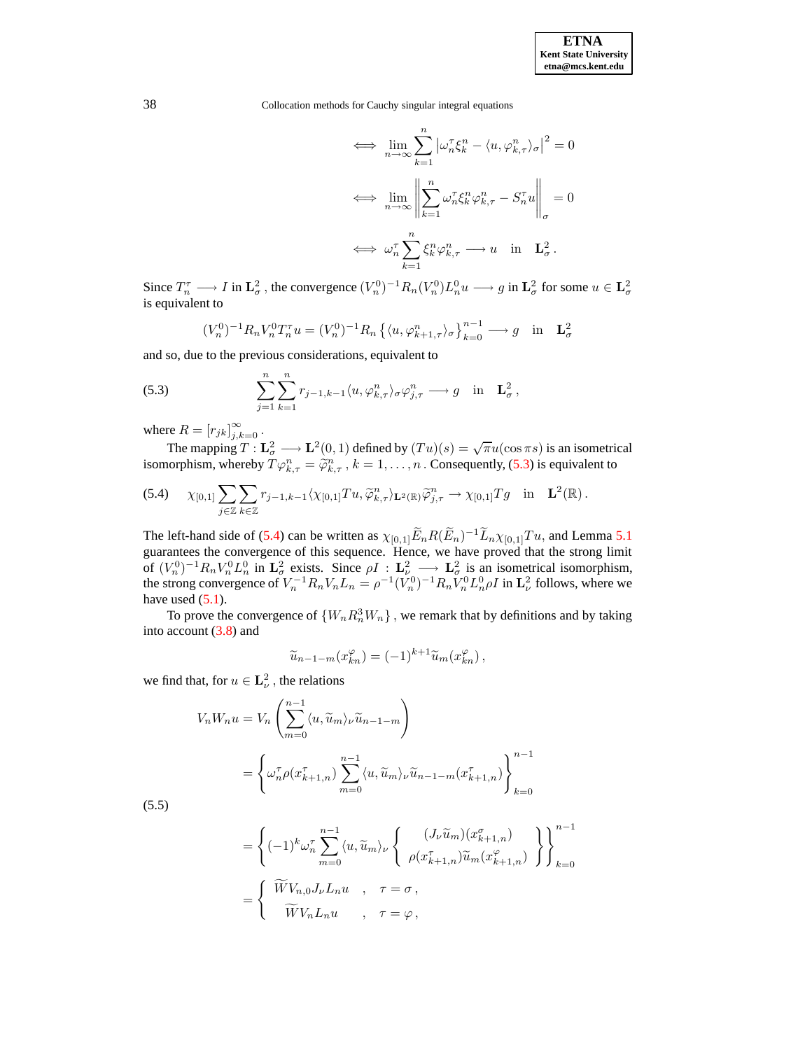$$
\begin{aligned}
&\iff \lim_{n\to\infty} \sum_{k=1}^{n} \left|\omega_n^\tau \xi_k^n - \langle u, \varphi_{k,\tau}^n\rangle_\sigma\right|^2 = 0 \\
&\iff \lim_{n\to\infty} \left\| \sum_{k=1}^{n} \omega_n^\tau \xi_k^n \varphi_{k,\tau}^n - S_n^\tau u \right\|_\sigma = 0 \\
&\iff \omega_n^\tau \sum_{k=1}^{n} \xi_k^n \varphi_{k,\tau}^n \longrightarrow u \quad \text{in} \quad \mathbf{L}_\sigma^2 .
\end{aligned}
$$

Since $T_n^\tau \longrightarrow I$ in $\mathbf{L}_\sigma^2$, the convergence $(V_n^0)^{-1} R_n (V_n^0) L_n^0 u \longrightarrow g$ in $\mathbf{L}_\sigma^2$ for some $u \in \mathbf{L}_\sigma^2$ is equivalent to

$$
(V_n^0)^{-1} R_n V_n^0 T_n^\tau u = (V_n^0)^{-1} R_n \left\{ \langle u, \varphi_{k+1,\tau}^n \rangle_\sigma \right\}_{k=0}^{n-1} \longrightarrow g \quad \text{in} \quad \mathbf{L}_\sigma^2
$$

and so, due to the previous considerations, equivalent to

$$
\sum_{j=1}^{n} \sum_{k=1}^{n} r_{j-1,k-1} \langle u, \varphi_{k,\tau}^n \rangle_\sigma \varphi_{j,\tau}^n \longrightarrow g \quad \text{in} \quad \mathbf{L}_\sigma^2 , \tag{5.3}
$$

where $R = [r_{jk}]_{j,k=0}^\infty$.

The mapping $T : \mathbf{L}_\sigma^2 \longrightarrow \mathbf{L}^2(0,1)$ defined by $(Tu)(s) = \sqrt{\pi} u(\cos \pi s)$ is an isometrical isomorphism, whereby $T\varphi_{k,\tau}^n = \widetilde{\varphi}_{k,\tau}^n$, $k = 1, \ldots, n$. Consequently, (5.3) is equivalent to

$$
\chi_{[0,1]} \sum_{j\in\mathbb{Z}} \sum_{k\in\mathbb{Z}} r_{j-1,k-1} \langle \chi_{[0,1]} Tu, \widetilde{\varphi}_{k,\tau}^n \rangle_{\mathbf{L}^2(\mathbb{R})} \widetilde{\varphi}_{j,\tau}^n \to \chi_{[0,1]} Tg \quad \text{in} \quad \mathbf{L}^2(\mathbb{R}) . \tag{5.4}
$$

The left-hand side of (5.4) can be written as $\chi_{[0,1]} \widetilde{E}_n R (\widetilde{E}_n)^{-1} \widetilde{L}_n \chi_{[0,1]} Tu$, and Lemma 5.1 guarantees the convergence of this sequence. Hence, we have proved that the strong limit of $(V_n^0)^{-1} R_n V_n^0 L_n^0$ in $\mathbf{L}_\sigma^2$ exists. Since $\rho I : \mathbf{L}_\nu^2 \longrightarrow \mathbf{L}_\sigma^2$ is an isometrical isomorphism, the strong convergence of $V_n^{-1} R_n V_n L_n = \rho^{-1} (V_n^0)^{-1} R_n V_n^0 L_n^0 \rho I$ in $\mathbf{L}_\nu^2$ follows, where we have used (5.1).

To prove the convergence of $\{W_n R_n^3 W_n\}$, we remark that by definitions and by taking into account (3.8) and

$$
\widetilde{u}_{n-1-m}(x_{kn}^\varphi) = (-1)^{k+1} \widetilde{u}_m(x_{kn}^\varphi) ,
$$

we find that, for $u \in \mathbf{L}_\nu^2$, the relations

$$
\begin{aligned}
V_n W_n u &= V_n \left( \sum_{m=0}^{n-1} \langle u, \widetilde{u}_m \rangle_\nu \widetilde{u}_{n-1-m} \right) \\
&= \left\{ \omega_n^\tau \rho(x_{k+1,n}^\tau) \sum_{m=0}^{n-1} \langle u, \widetilde{u}_m \rangle_\nu \widetilde{u}_{n-1-m}(x_{k+1,n}^\tau) \right\}_{k=0}^{n-1} \\
&= \left\{ (-1)^k \omega_n^\tau \sum_{m=0}^{n-1} \langle u, \widetilde{u}_m \rangle_\nu \left\{ \begin{array}{c} (J_\nu \widetilde{u}_m)(x_{k+1,n}^\sigma) \\ \rho(x_{k+1,n}^\tau) \widetilde{u}_m(x_{k+1,n}^\varphi) \end{array} \right\} \right\}_{k=0}^{n-1} \\
&= \left\{ \begin{array}{lll} \widetilde{W} V_{n,0} J_\nu L_n u & , & \tau = \sigma , \\ \widetilde{W} V_n L_n u & , & \tau = \varphi , \end{array} \right.
\end{aligned} \tag{5.5}
$$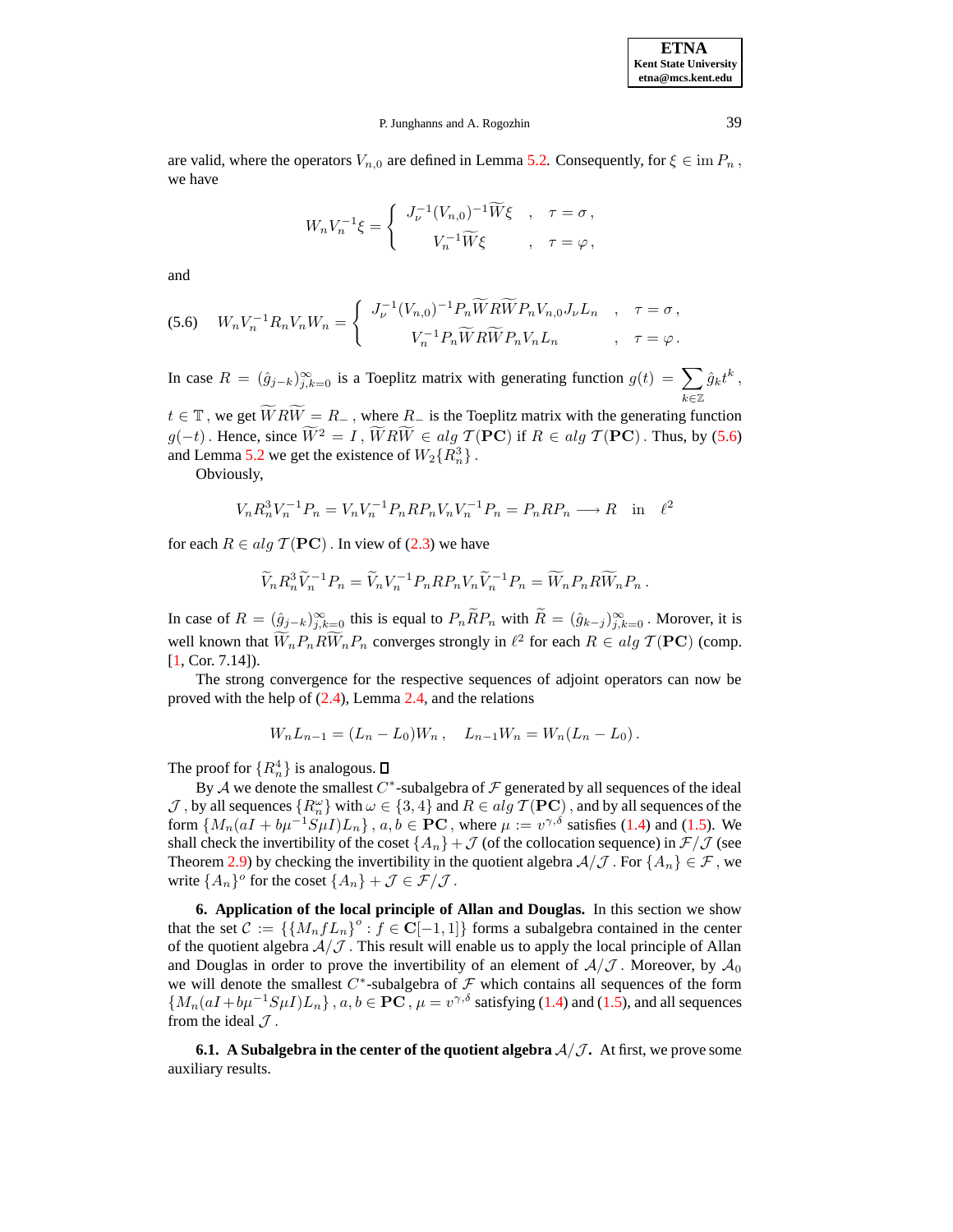are valid, where the operators $V_{n,0}$ are defined in Lemma 5.2. Consequently, for $\xi \in \operatorname{im} P_n$, we have

$$W_n V_n^{-1} \xi = \begin{cases} J_\nu^{-1} (V_{n,0})^{-1} \widetilde{W} \xi & , \quad \tau = \sigma \, , \\ V_n^{-1} \widetilde{W} \xi & , \quad \tau = \varphi \, , \end{cases}$$

and

$$W_n V_n^{-1} R_n V_n W_n = \begin{cases} J_\nu^{-1} (V_{n,0})^{-1} P_n \widetilde{W} R \widetilde{W} P_n V_{n,0} J_\nu L_n & , \quad \tau = \sigma \, , \\ V_n^{-1} P_n \widetilde{W} R \widetilde{W} P_n V_n L_n & , \quad \tau = \varphi \, . \end{cases} \tag{5.6}$$

In case $R = (\hat{g}_{j-k})_{j,k=0}^\infty$ is a Toeplitz matrix with generating function $g(t) = \sum_{k \in \mathbb{Z}} \hat{g}_k t^k$, $t \in \mathbb{T}$, we get $\widetilde{W} R \widetilde{W} = R_-$, where $R_-$ is the Toeplitz matrix with the generating function $g(-t)$. Hence, since $\widetilde{W}^2 = I$, $\widetilde{W} R \widetilde{W} \in alg\, \mathcal{T}(\mathbf{PC})$ if $R \in alg\, \mathcal{T}(\mathbf{PC})$. Thus, by (5.6) and Lemma 5.2 we get the existence of $W_2\{R_n^3\}$.

Obviously,

$$V_n R_n^3 V_n^{-1} P_n = V_n V_n^{-1} P_n R P_n V_n V_n^{-1} P_n = P_n R P_n \longrightarrow R \quad \text{in} \quad \ell^2$$

for each $R \in alg\, \mathcal{T}(\mathbf{PC})$. In view of (2.3) we have

$$\widetilde{V}_n R_n^3 \widetilde{V}_n^{-1} P_n = \widetilde{V}_n V_n^{-1} P_n R P_n V_n \widetilde{V}_n^{-1} P_n = \widetilde{W}_n P_n R \widetilde{W}_n P_n \, .$$

In case of $R = (\hat{g}_{j-k})_{j,k=0}^\infty$ this is equal to $P_n \widetilde{R} P_n$ with $\widetilde{R} = (\hat{g}_{k-j})_{j,k=0}^\infty$. Morover, it is well known that $\widetilde{W}_n P_n R \widetilde{W}_n P_n$ converges strongly in $\ell^2$ for each $R \in alg\, \mathcal{T}(\mathbf{PC})$ (comp. [1, Cor. 7.14]).

The strong convergence for the respective sequences of adjoint operators can now be proved with the help of (2.4), Lemma 2.4, and the relations

$$W_n L_{n-1} = (L_n - L_0) W_n \, , \quad L_{n-1} W_n = W_n (L_n - L_0) \, .$$

The proof for $\{R_n^4\}$ is analogous. ☐

By $\mathcal{A}$ we denote the smallest $C^*$-subalgebra of $\mathcal{F}$ generated by all sequences of the ideal $\mathcal{J}$, by all sequences $\{R_n^\omega\}$ with $\omega \in \{3,4\}$ and $R \in alg\, \mathcal{T}(\mathbf{PC})$, and by all sequences of the form $\{M_n(aI + b\mu^{-1} S \mu I) L_n\}$, $a, b \in \mathbf{PC}$, where $\mu := v^{\gamma,\delta}$ satisfies (1.4) and (1.5). We shall check the invertibility of the coset $\{A_n\} + \mathcal{J}$ (of the collocation sequence) in $\mathcal{F}/\mathcal{J}$ (see Theorem 2.9) by checking the invertibility in the quotient algebra $\mathcal{A}/\mathcal{J}$. For $\{A_n\} \in \mathcal{F}$, we write $\{A_n\}^o$ for the coset $\{A_n\} + \mathcal{J} \in \mathcal{F}/\mathcal{J}$.

**6. Application of the local principle of Allan and Douglas.** In this section we show that the set $\mathcal{C} := \{\{M_n f L_n\}^o : f \in \mathbf{C}[-1,1]\}$ forms a subalgebra contained in the center of the quotient algebra $\mathcal{A}/\mathcal{J}$. This result will enable us to apply the local principle of Allan and Douglas in order to prove the invertibility of an element of $\mathcal{A}/\mathcal{J}$. Moreover, by $\mathcal{A}_0$ we will denote the smallest $C^*$-subalgebra of $\mathcal{F}$ which contains all sequences of the form $\{M_n(aI + b\mu^{-1} S \mu I) L_n\}$, $a, b \in \mathbf{PC}$, $\mu = v^{\gamma,\delta}$ satisfying (1.4) and (1.5), and all sequences from the ideal $\mathcal{J}$.

**6.1. A Subalgebra in the center of the quotient algebra $\mathcal{A}/\mathcal{J}$.** At first, we prove some auxiliary results.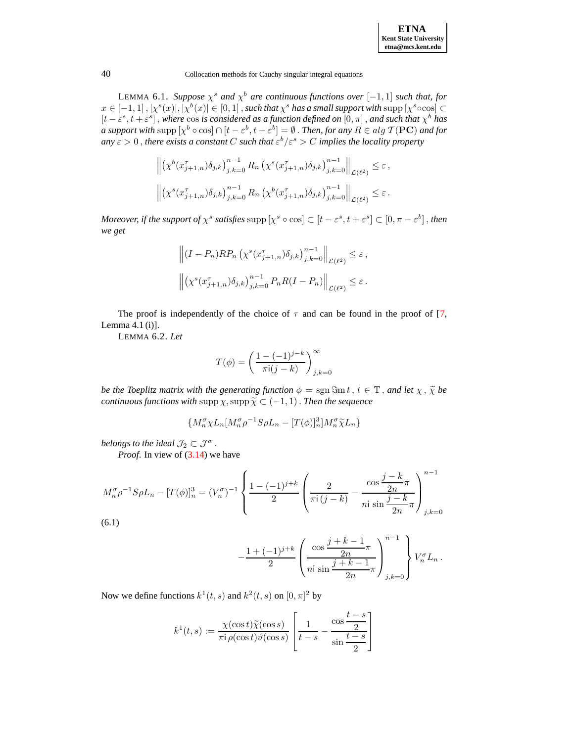LEMMA 6.1. *Suppose $\chi^s$ and $\chi^b$ are continuous functions over $[-1,1]$ such that, for $x \in [-1,1]$, $|\chi^s(x)|, |\chi^b(x)| \in [0,1]$, such that $\chi^s$ has a small support with $\operatorname{supp}[\chi^s \circ \cos] \subset [t-\varepsilon^s, t+\varepsilon^s]$, where $\cos$ is considered as a function defined on $[0,\pi]$, and such that $\chi^b$ has a support with $\operatorname{supp}[\chi^b \circ \cos] \cap [t-\varepsilon^b, t+\varepsilon^b] = \emptyset$. Then, for any $R \in alg\, \mathcal{T}(\mathbf{PC})$ and for any $\varepsilon > 0$, there exists a constant $C$ such that $\varepsilon^b/\varepsilon^s > C$ implies the locality property*

$$
\left\| \left(\chi^b(x^\tau_{j+1,n})\delta_{j,k}\right)_{j,k=0}^{n-1} R_n \left(\chi^s(x^\tau_{j+1,n})\delta_{j,k}\right)_{j,k=0}^{n-1} \right\|_{\mathcal{L}(\ell^2)} \le \varepsilon ,
$$

$$
\left\| \left(\chi^s(x^\tau_{j+1,n})\delta_{j,k}\right)_{j,k=0}^{n-1} R_n \left(\chi^b(x^\tau_{j+1,n})\delta_{j,k}\right)_{j,k=0}^{n-1} \right\|_{\mathcal{L}(\ell^2)} \le \varepsilon .
$$

*Moreover, if the support of $\chi^s$ satisfies $\operatorname{supp}[\chi^s \circ \cos] \subset [t-\varepsilon^s, t+\varepsilon^s] \subset [0, \pi - \varepsilon^b]$, then we get*

$$
\left\| (I-P_n) R P_n \left(\chi^s(x^\tau_{j+1,n})\delta_{j,k}\right)_{j,k=0}^{n-1} \right\|_{\mathcal{L}(\ell^2)} \le \varepsilon ,
$$

$$
\left\| \left(\chi^s(x^\tau_{j+1,n})\delta_{j,k}\right)_{j,k=0}^{n-1} P_n R (I-P_n) \right\|_{\mathcal{L}(\ell^2)} \le \varepsilon .
$$

The proof is independently of the choice of $\tau$ and can be found in the proof of [7, Lemma 4.1 (i)].

LEMMA 6.2. *Let*

$$
T(\phi) = \left( \frac{1-(-1)^{j-k}}{\pi \mathrm{i}(j-k)} \right)_{j,k=0}^{\infty}
$$

*be the Toeplitz matrix with the generating function $\phi = \operatorname{sgn} \Im\mathrm{m}\, t$, $t \in \mathbb{T}$, and let $\chi$, $\widetilde{\chi}$ be continuous functions with $\operatorname{supp}\chi, \operatorname{supp}\widetilde{\chi} \subset (-1,1)$. Then the sequence*

$$
\{ M_n^\sigma \chi L_n [M_n^\sigma \rho^{-1} S \rho L_n - [T(\phi)]_n^3] M_n^\sigma \widetilde{\chi} L_n \}
$$

*belongs to the ideal $\mathcal{J}_2 \subset \mathcal{J}^\sigma$.*

*Proof.* In view of (3.14) we have

$$
\begin{aligned}
M_n^\sigma \rho^{-1} S \rho L_n - [T(\phi)]_n^3 = (V_n^\sigma)^{-1} \Bigg\{ & \frac{1-(-1)^{j+k}}{2} \left( \frac{2}{\pi \mathrm{i}\,(j-k)} - \frac{\cos \dfrac{j-k}{2n}\pi}{n\mathrm{i}\, \sin \dfrac{j-k}{2n}\pi} \right)_{j,k=0}^{n-1} \\
& - \frac{1+(-1)^{j+k}}{2} \left( \frac{\cos \dfrac{j+k-1}{2n}\pi}{n\mathrm{i}\, \sin \dfrac{j+k-1}{2n}\pi} \right)_{j,k=0}^{n-1} \Bigg\} V_n^\sigma L_n .
\end{aligned} \tag{6.1}
$$

Now we define functions $k^1(t,s)$ and $k^2(t,s)$ on $[0,\pi]^2$ by

$$
k^1(t,s) := \frac{\chi(\cos t)\widetilde{\chi}(\cos s)}{\pi \mathrm{i}\, \rho(\cos t)\vartheta(\cos s)} \left[ \frac{1}{t-s} - \frac{\cos \dfrac{t-s}{2}}{\sin \dfrac{t-s}{2}} \right]
$$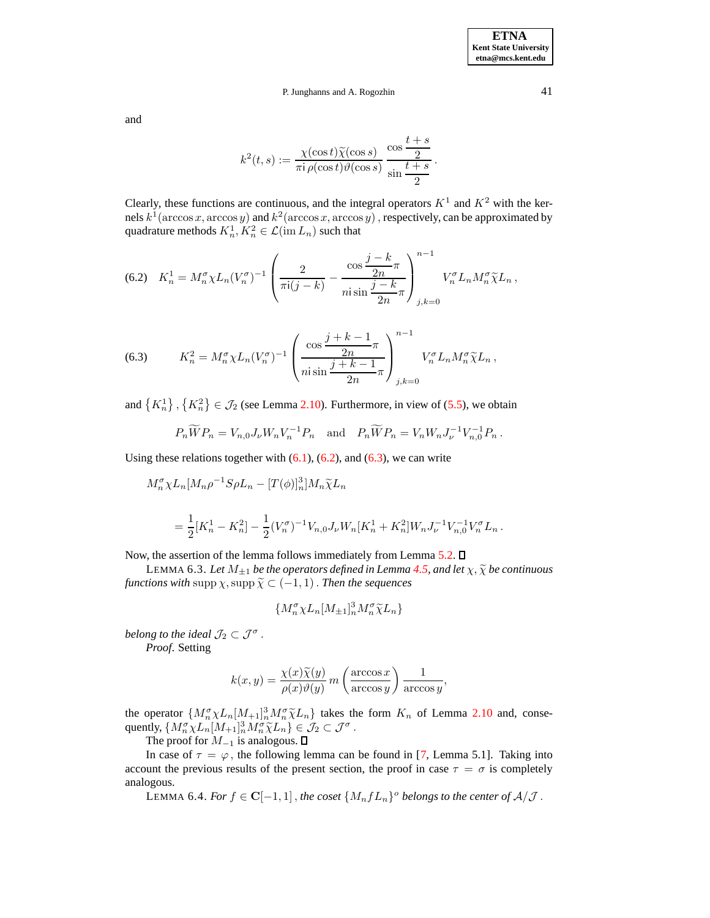and

$$k^2(t,s) := \frac{\chi(\cos t)\widetilde{\chi}(\cos s)}{\pi \mathrm{i}\, \rho(\cos t)\vartheta(\cos s)} \, \frac{\cos \dfrac{t+s}{2}}{\sin \dfrac{t+s}{2}} \, .$$

Clearly, these functions are continuous, and the integral operators $K^1$ and $K^2$ with the kernels $k^1(\arccos x, \arccos y)$ and $k^2(\arccos x, \arccos y)$ , respectively, can be approximated by quadrature methods $K_n^1, K_n^2 \in \mathcal{L}(\operatorname{im} L_n)$ such that

$$K_n^1 = M_n^\sigma \chi L_n (V_n^\sigma)^{-1} \left( \frac{2}{\pi \mathrm{i}(j-k)} - \frac{\cos \dfrac{j-k}{2n}\pi}{n\mathrm{i} \sin \dfrac{j-k}{2n}\pi} \right)_{j,k=0}^{n-1} V_n^\sigma L_n M_n^\sigma \widetilde{\chi} L_n \, , \tag{6.2}$$

$$K_n^2 = M_n^\sigma \chi L_n (V_n^\sigma)^{-1} \left( \frac{\cos \dfrac{j+k-1}{2n}\pi}{n\mathrm{i} \sin \dfrac{j+k-1}{2n}\pi} \right)_{j,k=0}^{n-1} V_n^\sigma L_n M_n^\sigma \widetilde{\chi} L_n \, , \tag{6.3}$$

and $\left\{K_n^1\right\}, \left\{K_n^2\right\} \in \mathcal{J}_2$ (see Lemma 2.10). Furthermore, in view of (5.5), we obtain

$$P_n \widetilde{W} P_n = V_{n,0} J_\nu W_n V_n^{-1} P_n \quad \text{and} \quad P_n \widetilde{W} P_n = V_n W_n J_\nu^{-1} V_{n,0}^{-1} P_n \, .$$

Using these relations together with (6.1), (6.2), and (6.3), we can write

$$M_n^\sigma \chi L_n [M_n \rho^{-1} S \rho L_n - [T(\phi)]_n^3] M_n \widetilde{\chi} L_n$$

$$= \frac{1}{2}[K_n^1 - K_n^2] - \frac{1}{2}(V_n^\sigma)^{-1} V_{n,0} J_\nu W_n [K_n^1 + K_n^2] W_n J_\nu^{-1} V_{n,0}^{-1} V_n^\sigma L_n \, .$$

Now, the assertion of the lemma follows immediately from Lemma 5.2. ∎

LEMMA 6.3. *Let $M_{\pm 1}$ be the operators defined in Lemma 4.5, and let $\chi, \widetilde{\chi}$ be continuous functions with* $\operatorname{supp} \chi, \operatorname{supp} \widetilde{\chi} \subset (-1,1)$ . *Then the sequences*

$$\{M_n^\sigma \chi L_n [M_{\pm 1}]_n^3 M_n^\sigma \widetilde{\chi} L_n\}$$

*belong to the ideal $\mathcal{J}_2 \subset \mathcal{J}^\sigma$ .*

*Proof.* Setting

$$k(x,y) = \frac{\chi(x)\widetilde{\chi}(y)}{\rho(x)\vartheta(y)} \, m\left(\frac{\arccos x}{\arccos y}\right) \frac{1}{\arccos y},$$

the operator $\{M_n^\sigma \chi L_n [M_{+1}]_n^3 M_n^\sigma \widetilde{\chi} L_n\}$ takes the form $K_n$ of Lemma 2.10 and, consequently, $\{M_n^\sigma \chi L_n [M_{+1}]_n^3 M_n^\sigma \widetilde{\chi} L_n\} \in \mathcal{J}_2 \subset \mathcal{J}^\sigma$ .

The proof for $M_{-1}$ is analogous. ∎

In case of $\tau = \varphi$, the following lemma can be found in [7, Lemma 5.1]. Taking into account the previous results of the present section, the proof in case $\tau = \sigma$ is completely analogous.

LEMMA 6.4. *For $f \in \mathbf{C}[-1,1]$ , the coset $\{M_n f L_n\}^o$ belongs to the center of $\mathcal{A}/\mathcal{J}$ .*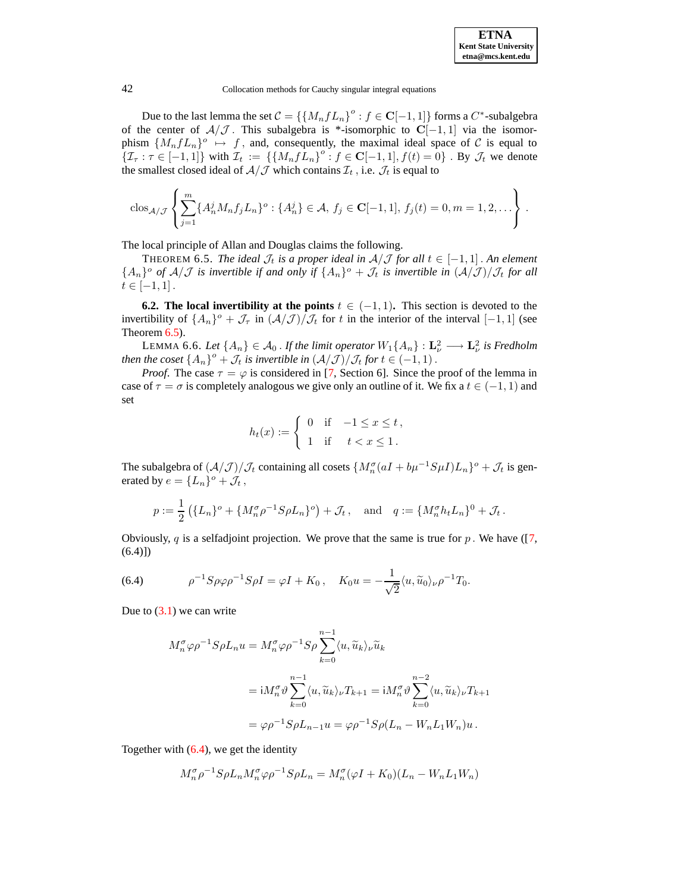Due to the last lemma the set $\mathcal{C} = \{\{M_n f L_n\}^o : f \in \mathbf{C}[-1,1]\}$ forms a $C^*$-subalgebra of the center of $\mathcal{A}/\mathcal{J}$. This subalgebra is \*-isomorphic to $\mathbf{C}[-1,1]$ via the isomorphism $\{M_n f L_n\}^o \mapsto f$, and, consequently, the maximal ideal space of $\mathcal{C}$ is equal to $\{\mathcal{I}_\tau : \tau \in [-1,1]\}$ with $\mathcal{I}_t := \{\{M_n f L_n\}^o : f \in \mathbf{C}[-1,1], f(t) = 0\}$. By $\mathcal{J}_t$ we denote the smallest closed ideal of $\mathcal{A}/\mathcal{J}$ which contains $\mathcal{I}_t$, i.e. $\mathcal{J}_t$ is equal to

$$\operatorname{clos}_{\mathcal{A}/\mathcal{J}} \left\{ \sum_{j=1}^{m} \{A_n^j M_n f_j L_n\}^o : \{A_n^j\} \in \mathcal{A},\, f_j \in \mathbf{C}[-1,1],\, f_j(t) = 0, m = 1, 2, \ldots \right\}.$$

The local principle of Allan and Douglas claims the following.

THEOREM 6.5. *The ideal $\mathcal{J}_t$ is a proper ideal in $\mathcal{A}/\mathcal{J}$ for all $t \in [-1,1]$. An element $\{A_n\}^o$ of $\mathcal{A}/\mathcal{J}$ is invertible if and only if $\{A_n\}^o + \mathcal{J}_t$ is invertible in $(\mathcal{A}/\mathcal{J})/\mathcal{J}_t$ for all $t \in [-1,1]$.*

**6.2. The local invertibility at the points** $t \in (-1,1)$**.** This section is devoted to the invertibility of $\{A_n\}^o + \mathcal{J}_\tau$ in $(\mathcal{A}/\mathcal{J})/\mathcal{J}_t$ for $t$ in the interior of the interval $[-1,1]$ (see Theorem 6.5).

LEMMA 6.6. *Let $\{A_n\} \in \mathcal{A}_0$. If the limit operator $W_1\{A_n\} : \mathbf{L}^2_\nu \longrightarrow \mathbf{L}^2_\nu$ is Fredholm then the coset $\{A_n\}^o + \mathcal{J}_t$ is invertible in $(\mathcal{A}/\mathcal{J})/\mathcal{J}_t$ for $t \in (-1,1)$.*

*Proof.* The case $\tau = \varphi$ is considered in [7, Section 6]. Since the proof of the lemma in case of $\tau = \sigma$ is completely analogous we give only an outline of it. We fix a $t \in (-1,1)$ and set

$$h_t(x) := \begin{cases} 0 & \text{if} \quad -1 \le x \le t\,, \\ 1 & \text{if} \quad\;\; t < x \le 1\,. \end{cases}$$

The subalgebra of $(\mathcal{A}/\mathcal{J})/\mathcal{J}_t$ containing all cosets $\{M_n^\sigma(aI + b\mu^{-1}S\mu I)L_n\}^o + \mathcal{J}_t$ is generated by $e = \{L_n\}^o + \mathcal{J}_t$,

$$p := \frac{1}{2}\left(\{L_n\}^o + \{M_n^\sigma \rho^{-1} S \rho L_n\}^o\right) + \mathcal{J}_t\,, \quad \text{and} \quad q := \{M_n^\sigma h_t L_n\}^0 + \mathcal{J}_t\,.$$

Obviously, $q$ is a selfadjoint projection. We prove that the same is true for $p$. We have ([7, (6.4)])

$$\rho^{-1} S \rho \varphi \rho^{-1} S \rho I = \varphi I + K_0\,, \quad K_0 u = -\frac{1}{\sqrt{2}} \langle u, \widetilde{u}_0 \rangle_\nu \rho^{-1} T_0. \tag{6.4}$$

Due to (3.1) we can write

$$\begin{aligned}
M_n^\sigma \varphi \rho^{-1} S \rho L_n u &= M_n^\sigma \varphi \rho^{-1} S \rho \sum_{k=0}^{n-1} \langle u, \widetilde{u}_k \rangle_\nu \widetilde{u}_k \\
&= \mathrm{i} M_n^\sigma \vartheta \sum_{k=0}^{n-1} \langle u, \widetilde{u}_k \rangle_\nu T_{k+1} = \mathrm{i} M_n^\sigma \vartheta \sum_{k=0}^{n-2} \langle u, \widetilde{u}_k \rangle_\nu T_{k+1} \\
&= \varphi \rho^{-1} S \rho L_{n-1} u = \varphi \rho^{-1} S \rho (L_n - W_n L_1 W_n) u\,.
\end{aligned}$$

Together with (6.4), we get the identity

$$M_n^\sigma \rho^{-1} S \rho L_n M_n^\sigma \varphi \rho^{-1} S \rho L_n = M_n^\sigma (\varphi I + K_0)(L_n - W_n L_1 W_n)$$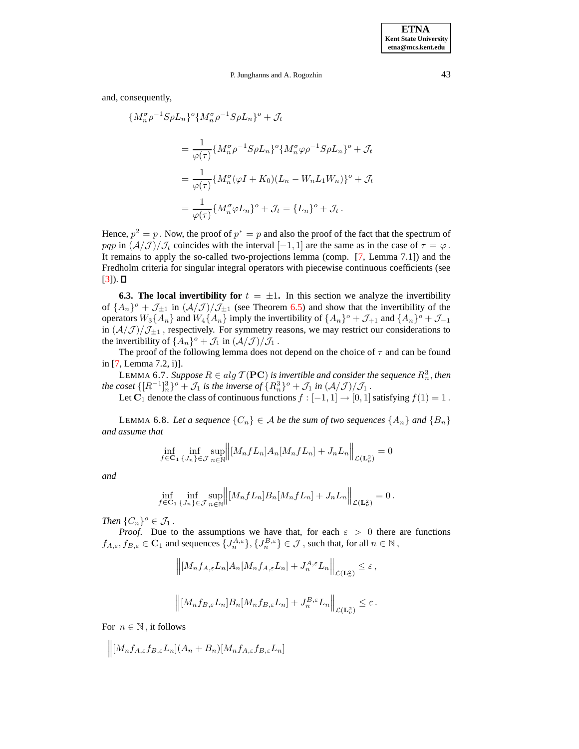and, consequently,

$$
\begin{aligned}
\{M_n^\sigma \rho^{-1} S \rho L_n\}^o \{M_n^\sigma \rho^{-1} S \rho L_n\}^o + \mathcal{J}_t \\
&= \frac{1}{\varphi(\tau)} \{M_n^\sigma \rho^{-1} S \rho L_n\}^o \{M_n^\sigma \varphi \rho^{-1} S \rho L_n\}^o + \mathcal{J}_t \\
&= \frac{1}{\varphi(\tau)} \{M_n^\sigma (\varphi I + K_0)(L_n - W_n L_1 W_n)\}^o + \mathcal{J}_t \\
&= \frac{1}{\varphi(\tau)} \{M_n^\sigma \varphi L_n\}^o + \mathcal{J}_t = \{L_n\}^o + \mathcal{J}_t \,.
\end{aligned}
$$

Hence, $p^2 = p$. Now, the proof of $p^* = p$ and also the proof of the fact that the spectrum of $pqp$ in $(\mathcal{A}/\mathcal{J})/\mathcal{J}_t$ coincides with the interval $[-1,1]$ are the same as in the case of $\tau = \varphi$. It remains to apply the so-called two-projections lemma (comp. [7, Lemma 7.1]) and the Fredholm criteria for singular integral operators with piecewise continuous coefficients (see [3]). $\square$

**6.3. The local invertibility for $t = \pm 1$.** In this section we analyze the invertibility of $\{A_n\}^o + \mathcal{J}_{\pm 1}$ in $(\mathcal{A}/\mathcal{J})/\mathcal{J}_{\pm 1}$ (see Theorem 6.5) and show that the invertibility of the operators $W_3\{A_n\}$ and $W_4\{A_n\}$ imply the invertibility of $\{A_n\}^o + \mathcal{J}_{+1}$ and $\{A_n\}^o + \mathcal{J}_{-1}$ in $(\mathcal{A}/\mathcal{J})/\mathcal{J}_{\pm 1}$, respectively. For symmetry reasons, we may restrict our considerations to the invertibility of $\{A_n\}^o + \mathcal{J}_1$ in $(\mathcal{A}/\mathcal{J})/\mathcal{J}_1$.

The proof of the following lemma does not depend on the choice of $\tau$ and can be found in [7, Lemma 7.2, i)].

LEMMA 6.7. *Suppose $R \in alg\, \mathcal{T}(\mathbf{PC})$ is invertible and consider the sequence $R_n^3$, then the coset $\{[R^{-1}]_n^3\}^o + \mathcal{J}_1$ is the inverse of $\{R_n^3\}^o + \mathcal{J}_1$ in $(\mathcal{A}/\mathcal{J})/\mathcal{J}_1$.*

Let $\mathbf{C}_1$ denote the class of continuous functions $f : [-1,1] \to [0,1]$ satisfying $f(1) = 1$.

LEMMA 6.8. *Let a sequence $\{C_n\} \in \mathcal{A}$ be the sum of two sequences $\{A_n\}$ and $\{B_n\}$ and assume that*

$$
\inf_{f \in \mathbf{C}_1} \inf_{\{J_n\} \in \mathcal{J}} \sup_{n \in \mathbb{N}} \left\| [M_n f L_n] A_n [M_n f L_n] + J_n L_n \right\|_{\mathcal{L}(\mathbf{L}_\nu^2)} = 0
$$

*and*

$$
\inf_{f \in \mathbf{C}_1} \inf_{\{J_n\} \in \mathcal{J}} \sup_{n \in \mathbb{N}} \left\| [M_n f L_n] B_n [M_n f L_n] + J_n L_n \right\|_{\mathcal{L}(\mathbf{L}_\nu^2)} = 0 \,.
$$

*Then $\{C_n\}^o \in \mathcal{J}_1$.*

*Proof.* Due to the assumptions we have that, for each $\varepsilon > 0$ there are functions $f_{A,\varepsilon}, f_{B,\varepsilon} \in \mathbf{C}_1$ and sequences $\{J_n^{A,\varepsilon}\}, \{J_n^{B,\varepsilon}\} \in \mathcal{J}$, such that, for all $n \in \mathbb{N}$,

$$
\left\| [M_n f_{A,\varepsilon} L_n] A_n [M_n f_{A,\varepsilon} L_n] + J_n^{A,\varepsilon} L_n \right\|_{\mathcal{L}(\mathbf{L}_\nu^2)} \le \varepsilon \,,
$$

$$
\left\| [M_n f_{B,\varepsilon} L_n] B_n [M_n f_{B,\varepsilon} L_n] + J_n^{B,\varepsilon} L_n \right\|_{\mathcal{L}(\mathbf{L}_\nu^2)} \le \varepsilon \,.
$$

For $n \in \mathbb{N}$, it follows

$$
\Big\| [M_n f_{A,\varepsilon} f_{B,\varepsilon} L_n](A_n + B_n)[M_n f_{A,\varepsilon} f_{B,\varepsilon} L_n]
$$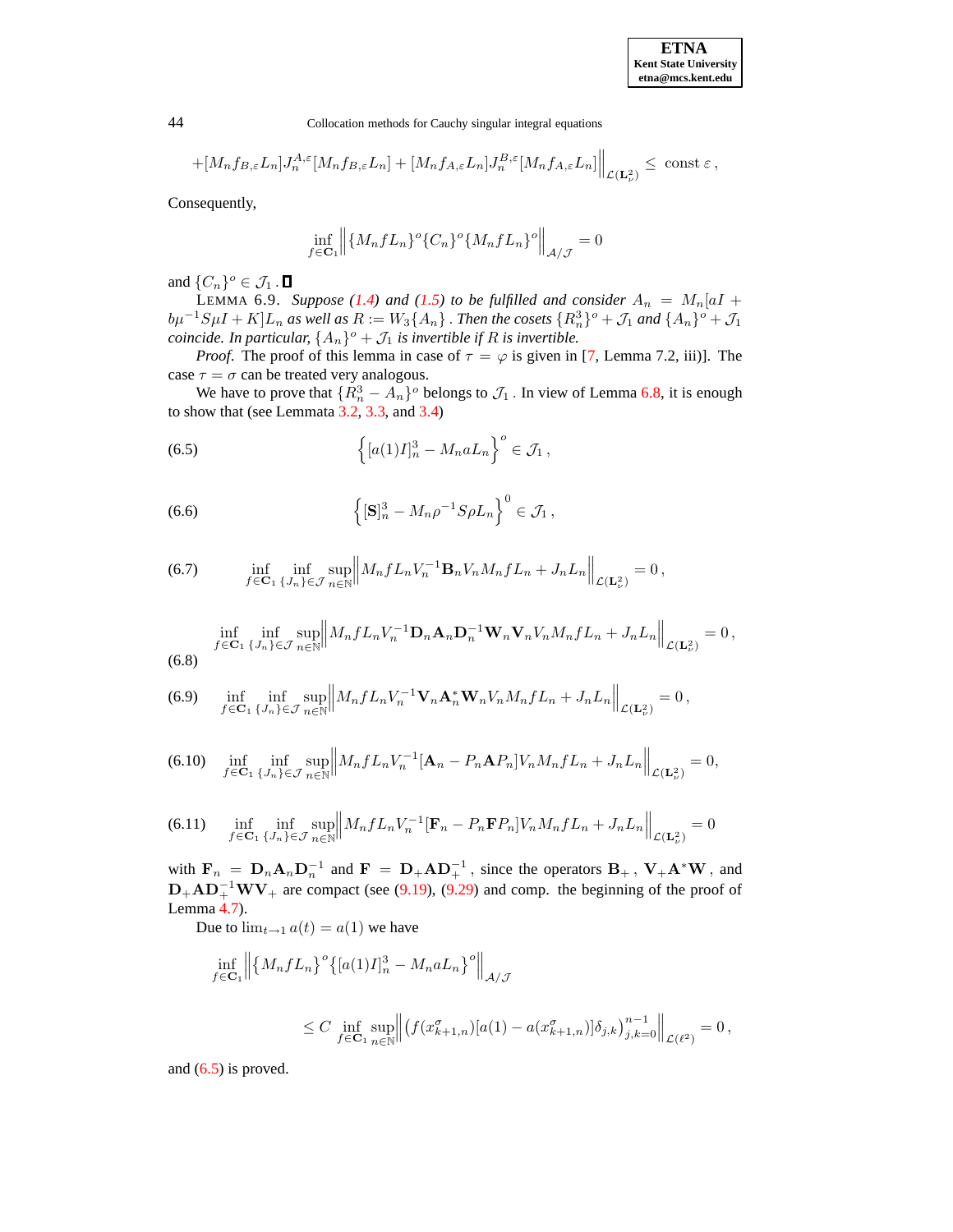$$+[M_n f_{B,\varepsilon} L_n] J_n^{A,\varepsilon} [M_n f_{B,\varepsilon} L_n] + [M_n f_{A,\varepsilon} L_n] J_n^{B,\varepsilon} [M_n f_{A,\varepsilon} L_n] \Big\|_{\mathcal{L}(\mathbf{L}^2_\nu)} \leq \text{ const } \varepsilon \,,$$

Consequently,

$$\inf_{f \in \mathbf{C}_1} \left\| \{M_n f L_n\}^o \{C_n\}^o \{M_n f L_n\}^o \right\|_{\mathcal{A}/\mathcal{J}} = 0$$

and $\{C_n\}^o \in \mathcal{J}_1$ . ∎

LEMMA 6.9. *Suppose (1.4) and (1.5) to be fulfilled and consider $A_n = M_n[aI + b\mu^{-1}S\mu I + K]L_n$ as well as $R := W_3\{A_n\}$ . Then the cosets $\{R_n^3\}^o + \mathcal{J}_1$ and $\{A_n\}^o + \mathcal{J}_1$ coincide. In particular, $\{A_n\}^o + \mathcal{J}_1$ is invertible if $R$ is invertible.*

*Proof*. The proof of this lemma in case of $\tau = \varphi$ is given in [7, Lemma 7.2, iii)]. The case $\tau = \sigma$ can be treated very analogous.

We have to prove that $\{R_n^3 - A_n\}^o$ belongs to $\mathcal{J}_1$ . In view of Lemma 6.8, it is enough to show that (see Lemmata 3.2, 3.3, and 3.4)

$$\left\{ [a(1)I]_n^3 - M_n a L_n \right\}^o \in \mathcal{J}_1 \,, \tag{6.5}$$

$$\left\{ [\mathbf{S}]_n^3 - M_n \rho^{-1} S \rho L_n \right\}^0 \in \mathcal{J}_1 \,, \tag{6.6}$$

$$\inf_{f \in \mathbf{C}_1} \inf_{\{J_n\} \in \mathcal{J}} \sup_{n \in \mathbb{N}} \left\| M_n f L_n V_n^{-1} \mathbf{B}_n V_n M_n f L_n + J_n L_n \right\|_{\mathcal{L}(\mathbf{L}^2_\nu)} = 0 \,, \tag{6.7}$$

$$\inf_{f \in \mathbf{C}_1} \inf_{\{J_n\} \in \mathcal{J}} \sup_{n \in \mathbb{N}} \left\| M_n f L_n V_n^{-1} \mathbf{D}_n \mathbf{A}_n \mathbf{D}_n^{-1} \mathbf{W}_n \mathbf{V}_n V_n M_n f L_n + J_n L_n \right\|_{\mathcal{L}(\mathbf{L}^2_\nu)} = 0 \,, \tag{6.8}$$

$$\inf_{f \in \mathbf{C}_1} \inf_{\{J_n\} \in \mathcal{J}} \sup_{n \in \mathbb{N}} \left\| M_n f L_n V_n^{-1} \mathbf{V}_n \mathbf{A}_n^* \mathbf{W}_n V_n M_n f L_n + J_n L_n \right\|_{\mathcal{L}(\mathbf{L}^2_\nu)} = 0 \,, \tag{6.9}$$

$$\inf_{f \in \mathbf{C}_1} \inf_{\{J_n\} \in \mathcal{J}} \sup_{n \in \mathbb{N}} \left\| M_n f L_n V_n^{-1} [\mathbf{A}_n - P_n \mathbf{A} P_n] V_n M_n f L_n + J_n L_n \right\|_{\mathcal{L}(\mathbf{L}^2_\nu)} = 0, \tag{6.10}$$

$$\inf_{f \in \mathbf{C}_1} \inf_{\{J_n\} \in \mathcal{J}} \sup_{n \in \mathbb{N}} \left\| M_n f L_n V_n^{-1} [\mathbf{F}_n - P_n \mathbf{F} P_n] V_n M_n f L_n + J_n L_n \right\|_{\mathcal{L}(\mathbf{L}^2_\nu)} = 0 \tag{6.11}$$

with $\mathbf{F}_n = \mathbf{D}_n \mathbf{A}_n \mathbf{D}_n^{-1}$ and $\mathbf{F} = \mathbf{D}_+ \mathbf{A} \mathbf{D}_+^{-1}$ , since the operators $\mathbf{B}_+$ , $\mathbf{V}_+ \mathbf{A}^* \mathbf{W}$ , and $\mathbf{D}_+ \mathbf{A} \mathbf{D}_+^{-1} \mathbf{W} \mathbf{V}_+$ are compact (see (9.19), (9.29) and comp. the beginning of the proof of Lemma 4.7).

Due to $\lim_{t \to 1} a(t) = a(1)$ we have

$$\inf_{f \in \mathbf{C}_1} \left\| \left\{ M_n f L_n \right\}^o \left\{ [a(1)I]_n^3 - M_n a L_n \right\}^o \right\|_{\mathcal{A}/\mathcal{J}}$$

$$\leq C \inf_{f \in \mathbf{C}_1} \sup_{n \in \mathbb{N}} \left\| \left( f(x_{k+1,n}^\sigma)[a(1) - a(x_{k+1,n}^\sigma)] \delta_{j,k} \right)_{j,k=0}^{n-1} \right\|_{\mathcal{L}(\ell^2)} = 0 \,,$$

and (6.5) is proved.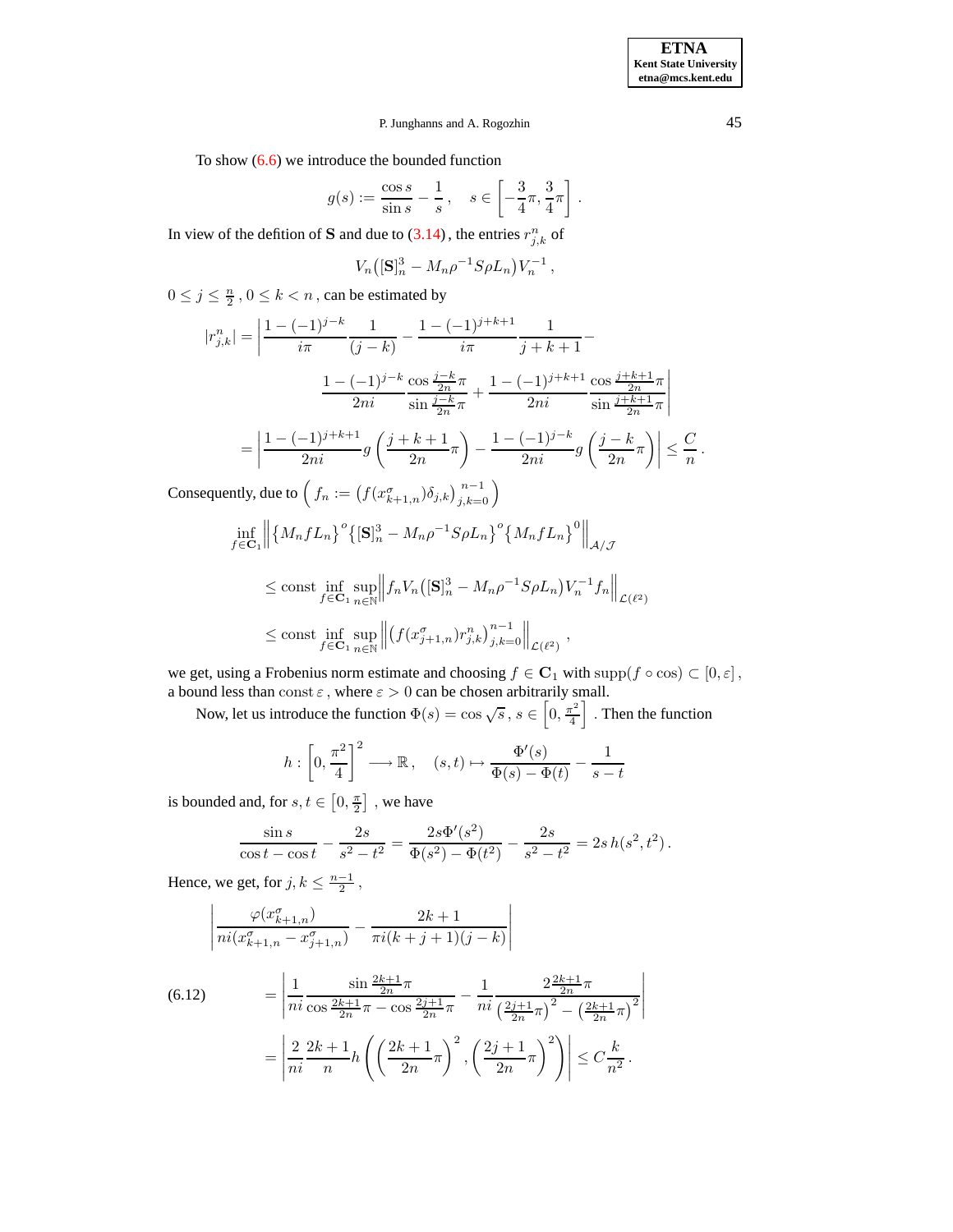To show (6.6) we introduce the bounded function

$$g(s) := \frac{\cos s}{\sin s} - \frac{1}{s}\,, \quad s \in \left[-\frac{3}{4}\pi, \frac{3}{4}\pi\right].$$

In view of the defition of $\mathbf{S}$ and due to (3.14), the entries $r^n_{j,k}$ of

$$V_n\big([\mathbf{S}]^3_n - M_n\rho^{-1}S\rho L_n\big)V_n^{-1}\,,$$

$0 \le j \le \frac{n}{2}$, $0 \le k < n$, can be estimated by

$$\begin{aligned}
|r^n_{j,k}| &= \left| \frac{1-(-1)^{j-k}}{i\pi}\frac{1}{(j-k)} - \frac{1-(-1)^{j+k+1}}{i\pi}\frac{1}{j+k+1} - \right. \\
&\qquad \left. \frac{1-(-1)^{j-k}}{2ni}\frac{\cos\frac{j-k}{2n}\pi}{\sin\frac{j-k}{2n}\pi} + \frac{1-(-1)^{j+k+1}}{2ni}\frac{\cos\frac{j+k+1}{2n}\pi}{\sin\frac{j+k+1}{2n}\pi} \right| \\
&= \left| \frac{1-(-1)^{j+k+1}}{2ni} g\left(\frac{j+k+1}{2n}\pi\right) - \frac{1-(-1)^{j-k}}{2ni} g\left(\frac{j-k}{2n}\pi\right) \right| \le \frac{C}{n}\,.
\end{aligned}$$

Consequently, due to $\left( f_n := \big(f(x^\sigma_{k+1,n})\delta_{j,k}\big)_{j,k=0}^{n-1} \right)$

$$\begin{aligned}
&\inf_{f\in\mathbf{C}_1}\left\| \{M_n f L_n\}^o \{[\mathbf{S}]^3_n - M_n\rho^{-1}S\rho L_n\}^o\{M_n f L_n\}^0 \right\|_{\mathcal{A}/\mathcal{J}} \\
&\le \mathrm{const}\inf_{f\in\mathbf{C}_1}\sup_{n\in\mathbb{N}}\left\| f_n V_n\big([\mathbf{S}]^3_n - M_n\rho^{-1}S\rho L_n\big)V_n^{-1} f_n \right\|_{\mathcal{L}(\ell^2)} \\
&\le \mathrm{const}\inf_{f\in\mathbf{C}_1}\sup_{n\in\mathbb{N}}\left\| \big(f(x^\sigma_{j+1,n})r^n_{j,k}\big)_{j,k=0}^{n-1} \right\|_{\mathcal{L}(\ell^2)}\,,
\end{aligned}$$

we get, using a Frobenius norm estimate and choosing $f \in \mathbf{C}_1$ with $\mathrm{supp}(f\circ\cos) \subset [0,\varepsilon]$, a bound less than $\mathrm{const}\,\varepsilon$, where $\varepsilon > 0$ can be chosen arbitrarily small.

Now, let us introduce the function $\Phi(s) = \cos\sqrt{s}$, $s \in \left[0, \frac{\pi^2}{4}\right]$. Then the function

$$h : \left[0, \frac{\pi^2}{4}\right]^2 \longrightarrow \mathbb{R}\,, \quad (s,t) \mapsto \frac{\Phi'(s)}{\Phi(s)-\Phi(t)} - \frac{1}{s-t}$$

is bounded and, for $s,t \in \left[0, \frac{\pi}{2}\right]$, we have

$$\frac{\sin s}{\cos t - \cos s} - \frac{2s}{s^2-t^2} = \frac{2s\Phi'(s^2)}{\Phi(s^2)-\Phi(t^2)} - \frac{2s}{s^2-t^2} = 2s\,h(s^2,t^2)\,.$$

Hence, we get, for $j,k \le \frac{n-1}{2}$,

$$\begin{aligned}
&\left| \frac{\varphi(x^\sigma_{k+1,n})}{ni(x^\sigma_{k+1,n} - x^\sigma_{j+1,n})} - \frac{2k+1}{\pi i(k+j+1)(j-k)} \right| \\
&= \left| \frac{1}{ni}\frac{\sin\frac{2k+1}{2n}\pi}{\cos\frac{2k+1}{2n}\pi - \cos\frac{2j+1}{2n}\pi} - \frac{1}{ni}\frac{2\frac{2k+1}{2n}\pi}{\left(\frac{2j+1}{2n}\pi\right)^2 - \left(\frac{2k+1}{2n}\pi\right)^2} \right| \qquad (6.12) \\
&= \left| \frac{2}{ni}\frac{2k+1}{n} h\left( \left(\frac{2k+1}{2n}\pi\right)^2, \left(\frac{2j+1}{2n}\pi\right)^2 \right) \right| \le C\frac{k}{n^2}\,.
\end{aligned}$$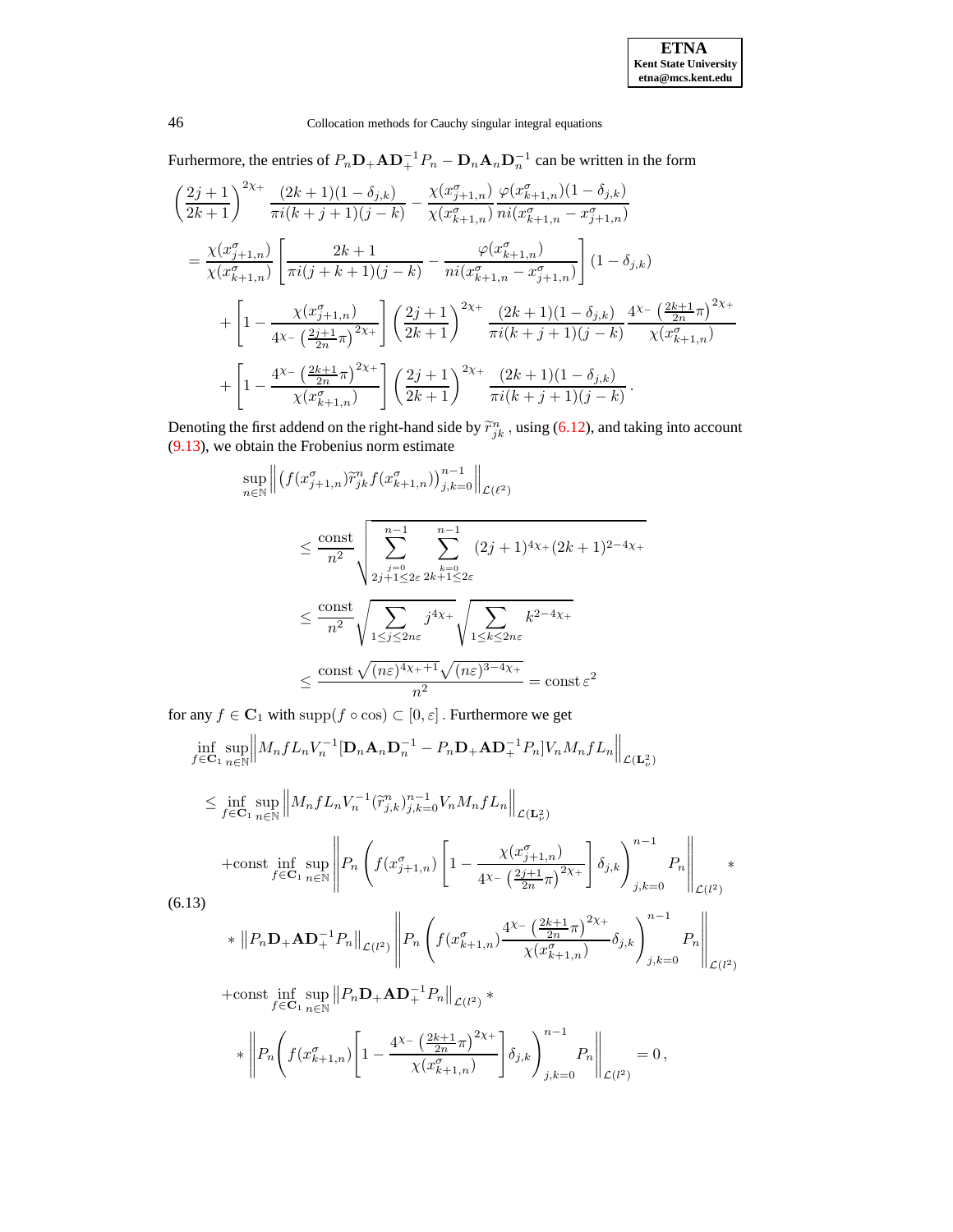Furhermore, the entries of $P_n \mathbf{D}_+ \mathbf{A} \mathbf{D}_+^{-1} P_n - \mathbf{D}_n \mathbf{A}_n \mathbf{D}_n^{-1}$ can be written in the form

$$
\begin{aligned}
&\left(\frac{2j+1}{2k+1}\right)^{2\chi_+} \frac{(2k+1)(1-\delta_{j,k})}{\pi i(k+j+1)(j-k)} - \frac{\chi(x^\sigma_{j+1,n})}{\chi(x^\sigma_{k+1,n})} \frac{\varphi(x^\sigma_{k+1,n})(1-\delta_{j,k})}{ni(x^\sigma_{k+1,n} - x^\sigma_{j+1,n})} \\
&= \frac{\chi(x^\sigma_{j+1,n})}{\chi(x^\sigma_{k+1,n})} \left[ \frac{2k+1}{\pi i(j+k+1)(j-k)} - \frac{\varphi(x^\sigma_{k+1,n})}{ni(x^\sigma_{k+1,n} - x^\sigma_{j+1,n})} \right] (1-\delta_{j,k}) \\
&\quad + \left[ 1 - \frac{\chi(x^\sigma_{j+1,n})}{4^{\chi_-}\left(\frac{2j+1}{2n}\pi\right)^{2\chi_+}} \right] \left(\frac{2j+1}{2k+1}\right)^{2\chi_+} \frac{(2k+1)(1-\delta_{j,k})}{\pi i(k+j+1)(j-k)} \frac{4^{\chi_-}\left(\frac{2k+1}{2n}\pi\right)^{2\chi_+}}{\chi(x^\sigma_{k+1,n})} \\
&\quad + \left[ 1 - \frac{4^{\chi_-}\left(\frac{2k+1}{2n}\pi\right)^{2\chi_+}}{\chi(x^\sigma_{k+1,n})} \right] \left(\frac{2j+1}{2k+1}\right)^{2\chi_+} \frac{(2k+1)(1-\delta_{j,k})}{\pi i(k+j+1)(j-k)} .
\end{aligned}
$$

Denoting the first addend on the right-hand side by $\widetilde{r}^n_{jk}$, using (6.12), and taking into account (9.13), we obtain the Frobenius norm estimate

$$
\begin{aligned}
&\sup_{n\in\mathbb{N}} \left\| \left( f(x^\sigma_{j+1,n}) \widetilde{r}^n_{jk} f(x^\sigma_{k+1,n}) \right)_{j,k=0}^{n-1} \right\|_{\mathcal{L}(\ell^2)} \\
&\le \frac{\text{const}}{n^2} \sqrt{ \sum_{\substack{j=0 \\ 2j+1\le 2\varepsilon}}^{n-1} \sum_{\substack{k=0 \\ 2k+1\le 2\varepsilon}}^{n-1} (2j+1)^{4\chi_+}(2k+1)^{2-4\chi_+} } \\
&\le \frac{\text{const}}{n^2} \sqrt{ \sum_{1\le j\le 2n\varepsilon} j^{4\chi_+} } \sqrt{ \sum_{1\le k\le 2n\varepsilon} k^{2-4\chi_+} } \\
&\le \frac{\text{const}\, \sqrt{(n\varepsilon)^{4\chi_+ +1}} \sqrt{(n\varepsilon)^{3-4\chi_+}}}{n^2} = \text{const}\, \varepsilon^2
\end{aligned}
$$

for any $f \in \mathbf{C}_1$ with $\text{supp}(f \circ \cos) \subset [0, \varepsilon]$. Furthermore we get

$$
\begin{aligned}
&\inf_{f\in\mathbf{C}_1} \sup_{n\in\mathbb{N}} \left\| M_n f L_n V_n^{-1} [\mathbf{D}_n \mathbf{A}_n \mathbf{D}_n^{-1} - P_n \mathbf{D}_+ \mathbf{A} \mathbf{D}_+^{-1} P_n] V_n M_n f L_n \right\|_{\mathcal{L}(\mathbf{L}^2_\nu)} \\
&\le \inf_{f\in\mathbf{C}_1} \sup_{n\in\mathbb{N}} \left\| M_n f L_n V_n^{-1} (\widetilde{r}^n_{j,k})_{j,k=0}^{n-1} V_n M_n f L_n \right\|_{\mathcal{L}(\mathbf{L}^2_\nu)} \\
&\quad + \text{const} \inf_{f\in\mathbf{C}_1} \sup_{n\in\mathbb{N}} \left\| P_n \left( f(x^\sigma_{j+1,n}) \left[ 1 - \frac{\chi(x^\sigma_{j+1,n})}{4^{\chi_-}\left(\frac{2j+1}{2n}\pi\right)^{2\chi_+}} \right] \delta_{j,k} \right)_{j,k=0}^{n-1} P_n \right\|_{\mathcal{L}(l^2)} * \\
&\quad * \left\| P_n \mathbf{D}_+ \mathbf{A} \mathbf{D}_+^{-1} P_n \right\|_{\mathcal{L}(l^2)} \left\| P_n \left( f(x^\sigma_{k+1,n}) \frac{4^{\chi_-}\left(\frac{2k+1}{2n}\pi\right)^{2\chi_+}}{\chi(x^\sigma_{k+1,n})} \delta_{j,k} \right)_{j,k=0}^{n-1} P_n \right\|_{\mathcal{L}(l^2)} \\
&\quad + \text{const} \inf_{f\in\mathbf{C}_1} \sup_{n\in\mathbb{N}} \left\| P_n \mathbf{D}_+ \mathbf{A} \mathbf{D}_+^{-1} P_n \right\|_{\mathcal{L}(l^2)} * \\
&\quad * \left\| P_n \left( f(x^\sigma_{k+1,n}) \left[ 1 - \frac{4^{\chi_-}\left(\frac{2k+1}{2n}\pi\right)^{2\chi_+}}{\chi(x^\sigma_{k+1,n})} \right] \delta_{j,k} \right)_{j,k=0}^{n-1} P_n \right\|_{\mathcal{L}(l^2)} = 0,
\end{aligned} \tag{6.13}
$$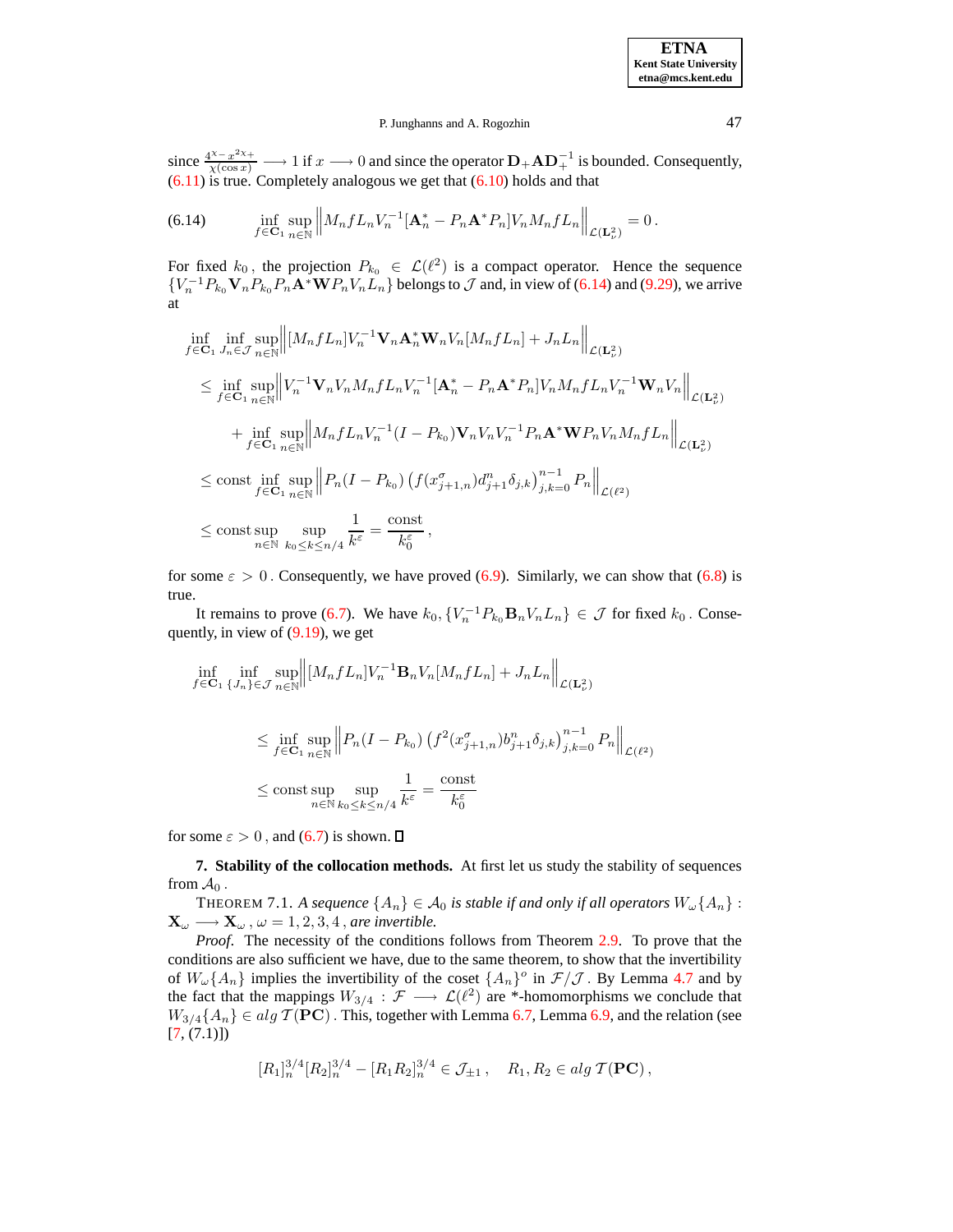since $\frac{4^{\chi_-} x^{2\chi_+}}{\chi(\cos x)} \longrightarrow 1$ if $x \longrightarrow 0$ and since the operator $\mathbf{D}_+\mathbf{A}\mathbf{D}_+^{-1}$ is bounded. Consequently, (6.11) is true. Completely analogous we get that (6.10) holds and that

$$
\inf_{f\in\mathbf{C}_1}\sup_{n\in\mathbb{N}}\left\|M_n f L_n V_n^{-1}[\mathbf{A}_n^* - P_n\mathbf{A}^* P_n]V_n M_n f L_n\right\|_{\mathcal{L}(\mathbf{L}_\nu^2)} = 0\,. \tag{6.14}
$$

For fixed $k_0$, the projection $P_{k_0} \in \mathcal{L}(\ell^2)$ is a compact operator. Hence the sequence $\{V_n^{-1}P_{k_0}\mathbf{V}_n P_{k_0} P_n\mathbf{A}^*\mathbf{W}P_n V_n L_n\}$ belongs to $\mathcal{J}$ and, in view of (6.14) and (9.29), we arrive at

$$
\begin{aligned}
&\inf_{f\in\mathbf{C}_1}\inf_{J_n\in\mathcal{J}}\sup_{n\in\mathbb{N}}\left\|[M_n f L_n]V_n^{-1}\mathbf{V}_n\mathbf{A}_n^*\mathbf{W}_n V_n[M_n f L_n] + J_n L_n\right\|_{\mathcal{L}(\mathbf{L}_\nu^2)}\\
&\quad\le \inf_{f\in\mathbf{C}_1}\sup_{n\in\mathbb{N}}\left\|V_n^{-1}\mathbf{V}_n V_n M_n f L_n V_n^{-1}[\mathbf{A}_n^* - P_n\mathbf{A}^* P_n]V_n M_n f L_n V_n^{-1}\mathbf{W}_n V_n\right\|_{\mathcal{L}(\mathbf{L}_\nu^2)}\\
&\qquad + \inf_{f\in\mathbf{C}_1}\sup_{n\in\mathbb{N}}\left\|M_n f L_n V_n^{-1}(I-P_{k_0})\mathbf{V}_n V_n V_n^{-1}P_n\mathbf{A}^*\mathbf{W}P_n V_n M_n f L_n\right\|_{\mathcal{L}(\mathbf{L}_\nu^2)}\\
&\quad\le \mathrm{const}\inf_{f\in\mathbf{C}_1}\sup_{n\in\mathbb{N}}\left\|P_n(I-P_{k_0})\left(f(x_{j+1,n}^\sigma)d_{j+1}^n\delta_{j,k}\right)_{j,k=0}^{n-1}P_n\right\|_{\mathcal{L}(\ell^2)}\\
&\quad\le \mathrm{const}\sup_{n\in\mathbb{N}}\sup_{k_0\le k\le n/4}\frac{1}{k^\varepsilon} = \frac{\mathrm{const}}{k_0^\varepsilon}\,,
\end{aligned}
$$

for some $\varepsilon > 0$. Consequently, we have proved (6.9). Similarly, we can show that (6.8) is true.

It remains to prove (6.7). We have $k_0, \{V_n^{-1}P_{k_0}\mathbf{B}_n V_n L_n\} \in \mathcal{J}$ for fixed $k_0$. Consequently, in view of (9.19), we get

$$
\begin{aligned}
&\inf_{f\in\mathbf{C}_1}\inf_{\{J_n\}\in\mathcal{J}}\sup_{n\in\mathbb{N}}\left\|[M_n f L_n]V_n^{-1}\mathbf{B}_n V_n[M_n f L_n] + J_n L_n\right\|_{\mathcal{L}(\mathbf{L}_\nu^2)}\\
&\quad\le \inf_{f\in\mathbf{C}_1}\sup_{n\in\mathbb{N}}\left\|P_n(I-P_{k_0})\left(f^2(x_{j+1,n}^\sigma)b_{j+1}^n\delta_{j,k}\right)_{j,k=0}^{n-1}P_n\right\|_{\mathcal{L}(\ell^2)}\\
&\quad\le \mathrm{const}\sup_{n\in\mathbb{N}}\sup_{k_0\le k\le n/4}\frac{1}{k^\varepsilon} = \frac{\mathrm{const}}{k_0^\varepsilon}
\end{aligned}
$$

for some $\varepsilon > 0$, and (6.7) is shown. $\square$

**7. Stability of the collocation methods.** At first let us study the stability of sequences from $\mathcal{A}_0$.

THEOREM 7.1. *A sequence $\{A_n\} \in \mathcal{A}_0$ is stable if and only if all operators $W_\omega\{A_n\} : \mathbf{X}_\omega \longrightarrow \mathbf{X}_\omega$, $\omega = 1, 2, 3, 4$, are invertible.*

*Proof.* The necessity of the conditions follows from Theorem 2.9. To prove that the conditions are also sufficient we have, due to the same theorem, to show that the invertibility of $W_\omega\{A_n\}$ implies the invertibility of the coset $\{A_n\}^o$ in $\mathcal{F}/\mathcal{J}$. By Lemma 4.7 and by the fact that the mappings $W_{3/4} : \mathcal{F} \longrightarrow \mathcal{L}(\ell^2)$ are \*-homomorphisms we conclude that $W_{3/4}\{A_n\} \in alg\,\mathcal{T}(\mathbf{PC})$. This, together with Lemma 6.7, Lemma 6.9, and the relation (see [7, (7.1)])

$$
[R_1]_n^{3/4}[R_2]_n^{3/4} - [R_1R_2]_n^{3/4} \in \mathcal{J}_{\pm 1}\,,\quad R_1, R_2 \in alg\,\mathcal{T}(\mathbf{PC})\,,
$$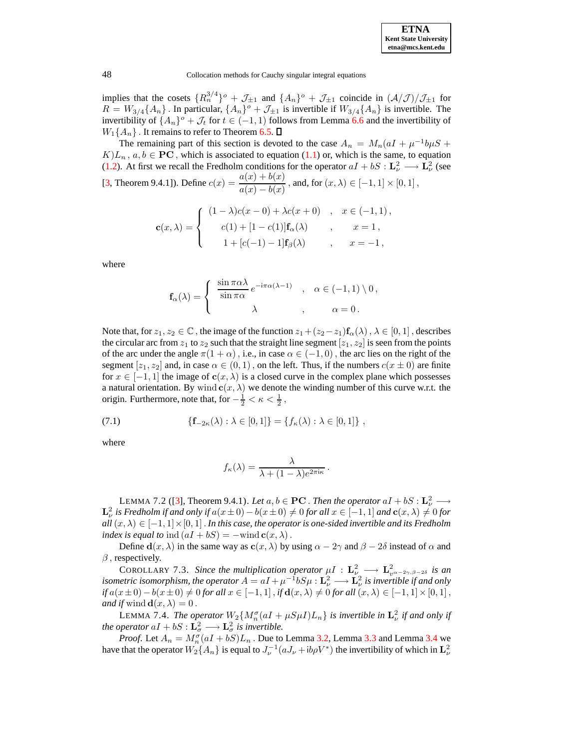implies that the cosets $\{R_n^{3/4}\}^o + \mathcal{J}_{\pm 1}$ and $\{A_n\}^o + \mathcal{J}_{\pm 1}$ coincide in $(\mathcal{A}/\mathcal{J})/\mathcal{J}_{\pm 1}$ for $R = W_{3/4}\{A_n\}$. In particular, $\{A_n\}^o + \mathcal{J}_{\pm 1}$ is invertible if $W_{3/4}\{A_n\}$ is invertible. The invertibility of $\{A_n\}^o + \mathcal{J}_t$ for $t \in (-1,1)$ follows from Lemma 6.6 and the invertibility of $W_1\{A_n\}$. It remains to refer to Theorem 6.5. ∎

The remaining part of this section is devoted to the case $A_n = M_n(aI + \mu^{-1}b\mu S + K)L_n$, $a, b \in \mathbf{PC}$, which is associated to equation (1.1) or, which is the same, to equation (1.2). At first we recall the Fredholm conditions for the operator $aI + bS : \mathbf{L}^2_\nu \longrightarrow \mathbf{L}^2_\nu$ (see [3, Theorem 9.4.1]). Define $c(x) = \dfrac{a(x)+b(x)}{a(x)-b(x)}$, and, for $(x,\lambda) \in [-1,1]\times[0,1]$,

$$
\mathbf{c}(x,\lambda) = \begin{cases} (1-\lambda)c(x-0) + \lambda c(x+0) & , \quad x \in (-1,1)\,, \\ c(1) + [1-c(1)]\mathbf{f}_\alpha(\lambda) & , \quad x = 1\,, \\ 1 + [c(-1)-1]\mathbf{f}_\beta(\lambda) & , \quad x = -1\,, \end{cases}
$$

where

$$
\mathbf{f}_\alpha(\lambda) = \begin{cases} \dfrac{\sin \pi\alpha\lambda}{\sin \pi\alpha}\, e^{-\mathrm{i}\pi\alpha(\lambda-1)} & , \quad \alpha \in (-1,1)\setminus 0\,, \\ \lambda & , \quad \alpha = 0\,. \end{cases}
$$

Note that, for $z_1, z_2 \in \mathbb{C}$, the image of the function $z_1 + (z_2 - z_1)\mathbf{f}_\alpha(\lambda)$, $\lambda \in [0,1]$, describes the circular arc from $z_1$ to $z_2$ such that the straight line segment $[z_1,z_2]$ is seen from the points of the arc under the angle $\pi(1+\alpha)$, i.e., in case $\alpha \in (-1,0)$, the arc lies on the right of the segment $[z_1,z_2]$ and, in case $\alpha \in (0,1)$, on the left. Thus, if the numbers $c(x\pm 0)$ are finite for $x \in [-1,1]$ the image of $\mathbf{c}(x,\lambda)$ is a closed curve in the complex plane which possesses a natural orientation. By $\mathrm{wind}\,\mathbf{c}(x,\lambda)$ we denote the winding number of this curve w.r.t. the origin. Furthermore, note that, for $-\frac{1}{2} < \kappa < \frac{1}{2}$,

$$
\{\mathbf{f}_{-2\kappa}(\lambda) : \lambda \in [0,1]\} = \{f_\kappa(\lambda) : \lambda \in [0,1]\}\,, \tag{7.1}
$$

where

$$
f_\kappa(\lambda) = \frac{\lambda}{\lambda + (1-\lambda)e^{2\pi\mathrm{i}\kappa}}\,.
$$

LEMMA 7.2 ([3], Theorem 9.4.1). *Let $a, b \in \mathbf{PC}$. Then the operator $aI + bS : \mathbf{L}^2_\nu \longrightarrow \mathbf{L}^2_\nu$ is Fredholm if and only if $a(x\pm 0) - b(x\pm 0) \neq 0$ for all $x \in [-1,1]$ and $\mathbf{c}(x,\lambda) \neq 0$ for all $(x,\lambda) \in [-1,1]\times[0,1]$. In this case, the operator is one-sided invertible and its Fredholm index is equal to $\mathrm{ind}\,(aI+bS) = -\mathrm{wind}\,\mathbf{c}(x,\lambda)$.*

Define $\mathbf{d}(x,\lambda)$ in the same way as $\mathbf{c}(x,\lambda)$ by using $\alpha - 2\gamma$ and $\beta - 2\delta$ instead of $\alpha$ and $\beta$, respectively.

COROLLARY 7.3. *Since the multiplication operator $\mu I : \mathbf{L}^2_\nu \longrightarrow \mathbf{L}^2_{v^{\alpha-2\gamma,\beta-2\delta}}$ is an isometric isomorphism, the operator $A = aI + \mu^{-1}bS\mu : \mathbf{L}^2_\nu \longrightarrow \mathbf{L}^2_\nu$ is invertible if and only if $a(x\pm 0) - b(x\pm 0) \neq 0$ for all $x \in [-1,1]$, if $\mathbf{d}(x,\lambda) \neq 0$ for all $(x,\lambda) \in [-1,1]\times[0,1]$, and if $\mathrm{wind}\,\mathbf{d}(x,\lambda) = 0$.*

LEMMA 7.4. *The operator $W_2\{M_n^\sigma(aI + \mu S\mu I)L_n\}$ is invertible in $\mathbf{L}^2_\nu$ if and only if the operator $aI + bS : \mathbf{L}^2_\sigma \longrightarrow \mathbf{L}^2_\sigma$ is invertible.*

*Proof.* Let $A_n = M_n^\sigma(aI + bS)L_n$. Due to Lemma 3.2, Lemma 3.3 and Lemma 3.4 we have that the operator $W_2\{A_n\}$ is equal to $J_\nu^{-1}(aJ_\nu + \mathrm{i}b\rho V^*)$ the invertibility of which in $\mathbf{L}^2_\nu$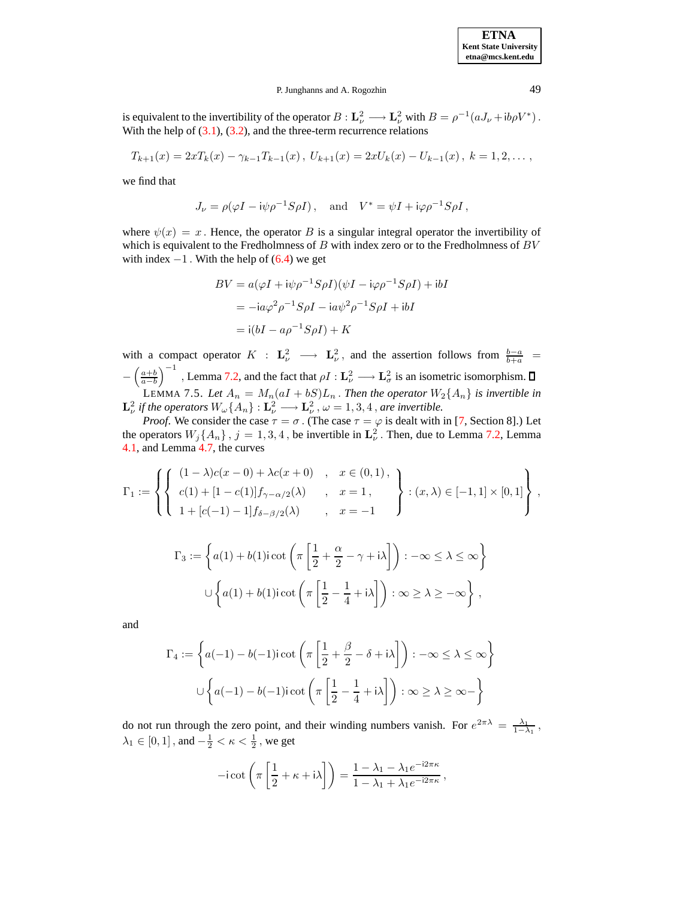is equivalent to the invertibility of the operator $B : \mathbf{L}^2_\nu \longrightarrow \mathbf{L}^2_\nu$ with $B = \rho^{-1}(aJ_\nu + \mathrm{i}b\rho V^*)$. With the help of (3.1), (3.2), and the three-term recurrence relations

$$T_{k+1}(x) = 2xT_k(x) - \gamma_{k-1}T_{k-1}(x)\,,\; U_{k+1}(x) = 2xU_k(x) - U_{k-1}(x)\,,\; k = 1, 2, \ldots\,,$$

we find that

$$J_\nu = \rho(\varphi I - \mathrm{i}\psi\rho^{-1}S\rho I)\,, \quad \text{and} \quad V^* = \psi I + \mathrm{i}\varphi\rho^{-1}S\rho I\,,$$

where $\psi(x) = x$. Hence, the operator $B$ is a singular integral operator the invertibility of which is equivalent to the Fredholmness of $B$ with index zero or to the Fredholmness of $BV$ with index $-1$. With the help of (6.4) we get

$$\begin{aligned} BV &= a(\varphi I + \mathrm{i}\psi\rho^{-1}S\rho I)(\psi I - \mathrm{i}\varphi\rho^{-1}S\rho I) + \mathrm{i}bI \\ &= -\mathrm{i}a\varphi^2\rho^{-1}S\rho I - \mathrm{i}a\psi^2\rho^{-1}S\rho I + \mathrm{i}bI \\ &= \mathrm{i}(bI - a\rho^{-1}S\rho I) + K \end{aligned}$$

with a compact operator $K : \mathbf{L}^2_\nu \longrightarrow \mathbf{L}^2_\nu$, and the assertion follows from $\frac{b-a}{b+a} = -\left(\frac{a+b}{a-b}\right)^{-1}$, Lemma 7.2, and the fact that $\rho I : \mathbf{L}^2_\nu \longrightarrow \mathbf{L}^2_\sigma$ is an isometric isomorphism. ∎

LEMMA 7.5. *Let $A_n = M_n(aI + bS)L_n$. Then the operator $W_2\{A_n\}$ is invertible in $\mathbf{L}^2_\nu$ if the operators $W_\omega\{A_n\} : \mathbf{L}^2_\nu \longrightarrow \mathbf{L}^2_\nu$, $\omega = 1, 3, 4$, are invertible.*

*Proof.* We consider the case $\tau = \sigma$. (The case $\tau = \varphi$ is dealt with in [7, Section 8].) Let the operators $W_j\{A_n\}$, $j = 1, 3, 4$, be invertible in $\mathbf{L}^2_\nu$. Then, due to Lemma 7.2, Lemma 4.1, and Lemma 4.7, the curves

$$\Gamma_1 := \left\{ \left\{ \begin{array}{lll} (1-\lambda)c(x-0) + \lambda c(x+0) & , & x \in (0,1)\,, \\ c(1) + [1 - c(1)]f_{\gamma-\alpha/2}(\lambda) & , & x = 1\,, \\ 1 + [c(-1) - 1]f_{\delta-\beta/2}(\lambda) & , & x = -1 \end{array} \right\} : (x, \lambda) \in [-1, 1] \times [0, 1] \right\},$$

$$\begin{aligned} \Gamma_3 := &\left\{ a(1) + b(1)\mathrm{i}\cot\left(\pi\left[\frac{1}{2} + \frac{\alpha}{2} - \gamma + \mathrm{i}\lambda\right]\right) : -\infty \le \lambda \le \infty \right\} \\ &\cup \left\{ a(1) + b(1)\mathrm{i}\cot\left(\pi\left[\frac{1}{2} - \frac{1}{4} + \mathrm{i}\lambda\right]\right) : \infty \ge \lambda \ge -\infty \right\}, \end{aligned}$$

and

$$\begin{aligned} \Gamma_4 := &\left\{ a(-1) - b(-1)\mathrm{i}\cot\left(\pi\left[\frac{1}{2} + \frac{\beta}{2} - \delta + \mathrm{i}\lambda\right]\right) : -\infty \le \lambda \le \infty \right\} \\ &\cup \left\{ a(-1) - b(-1)\mathrm{i}\cot\left(\pi\left[\frac{1}{2} - \frac{1}{4} + \mathrm{i}\lambda\right]\right) : \infty \ge \lambda \ge \infty - \right\} \end{aligned}$$

do not run through the zero point, and their winding numbers vanish. For $e^{2\pi\lambda} = \frac{\lambda_1}{1-\lambda_1}$, $\lambda_1 \in [0, 1]$, and $-\frac{1}{2} < \kappa < \frac{1}{2}$, we get

$$-\mathrm{i}\cot\left(\pi\left[\frac{1}{2} + \kappa + \mathrm{i}\lambda\right]\right) = \frac{1 - \lambda_1 - \lambda_1 e^{-\mathrm{i}2\pi\kappa}}{1 - \lambda_1 + \lambda_1 e^{-\mathrm{i}2\pi\kappa}}\,,$$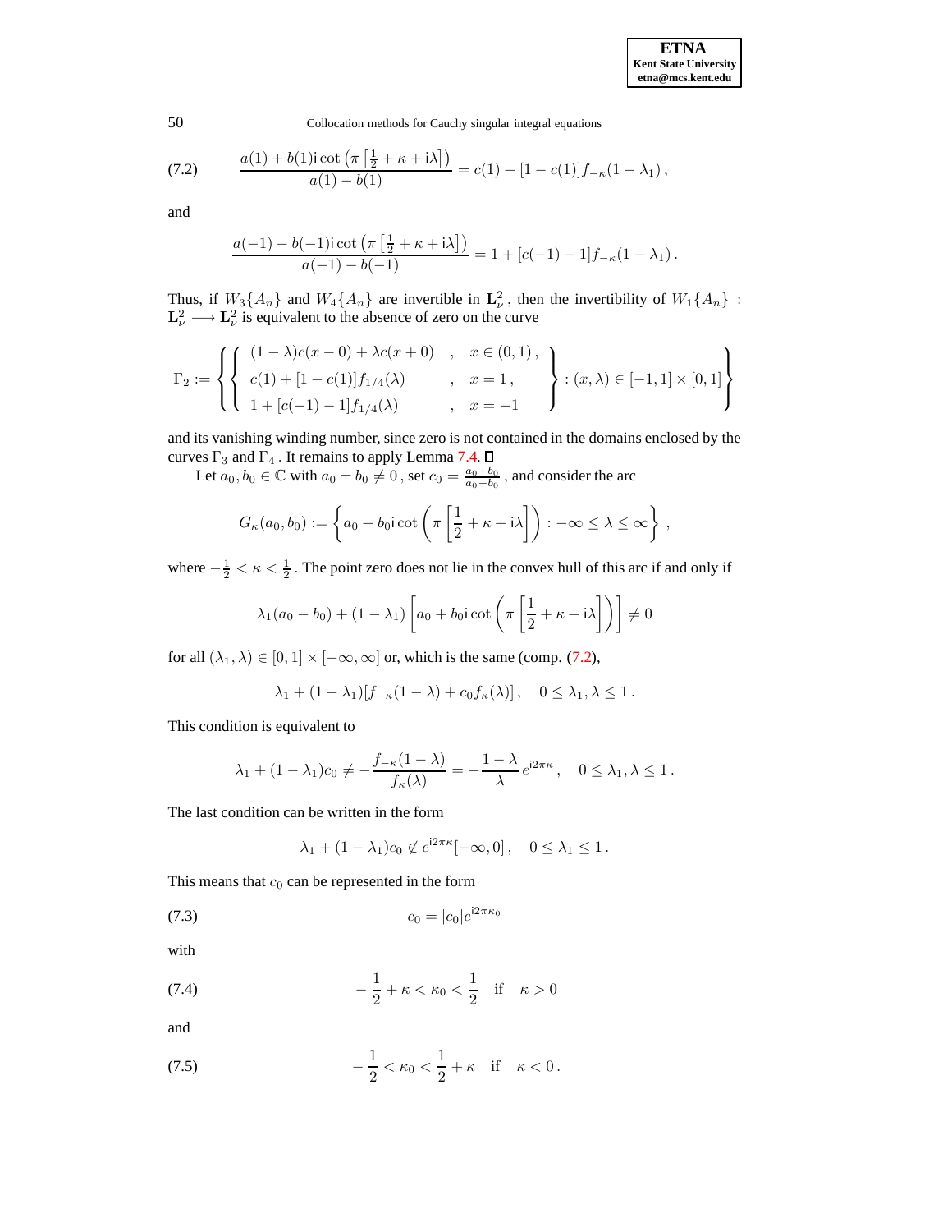$$
\frac{a(1)+b(1)\mathrm{i}\cot\left(\pi\left[\frac{1}{2}+\kappa+\mathrm{i}\lambda\right]\right)}{a(1)-b(1)} = c(1)+[1-c(1)]f_{-\kappa}(1-\lambda_1)\,, \tag{7.2}
$$

and

$$
\frac{a(-1)-b(-1)\mathrm{i}\cot\left(\pi\left[\frac{1}{2}+\kappa+\mathrm{i}\lambda\right]\right)}{a(-1)-b(-1)} = 1+[c(-1)-1]f_{-\kappa}(1-\lambda_1)\,.
$$

Thus, if $W_3\{A_n\}$ and $W_4\{A_n\}$ are invertible in $\mathbf{L}^2_\nu$, then the invertibility of $W_1\{A_n\} : \mathbf{L}^2_\nu \longrightarrow \mathbf{L}^2_\nu$ is equivalent to the absence of zero on the curve

$$
\Gamma_2 := \left\{ \left\{ \begin{array}{lll} (1-\lambda)c(x-0)+\lambda c(x+0) & , & x\in(0,1)\,, \\ c(1)+[1-c(1)]f_{1/4}(\lambda) & , & x=1\,, \\ 1+[c(-1)-1]f_{1/4}(\lambda) & , & x=-1 \end{array} \right\} : (x,\lambda)\in[-1,1]\times[0,1] \right\}
$$

and its vanishing winding number, since zero is not contained in the domains enclosed by the curves $\Gamma_3$ and $\Gamma_4$. It remains to apply Lemma 7.4. $\square$

Let $a_0, b_0 \in \mathbb{C}$ with $a_0 \pm b_0 \neq 0$, set $c_0 = \frac{a_0+b_0}{a_0-b_0}$, and consider the arc

$$
G_\kappa(a_0,b_0) := \left\{ a_0 + b_0\mathrm{i}\cot\left(\pi\left[\frac{1}{2}+\kappa+\mathrm{i}\lambda\right]\right) : -\infty \le \lambda \le \infty \right\}\,,
$$

where $-\frac{1}{2} < \kappa < \frac{1}{2}$. The point zero does not lie in the convex hull of this arc if and only if

$$
\lambda_1(a_0-b_0) + (1-\lambda_1)\left[a_0 + b_0\mathrm{i}\cot\left(\pi\left[\frac{1}{2}+\kappa+\mathrm{i}\lambda\right]\right)\right] \neq 0
$$

for all $(\lambda_1,\lambda)\in[0,1]\times[-\infty,\infty]$ or, which is the same (comp. (7.2),

$$
\lambda_1 + (1-\lambda_1)[f_{-\kappa}(1-\lambda) + c_0 f_\kappa(\lambda)]\,, \quad 0 \le \lambda_1, \lambda \le 1\,.
$$

This condition is equivalent to

$$
\lambda_1 + (1-\lambda_1)c_0 \neq -\frac{f_{-\kappa}(1-\lambda)}{f_\kappa(\lambda)} = -\frac{1-\lambda}{\lambda}\, e^{\mathrm{i}2\pi\kappa}\,, \quad 0 \le \lambda_1, \lambda \le 1\,.
$$

The last condition can be written in the form

$$
\lambda_1 + (1-\lambda_1)c_0 \notin e^{\mathrm{i}2\pi\kappa}[-\infty, 0]\,, \quad 0 \le \lambda_1 \le 1\,.
$$

This means that $c_0$ can be represented in the form

$$
c_0 = |c_0|e^{\mathrm{i}2\pi\kappa_0} \tag{7.3}
$$

with

$$
-\frac{1}{2}+\kappa < \kappa_0 < \frac{1}{2} \quad \text{if} \quad \kappa > 0 \tag{7.4}
$$

and

$$
-\frac{1}{2} < \kappa_0 < \frac{1}{2}+\kappa \quad \text{if} \quad \kappa < 0\,. \tag{7.5}
$$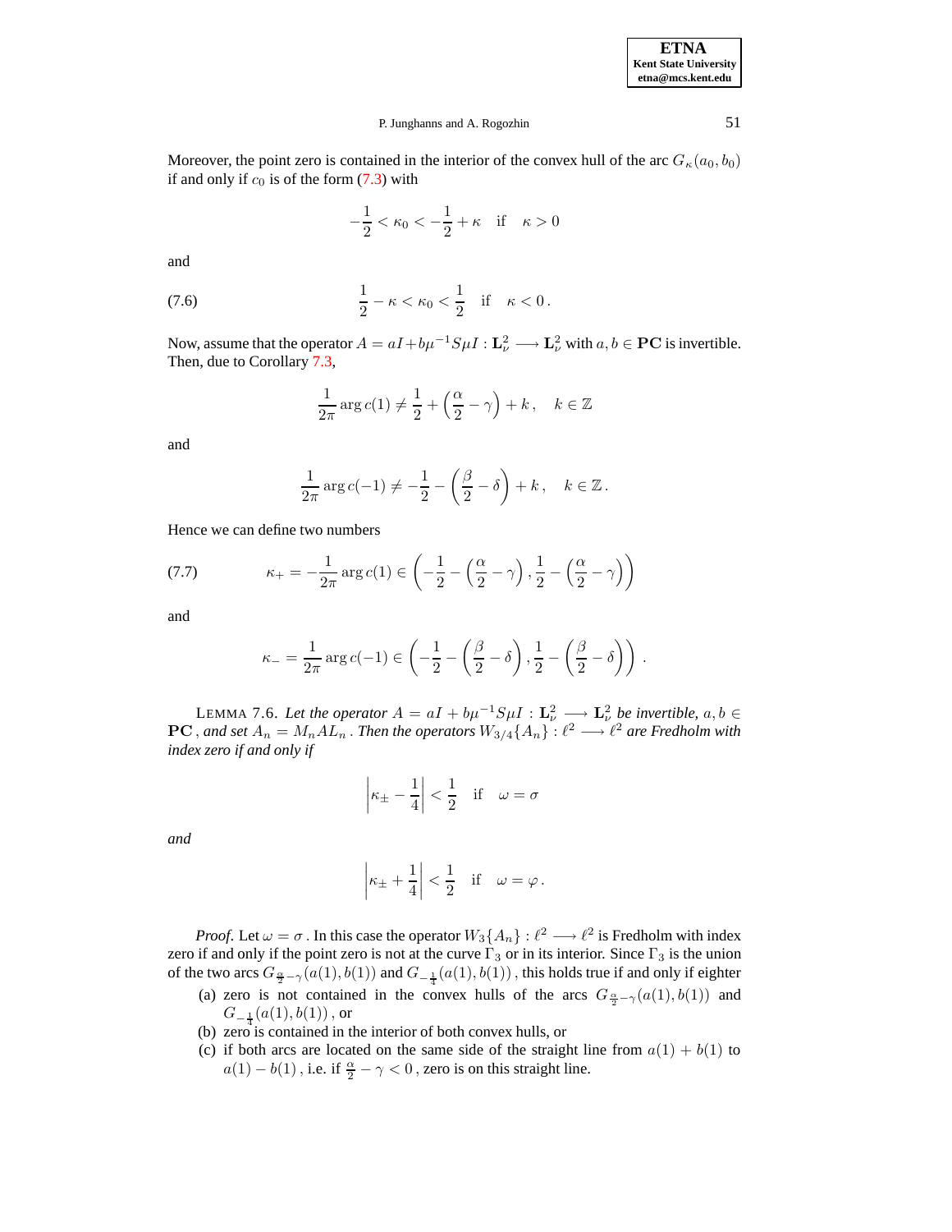Moreover, the point zero is contained in the interior of the convex hull of the arc $G_\kappa(a_0, b_0)$ if and only if $c_0$ is of the form (7.3) with

$$-\frac{1}{2} < \kappa_0 < -\frac{1}{2} + \kappa \quad \text{if} \quad \kappa > 0$$

and

$$\frac{1}{2} - \kappa < \kappa_0 < \frac{1}{2} \quad \text{if} \quad \kappa < 0\,. \tag{7.6}$$

Now, assume that the operator $A = aI + b\mu^{-1}S\mu I : \mathbf{L}^2_\nu \longrightarrow \mathbf{L}^2_\nu$ with $a, b \in \mathbf{PC}$ is invertible. Then, due to Corollary 7.3,

$$\frac{1}{2\pi} \arg c(1) \neq \frac{1}{2} + \left(\frac{\alpha}{2} - \gamma\right) + k\,, \quad k \in \mathbb{Z}$$

and

$$\frac{1}{2\pi} \arg c(-1) \neq -\frac{1}{2} - \left(\frac{\beta}{2} - \delta\right) + k\,, \quad k \in \mathbb{Z}\,.$$

Hence we can define two numbers

$$\kappa_+ = -\frac{1}{2\pi} \arg c(1) \in \left(-\frac{1}{2} - \left(\frac{\alpha}{2} - \gamma\right), \frac{1}{2} - \left(\frac{\alpha}{2} - \gamma\right)\right) \tag{7.7}$$

and

$$\kappa_- = \frac{1}{2\pi} \arg c(-1) \in \left(-\frac{1}{2} - \left(\frac{\beta}{2} - \delta\right), \frac{1}{2} - \left(\frac{\beta}{2} - \delta\right)\right)\,.$$

LEMMA 7.6. *Let the operator $A = aI + b\mu^{-1}S\mu I : \mathbf{L}^2_\nu \longrightarrow \mathbf{L}^2_\nu$ be invertible, $a, b \in \mathbf{PC}$, and set $A_n = M_n A L_n$. Then the operators $W_{3/4}\{A_n\} : \ell^2 \longrightarrow \ell^2$ are Fredholm with index zero if and only if*

$$\left|\kappa_\pm - \frac{1}{4}\right| < \frac{1}{2} \quad \text{if} \quad \omega = \sigma$$

*and*

$$\left|\kappa_\pm + \frac{1}{4}\right| < \frac{1}{2} \quad \text{if} \quad \omega = \varphi\,.$$

*Proof.* Let $\omega = \sigma$. In this case the operator $W_3\{A_n\} : \ell^2 \longrightarrow \ell^2$ is Fredholm with index zero if and only if the point zero is not at the curve $\Gamma_3$ or in its interior. Since $\Gamma_3$ is the union of the two arcs $G_{\frac{\alpha}{2}-\gamma}(a(1), b(1))$ and $G_{-\frac{1}{4}}(a(1), b(1))$, this holds true if and only if eighter

(a) zero is not contained in the convex hulls of the arcs $G_{\frac{\alpha}{2}-\gamma}(a(1), b(1))$ and $G_{-\frac{1}{4}}(a(1), b(1))$, or
(b) zero is contained in the interior of both convex hulls, or
(c) if both arcs are located on the same side of the straight line from $a(1) + b(1)$ to $a(1) - b(1)$, i.e. if $\frac{\alpha}{2} - \gamma < 0$, zero is on this straight line.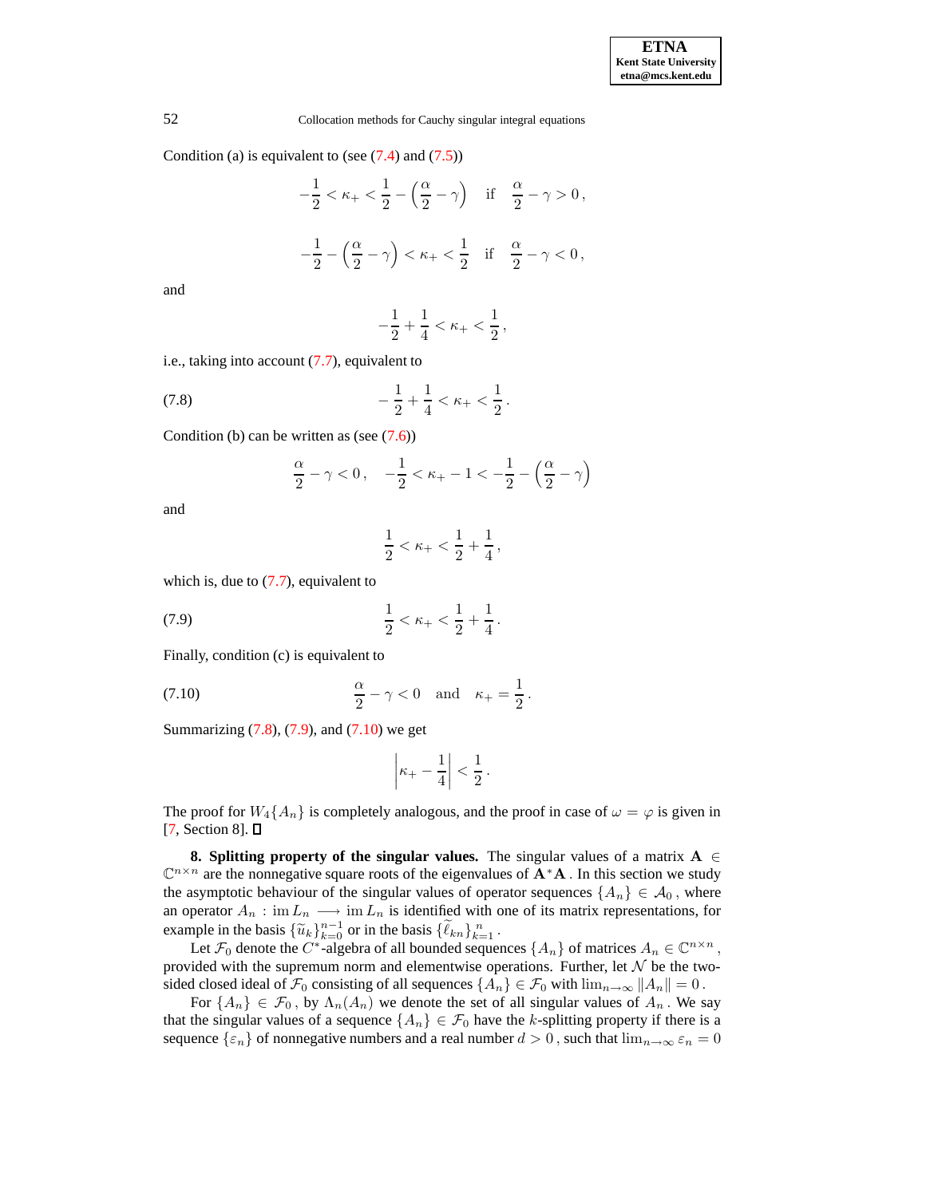Condition (a) is equivalent to (see (7.4) and (7.5))

$$-\frac{1}{2} < \kappa_+ < \frac{1}{2} - \left(\frac{\alpha}{2} - \gamma\right) \quad \text{if} \quad \frac{\alpha}{2} - \gamma > 0\,,$$

$$-\frac{1}{2} - \left(\frac{\alpha}{2} - \gamma\right) < \kappa_+ < \frac{1}{2} \quad \text{if} \quad \frac{\alpha}{2} - \gamma < 0\,,$$

and

$$-\frac{1}{2} + \frac{1}{4} < \kappa_+ < \frac{1}{2}\,,$$

i.e., taking into account (7.7), equivalent to

$$-\frac{1}{2} + \frac{1}{4} < \kappa_+ < \frac{1}{2}\,. \tag{7.8}$$

Condition (b) can be written as (see (7.6))

$$\frac{\alpha}{2} - \gamma < 0\,, \quad -\frac{1}{2} < \kappa_+ - 1 < -\frac{1}{2} - \left(\frac{\alpha}{2} - \gamma\right)$$

and

$$\frac{1}{2} < \kappa_+ < \frac{1}{2} + \frac{1}{4}\,,$$

which is, due to (7.7), equivalent to

$$\frac{1}{2} < \kappa_+ < \frac{1}{2} + \frac{1}{4}\,. \tag{7.9}$$

Finally, condition (c) is equivalent to

$$\frac{\alpha}{2} - \gamma < 0 \quad \text{and} \quad \kappa_+ = \frac{1}{2}\,. \tag{7.10}$$

Summarizing (7.8), (7.9), and (7.10) we get

$$\left|\kappa_+ - \frac{1}{4}\right| < \frac{1}{2}\,.$$

The proof for $W_4\{A_n\}$ is completely analogous, and the proof in case of $\omega = \varphi$ is given in [7, Section 8]. ☐

**8. Splitting property of the singular values.** The singular values of a matrix $\mathbf{A} \in \mathbb{C}^{n\times n}$ are the nonnegative square roots of the eigenvalues of $\mathbf{A}^*\mathbf{A}$. In this section we study the asymptotic behaviour of the singular values of operator sequences $\{A_n\} \in \mathcal{A}_0$, where an operator $A_n : \operatorname{im} L_n \longrightarrow \operatorname{im} L_n$ is identified with one of its matrix representations, for example in the basis $\{\widetilde{u}_k\}_{k=0}^{n-1}$ or in the basis $\{\widetilde{\ell}_{kn}\}_{k=1}^{n}$.

Let $\mathcal{F}_0$ denote the $C^*$-algebra of all bounded sequences $\{A_n\}$ of matrices $A_n \in \mathbb{C}^{n\times n}$, provided with the supremum norm and elementwise operations. Further, let $\mathcal{N}$ be the two-sided closed ideal of $\mathcal{F}_0$ consisting of all sequences $\{A_n\} \in \mathcal{F}_0$ with $\lim_{n\to\infty} \|A_n\| = 0$.

For $\{A_n\} \in \mathcal{F}_0$, by $\Lambda_n(A_n)$ we denote the set of all singular values of $A_n$. We say that the singular values of a sequence $\{A_n\} \in \mathcal{F}_0$ have the $k$-splitting property if there is a sequence $\{\varepsilon_n\}$ of nonnegative numbers and a real number $d > 0$, such that $\lim_{n\to\infty} \varepsilon_n = 0$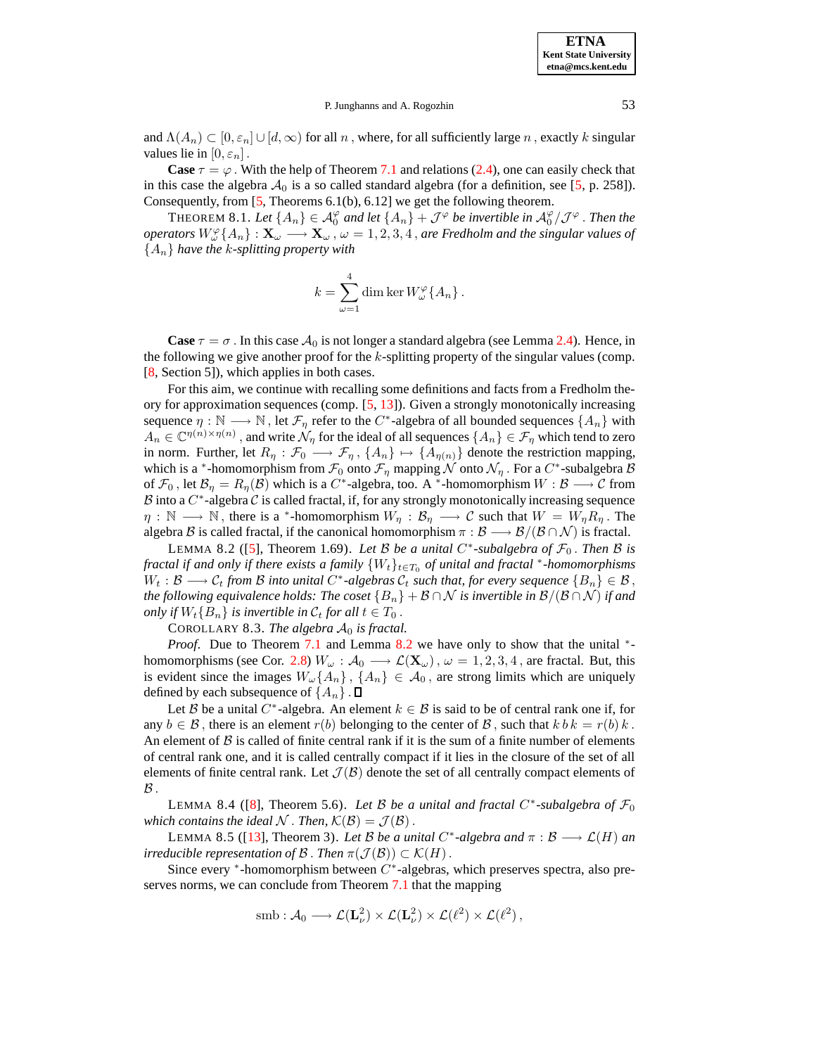and $\Lambda(A_n) \subset [0, \varepsilon_n] \cup [d, \infty)$ for all $n$, where, for all sufficiently large $n$, exactly $k$ singular values lie in $[0, \varepsilon_n]$.

**Case** $\tau = \varphi$. With the help of Theorem 7.1 and relations (2.4), one can easily check that in this case the algebra $\mathcal{A}_0$ is a so called standard algebra (for a definition, see [5, p. 258]). Consequently, from [5, Theorems 6.1(b), 6.12] we get the following theorem.

THEOREM 8.1. *Let $\{A_n\} \in \mathcal{A}_0^\varphi$ and let $\{A_n\} + \mathcal{J}^\varphi$ be invertible in $\mathcal{A}_0^\varphi / \mathcal{J}^\varphi$. Then the operators $W_\omega^\varphi\{A_n\} : \mathbf{X}_\omega \longrightarrow \mathbf{X}_\omega$, $\omega = 1, 2, 3, 4$, are Fredholm and the singular values of $\{A_n\}$ have the $k$-splitting property with*

$$k = \sum_{\omega=1}^{4} \dim \ker W_\omega^\varphi\{A_n\}.$$

**Case** $\tau = \sigma$. In this case $\mathcal{A}_0$ is not longer a standard algebra (see Lemma 2.4). Hence, in the following we give another proof for the $k$-splitting property of the singular values (comp. [8, Section 5]), which applies in both cases.

For this aim, we continue with recalling some definitions and facts from a Fredholm theory for approximation sequences (comp. [5, 13]). Given a strongly monotonically increasing sequence $\eta : \mathbb{N} \longrightarrow \mathbb{N}$, let $\mathcal{F}_\eta$ refer to the $C^*$-algebra of all bounded sequences $\{A_n\}$ with $A_n \in \mathbb{C}^{\eta(n) \times \eta(n)}$, and write $\mathcal{N}_\eta$ for the ideal of all sequences $\{A_n\} \in \mathcal{F}_\eta$ which tend to zero in norm. Further, let $R_\eta : \mathcal{F}_0 \longrightarrow \mathcal{F}_\eta$, $\{A_n\} \mapsto \{A_{\eta(n)}\}$ denote the restriction mapping, which is a $^*$-homomorphism from $\mathcal{F}_0$ onto $\mathcal{F}_\eta$ mapping $\mathcal{N}$ onto $\mathcal{N}_\eta$. For a $C^*$-subalgebra $\mathcal{B}$ of $\mathcal{F}_0$, let $\mathcal{B}_\eta = R_\eta(\mathcal{B})$ which is a $C^*$-algebra, too. A $^*$-homomorphism $W : \mathcal{B} \longrightarrow \mathcal{C}$ from $\mathcal{B}$ into a $C^*$-algebra $\mathcal{C}$ is called fractal, if, for any strongly monotonically increasing sequence $\eta : \mathbb{N} \longrightarrow \mathbb{N}$, there is a $^*$-homomorphism $W_\eta : \mathcal{B}_\eta \longrightarrow \mathcal{C}$ such that $W = W_\eta R_\eta$. The algebra $\mathcal{B}$ is called fractal, if the canonical homomorphism $\pi : \mathcal{B} \longrightarrow \mathcal{B}/(\mathcal{B} \cap \mathcal{N})$ is fractal.

LEMMA 8.2 ([5], Theorem 1.69). *Let $\mathcal{B}$ be a unital $C^*$-subalgebra of $\mathcal{F}_0$. Then $\mathcal{B}$ is fractal if and only if there exists a family $\{W_t\}_{t \in T_0}$ of unital and fractal $^*$-homomorphisms $W_t : \mathcal{B} \longrightarrow \mathcal{C}_t$ from $\mathcal{B}$ into unital $C^*$-algebras $\mathcal{C}_t$ such that, for every sequence $\{B_n\} \in \mathcal{B}$, the following equivalence holds: The coset $\{B_n\} + \mathcal{B} \cap \mathcal{N}$ is invertible in $\mathcal{B}/(\mathcal{B} \cap \mathcal{N})$ if and only if $W_t\{B_n\}$ is invertible in $\mathcal{C}_t$ for all $t \in T_0$.*

COROLLARY 8.3. *The algebra $\mathcal{A}_0$ is fractal.*

*Proof.* Due to Theorem 7.1 and Lemma 8.2 we have only to show that the unital $^*$-homomorphisms (see Cor. 2.8) $W_\omega : \mathcal{A}_0 \longrightarrow \mathcal{L}(\mathbf{X}_\omega)$, $\omega = 1, 2, 3, 4$, are fractal. But, this is evident since the images $W_\omega\{A_n\}$, $\{A_n\} \in \mathcal{A}_0$, are strong limits which are uniquely defined by each subsequence of $\{A_n\}$. ☐

Let $\mathcal{B}$ be a unital $C^*$-algebra. An element $k \in \mathcal{B}$ is said to be of central rank one if, for any $b \in \mathcal{B}$, there is an element $r(b)$ belonging to the center of $\mathcal{B}$, such that $k\, b\, k = r(b)\, k$. An element of $\mathcal{B}$ is called of finite central rank if it is the sum of a finite number of elements of central rank one, and it is called centrally compact if it lies in the closure of the set of all elements of finite central rank. Let $\mathcal{J}(\mathcal{B})$ denote the set of all centrally compact elements of $\mathcal{B}$.

LEMMA 8.4 ([8], Theorem 5.6). *Let $\mathcal{B}$ be a unital and fractal $C^*$-subalgebra of $\mathcal{F}_0$ which contains the ideal $\mathcal{N}$. Then, $\mathcal{K}(\mathcal{B}) = \mathcal{J}(\mathcal{B})$.*

LEMMA 8.5 ([13], Theorem 3). *Let $\mathcal{B}$ be a unital $C^*$-algebra and $\pi : \mathcal{B} \longrightarrow \mathcal{L}(H)$ an irreducible representation of $\mathcal{B}$. Then $\pi(\mathcal{J}(\mathcal{B})) \subset \mathcal{K}(H)$.*

Since every $^*$-homomorphism between $C^*$-algebras, which preserves spectra, also preserves norms, we can conclude from Theorem 7.1 that the mapping

$$\mathrm{smb} : \mathcal{A}_0 \longrightarrow \mathcal{L}(\mathbf{L}_\nu^2) \times \mathcal{L}(\mathbf{L}_\nu^2) \times \mathcal{L}(\ell^2) \times \mathcal{L}(\ell^2),$$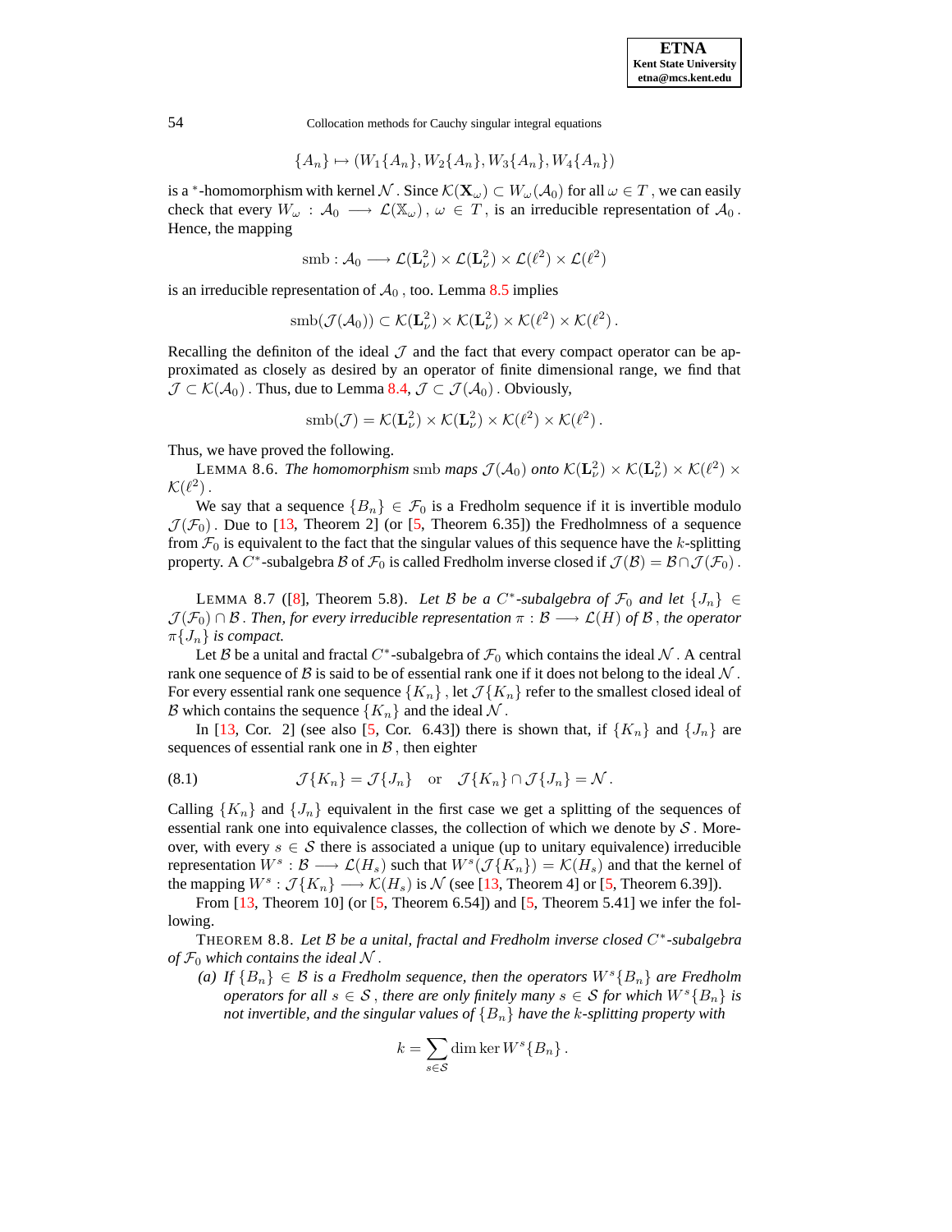$$\{A_n\} \mapsto (W_1\{A_n\}, W_2\{A_n\}, W_3\{A_n\}, W_4\{A_n\})$$

is a $^*$-homomorphism with kernel $\mathcal{N}$. Since $\mathcal{K}(\mathbf{X}_\omega) \subset W_\omega(\mathcal{A}_0)$ for all $\omega \in T$, we can easily check that every $W_\omega : \mathcal{A}_0 \longrightarrow \mathcal{L}(\mathbb{X}_\omega)$, $\omega \in T$, is an irreducible representation of $\mathcal{A}_0$. Hence, the mapping

$$\mathrm{smb} : \mathcal{A}_0 \longrightarrow \mathcal{L}(\mathbf{L}^2_\nu) \times \mathcal{L}(\mathbf{L}^2_\nu) \times \mathcal{L}(\ell^2) \times \mathcal{L}(\ell^2)$$

is an irreducible representation of $\mathcal{A}_0$, too. Lemma 8.5 implies

$$\mathrm{smb}(\mathcal{J}(\mathcal{A}_0)) \subset \mathcal{K}(\mathbf{L}^2_\nu) \times \mathcal{K}(\mathbf{L}^2_\nu) \times \mathcal{K}(\ell^2) \times \mathcal{K}(\ell^2)\,.$$

Recalling the definiton of the ideal $\mathcal{J}$ and the fact that every compact operator can be approximated as closely as desired by an operator of finite dimensional range, we find that $\mathcal{J} \subset \mathcal{K}(\mathcal{A}_0)$. Thus, due to Lemma 8.4, $\mathcal{J} \subset \mathcal{J}(\mathcal{A}_0)$. Obviously,

$$\mathrm{smb}(\mathcal{J}) = \mathcal{K}(\mathbf{L}^2_\nu) \times \mathcal{K}(\mathbf{L}^2_\nu) \times \mathcal{K}(\ell^2) \times \mathcal{K}(\ell^2)\,.$$

Thus, we have proved the following.

LEMMA 8.6. *The homomorphism* smb *maps* $\mathcal{J}(\mathcal{A}_0)$ *onto* $\mathcal{K}(\mathbf{L}^2_\nu) \times \mathcal{K}(\mathbf{L}^2_\nu) \times \mathcal{K}(\ell^2) \times \mathcal{K}(\ell^2)$.

We say that a sequence $\{B_n\} \in \mathcal{F}_0$ is a Fredholm sequence if it is invertible modulo $\mathcal{J}(\mathcal{F}_0)$. Due to [13, Theorem 2] (or [5, Theorem 6.35]) the Fredholmness of a sequence from $\mathcal{F}_0$ is equivalent to the fact that the singular values of this sequence have the $k$-splitting property. A $C^*$-subalgebra $\mathcal{B}$ of $\mathcal{F}_0$ is called Fredholm inverse closed if $\mathcal{J}(\mathcal{B}) = \mathcal{B} \cap \mathcal{J}(\mathcal{F}_0)$.

LEMMA 8.7 ([8], Theorem 5.8). *Let $\mathcal{B}$ be a $C^*$-subalgebra of $\mathcal{F}_0$ and let $\{J_n\} \in \mathcal{J}(\mathcal{F}_0) \cap \mathcal{B}$. Then, for every irreducible representation $\pi : \mathcal{B} \longrightarrow \mathcal{L}(H)$ of $\mathcal{B}$, the operator $\pi\{J_n\}$ is compact.*

Let $\mathcal{B}$ be a unital and fractal $C^*$-subalgebra of $\mathcal{F}_0$ which contains the ideal $\mathcal{N}$. A central rank one sequence of $\mathcal{B}$ is said to be of essential rank one if it does not belong to the ideal $\mathcal{N}$. For every essential rank one sequence $\{K_n\}$, let $\mathcal{J}\{K_n\}$ refer to the smallest closed ideal of $\mathcal{B}$ which contains the sequence $\{K_n\}$ and the ideal $\mathcal{N}$.

In [13, Cor. 2] (see also [5, Cor. 6.43]) there is shown that, if $\{K_n\}$ and $\{J_n\}$ are sequences of essential rank one in $\mathcal{B}$, then eighter

$$\mathcal{J}\{K_n\} = \mathcal{J}\{J_n\} \quad \text{or} \quad \mathcal{J}\{K_n\} \cap \mathcal{J}\{J_n\} = \mathcal{N}\,. \tag{8.1}$$

Calling $\{K_n\}$ and $\{J_n\}$ equivalent in the first case we get a splitting of the sequences of essential rank one into equivalence classes, the collection of which we denote by $\mathcal{S}$. Moreover, with every $s \in \mathcal{S}$ there is associated a unique (up to unitary equivalence) irreducible representation $W^s : \mathcal{B} \longrightarrow \mathcal{L}(H_s)$ such that $W^s(\mathcal{J}\{K_n\}) = \mathcal{K}(H_s)$ and that the kernel of the mapping $W^s : \mathcal{J}\{K_n\} \longrightarrow \mathcal{K}(H_s)$ is $\mathcal{N}$ (see [13, Theorem 4] or [5, Theorem 6.39]).

From [13, Theorem 10] (or [5, Theorem 6.54]) and [5, Theorem 5.41] we infer the following.

THEOREM 8.8. *Let $\mathcal{B}$ be a unital, fractal and Fredholm inverse closed $C^*$-subalgebra of $\mathcal{F}_0$ which contains the ideal $\mathcal{N}$.*

*(a) If $\{B_n\} \in \mathcal{B}$ is a Fredholm sequence, then the operators $W^s\{B_n\}$ are Fredholm operators for all $s \in \mathcal{S}$, there are only finitely many $s \in \mathcal{S}$ for which $W^s\{B_n\}$ is not invertible, and the singular values of $\{B_n\}$ have the $k$-splitting property with*

$$k = \sum_{s \in \mathcal{S}} \dim \ker W^s\{B_n\}\,.$$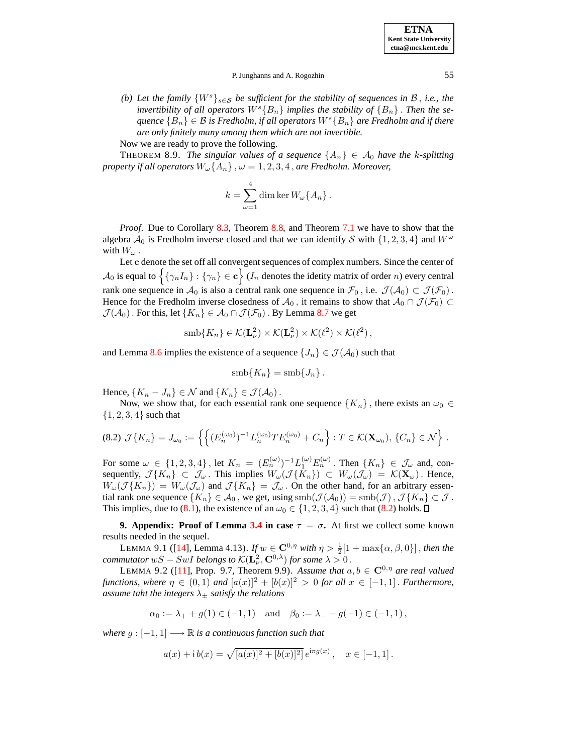(b) *Let the family $\{W^s\}_{s\in\mathcal{S}}$ be sufficient for the stability of sequences in $\mathcal{B}$, i.e., the invertibility of all operators $W^s\{B_n\}$ implies the stability of $\{B_n\}$. Then the sequence $\{B_n\}\in\mathcal{B}$ is Fredholm, if all operators $W^s\{B_n\}$ are Fredholm and if there are only finitely many among them which are not invertible.*

Now we are ready to prove the following.

THEOREM 8.9. *The singular values of a sequence $\{A_n\}\in\mathcal{A}_0$ have the $k$-splitting property if all operators $W_\omega\{A_n\}$, $\omega=1,2,3,4$, are Fredholm. Moreover,*

$$k=\sum_{\omega=1}^{4}\dim\ker W_\omega\{A_n\}\,.$$

*Proof.* Due to Corollary 8.3, Theorem 8.8, and Theorem 7.1 we have to show that the algebra $\mathcal{A}_0$ is Fredholm inverse closed and that we can identify $\mathcal{S}$ with $\{1,2,3,4\}$ and $W^\omega$ with $W_\omega$.

Let $\mathbf{c}$ denote the set off all convergent sequences of complex numbers. Since the center of $\mathcal{A}_0$ is equal to $\left\{\{\gamma_n I_n\}:\{\gamma_n\}\in\mathbf{c}\right\}$ ($I_n$ denotes the idetity matrix of order $n$) every central rank one sequence in $\mathcal{A}_0$ is also a central rank one sequence in $\mathcal{F}_0$, i.e. $\mathcal{J}(\mathcal{A}_0)\subset\mathcal{J}(\mathcal{F}_0)$. Hence for the Fredholm inverse closedness of $\mathcal{A}_0$, it remains to show that $\mathcal{A}_0\cap\mathcal{J}(\mathcal{F}_0)\subset\mathcal{J}(\mathcal{A}_0)$. For this, let $\{K_n\}\in\mathcal{A}_0\cap\mathcal{J}(\mathcal{F}_0)$. By Lemma 8.7 we get

$$\operatorname{smb}\{K_n\}\in\mathcal{K}(\mathbf{L}^2_\nu)\times\mathcal{K}(\mathbf{L}^2_\nu)\times\mathcal{K}(\ell^2)\times\mathcal{K}(\ell^2)\,,$$

and Lemma 8.6 implies the existence of a sequence $\{J_n\}\in\mathcal{J}(\mathcal{A}_0)$ such that

$$\operatorname{smb}\{K_n\}=\operatorname{smb}\{J_n\}\,.$$

Hence, $\{K_n-J_n\}\in\mathcal{N}$ and $\{K_n\}\in\mathcal{J}(\mathcal{A}_0)$.

Now, we show that, for each essential rank one sequence $\{K_n\}$, there exists an $\omega_0\in\{1,2,3,4\}$ such that

$$\mathcal{J}\{K_n\}=J_{\omega_0}:=\left\{\left\{(E_n^{(\omega_0)})^{-1}L_n^{(\omega_0)}TE_n^{(\omega_0)}+C_n\right\}:T\in\mathcal{K}(\mathbf{X}_{\omega_0}),\ \{C_n\}\in\mathcal{N}\right\}. \tag{8.2}$$

For some $\omega\in\{1,2,3,4\}$, let $K_n=(E_n^{(\omega)})^{-1}L_1^{(\omega)}E_n^{(\omega)}$. Then $\{K_n\}\in\mathcal{J}_\omega$ and, consequently, $\mathcal{J}\{K_n\}\subset\mathcal{J}_\omega$. This implies $W_\omega(\mathcal{J}\{K_n\})\subset W_\omega(\mathcal{J}_\omega)=\mathcal{K}(\mathbf{X}_\omega)$. Hence, $W_\omega(\mathcal{J}\{K_n\})=W_\omega(\mathcal{J}_\omega)$ and $\mathcal{J}\{K_n\}=\mathcal{J}_\omega$. On the other hand, for an arbitrary essential rank one sequence $\{K_n\}\in\mathcal{A}_0$, we get, using $\operatorname{smb}(\mathcal{J}(\mathcal{A}_0))=\operatorname{smb}(\mathcal{J})$, $\mathcal{J}\{K_n\}\subset\mathcal{J}$. This implies, due to (8.1), the existence of an $\omega_0\in\{1,2,3,4\}$ such that (8.2) holds. $\square$

**9. Appendix: Proof of Lemma 3.4 in case $\tau=\sigma$.** At first we collect some known results needed in the sequel.

LEMMA 9.1 ([14], Lemma 4.13). *If $w\in\mathbf{C}^{0,\eta}$ with $\eta>\frac{1}{2}[1+\max\{\alpha,\beta,0\}]$, then the commutator $wS-SwI$ belongs to $\mathcal{K}(\mathbf{L}^2_\nu,\mathbf{C}^{0,\lambda})$ for some $\lambda>0$.*

LEMMA 9.2 ([11], Prop. 9.7, Theorem 9.9). *Assume that $a,b\in\mathbf{C}^{0,\eta}$ are real valued functions, where $\eta\in(0,1)$ and $[a(x)]^2+[b(x)]^2>0$ for all $x\in[-1,1]$. Furthermore, assume taht the integers $\lambda_\pm$ satisfy the relations*

$$\alpha_0:=\lambda_++g(1)\in(-1,1)\quad\text{and}\quad\beta_0:=\lambda_--g(-1)\in(-1,1)\,,$$

*where $g:[-1,1]\longrightarrow\mathbb{R}$ is a continuous function such that*

$$a(x)+\mathrm{i}\,b(x)=\sqrt{[a(x)]^2+[b(x)]^2}\,e^{\mathrm{i}\pi g(x)}\,,\quad x\in[-1,1]\,.$$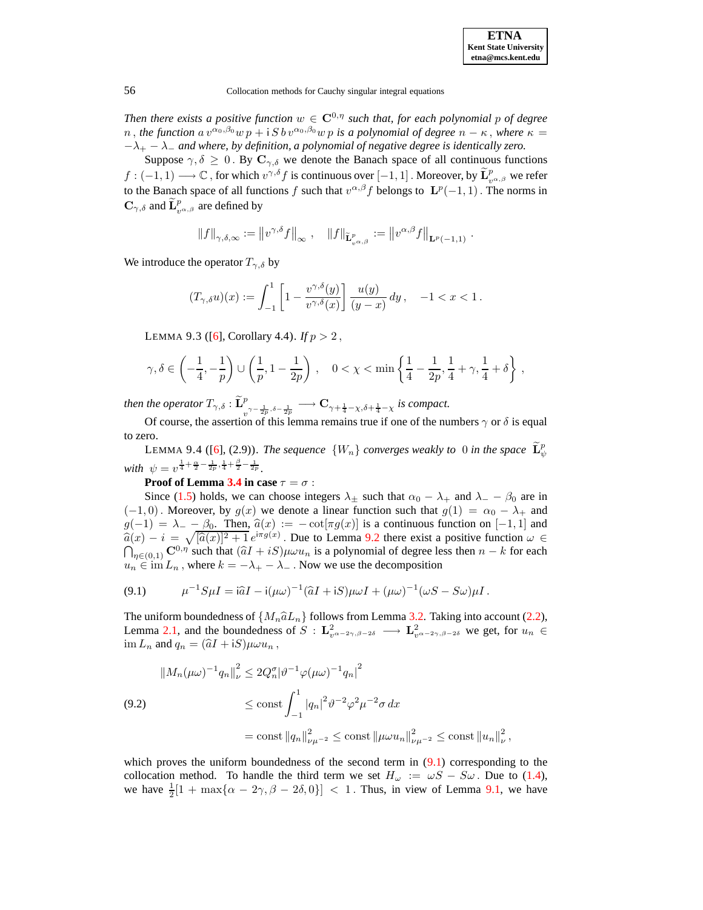*Then there exists a positive function $w \in \mathbf{C}^{0,\eta}$ such that, for each polynomial $p$ of degree $n$, the function $a\, v^{\alpha_0,\beta_0} w\, p + \mathrm{i}\, S\, b\, v^{\alpha_0,\beta_0} w\, p$ is a polynomial of degree $n - \kappa$, where $\kappa = -\lambda_+ - \lambda_-$ and where, by definition, a polynomial of negative degree is identically zero.*

Suppose $\gamma, \delta \geq 0$. By $\mathbf{C}_{\gamma,\delta}$ we denote the Banach space of all continuous functions $f : (-1,1) \longrightarrow \mathbb{C}$, for which $v^{\gamma,\delta} f$ is continuous over $[-1,1]$. Moreover, by $\widetilde{\mathbf{L}}^p_{v^{\alpha,\beta}}$ we refer to the Banach space of all functions $f$ such that $v^{\alpha,\beta} f$ belongs to $\mathbf{L}^p(-1,1)$. The norms in $\mathbf{C}_{\gamma,\delta}$ and $\widetilde{\mathbf{L}}^p_{v^{\alpha,\beta}}$ are defined by

$$\|f\|_{\gamma,\delta,\infty} := \left\|v^{\gamma,\delta} f\right\|_{\infty}, \quad \|f\|_{\widetilde{\mathbf{L}}^p_{v^{\alpha,\beta}}} := \left\|v^{\alpha,\beta} f\right\|_{\mathbf{L}^p(-1,1)}.$$

We introduce the operator $T_{\gamma,\delta}$ by

$$(T_{\gamma,\delta} u)(x) := \int_{-1}^{1} \left[1 - \frac{v^{\gamma,\delta}(y)}{v^{\gamma,\delta}(x)}\right] \frac{u(y)}{(y-x)}\, dy, \quad -1 < x < 1.$$

LEMMA 9.3 ([6], Corollary 4.4). *If $p > 2$,*

$$\gamma, \delta \in \left(-\frac{1}{4}, -\frac{1}{p}\right) \cup \left(\frac{1}{p}, 1 - \frac{1}{2p}\right), \quad 0 < \chi < \min\left\{\frac{1}{4} - \frac{1}{2p}, \frac{1}{4} + \gamma, \frac{1}{4} + \delta\right\},$$

*then the operator $T_{\gamma,\delta} : \widetilde{\mathbf{L}}^p_{v^{\gamma-\frac{1}{2p},\delta-\frac{1}{2p}}} \longrightarrow \mathbf{C}_{\gamma+\frac{1}{4}-\chi,\delta+\frac{1}{4}-\chi}$ is compact.*

Of course, the assertion of this lemma remains true if one of the numbers $\gamma$ or $\delta$ is equal to zero.

LEMMA 9.4 ([6], (2.9)). *The sequence $\{W_n\}$ converges weakly to $0$ in the space $\widetilde{\mathbf{L}}^p_{\psi}$ with $\psi = v^{\frac{1}{4}+\frac{\alpha}{2}-\frac{1}{2p},\frac{1}{4}+\frac{\beta}{2}-\frac{1}{2p}}$.*

**Proof of Lemma 3.4 in case $\tau = \sigma$:**

Since (1.5) holds, we can choose integers $\lambda_\pm$ such that $\alpha_0 - \lambda_+$ and $\lambda_- - \beta_0$ are in $(-1,0)$. Moreover, by $g(x)$ we denote a linear function such that $g(1) = \alpha_0 - \lambda_+$ and $g(-1) = \lambda_- - \beta_0$. Then, $\widehat{a}(x) := -\cot[\pi g(x)]$ is a continuous function on $[-1,1]$ and $\widehat{a}(x) - i = \sqrt{[\widehat{a}(x)]^2 + 1}\, e^{\mathrm{i}\pi g(x)}$. Due to Lemma 9.2 there exist a positive function $\omega \in \bigcap_{\eta\in(0,1)} \mathbf{C}^{0,\eta}$ such that $(\widehat{a}I + iS)\mu\omega u_n$ is a polynomial of degree less then $n - k$ for each $u_n \in \operatorname{im} L_n$, where $k = -\lambda_+ - \lambda_-$. Now we use the decomposition

$$\mu^{-1} S \mu I = \mathrm{i}\widehat{a} I - \mathrm{i}(\mu\omega)^{-1}(\widehat{a}I + \mathrm{i}S)\mu\omega I + (\mu\omega)^{-1}(\omega S - S\omega)\mu I. \tag{9.1}$$

The uniform boundedness of $\{M_n \widehat{a} L_n\}$ follows from Lemma 3.2. Taking into account (2.2), Lemma 2.1, and the boundedness of $S : \mathbf{L}^2_{v^{\alpha-2\gamma,\beta-2\delta}} \longrightarrow \mathbf{L}^2_{v^{\alpha-2\gamma,\beta-2\delta}}$ we get, for $u_n \in \operatorname{im} L_n$ and $q_n = (\widehat{a}I + \mathrm{i}S)\mu\omega u_n$,

$$\begin{aligned}
\left\|M_n(\mu\omega)^{-1} q_n\right\|_\nu^2 &\leq 2Q_n^\sigma \left|\vartheta^{-1}\varphi(\mu\omega)^{-1} q_n\right|^2 \\
&\leq \text{const} \int_{-1}^{1} |q_n|^2 \vartheta^{-2} \varphi^2 \mu^{-2} \sigma\, dx \\
&= \text{const} \left\|q_n\right\|^2_{\nu\mu^{-2}} \leq \text{const} \left\|\mu\omega u_n\right\|^2_{\nu\mu^{-2}} \leq \text{const} \left\|u_n\right\|^2_\nu,
\end{aligned} \tag{9.2}$$

which proves the uniform boundedness of the second term in (9.1) corresponding to the collocation method. To handle the third term we set $H_\omega := \omega S - S\omega$. Due to (1.4), we have $\frac{1}{2}[1 + \max\{\alpha - 2\gamma, \beta - 2\delta, 0\}] < 1$. Thus, in view of Lemma 9.1, we have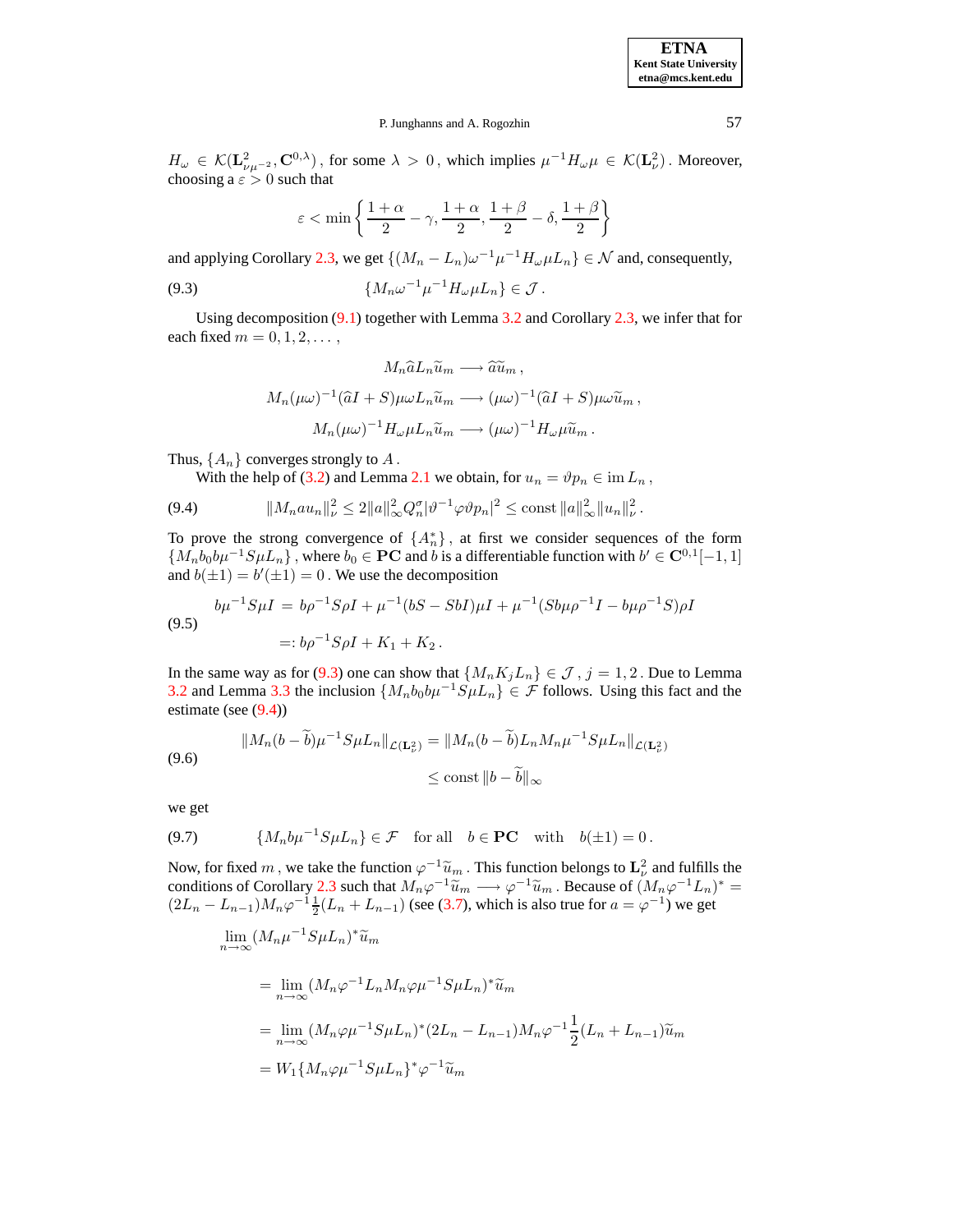$H_\omega \in \mathcal{K}(\mathbf{L}^2_{\nu\mu^{-2}}, \mathbf{C}^{0,\lambda})$, for some $\lambda > 0$, which implies $\mu^{-1} H_\omega \mu \in \mathcal{K}(\mathbf{L}^2_\nu)$. Moreover, choosing a $\varepsilon > 0$ such that

$$\varepsilon < \min\left\{ \frac{1+\alpha}{2} - \gamma, \frac{1+\alpha}{2}, \frac{1+\beta}{2} - \delta, \frac{1+\beta}{2} \right\}$$

and applying Corollary 2.3, we get $\{(M_n - L_n)\omega^{-1}\mu^{-1}H_\omega \mu L_n\} \in \mathcal{N}$ and, consequently,

$$\{M_n \omega^{-1}\mu^{-1} H_\omega \mu L_n\} \in \mathcal{J}\,. \tag{9.3}$$

Using decomposition (9.1) together with Lemma 3.2 and Corollary 2.3, we infer that for each fixed $m = 0, 1, 2, \dots$,

$$M_n \widehat{a} L_n \widetilde{u}_m \longrightarrow \widehat{a}\widetilde{u}_m\,,$$

$$M_n (\mu\omega)^{-1}(\widehat{a}I + S)\mu\omega L_n \widetilde{u}_m \longrightarrow (\mu\omega)^{-1}(\widehat{a}I + S)\mu\omega\widetilde{u}_m\,,$$

$$M_n(\mu\omega)^{-1} H_\omega \mu L_n \widetilde{u}_m \longrightarrow (\mu\omega)^{-1}H_\omega \mu \widetilde{u}_m\,.$$

Thus, $\{A_n\}$ converges strongly to $A$.

With the help of (3.2) and Lemma 2.1 we obtain, for $u_n = \vartheta p_n \in \operatorname{im} L_n$,

$$\|M_n a u_n\|^2_\nu \le 2\|a\|^2_\infty Q^\sigma_n |\vartheta^{-1}\varphi\vartheta p_n|^2 \le \text{const}\, \|a\|^2_\infty \|u_n\|^2_\nu\,. \tag{9.4}$$

To prove the strong convergence of $\{A^*_n\}$, at first we consider sequences of the form $\{M_n b_0 b \mu^{-1} S\mu L_n\}$, where $b_0 \in \mathbf{PC}$ and $b$ is a differentiable function with $b' \in \mathbf{C}^{0,1}[-1,1]$ and $b(\pm 1) = b'(\pm 1) = 0$. We use the decomposition

$$\begin{aligned} b\mu^{-1}S\mu I &= b\rho^{-1}S\rho I + \mu^{-1}(bS - SbI)\mu I + \mu^{-1}(Sb\mu\rho^{-1}I - b\mu\rho^{-1}S)\rho I \\ &=: b\rho^{-1}S\rho I + K_1 + K_2\,. \end{aligned} \tag{9.5}$$

In the same way as for (9.3) one can show that $\{M_n K_j L_n\} \in \mathcal{J}$, $j = 1, 2$. Due to Lemma 3.2 and Lemma 3.3 the inclusion $\{M_n b_0 b\mu^{-1}S\mu L_n\} \in \mathcal{F}$ follows. Using this fact and the estimate (see (9.4))

$$\begin{aligned} \|M_n(b - \widetilde{b})\mu^{-1}S\mu L_n\|_{\mathcal{L}(\mathbf{L}^2_\nu)} &= \|M_n(b - \widetilde{b})L_n M_n \mu^{-1}S\mu L_n\|_{\mathcal{L}(\mathbf{L}^2_\nu)} \\ &\le \text{const}\, \|b - \widetilde{b}\|_\infty \end{aligned} \tag{9.6}$$

we get

$$\{M_n b\mu^{-1}S\mu L_n\} \in \mathcal{F} \quad \text{for all} \quad b \in \mathbf{PC} \quad \text{with} \quad b(\pm 1) = 0\,. \tag{9.7}$$

Now, for fixed $m$, we take the function $\varphi^{-1}\widetilde{u}_m$. This function belongs to $\mathbf{L}^2_\nu$ and fulfills the conditions of Corollary 2.3 such that $M_n \varphi^{-1}\widetilde{u}_m \longrightarrow \varphi^{-1}\widetilde{u}_m$. Because of $(M_n\varphi^{-1}L_n)^* = (2L_n - L_{n-1})M_n\varphi^{-1}\frac{1}{2}(L_n + L_{n-1})$ (see (3.7), which is also true for $a = \varphi^{-1}$) we get

$$\begin{aligned} &\lim_{n\to\infty} (M_n\mu^{-1}S\mu L_n)^*\widetilde{u}_m \\ &\quad = \lim_{n\to\infty} (M_n\varphi^{-1}L_n M_n \varphi\mu^{-1}S\mu L_n)^*\widetilde{u}_m \\ &\quad = \lim_{n\to\infty} (M_n\varphi\mu^{-1}S\mu L_n)^*(2L_n - L_{n-1})M_n\varphi^{-1}\frac{1}{2}(L_n + L_{n-1})\widetilde{u}_m \\ &\quad = W_1\{M_n\varphi\mu^{-1}S\mu L_n\}^*\varphi^{-1}\widetilde{u}_m \end{aligned}$$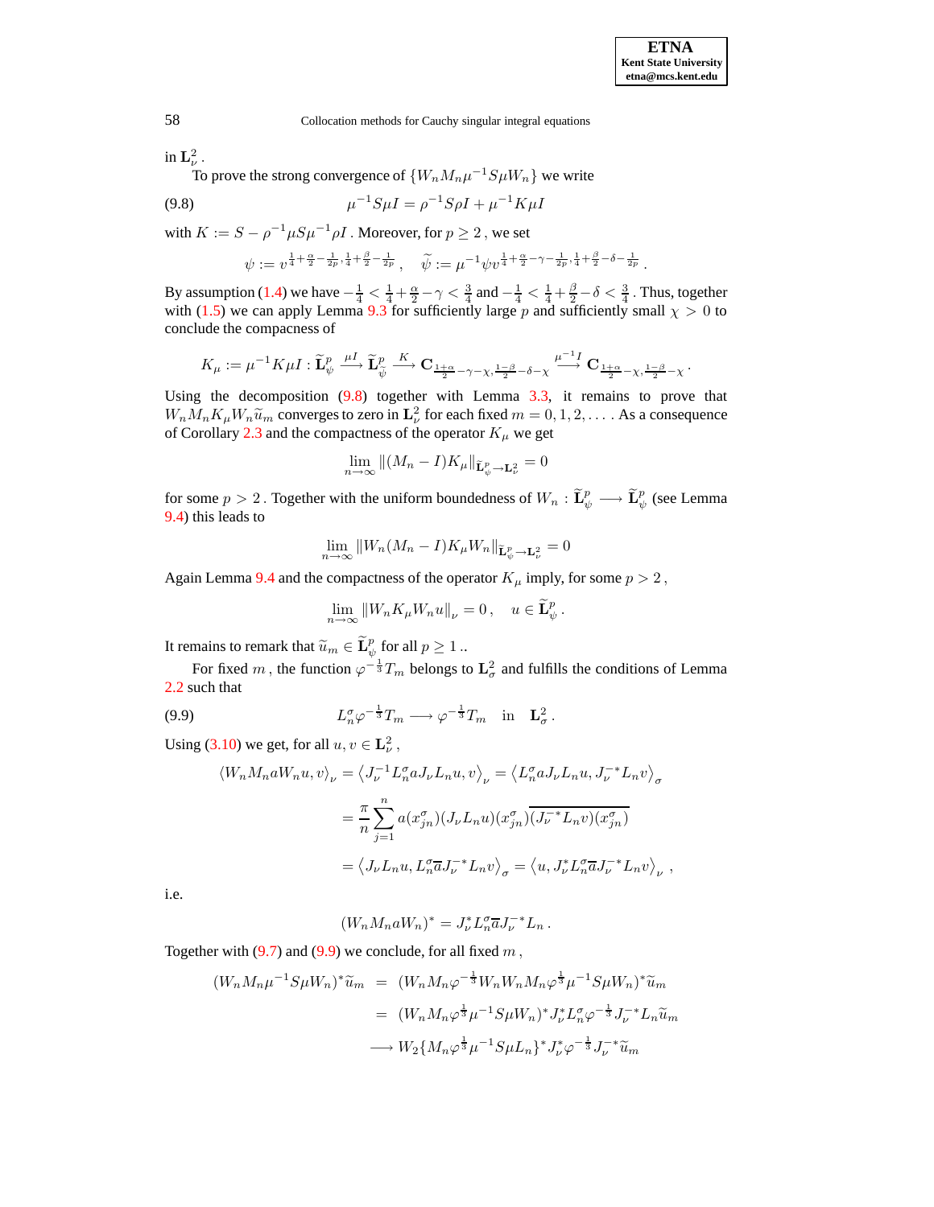in $\mathbf{L}^2_\nu$.

To prove the strong convergence of $\{W_n M_n \mu^{-1} S \mu W_n\}$ we write

$$\mu^{-1} S \mu I = \rho^{-1} S \rho I + \mu^{-1} K \mu I \tag{9.8}$$

with $K := S - \rho^{-1} \mu S \mu^{-1} \rho I$. Moreover, for $p \geq 2$, we set

$$\psi := v^{\frac{1}{4}+\frac{\alpha}{2}-\frac{1}{2p}, \frac{1}{4}+\frac{\beta}{2}-\frac{1}{2p}}, \quad \widetilde{\psi} := \mu^{-1} \psi v^{\frac{1}{4}+\frac{\alpha}{2}-\gamma-\frac{1}{2p}, \frac{1}{4}+\frac{\beta}{2}-\delta-\frac{1}{2p}}.$$

By assumption (1.4) we have $-\frac{1}{4} < \frac{1}{4}+\frac{\alpha}{2}-\gamma < \frac{3}{4}$ and $-\frac{1}{4} < \frac{1}{4}+\frac{\beta}{2}-\delta < \frac{3}{4}$. Thus, together with (1.5) we can apply Lemma 9.3 for sufficiently large $p$ and sufficiently small $\chi > 0$ to conclude the compacness of

$$K_\mu := \mu^{-1} K \mu I : \widetilde{\mathbf{L}}^p_\psi \stackrel{\mu I}{\longrightarrow} \widetilde{\mathbf{L}}^p_{\widetilde{\psi}} \stackrel{K}{\longrightarrow} \mathbf{C}_{\frac{1+\alpha}{2}-\gamma-\chi, \frac{1-\beta}{2}-\delta-\chi} \stackrel{\mu^{-1} I}{\longrightarrow} \mathbf{C}_{\frac{1+\alpha}{2}-\chi, \frac{1-\beta}{2}-\chi}.$$

Using the decomposition (9.8) together with Lemma 3.3, it remains to prove that $W_n M_n K_\mu W_n \widetilde{u}_m$ converges to zero in $\mathbf{L}^2_\nu$ for each fixed $m = 0, 1, 2, \ldots$. As a consequence of Corollary 2.3 and the compactness of the operator $K_\mu$ we get

$$\lim_{n\to\infty} \|(M_n - I) K_\mu\|_{\widetilde{\mathbf{L}}^p_\psi \to \mathbf{L}^2_\nu} = 0$$

for some $p > 2$. Together with the uniform boundedness of $W_n : \widetilde{\mathbf{L}}^p_\psi \longrightarrow \widetilde{\mathbf{L}}^p_\psi$ (see Lemma 9.4) this leads to

$$\lim_{n\to\infty} \|W_n (M_n - I) K_\mu W_n\|_{\widetilde{\mathbf{L}}^p_\psi \to \mathbf{L}^2_\nu} = 0$$

Again Lemma 9.4 and the compactness of the operator $K_\mu$ imply, for some $p > 2$,

$$\lim_{n\to\infty} \|W_n K_\mu W_n u\|_\nu = 0, \quad u \in \widetilde{\mathbf{L}}^p_\psi.$$

It remains to remark that $\widetilde{u}_m \in \widetilde{\mathbf{L}}^p_\psi$ for all $p \geq 1$..

For fixed $m$, the function $\varphi^{-\frac{1}{3}} T_m$ belongs to $\mathbf{L}^2_\sigma$ and fulfills the conditions of Lemma 2.2 such that

$$L^\sigma_n \varphi^{-\frac{1}{3}} T_m \longrightarrow \varphi^{-\frac{1}{3}} T_m \quad \text{in} \quad \mathbf{L}^2_\sigma. \tag{9.9}$$

Using (3.10) we get, for all $u, v \in \mathbf{L}^2_\nu$,

$$\begin{aligned}
\langle W_n M_n a W_n u, v \rangle_\nu &= \left\langle J_\nu^{-1} L^\sigma_n a J_\nu L_n u, v \right\rangle_\nu = \left\langle L^\sigma_n a J_\nu L_n u, J_\nu^{-*} L_n v \right\rangle_\sigma \\
&= \frac{\pi}{n} \sum_{j=1}^n a(x^\sigma_{jn}) (J_\nu L_n u)(x^\sigma_{jn}) \overline{(J_\nu^{-*} L_n v)(x^\sigma_{jn})} \\
&= \left\langle J_\nu L_n u, L^\sigma_n \overline{a} J_\nu^{-*} L_n v \right\rangle_\sigma = \left\langle u, J_\nu^* L^\sigma_n \overline{a} J_\nu^{-*} L_n v \right\rangle_\nu,
\end{aligned}$$

i.e.

$$(W_n M_n a W_n)^* = J_\nu^* L^\sigma_n \overline{a} J_\nu^{-*} L_n.$$

Together with (9.7) and (9.9) we conclude, for all fixed $m$,

$$\begin{aligned}
(W_n M_n \mu^{-1} S \mu W_n)^* \widetilde{u}_m &= (W_n M_n \varphi^{-\frac{1}{3}} W_n W_n M_n \varphi^{\frac{1}{3}} \mu^{-1} S \mu W_n)^* \widetilde{u}_m \\
&= (W_n M_n \varphi^{\frac{1}{3}} \mu^{-1} S \mu W_n)^* J_\nu^* L^\sigma_n \varphi^{-\frac{1}{3}} J_\nu^{-*} L_n \widetilde{u}_m \\
&\longrightarrow W_2 \{M_n \varphi^{\frac{1}{3}} \mu^{-1} S \mu L_n\}^* J_\nu^* \varphi^{-\frac{1}{3}} J_\nu^{-*} \widetilde{u}_m
\end{aligned}$$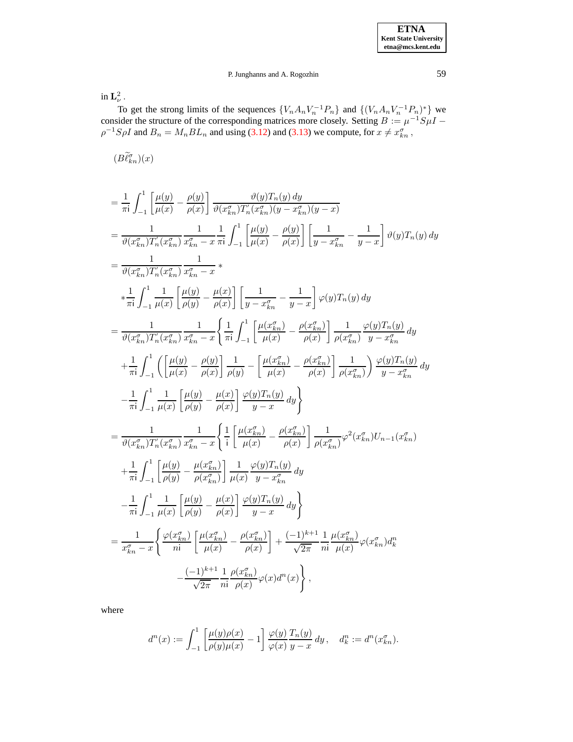in $\mathbf{L}^2_\nu$.

To get the strong limits of the sequences $\{V_nA_nV_n^{-1}P_n\}$ and $\{(V_nA_nV_n^{-1}P_n)^*\}$ we consider the structure of the corresponding matrices more closely. Setting $B := \mu^{-1}S\mu I - \rho^{-1}S\rho I$ and $B_n = M_nBL_n$ and using (3.12) and (3.13) we compute, for $x \neq x^\sigma_{kn}$,

$$
(B\widetilde{\ell}^\sigma_{kn})(x)
$$

$$
\begin{aligned}
&= \frac{1}{\pi \mathrm{i}}\int_{-1}^{1}\left[\frac{\mu(y)}{\mu(x)}-\frac{\rho(y)}{\rho(x)}\right]\frac{\vartheta(y)T_n(y)\,dy}{\vartheta(x^\sigma_{kn})T_n'(x^\sigma_{kn})(y-x^\sigma_{kn})(y-x)}\\
&= \frac{1}{\vartheta(x^\sigma_{kn})T_n'(x^\sigma_{kn})}\frac{1}{x^\sigma_{kn}-x}\frac{1}{\pi\mathrm{i}}\int_{-1}^{1}\left[\frac{\mu(y)}{\mu(x)}-\frac{\rho(y)}{\rho(x)}\right]\left[\frac{1}{y-x^\sigma_{kn}}-\frac{1}{y-x}\right]\vartheta(y)T_n(y)\,dy\\
&= \frac{1}{\vartheta(x^\sigma_{kn})T_n'(x^\sigma_{kn})}\frac{1}{x^\sigma_{kn}-x}\,*\\
&\quad *\frac{1}{\pi\mathrm{i}}\int_{-1}^{1}\frac{1}{\mu(x)}\left[\frac{\mu(y)}{\rho(y)}-\frac{\mu(x)}{\rho(x)}\right]\left[\frac{1}{y-x^\sigma_{kn}}-\frac{1}{y-x}\right]\varphi(y)T_n(y)\,dy\\
&= \frac{1}{\vartheta(x^\sigma_{kn})T_n'(x^\sigma_{kn})}\frac{1}{x^\sigma_{kn}-x}\left\{\frac{1}{\pi\mathrm{i}}\int_{-1}^{1}\left[\frac{\mu(x^\sigma_{kn})}{\mu(x)}-\frac{\rho(x^\sigma_{kn})}{\rho(x)}\right]\frac{1}{\rho(x^\sigma_{kn})}\frac{\varphi(y)T_n(y)}{y-x^\sigma_{kn}}\,dy\right.\\
&\quad +\frac{1}{\pi\mathrm{i}}\int_{-1}^{1}\left(\left[\frac{\mu(y)}{\mu(x)}-\frac{\rho(y)}{\rho(x)}\right]\frac{1}{\rho(y)}-\left[\frac{\mu(x^\sigma_{kn})}{\mu(x)}-\frac{\rho(x^\sigma_{kn})}{\rho(x)}\right]\frac{1}{\rho(x^\sigma_{kn})}\right)\frac{\varphi(y)T_n(y)}{y-x^\sigma_{kn}}\,dy\\
&\quad \left.-\frac{1}{\pi\mathrm{i}}\int_{-1}^{1}\frac{1}{\mu(x)}\left[\frac{\mu(y)}{\rho(y)}-\frac{\mu(x)}{\rho(x)}\right]\frac{\varphi(y)T_n(y)}{y-x}\,dy\right\}\\
&= \frac{1}{\vartheta(x^\sigma_{kn})T_n'(x^\sigma_{kn})}\frac{1}{x^\sigma_{kn}-x}\left\{\frac{1}{\mathrm{i}}\left[\frac{\mu(x^\sigma_{kn})}{\mu(x)}-\frac{\rho(x^\sigma_{kn})}{\rho(x)}\right]\frac{1}{\rho(x^\sigma_{kn})}\varphi^2(x^\sigma_{kn})U_{n-1}(x^\sigma_{kn})\right.\\
&\quad +\frac{1}{\pi\mathrm{i}}\int_{-1}^{1}\left[\frac{\mu(y)}{\rho(y)}-\frac{\mu(x^\sigma_{kn})}{\rho(x^\sigma_{kn})}\right]\frac{1}{\mu(x)}\frac{\varphi(y)T_n(y)}{y-x^\sigma_{kn}}\,dy\\
&\quad \left.-\frac{1}{\pi\mathrm{i}}\int_{-1}^{1}\frac{1}{\mu(x)}\left[\frac{\mu(y)}{\rho(y)}-\frac{\mu(x)}{\rho(x)}\right]\frac{\varphi(y)T_n(y)}{y-x}\,dy\right\}\\
&= \frac{1}{x^\sigma_{kn}-x}\left\{\frac{\varphi(x^\sigma_{kn})}{n\mathrm{i}}\left[\frac{\mu(x^\sigma_{kn})}{\mu(x)}-\frac{\rho(x^\sigma_{kn})}{\rho(x)}\right]+\frac{(-1)^{k+1}}{\sqrt{2\pi}}\frac{1}{n\mathrm{i}}\frac{\mu(x^\sigma_{kn})}{\mu(x)}\varphi(x^\sigma_{kn})d^n_k\right.\\
&\quad \left.-\frac{(-1)^{k+1}}{\sqrt{2\pi}}\frac{1}{n\mathrm{i}}\frac{\rho(x^\sigma_{kn})}{\rho(x)}\varphi(x)d^n(x)\right\},
\end{aligned}
$$

where

$$
d^n(x) := \int_{-1}^{1}\left[\frac{\mu(y)\rho(x)}{\rho(y)\mu(x)}-1\right]\frac{\varphi(y)}{\varphi(x)}\frac{T_n(y)}{y-x}\,dy\,,\quad d^n_k := d^n(x^\sigma_{kn}).
$$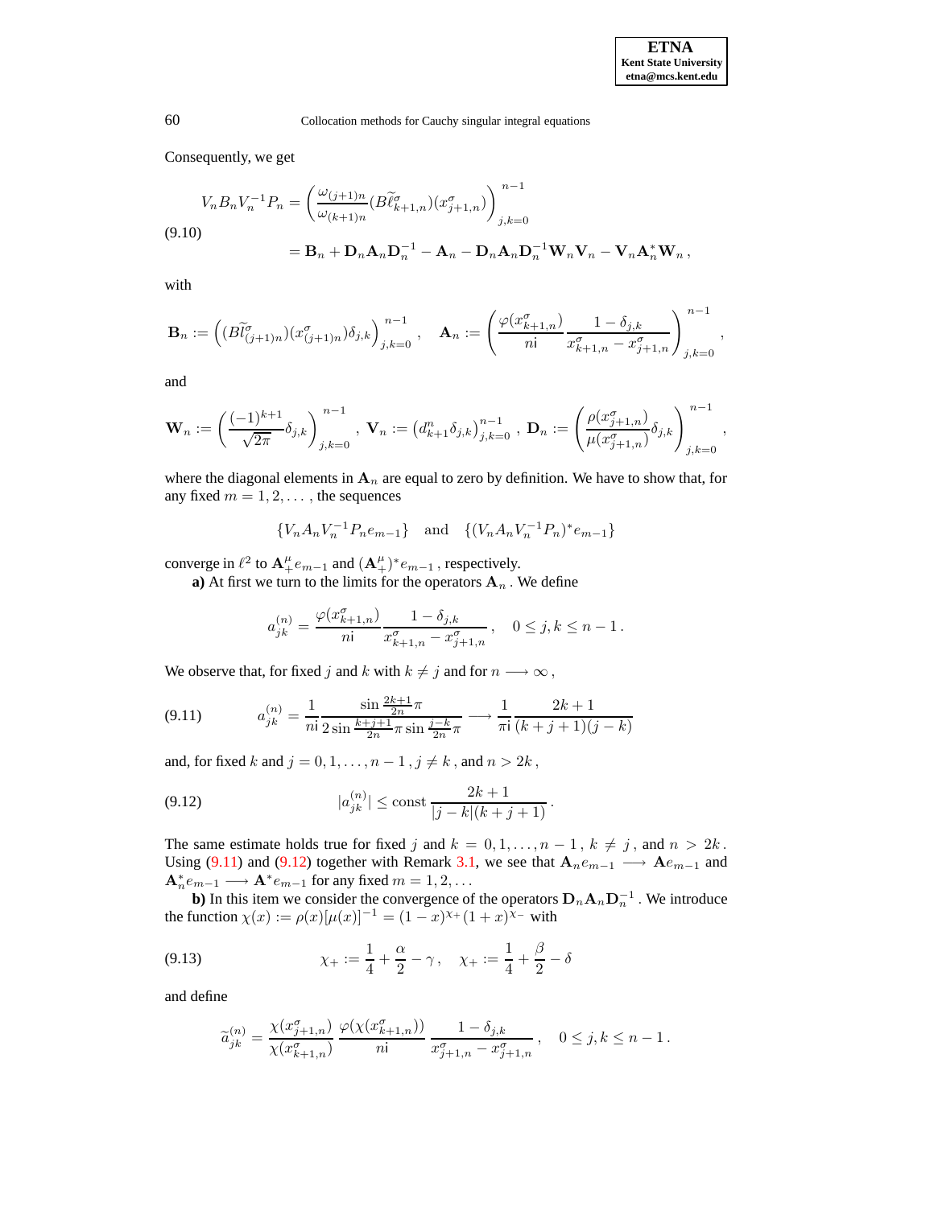Consequently, we get

$$
\begin{aligned}
V_n B_n V_n^{-1} P_n &= \left( \frac{\omega_{(j+1)n}}{\omega_{(k+1)n}} (B\widetilde{\ell}^{\sigma}_{k+1,n})(x^{\sigma}_{j+1,n}) \right)_{j,k=0}^{n-1} \\
&= \mathbf{B}_n + \mathbf{D}_n \mathbf{A}_n \mathbf{D}_n^{-1} - \mathbf{A}_n - \mathbf{D}_n \mathbf{A}_n \mathbf{D}_n^{-1} \mathbf{W}_n \mathbf{V}_n - \mathbf{V}_n \mathbf{A}_n^* \mathbf{W}_n \,,
\end{aligned} \tag{9.10}
$$

with

$$
\mathbf{B}_n := \left( (B\widetilde{l}^{\sigma}_{(j+1)n})(x^{\sigma}_{(j+1)n}) \delta_{j,k} \right)_{j,k=0}^{n-1}, \quad \mathbf{A}_n := \left( \frac{\varphi(x^{\sigma}_{k+1,n})}{n\mathrm{i}} \frac{1-\delta_{j,k}}{x^{\sigma}_{k+1,n} - x^{\sigma}_{j+1,n}} \right)_{j,k=0}^{n-1},
$$

and

$$
\mathbf{W}_n := \left( \frac{(-1)^{k+1}}{\sqrt{2\pi}} \delta_{j,k} \right)_{j,k=0}^{n-1}, \; \mathbf{V}_n := \left( d^n_{k+1} \delta_{j,k} \right)_{j,k=0}^{n-1}, \; \mathbf{D}_n := \left( \frac{\rho(x^{\sigma}_{j+1,n})}{\mu(x^{\sigma}_{j+1,n})} \delta_{j,k} \right)_{j,k=0}^{n-1},
$$

where the diagonal elements in $\mathbf{A}_n$ are equal to zero by definition. We have to show that, for any fixed $m = 1, 2, \ldots$, the sequences

$$
\{ V_n A_n V_n^{-1} P_n e_{m-1} \} \quad \text{and} \quad \{ (V_n A_n V_n^{-1} P_n)^* e_{m-1} \}
$$

converge in $\ell^2$ to $\mathbf{A}_+^{\mu} e_{m-1}$ and $(\mathbf{A}_+^{\mu})^* e_{m-1}$, respectively.

**a)** At first we turn to the limits for the operators $\mathbf{A}_n$. We define

$$
a^{(n)}_{jk} = \frac{\varphi(x^{\sigma}_{k+1,n})}{n\mathrm{i}} \frac{1-\delta_{j,k}}{x^{\sigma}_{k+1,n} - x^{\sigma}_{j+1,n}}, \quad 0 \le j,k \le n-1 \,.
$$

We observe that, for fixed $j$ and $k$ with $k \neq j$ and for $n \longrightarrow \infty$,

$$
a^{(n)}_{jk} = \frac{1}{n\mathrm{i}} \frac{\sin \frac{2k+1}{2n}\pi}{2\sin \frac{k+j+1}{2n}\pi \sin \frac{j-k}{2n}\pi} \longrightarrow \frac{1}{\pi \mathrm{i}} \frac{2k+1}{(k+j+1)(j-k)} \tag{9.11}
$$

and, for fixed $k$ and $j = 0, 1, \ldots, n-1$, $j \neq k$, and $n > 2k$,

$$
|a^{(n)}_{jk}| \le \text{const} \, \frac{2k+1}{|j-k|(k+j+1)} \,. \tag{9.12}
$$

The same estimate holds true for fixed $j$ and $k = 0, 1, \ldots, n-1$, $k \neq j$, and $n > 2k$. Using (9.11) and (9.12) together with Remark 3.1, we see that $\mathbf{A}_n e_{m-1} \longrightarrow \mathbf{A} e_{m-1}$ and $\mathbf{A}_n^* e_{m-1} \longrightarrow \mathbf{A}^* e_{m-1}$ for any fixed $m = 1, 2, \ldots$

**b)** In this item we consider the convergence of the operators $\mathbf{D}_n \mathbf{A}_n \mathbf{D}_n^{-1}$. We introduce the function $\chi(x) := \rho(x)[\mu(x)]^{-1} = (1-x)^{\chi_+}(1+x)^{\chi_-}$ with

$$
\chi_+ := \frac{1}{4} + \frac{\alpha}{2} - \gamma, \quad \chi_+ := \frac{1}{4} + \frac{\beta}{2} - \delta \tag{9.13}
$$

and define

$$
\widetilde{a}^{(n)}_{jk} = \frac{\chi(x^{\sigma}_{j+1,n})}{\chi(x^{\sigma}_{k+1,n})} \frac{\varphi(\chi(x^{\sigma}_{k+1,n}))}{n\mathrm{i}} \frac{1-\delta_{j,k}}{x^{\sigma}_{j+1,n} - x^{\sigma}_{j+1,n}}, \quad 0 \le j,k \le n-1 \,.
$$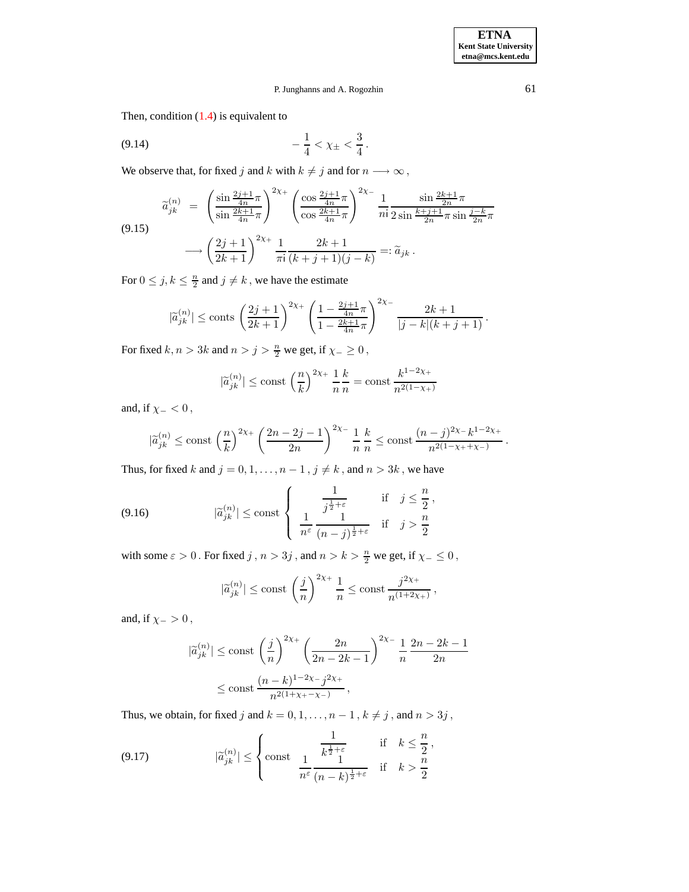Then, condition (1.4) is equivalent to

$$-\frac{1}{4} < \chi_{\pm} < \frac{3}{4}\,. \tag{9.14}$$

We observe that, for fixed $j$ and $k$ with $k \neq j$ and for $n \longrightarrow \infty$,

$$\begin{aligned}
\widetilde{a}_{jk}^{(n)} &= \left( \frac{\sin \frac{2j+1}{4n}\pi}{\sin \frac{2k+1}{4n}\pi} \right)^{2\chi_+} \left( \frac{\cos \frac{2j+1}{4n}\pi}{\cos \frac{2k+1}{4n}\pi} \right)^{2\chi_-} \frac{1}{n\mathrm{i}} \frac{\sin \frac{2k+1}{2n}\pi}{2 \sin \frac{k+j+1}{2n}\pi \sin \frac{j-k}{2n}\pi} \\
&\longrightarrow \left( \frac{2j+1}{2k+1} \right)^{2\chi_+} \frac{1}{\pi \mathrm{i}} \frac{2k+1}{(k+j+1)(j-k)} =: \widetilde{a}_{jk}\,.
\end{aligned} \tag{9.15}$$

For $0 \leq j,k \leq \frac{n}{2}$ and $j \neq k$, we have the estimate

$$|\widetilde{a}_{jk}^{(n)}| \leq \text{conts} \left( \frac{2j+1}{2k+1} \right)^{2\chi_+} \left( \frac{1 - \frac{2j+1}{4n}\pi}{1 - \frac{2k+1}{4n}\pi} \right)^{2\chi_-} \frac{2k+1}{|j-k|(k+j+1)}\,.$$

For fixed $k$, $n > 3k$ and $n > j > \frac{n}{2}$ we get, if $\chi_- \geq 0$,

$$|\widetilde{a}_{jk}^{(n)}| \leq \text{const} \left( \frac{n}{k} \right)^{2\chi_+} \frac{1}{n} \frac{k}{n} = \text{const}\, \frac{k^{1-2\chi_+}}{n^{2(1-\chi_+)}}$$

and, if $\chi_- < 0$,

$$|\widetilde{a}_{jk}^{(n)} \leq \text{const} \left( \frac{n}{k} \right)^{2\chi_+} \left( \frac{2n-2j-1}{2n} \right)^{2\chi_-} \frac{1}{n} \frac{k}{n} \leq \text{const}\, \frac{(n-j)^{2\chi_-} k^{1-2\chi_+}}{n^{2(1-\chi_+ + \chi_-)}}\,.$$

Thus, for fixed $k$ and $j = 0, 1, \ldots, n-1$, $j \neq k$, and $n > 3k$, we have

$$|\widetilde{a}_{jk}^{(n)}| \leq \text{const} \left\{ \begin{array}{ll} \dfrac{1}{j^{\frac{1}{2}+\varepsilon}} & \text{if} \quad j \leq \dfrac{n}{2}\,, \\[2ex] \dfrac{1}{n^{\varepsilon}} \dfrac{1}{(n-j)^{\frac{1}{2}+\varepsilon}} & \text{if} \quad j > \dfrac{n}{2} \end{array} \right. \tag{9.16}$$

with some $\varepsilon > 0$. For fixed $j$, $n > 3j$, and $n > k > \frac{n}{2}$ we get, if $\chi_- \leq 0$,

$$|\widetilde{a}_{jk}^{(n)}| \leq \text{const} \left( \frac{j}{n} \right)^{2\chi_+} \frac{1}{n} \leq \text{const}\, \frac{j^{2\chi_+}}{n^{(1+2\chi_+)}}\,,$$

and, if $\chi_- > 0$,

$$\begin{aligned}
|\widetilde{a}_{jk}^{(n)}| &\leq \text{const} \left( \frac{j}{n} \right)^{2\chi_+} \left( \frac{2n}{2n-2k-1} \right)^{2\chi_-} \frac{1}{n} \frac{2n-2k-1}{2n} \\
&\leq \text{const}\, \frac{(n-k)^{1-2\chi_-} j^{2\chi_+}}{n^{2(1+\chi_+ - \chi_-)}}\,,
\end{aligned}$$

Thus, we obtain, for fixed $j$ and $k = 0, 1, \ldots, n-1$, $k \neq j$, and $n > 3j$,

$$|\widetilde{a}_{jk}^{(n)}| \leq \left\{ \text{const} \begin{array}{ll} \dfrac{1}{k^{\frac{1}{2}+\varepsilon}} & \text{if} \quad k \leq \dfrac{n}{2}\,, \\[2ex] \dfrac{1}{n^{\varepsilon}} \dfrac{1}{(n-k)^{\frac{1}{2}+\varepsilon}} & \text{if} \quad k > \dfrac{n}{2} \end{array} \right. \tag{9.17}$$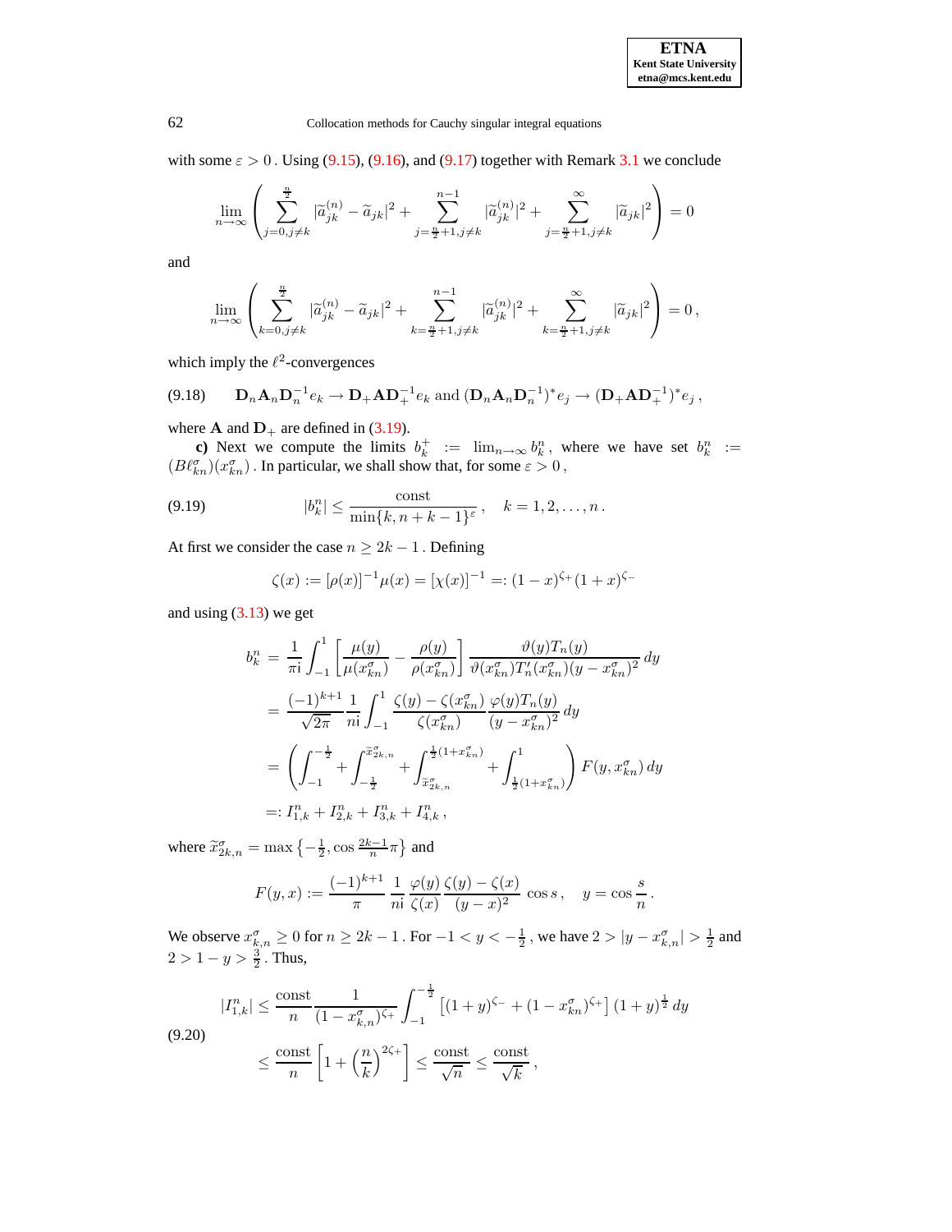with some $\varepsilon > 0$ . Using (9.15), (9.16), and (9.17) together with Remark 3.1 we conclude

$$\lim_{n\to\infty}\left(\sum_{j=0,j\neq k}^{\frac{n}{2}}|\widetilde{a}_{jk}^{(n)}-\widetilde{a}_{jk}|^2+\sum_{j=\frac{n}{2}+1,j\neq k}^{n-1}|\widetilde{a}_{jk}^{(n)}|^2+\sum_{j=\frac{n}{2}+1,j\neq k}^{\infty}|\widetilde{a}_{jk}|^2\right)=0$$

and

$$\lim_{n\to\infty}\left(\sum_{k=0,j\neq k}^{\frac{n}{2}}|\widetilde{a}_{jk}^{(n)}-\widetilde{a}_{jk}|^2+\sum_{k=\frac{n}{2}+1,j\neq k}^{n-1}|\widetilde{a}_{jk}^{(n)}|^2+\sum_{k=\frac{n}{2}+1,j\neq k}^{\infty}|\widetilde{a}_{jk}|^2\right)=0\,,$$

which imply the $\ell^2$-convergences

$$\mathbf{D}_n\mathbf{A}_n\mathbf{D}_n^{-1}e_k \to \mathbf{D}_+\mathbf{A}\mathbf{D}_+^{-1}e_k \text{ and } (\mathbf{D}_n\mathbf{A}_n\mathbf{D}_n^{-1})^*e_j \to (\mathbf{D}_+\mathbf{A}\mathbf{D}_+^{-1})^*e_j\,, \tag{9.18}$$

where $\mathbf{A}$ and $\mathbf{D}_+$ are defined in (3.19).

**c)** Next we compute the limits $b_k^+ := \lim_{n\to\infty} b_k^n$ , where we have set $b_k^n := (B\ell_{kn}^\sigma)(x_{kn}^\sigma)$ . In particular, we shall show that, for some $\varepsilon > 0$ ,

$$|b_k^n| \le \frac{\text{const}}{\min\{k, n+k-1\}^\varepsilon}\,, \quad k = 1, 2, \ldots, n\,. \tag{9.19}$$

At first we consider the case $n \ge 2k-1$ . Defining

$$\zeta(x) := [\rho(x)]^{-1}\mu(x) = [\chi(x)]^{-1} =: (1-x)^{\zeta_+}(1+x)^{\zeta_-}$$

and using (3.13) we get

$$\begin{aligned}
b_k^n &= \frac{1}{\pi \mathrm{i}}\int_{-1}^{1}\left[\frac{\mu(y)}{\mu(x_{kn}^\sigma)}-\frac{\rho(y)}{\rho(x_{kn}^\sigma)}\right]\frac{\vartheta(y)T_n(y)}{\vartheta(x_{kn}^\sigma)T_n'(x_{kn}^\sigma)(y-x_{kn}^\sigma)^2}\,dy \\
&= \frac{(-1)^{k+1}}{\sqrt{2\pi}}\frac{1}{n\mathrm{i}}\int_{-1}^{1}\frac{\zeta(y)-\zeta(x_{kn}^\sigma)}{\zeta(x_{kn}^\sigma)}\frac{\varphi(y)T_n(y)}{(y-x_{kn}^\sigma)^2}\,dy \\
&= \left(\int_{-1}^{-\frac{1}{2}}+\int_{-\frac{1}{2}}^{\widetilde{x}_{2k,n}^\sigma}+\int_{\widetilde{x}_{2k,n}^\sigma}^{\frac{1}{2}(1+x_{kn}^\sigma)}+\int_{\frac{1}{2}(1+x_{kn}^\sigma)}^{1}\right)F(y,x_{kn}^\sigma)\,dy \\
&=: I_{1,k}^n + I_{2,k}^n + I_{3,k}^n + I_{4,k}^n\,,
\end{aligned}$$

where $\widetilde{x}_{2k,n}^\sigma = \max\left\{-\frac{1}{2}, \cos\frac{2k-1}{n}\pi\right\}$ and

$$F(y,x) := \frac{(-1)^{k+1}}{\pi}\frac{1}{n\mathrm{i}}\frac{\varphi(y)}{\zeta(x)}\frac{\zeta(y)-\zeta(x)}{(y-x)^2}\cos s\,, \quad y = \cos\frac{s}{n}\,.$$

We observe $x_{k,n}^\sigma \ge 0$ for $n \ge 2k-1$ . For $-1 < y < -\frac{1}{2}$ , we have $2 > |y - x_{k,n}^\sigma| > \frac{1}{2}$ and $2 > 1-y > \frac{3}{2}$ . Thus,

$$\begin{aligned}
|I_{1,k}^n| &\le \frac{\text{const}}{n}\frac{1}{(1-x_{k,n}^\sigma)^{\zeta_+}}\int_{-1}^{-\frac{1}{2}}\left[(1+y)^{\zeta_-}+(1-x_{kn}^\sigma)^{\zeta_+}\right](1+y)^{\frac{1}{2}}\,dy \\
&\le \frac{\text{const}}{n}\left[1+\left(\frac{n}{k}\right)^{2\zeta_+}\right] \le \frac{\text{const}}{\sqrt{n}} \le \frac{\text{const}}{\sqrt{k}}\,,
\end{aligned} \tag{9.20}$$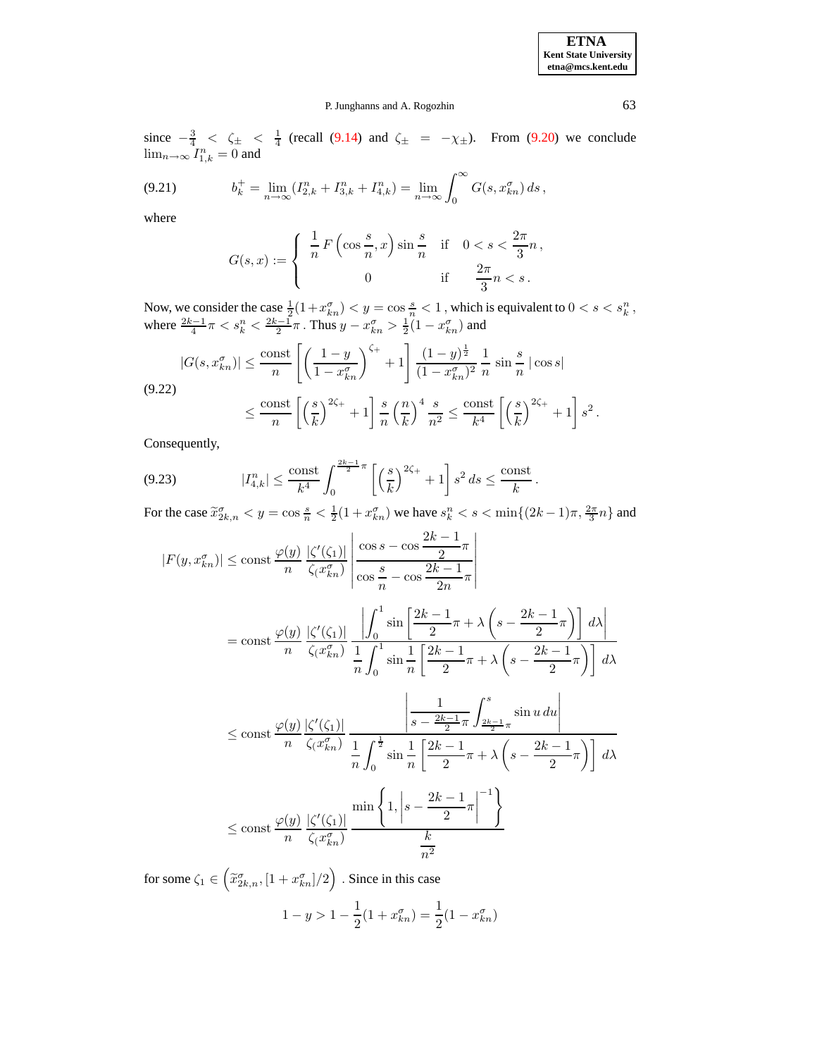since $-\frac{3}{4} < \zeta_\pm < \frac{1}{4}$ (recall (9.14) and $\zeta_\pm = -\chi_\pm$). From (9.20) we conclude $\lim_{n\to\infty} I_{1,k}^n = 0$ and

$$b_k^+ = \lim_{n\to\infty}(I_{2,k}^n + I_{3,k}^n + I_{4,k}^n) = \lim_{n\to\infty}\int_0^\infty G(s, x_{kn}^\sigma)\,ds\,, \tag{9.21}$$

where

$$G(s,x) := \begin{cases} \dfrac{1}{n}\,F\left(\cos\dfrac{s}{n}, x\right)\sin\dfrac{s}{n} & \text{if} \quad 0 < s < \dfrac{2\pi}{3}n\,, \\[2ex] 0 & \text{if} \quad \dfrac{2\pi}{3}n < s\,. \end{cases}$$

Now, we consider the case $\frac{1}{2}(1+x_{kn}^\sigma) < y = \cos\frac{s}{n} < 1$ , which is equivalent to $0 < s < s_k^n$, where $\frac{2k-1}{4}\pi < s_k^n < \frac{2k-1}{2}\pi$ . Thus $y - x_{kn}^\sigma > \frac{1}{2}(1 - x_{kn}^\sigma)$ and

$$\begin{aligned} |G(s, x_{kn}^\sigma)| &\le \frac{\text{const}}{n}\left[\left(\frac{1-y}{1-x_{kn}^\sigma}\right)^{\zeta_+} + 1\right]\frac{(1-y)^{\frac{1}{2}}}{(1-x_{kn}^\sigma)^2}\,\frac{1}{n}\,\sin\frac{s}{n}\,|\cos s| \\ &\le \frac{\text{const}}{n}\left[\left(\frac{s}{k}\right)^{2\zeta_+} + 1\right]\frac{s}{n}\left(\frac{n}{k}\right)^4\frac{s}{n^2} \le \frac{\text{const}}{k^4}\left[\left(\frac{s}{k}\right)^{2\zeta_+} + 1\right]s^2\,. \end{aligned} \tag{9.22}$$

Consequently,

$$|I_{4,k}^n| \le \frac{\text{const}}{k^4}\int_0^{\frac{2k-1}{2}\pi}\left[\left(\frac{s}{k}\right)^{2\zeta_+} + 1\right]s^2\,ds \le \frac{\text{const}}{k}\,. \tag{9.23}$$

For the case $\widetilde{x}_{2k,n}^\sigma < y = \cos\frac{s}{n} < \frac{1}{2}(1+x_{kn}^\sigma)$ we have $s_k^n < s < \min\{(2k-1)\pi, \frac{2\pi}{3}n\}$ and

$$\begin{aligned} |F(y, x_{kn}^\sigma)| &\le \text{const}\,\frac{\varphi(y)}{n}\,\frac{|\zeta'(\zeta_1)|}{\zeta_(x_{kn}^\sigma)}\left|\frac{\cos s - \cos\dfrac{2k-1}{2}\pi}{\cos\dfrac{s}{n} - \cos\dfrac{2k-1}{2n}\pi}\right| \\ &= \text{const}\,\frac{\varphi(y)}{n}\,\frac{|\zeta'(\zeta_1)|}{\zeta_(x_{kn}^\sigma)}\,\frac{\left|\displaystyle\int_0^1 \sin\left[\frac{2k-1}{2}\pi + \lambda\left(s - \frac{2k-1}{2}\pi\right)\right]d\lambda\right|}{\displaystyle\frac{1}{n}\int_0^1 \sin\frac{1}{n}\left[\frac{2k-1}{2}\pi + \lambda\left(s - \frac{2k-1}{2}\pi\right)\right]d\lambda} \\ &\le \text{const}\,\frac{\varphi(y)}{n}\,\frac{|\zeta'(\zeta_1)|}{\zeta_(x_{kn}^\sigma)}\,\frac{\left|\dfrac{1}{s - \frac{2k-1}{2}\pi}\displaystyle\int_{\frac{2k-1}{2}\pi}^s \sin u\,du\right|}{\displaystyle\frac{1}{n}\int_0^{\frac{1}{2}} \sin\frac{1}{n}\left[\frac{2k-1}{2}\pi + \lambda\left(s - \frac{2k-1}{2}\pi\right)\right]d\lambda} \\ &\le \text{const}\,\frac{\varphi(y)}{n}\,\frac{|\zeta'(\zeta_1)|}{\zeta_(x_{kn}^\sigma)}\,\frac{\min\left\{1, \left|s - \dfrac{2k-1}{2}\pi\right|^{-1}\right\}}{\dfrac{k}{n^2}} \end{aligned}$$

for some $\zeta_1 \in \left(\widetilde{x}_{2k,n}^\sigma, [1+x_{kn}^\sigma]/2\right)$ . Since in this case

$$1 - y > 1 - \frac{1}{2}(1+x_{kn}^\sigma) = \frac{1}{2}(1-x_{kn}^\sigma)$$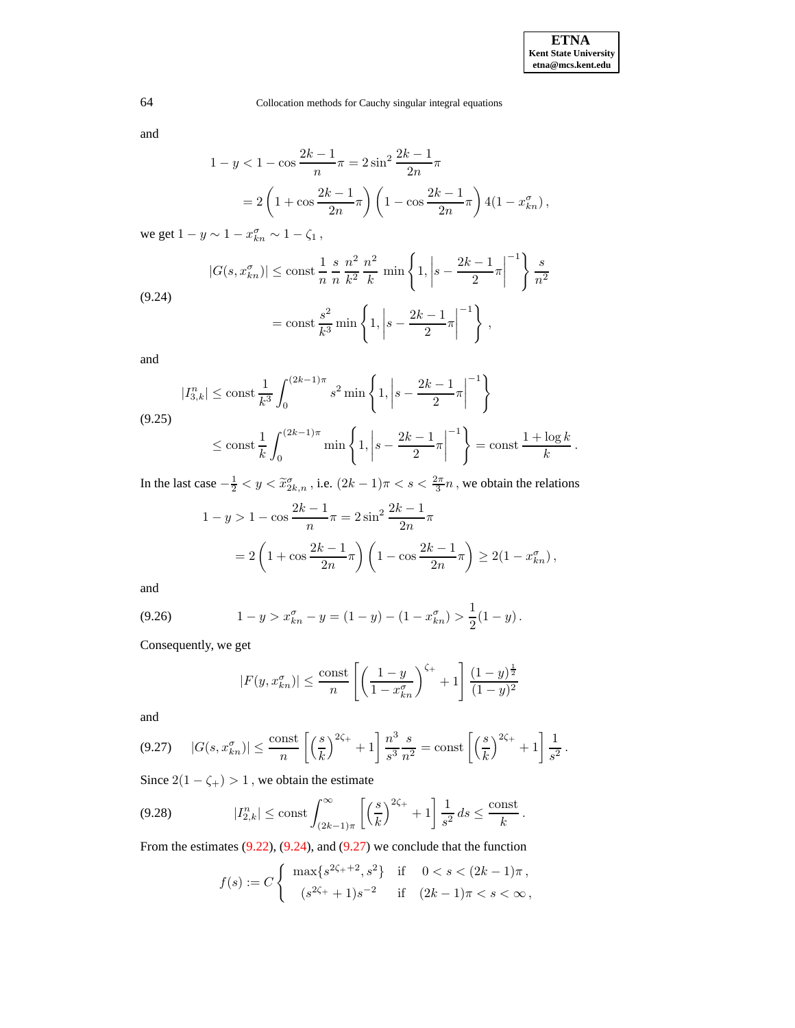and

$$1 - y < 1 - \cos\frac{2k-1}{n}\pi = 2\sin^2\frac{2k-1}{2n}\pi$$
$$= 2\left(1 + \cos\frac{2k-1}{2n}\pi\right)\left(1 - \cos\frac{2k-1}{2n}\pi\right) 4(1 - x_{kn}^{\sigma}),$$

we get $1 - y \sim 1 - x_{kn}^{\sigma} \sim 1 - \zeta_1$,

$$(9.24)\qquad \begin{aligned} |G(s, x_{kn}^{\sigma})| &\leq \text{const}\,\frac{1}{n}\,\frac{s}{n}\,\frac{n^2}{k^2}\,\frac{n^2}{k}\,\min\left\{1, \left|s - \frac{2k-1}{2}\pi\right|^{-1}\right\}\frac{s}{n^2} \\ &= \text{const}\,\frac{s^2}{k^3}\min\left\{1, \left|s - \frac{2k-1}{2}\pi\right|^{-1}\right\}, \end{aligned}$$

and

$$(9.25)\qquad \begin{aligned} |I_{3,k}^n| &\leq \text{const}\,\frac{1}{k^3}\int_0^{(2k-1)\pi} s^2 \min\left\{1, \left|s - \frac{2k-1}{2}\pi\right|^{-1}\right\} \\ &\leq \text{const}\,\frac{1}{k}\int_0^{(2k-1)\pi} \min\left\{1, \left|s - \frac{2k-1}{2}\pi\right|^{-1}\right\} = \text{const}\,\frac{1 + \log k}{k}. \end{aligned}$$

In the last case $-\frac{1}{2} < y < \widetilde{x}_{2k,n}^{\sigma}$, i.e. $(2k-1)\pi < s < \frac{2\pi}{3}n$, we obtain the relations

$$1 - y > 1 - \cos\frac{2k-1}{n}\pi = 2\sin^2\frac{2k-1}{2n}\pi$$
$$= 2\left(1 + \cos\frac{2k-1}{2n}\pi\right)\left(1 - \cos\frac{2k-1}{2n}\pi\right) \geq 2(1 - x_{kn}^{\sigma}),$$

and

$$(9.26)\qquad 1 - y > x_{kn}^{\sigma} - y = (1 - y) - (1 - x_{kn}^{\sigma}) > \frac{1}{2}(1 - y).$$

Consequently, we get

$$|F(y, x_{kn}^{\sigma})| \leq \frac{\text{const}}{n}\left[\left(\frac{1-y}{1-x_{kn}^{\sigma}}\right)^{\zeta_+} + 1\right]\frac{(1-y)^{\frac{1}{2}}}{(1-y)^2}$$

and

$$(9.27)\qquad |G(s, x_{kn}^{\sigma})| \leq \frac{\text{const}}{n}\left[\left(\frac{s}{k}\right)^{2\zeta_+} + 1\right]\frac{n^3}{s^3}\frac{s}{n^2} = \text{const}\left[\left(\frac{s}{k}\right)^{2\zeta_+} + 1\right]\frac{1}{s^2}.$$

Since $2(1 - \zeta_+) > 1$, we obtain the estimate

$$(9.28)\qquad |I_{2,k}^n| \leq \text{const}\int_{(2k-1)\pi}^{\infty}\left[\left(\frac{s}{k}\right)^{2\zeta_+} + 1\right]\frac{1}{s^2}\,ds \leq \frac{\text{const}}{k}.$$

From the estimates (9.22), (9.24), and (9.27) we conclude that the function

$$f(s) := C\begin{cases} \max\{s^{2\zeta_+ + 2}, s^2\} & \text{if} \quad 0 < s < (2k-1)\pi, \\ (s^{2\zeta_+} + 1)s^{-2} & \text{if} \quad (2k-1)\pi < s < \infty, \end{cases}$$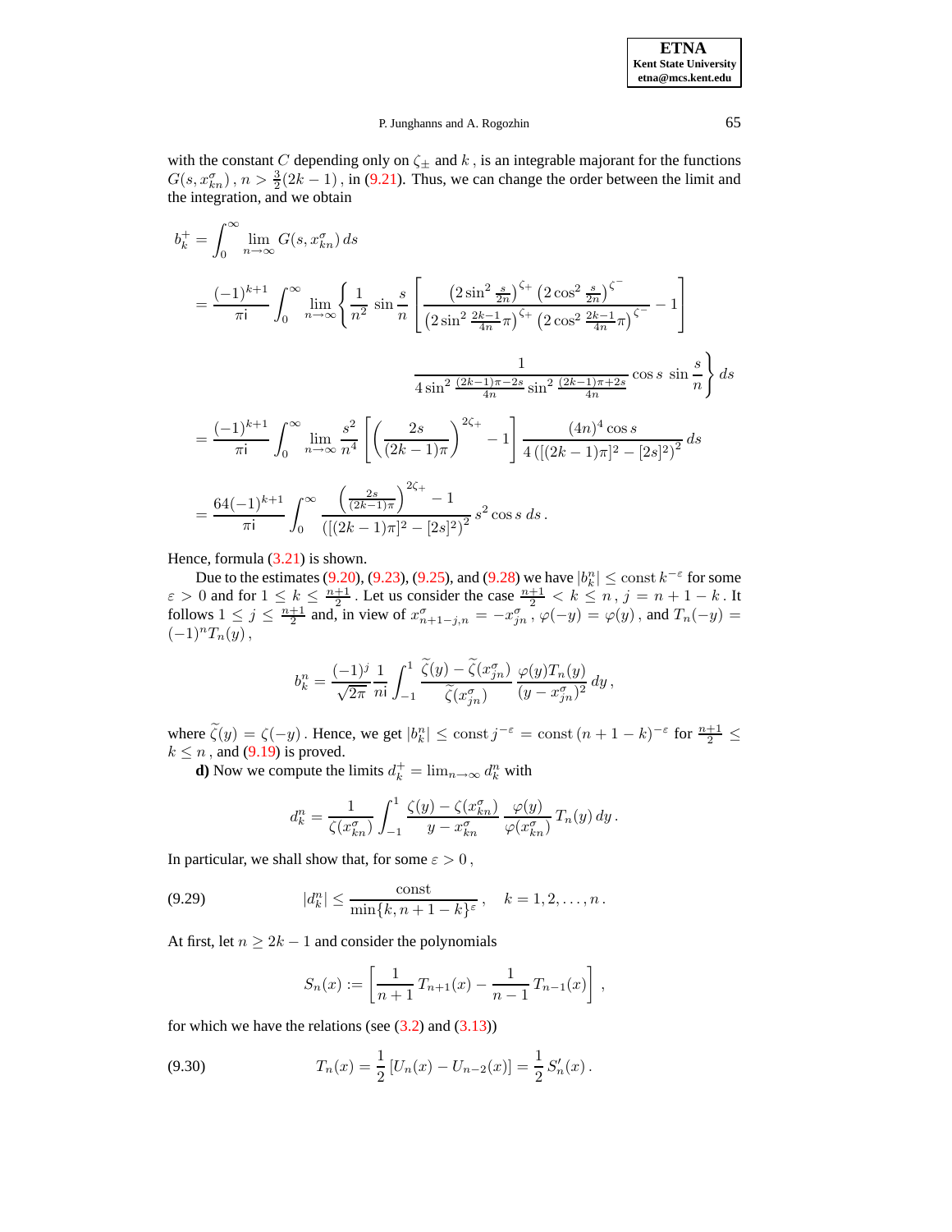with the constant $C$ depending only on $\zeta_\pm$ and $k$, is an integrable majorant for the functions $G(s, x_{kn}^\sigma)$, $n > \frac{3}{2}(2k-1)$, in (9.21). Thus, we can change the order between the limit and the integration, and we obtain

$$
\begin{aligned}
b_k^+ &= \int_0^\infty \lim_{n\to\infty} G(s, x_{kn}^\sigma)\, ds \\
&= \frac{(-1)^{k+1}}{\pi \mathrm{i}} \int_0^\infty \lim_{n\to\infty} \left\{ \frac{1}{n^2} \sin\frac{s}{n} \left[ \frac{\left(2\sin^2\frac{s}{2n}\right)^{\zeta_+}\left(2\cos^2\frac{s}{2n}\right)^{\zeta^-}}{\left(2\sin^2\frac{2k-1}{4n}\pi\right)^{\zeta_+}\left(2\cos^2\frac{2k-1}{4n}\pi\right)^{\zeta^-}} - 1 \right] \right. \\
&\qquad\qquad \left. \frac{1}{4\sin^2\frac{(2k-1)\pi - 2s}{4n}\sin^2\frac{(2k-1)\pi+2s}{4n}} \cos s\, \sin\frac{s}{n} \right\} ds \\
&= \frac{(-1)^{k+1}}{\pi \mathrm{i}} \int_0^\infty \lim_{n\to\infty} \frac{s^2}{n^4} \left[ \left( \frac{2s}{(2k-1)\pi}\right)^{2\zeta_+} - 1 \right] \frac{(4n)^4 \cos s}{4\left([(2k-1)\pi]^2 - [2s]^2\right)^2}\, ds \\
&= \frac{64(-1)^{k+1}}{\pi \mathrm{i}} \int_0^\infty \frac{\left(\frac{2s}{(2k-1)\pi}\right)^{2\zeta_+} - 1}{\left([(2k-1)\pi]^2 - [2s]^2\right)^2}\, s^2 \cos s\, ds\,.
\end{aligned}
$$

Hence, formula (3.21) is shown.

Due to the estimates (9.20), (9.23), (9.25), and (9.28) we have $|b_k^n| \le \mathrm{const}\, k^{-\varepsilon}$ for some $\varepsilon > 0$ and for $1 \le k \le \frac{n+1}{2}$. Let us consider the case $\frac{n+1}{2} < k \le n$, $j = n+1-k$. It follows $1 \le j \le \frac{n+1}{2}$ and, in view of $x_{n+1-j,n}^\sigma = -x_{jn}^\sigma$, $\varphi(-y) = \varphi(y)$, and $T_n(-y) = (-1)^n T_n(y)$,

$$
b_k^n = \frac{(-1)^j}{\sqrt{2\pi}} \frac{1}{n\mathrm{i}} \int_{-1}^1 \frac{\widetilde{\zeta}(y) - \widetilde{\zeta}(x_{jn}^\sigma)}{\widetilde{\zeta}(x_{jn}^\sigma)} \frac{\varphi(y) T_n(y)}{(y - x_{jn}^\sigma)^2}\, dy\,,
$$

where $\widetilde{\zeta}(y) = \zeta(-y)$. Hence, we get $|b_k^n| \le \mathrm{const}\, j^{-\varepsilon} = \mathrm{const}\,(n+1-k)^{-\varepsilon}$ for $\frac{n+1}{2} \le k \le n$, and (9.19) is proved.

**d)** Now we compute the limits $d_k^+ = \lim_{n\to\infty} d_k^n$ with

$$
d_k^n = \frac{1}{\zeta(x_{kn}^\sigma)} \int_{-1}^1 \frac{\zeta(y) - \zeta(x_{kn}^\sigma)}{y - x_{kn}^\sigma} \frac{\varphi(y)}{\varphi(x_{kn}^\sigma)} T_n(y)\, dy\,.
$$

In particular, we shall show that, for some $\varepsilon > 0$,

$$
|d_k^n| \le \frac{\mathrm{const}}{\min\{k, n+1-k\}^\varepsilon}\,, \quad k = 1, 2, \ldots, n\,. \tag{9.29}
$$

At first, let $n \ge 2k-1$ and consider the polynomials

$$
S_n(x) := \left[ \frac{1}{n+1} T_{n+1}(x) - \frac{1}{n-1} T_{n-1}(x) \right],
$$

for which we have the relations (see (3.2) and (3.13))

$$
T_n(x) = \frac{1}{2}\left[U_n(x) - U_{n-2}(x)\right] = \frac{1}{2} S_n'(x)\,. \tag{9.30}
$$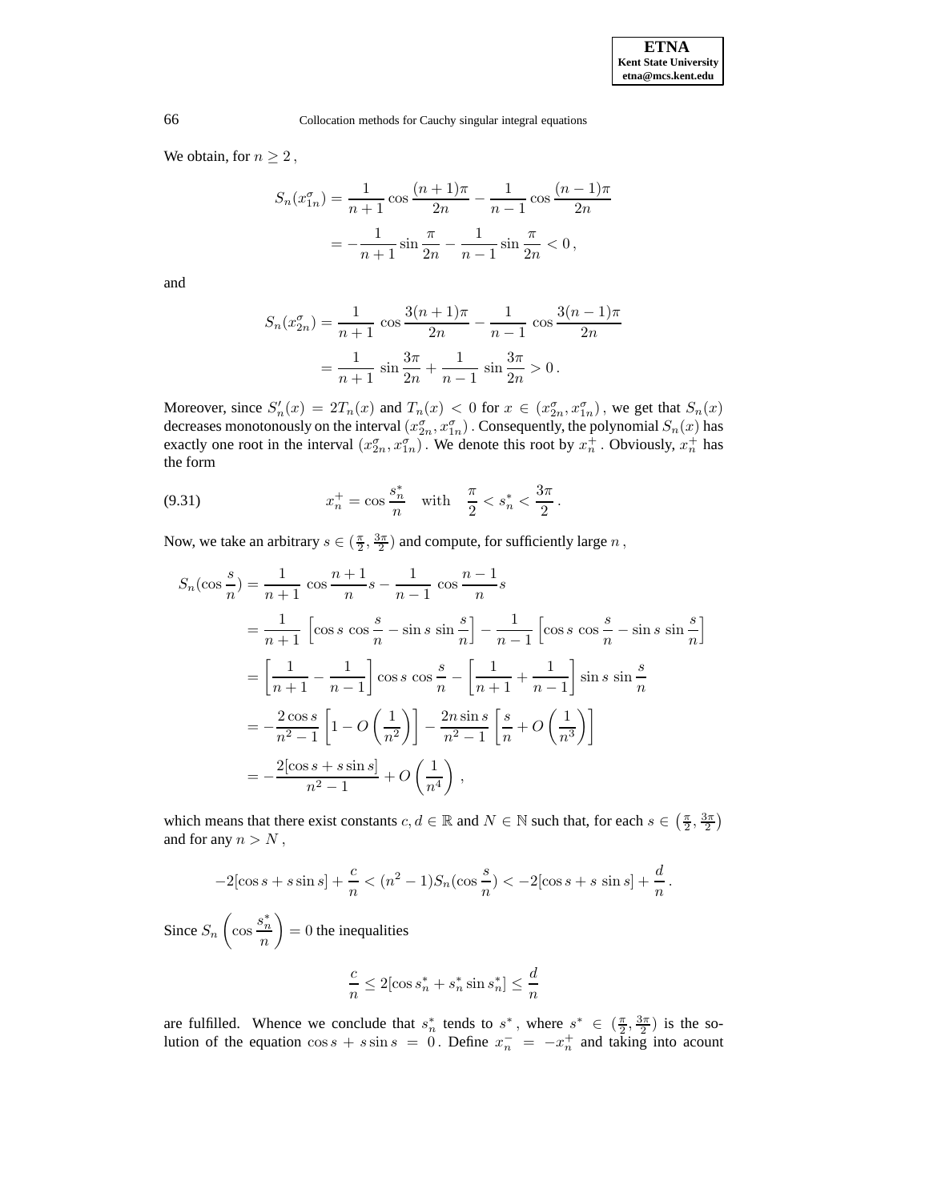We obtain, for $n \geq 2$,

$$S_n(x_{1n}^\sigma) = \frac{1}{n+1}\cos\frac{(n+1)\pi}{2n} - \frac{1}{n-1}\cos\frac{(n-1)\pi}{2n}$$
$$= -\frac{1}{n+1}\sin\frac{\pi}{2n} - \frac{1}{n-1}\sin\frac{\pi}{2n} < 0\,,$$

and

$$S_n(x_{2n}^\sigma) = \frac{1}{n+1}\,\cos\frac{3(n+1)\pi}{2n} - \frac{1}{n-1}\,\cos\frac{3(n-1)\pi}{2n}$$
$$= \frac{1}{n+1}\,\sin\frac{3\pi}{2n} + \frac{1}{n-1}\,\sin\frac{3\pi}{2n} > 0\,.$$

Moreover, since $S_n'(x) = 2T_n(x)$ and $T_n(x) < 0$ for $x \in (x_{2n}^\sigma, x_{1n}^\sigma)$, we get that $S_n(x)$ decreases monotonously on the interval $(x_{2n}^\sigma, x_{1n}^\sigma)$. Consequently, the polynomial $S_n(x)$ has exactly one root in the interval $(x_{2n}^\sigma, x_{1n}^\sigma)$. We denote this root by $x_n^+$. Obviously, $x_n^+$ has the form

$$x_n^+ = \cos\frac{s_n^*}{n} \quad \text{with} \quad \frac{\pi}{2} < s_n^* < \frac{3\pi}{2}\,. \tag{9.31}$$

Now, we take an arbitrary $s \in (\frac{\pi}{2}, \frac{3\pi}{2})$ and compute, for sufficiently large $n$,

$$\begin{aligned}
S_n(\cos\frac{s}{n}) &= \frac{1}{n+1}\,\cos\frac{n+1}{n}s - \frac{1}{n-1}\,\cos\frac{n-1}{n}s \\
&= \frac{1}{n+1}\left[\cos s\,\cos\frac{s}{n} - \sin s\,\sin\frac{s}{n}\right] - \frac{1}{n-1}\left[\cos s\,\cos\frac{s}{n} - \sin s\,\sin\frac{s}{n}\right] \\
&= \left[\frac{1}{n+1} - \frac{1}{n-1}\right]\cos s\,\cos\frac{s}{n} - \left[\frac{1}{n+1} + \frac{1}{n-1}\right]\sin s\,\sin\frac{s}{n} \\
&= -\frac{2\cos s}{n^2-1}\left[1 - O\left(\frac{1}{n^2}\right)\right] - \frac{2n\sin s}{n^2-1}\left[\frac{s}{n} + O\left(\frac{1}{n^3}\right)\right] \\
&= -\frac{2[\cos s + s\sin s]}{n^2-1} + O\left(\frac{1}{n^4}\right)\,,
\end{aligned}$$

which means that there exist constants $c, d \in \mathbb{R}$ and $N \in \mathbb{N}$ such that, for each $s \in \left(\frac{\pi}{2}, \frac{3\pi}{2}\right)$ and for any $n > N$,

$$-2[\cos s + s\sin s] + \frac{c}{n} < (n^2-1)S_n(\cos\frac{s}{n}) < -2[\cos s + s\,\sin s] + \frac{d}{n}\,.$$

Since $S_n\left(\cos\dfrac{s_n^*}{n}\right) = 0$ the inequalities

$$\frac{c}{n} \leq 2[\cos s_n^* + s_n^*\sin s_n^*] \leq \frac{d}{n}$$

are fulfilled. Whence we conclude that $s_n^*$ tends to $s^*$, where $s^* \in (\frac{\pi}{2}, \frac{3\pi}{2})$ is the solution of the equation $\cos s + s\sin s = 0$. Define $x_n^- = -x_n^+$ and taking into acount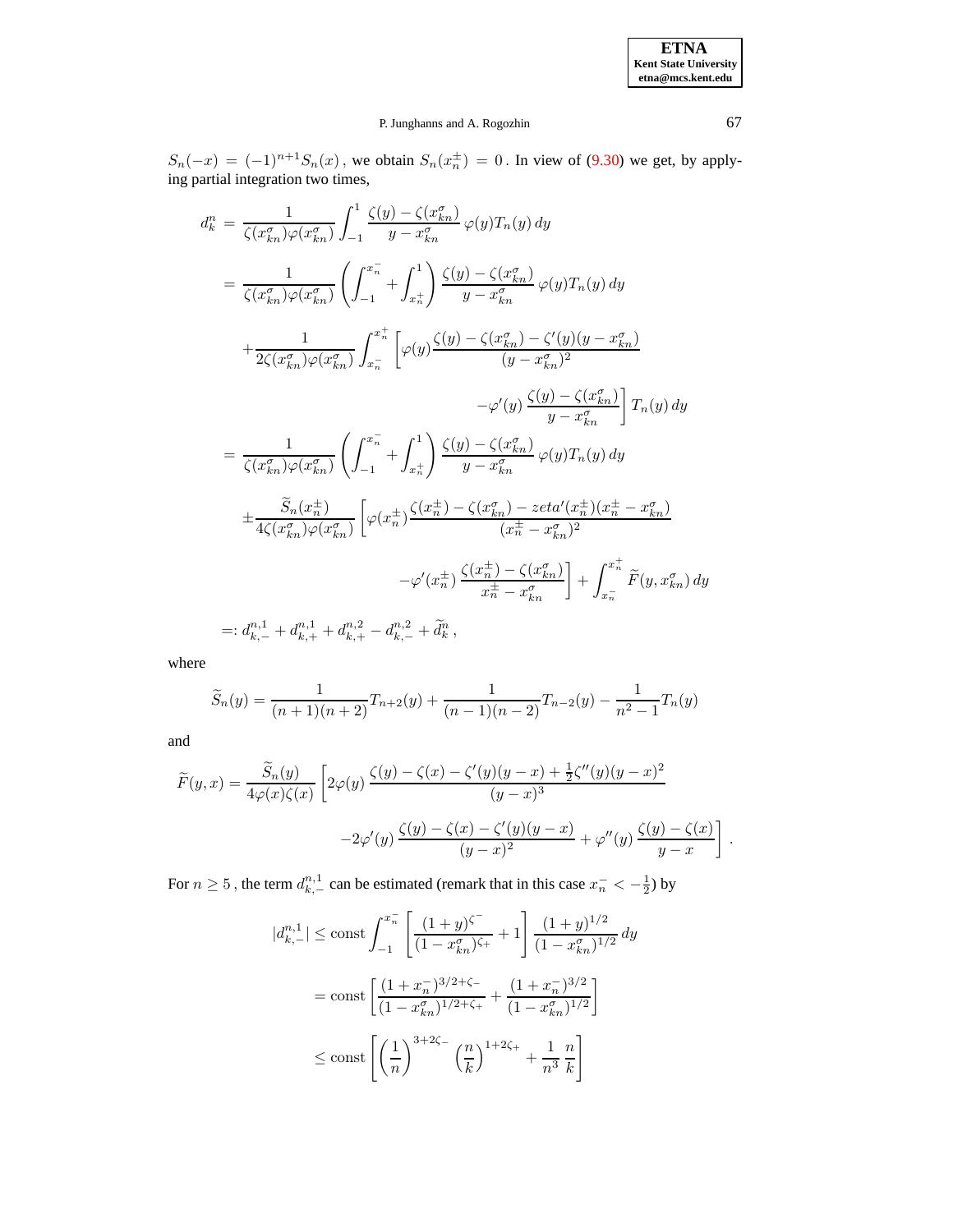$S_n(-x) = (-1)^{n+1} S_n(x)$, we obtain $S_n(x_n^\pm) = 0$. In view of (9.30) we get, by applying partial integration two times,

$$
\begin{aligned}
d_k^n &= \frac{1}{\zeta(x_{kn}^\sigma)\varphi(x_{kn}^\sigma)} \int_{-1}^{1} \frac{\zeta(y)-\zeta(x_{kn}^\sigma)}{y-x_{kn}^\sigma}\,\varphi(y)T_n(y)\,dy \\
&= \frac{1}{\zeta(x_{kn}^\sigma)\varphi(x_{kn}^\sigma)} \left( \int_{-1}^{x_n^-} + \int_{x_n^+}^{1} \right) \frac{\zeta(y)-\zeta(x_{kn}^\sigma)}{y-x_{kn}^\sigma}\,\varphi(y)T_n(y)\,dy \\
&\quad + \frac{1}{2\zeta(x_{kn}^\sigma)\varphi(x_{kn}^\sigma)} \int_{x_n^-}^{x_n^+} \left[ \varphi(y) \frac{\zeta(y)-\zeta(x_{kn}^\sigma)-\zeta'(y)(y-x_{kn}^\sigma)}{(y-x_{kn}^\sigma)^2} \right. \\
&\qquad\qquad \left. - \varphi'(y)\,\frac{\zeta(y)-\zeta(x_{kn}^\sigma)}{y-x_{kn}^\sigma} \right] T_n(y)\,dy \\
&= \frac{1}{\zeta(x_{kn}^\sigma)\varphi(x_{kn}^\sigma)} \left( \int_{-1}^{x_n^-} + \int_{x_n^+}^{1} \right) \frac{\zeta(y)-\zeta(x_{kn}^\sigma)}{y-x_{kn}^\sigma}\,\varphi(y)T_n(y)\,dy \\
&\quad \pm \frac{\widetilde{S}_n(x_n^\pm)}{4\zeta(x_{kn}^\sigma)\varphi(x_{kn}^\sigma)} \left[ \varphi(x_n^\pm) \frac{\zeta(x_n^\pm)-\zeta(x_{kn}^\sigma)-zeta'(x_n^\pm)(x_n^\pm-x_{kn}^\sigma)}{(x_n^\pm-x_{kn}^\sigma)^2} \right. \\
&\qquad\qquad \left. - \varphi'(x_n^\pm)\,\frac{\zeta(x_n^\pm)-\zeta(x_{kn}^\sigma)}{x_n^\pm-x_{kn}^\sigma} \right] + \int_{x_n^-}^{x_n^+} \widetilde{F}(y,x_{kn}^\sigma)\,dy \\
&=: d_{k,-}^{n,1} + d_{k,+}^{n,1} + d_{k,+}^{n,2} - d_{k,-}^{n,2} + \widetilde{d}_k^n \,,
\end{aligned}
$$

where

$$
\widetilde{S}_n(y) = \frac{1}{(n+1)(n+2)} T_{n+2}(y) + \frac{1}{(n-1)(n-2)} T_{n-2}(y) - \frac{1}{n^2-1} T_n(y)
$$

and

$$
\begin{aligned}
\widetilde{F}(y,x) = \frac{\widetilde{S}_n(y)}{4\varphi(x)\zeta(x)} &\left[ 2\varphi(y)\,\frac{\zeta(y)-\zeta(x)-\zeta'(y)(y-x)+\frac{1}{2}\zeta''(y)(y-x)^2}{(y-x)^3} \right. \\
&\left. -2\varphi'(y)\,\frac{\zeta(y)-\zeta(x)-\zeta'(y)(y-x)}{(y-x)^2} + \varphi''(y)\,\frac{\zeta(y)-\zeta(x)}{y-x} \right].
\end{aligned}
$$

For $n \geq 5$, the term $d_{k,-}^{n,1}$ can be estimated (remark that in this case $x_n^- < -\frac{1}{2}$) by

$$
\begin{aligned}
|d_{k,-}^{n,1}| &\leq \text{const} \int_{-1}^{x_n^-} \left[ \frac{(1+y)^{\zeta^-}}{(1-x_{kn}^\sigma)^{\zeta_+}} + 1 \right] \frac{(1+y)^{1/2}}{(1-x_{kn}^\sigma)^{1/2}}\,dy \\
&= \text{const} \left[ \frac{(1+x_n^-)^{3/2+\zeta_-}}{(1-x_{kn}^\sigma)^{1/2+\zeta_+}} + \frac{(1+x_n^-)^{3/2}}{(1-x_{kn}^\sigma)^{1/2}} \right] \\
&\leq \text{const} \left[ \left(\frac{1}{n}\right)^{3+2\zeta_-} \left(\frac{n}{k}\right)^{1+2\zeta_+} + \frac{1}{n^3}\,\frac{n}{k} \right]
\end{aligned}
$$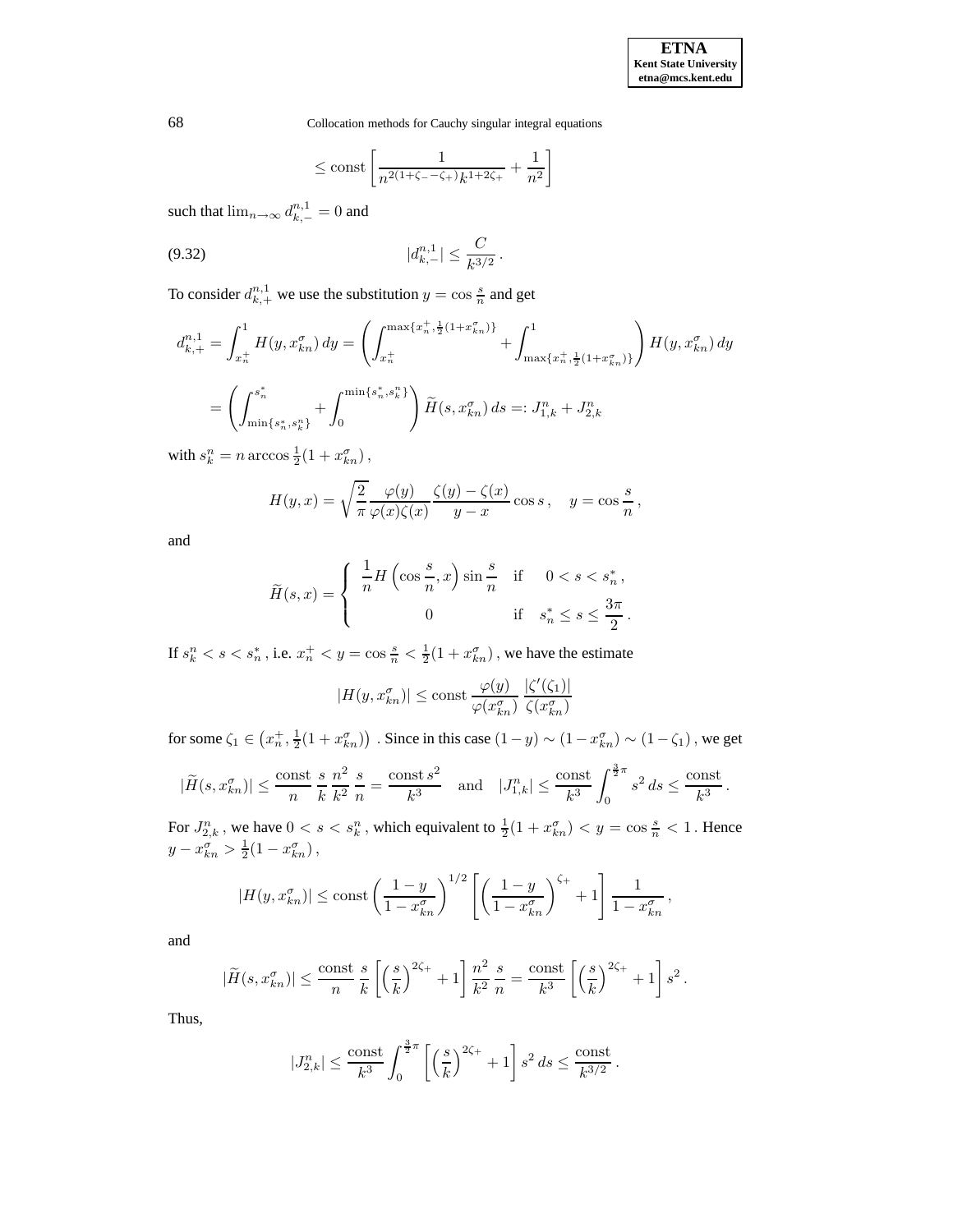$$\leq \text{const}\left[\frac{1}{n^{2(1+\zeta_- - \zeta_+)}k^{1+2\zeta_+}} + \frac{1}{n^2}\right]$$

such that $\lim_{n\to\infty} d_{k,-}^{n,1} = 0$ and

$$|d_{k,-}^{n,1}| \leq \frac{C}{k^{3/2}}\,. \tag{9.32}$$

To consider $d_{k,+}^{n,1}$ we use the substitution $y = \cos\frac{s}{n}$ and get

$$d_{k,+}^{n,1} = \int_{x_n^+}^{1} H(y, x_{kn}^\sigma)\,dy = \left(\int_{x_n^+}^{\max\{x_n^+, \frac{1}{2}(1+x_{kn}^\sigma)\}} + \int_{\max\{x_n^+, \frac{1}{2}(1+x_{kn}^\sigma)\}}^{1}\right) H(y, x_{kn}^\sigma)\,dy$$

$$= \left(\int_{\min\{s_n^*, s_k^n\}}^{s_n^*} + \int_0^{\min\{s_n^*, s_k^n\}}\right) \widetilde{H}(s, x_{kn}^\sigma)\,ds =: J_{1,k}^n + J_{2,k}^n$$

with $s_k^n = n\arccos\frac{1}{2}(1+x_{kn}^\sigma)\,,$

$$H(y,x) = \sqrt{\frac{2}{\pi}}\frac{\varphi(y)}{\varphi(x)\zeta(x)}\frac{\zeta(y)-\zeta(x)}{y-x}\cos s\,, \quad y = \cos\frac{s}{n}\,,$$

and

$$\widetilde{H}(s,x) = \begin{cases} \dfrac{1}{n}H\left(\cos\dfrac{s}{n}, x\right)\sin\dfrac{s}{n} & \text{if} \quad 0 < s < s_n^*\,, \\ 0 & \text{if} \quad s_n^* \leq s \leq \dfrac{3\pi}{2}\,. \end{cases}$$

If $s_k^n < s < s_n^*$, i.e. $x_n^+ < y = \cos\frac{s}{n} < \frac{1}{2}(1+x_{kn}^\sigma)$, we have the estimate

$$|H(y, x_{kn}^\sigma)| \leq \text{const}\,\frac{\varphi(y)}{\varphi(x_{kn}^\sigma)}\,\frac{|\zeta'(\zeta_1)|}{\zeta(x_{kn}^\sigma)}$$

for some $\zeta_1 \in \left(x_n^+, \frac{1}{2}(1+x_{kn}^\sigma)\right)$. Since in this case $(1-y) \sim (1-x_{kn}^\sigma) \sim (1-\zeta_1)$, we get

$$|\widetilde{H}(s, x_{kn}^\sigma)| \leq \frac{\text{const}}{n}\,\frac{s}{k}\,\frac{n^2}{k^2}\,\frac{s}{n} = \frac{\text{const}\,s^2}{k^3} \quad \text{and} \quad |J_{1,k}^n| \leq \frac{\text{const}}{k^3}\int_0^{\frac{3}{2}\pi} s^2\,ds \leq \frac{\text{const}}{k^3}\,.$$

For $J_{2,k}^n$, we have $0 < s < s_k^n$, which equivalent to $\frac{1}{2}(1+x_{kn}^\sigma) < y = \cos\frac{s}{n} < 1$. Hence $y - x_{kn}^\sigma > \frac{1}{2}(1-x_{kn}^\sigma)$,

$$|H(y, x_{kn}^\sigma)| \leq \text{const}\left(\frac{1-y}{1-x_{kn}^\sigma}\right)^{1/2}\left[\left(\frac{1-y}{1-x_{kn}^\sigma}\right)^{\zeta_+} + 1\right]\frac{1}{1-x_{kn}^\sigma}\,,$$

and

$$|\widetilde{H}(s, x_{kn}^\sigma)| \leq \frac{\text{const}}{n}\,\frac{s}{k}\left[\left(\frac{s}{k}\right)^{2\zeta_+} + 1\right]\frac{n^2}{k^2}\,\frac{s}{n} = \frac{\text{const}}{k^3}\left[\left(\frac{s}{k}\right)^{2\zeta_+} + 1\right]s^2\,.$$

Thus,

$$|J_{2,k}^n| \leq \frac{\text{const}}{k^3}\int_0^{\frac{3}{2}\pi}\left[\left(\frac{s}{k}\right)^{2\zeta_+} + 1\right]s^2\,ds \leq \frac{\text{const}}{k^{3/2}}\,.$$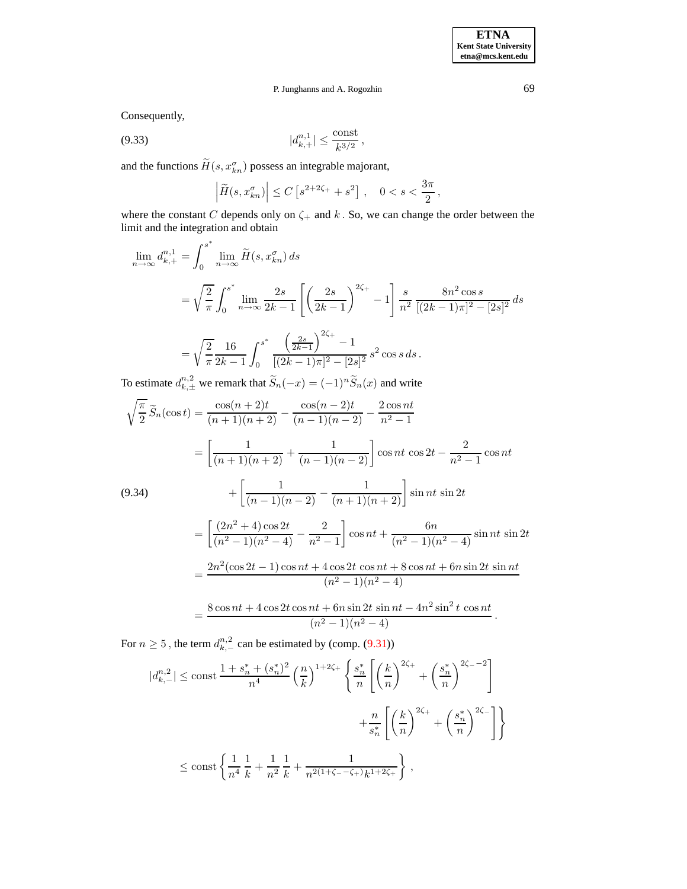Consequently,

$$|d_{k,+}^{n,1}| \le \frac{\text{const}}{k^{3/2}}\,, \tag{9.33}$$

and the functions $\widetilde{H}(s, x_{kn}^{\sigma})$ possess an integrable majorant,

$$\left|\widetilde{H}(s, x_{kn}^{\sigma})\right| \le C\left[s^{2+2\zeta_+} + s^2\right], \quad 0 < s < \frac{3\pi}{2}\,,$$

where the constant $C$ depends only on $\zeta_+$ and $k$. So, we can change the order between the limit and the integration and obtain

$$\begin{aligned}
\lim_{n\to\infty} d_{k,+}^{n,1} &= \int_0^{s^*} \lim_{n\to\infty} \widetilde{H}(s, x_{kn}^{\sigma})\,ds \\
&= \sqrt{\frac{2}{\pi}} \int_0^{s^*} \lim_{n\to\infty} \frac{2s}{2k-1}\left[\left(\frac{2s}{2k-1}\right)^{2\zeta_+} - 1\right] \frac{s}{n^2}\, \frac{8n^2\cos s}{[(2k-1)\pi]^2 - [2s]^2}\,ds \\
&= \sqrt{\frac{2}{\pi}} \frac{16}{2k-1} \int_0^{s^*} \frac{\left(\frac{2s}{2k-1}\right)^{2\zeta_+} - 1}{[(2k-1)\pi]^2 - [2s]^2}\, s^2 \cos s\,ds\,.
\end{aligned}$$

To estimate $d_{k,\pm}^{n,2}$ we remark that $\widetilde{S}_n(-x) = (-1)^n \widetilde{S}_n(x)$ and write

$$\begin{aligned}
\sqrt{\frac{\pi}{2}}\,\widetilde{S}_n(\cos t) &= \frac{\cos(n+2)t}{(n+1)(n+2)} - \frac{\cos(n-2)t}{(n-1)(n-2)} - \frac{2\cos nt}{n^2-1} \\
&= \left[\frac{1}{(n+1)(n+2)} + \frac{1}{(n-1)(n-2)}\right]\cos nt\,\cos 2t - \frac{2}{n^2-1}\cos nt \\
&\quad + \left[\frac{1}{(n-1)(n-2)} - \frac{1}{(n+1)(n+2)}\right]\sin nt\,\sin 2t \\
&= \left[\frac{(2n^2+4)\cos 2t}{(n^2-1)(n^2-4)} - \frac{2}{n^2-1}\right]\cos nt + \frac{6n}{(n^2-1)(n^2-4)}\sin nt\,\sin 2t \\
&= \frac{2n^2(\cos 2t - 1)\cos nt + 4\cos 2t\,\cos nt + 8\cos nt + 6n\sin 2t\,\sin nt}{(n^2-1)(n^2-4)} \\
&= \frac{8\cos nt + 4\cos 2t\cos nt + 6n\sin 2t\,\sin nt - 4n^2\sin^2 t\,\cos nt}{(n^2-1)(n^2-4)}\,.
\end{aligned} \tag{9.34}$$

For $n \ge 5$, the term $d_{k,-}^{n,2}$ can be estimated by (comp. (9.31))

$$\begin{aligned}
|d_{k,-}^{n,2}| &\le \text{const}\,\frac{1 + s_n^* + (s_n^*)^2}{n^4}\left(\frac{n}{k}\right)^{1+2\zeta_+}\left\{\frac{s_n^*}{n}\left[\left(\frac{k}{n}\right)^{2\zeta_+} + \left(\frac{s_n^*}{n}\right)^{2\zeta_- - 2}\right]\right. \\
&\qquad\qquad \left. + \frac{n}{s_n^*}\left[\left(\frac{k}{n}\right)^{2\zeta_+} + \left(\frac{s_n^*}{n}\right)^{2\zeta_-}\right]\right\} \\
&\le \text{const}\left\{\frac{1}{n^4}\,\frac{1}{k} + \frac{1}{n^2}\,\frac{1}{k} + \frac{1}{n^{2(1+\zeta_- - \zeta_+)}k^{1+2\zeta_+}}\right\},
\end{aligned}$$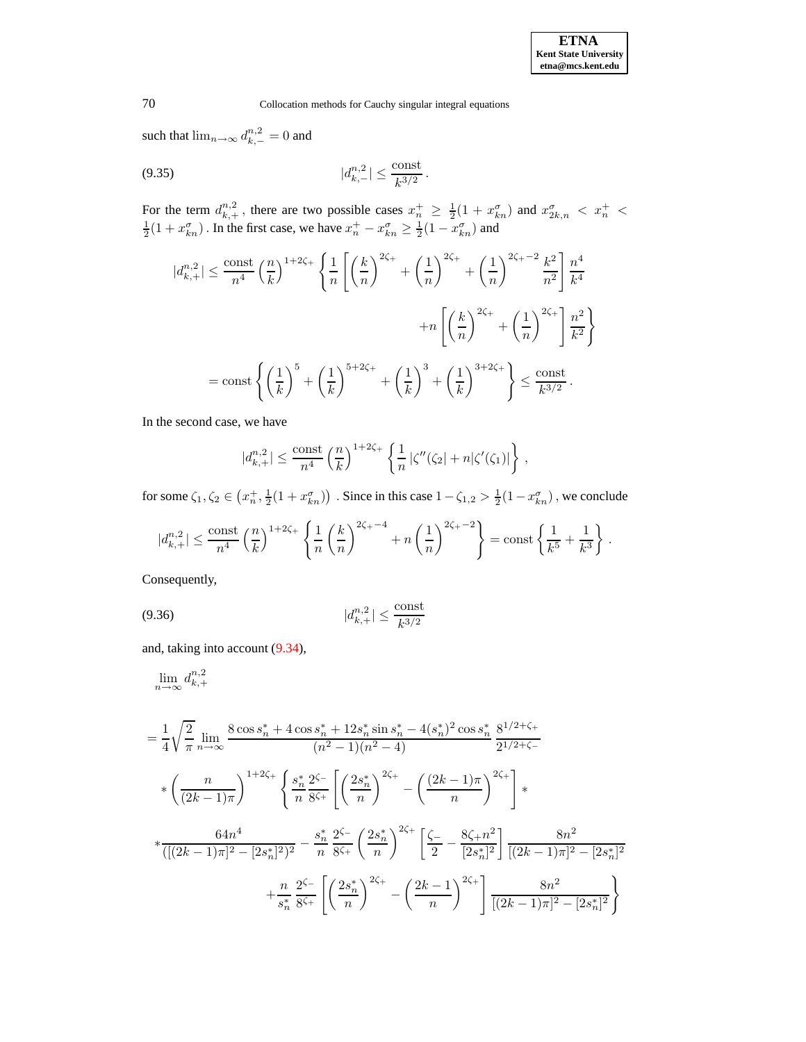such that $\lim_{n\to\infty} d_{k,-}^{n,2} = 0$ and

$$|d_{k,-}^{n,2}| \le \frac{\text{const}}{k^{3/2}}\,. \tag{9.35}$$

For the term $d_{k,+}^{n,2}$, there are two possible cases $x_n^+ \ge \frac{1}{2}(1+x_{kn}^\sigma)$ and $x_{2k,n}^\sigma < x_n^+ < \frac{1}{2}(1+x_{kn}^\sigma)$. In the first case, we have $x_n^+ - x_{kn}^\sigma \ge \frac{1}{2}(1-x_{kn}^\sigma)$ and

$$\begin{aligned}
|d_{k,+}^{n,2}| &\le \frac{\text{const}}{n^4}\left(\frac{n}{k}\right)^{1+2\zeta_+}\left\{\frac{1}{n}\left[\left(\frac{k}{n}\right)^{2\zeta_+} + \left(\frac{1}{n}\right)^{2\zeta_+} + \left(\frac{1}{n}\right)^{2\zeta_+-2}\frac{k^2}{n^2}\right]\frac{n^4}{k^4}\right.\\
&\qquad\qquad\left. + n\left[\left(\frac{k}{n}\right)^{2\zeta_+} + \left(\frac{1}{n}\right)^{2\zeta_+}\right]\frac{n^2}{k^2}\right\}\\
&= \text{const}\left\{\left(\frac{1}{k}\right)^5 + \left(\frac{1}{k}\right)^{5+2\zeta_+} + \left(\frac{1}{k}\right)^3 + \left(\frac{1}{k}\right)^{3+2\zeta_+}\right\} \le \frac{\text{const}}{k^{3/2}}\,.
\end{aligned}$$

In the second case, we have

$$|d_{k,+}^{n,2}| \le \frac{\text{const}}{n^4}\left(\frac{n}{k}\right)^{1+2\zeta_+}\left\{\frac{1}{n}\,|\zeta''(\zeta_2| + n|\zeta'(\zeta_1)|\right\}\,,$$

for some $\zeta_1, \zeta_2 \in \left(x_n^+, \frac{1}{2}(1+x_{kn}^\sigma)\right)$. Since in this case $1-\zeta_{1,2} > \frac{1}{2}(1-x_{kn}^\sigma)$, we conclude

$$|d_{k,+}^{n,2}| \le \frac{\text{const}}{n^4}\left(\frac{n}{k}\right)^{1+2\zeta_+}\left\{\frac{1}{n}\left(\frac{k}{n}\right)^{2\zeta_+-4} + n\left(\frac{1}{n}\right)^{2\zeta_+-2}\right\} = \text{const}\left\{\frac{1}{k^5} + \frac{1}{k^3}\right\}.$$

Consequently,

$$|d_{k,+}^{n,2}| \le \frac{\text{const}}{k^{3/2}} \tag{9.36}$$

and, taking into account (9.34),

$$\begin{aligned}
&\lim_{n\to\infty} d_{k,+}^{n,2}\\
&= \frac{1}{4}\sqrt{\frac{2}{\pi}}\lim_{n\to\infty}\frac{8\cos s_n^* + 4\cos s_n^* + 12 s_n^*\sin s_n^* - 4(s_n^*)^2\cos s_n^*}{(n^2-1)(n^2-4)}\,\frac{8^{1/2+\zeta_+}}{2^{1/2+\zeta_-}}\\
&\quad * \left(\frac{n}{(2k-1)\pi}\right)^{1+2\zeta_+}\left\{\frac{s_n^*}{n}\frac{2^{\zeta_-}}{8^{\zeta_+}}\left[\left(\frac{2s_n^*}{n}\right)^{2\zeta_+} - \left(\frac{(2k-1)\pi}{n}\right)^{2\zeta_+}\right] *\right.\\
&\quad * \frac{64n^4}{([(2k-1)\pi]^2 - [2s_n^*]^2)^2} - \frac{s_n^*}{n}\frac{2^{\zeta_-}}{8^{\zeta_+}}\left(\frac{2s_n^*}{n}\right)^{2\zeta_+}\left[\frac{\zeta_-}{2} - \frac{8\zeta_+ n^2}{[2s_n^*]^2}\right]\frac{8n^2}{[(2k-1)\pi]^2 - [2s_n^*]^2}\\
&\qquad\qquad\left. + \frac{n}{s_n^*}\frac{2^{\zeta_-}}{8^{\zeta_+}}\left[\left(\frac{2s_n^*}{n}\right)^{2\zeta_+} - \left(\frac{2k-1}{n}\right)^{2\zeta_+}\right]\frac{8n^2}{[(2k-1)\pi]^2 - [2s_n^*]^2}\right\}
\end{aligned}$$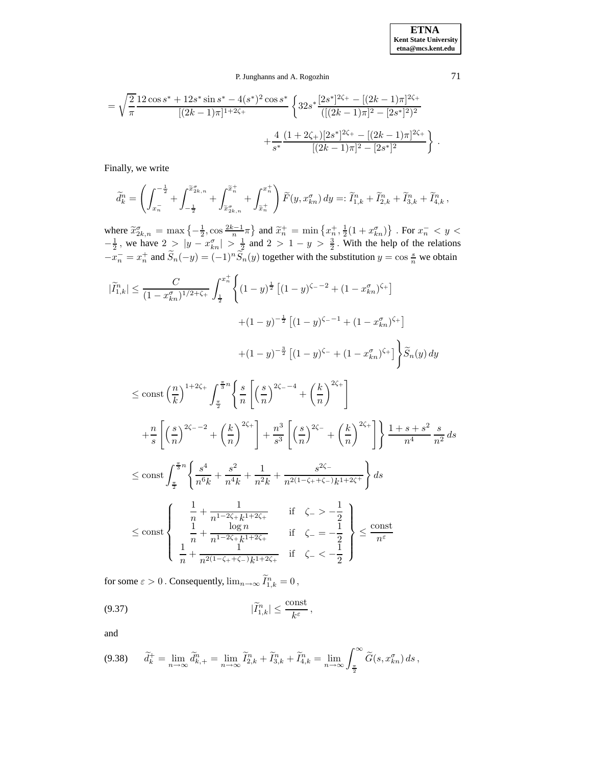$$
= \sqrt{\frac{2}{\pi}} \frac{12\cos s^* + 12 s^* \sin s^* - 4(s^*)^2 \cos s^*}{[(2k-1)\pi]^{1+2\zeta_+}} \left\{ 32 s^* \frac{[2s^*]^{2\zeta_+} - [(2k-1)\pi]^{2\zeta_+}}{([(2k-1)\pi]^2 - [2s^*]^2)^2} \right.
$$

$$
\left. + \frac{4}{s^*} \frac{(1+2\zeta_+)[2s^*]^{2\zeta_+} - [(2k-1)\pi]^{2\zeta_+}}{[(2k-1)\pi]^2 - [2s^*]^2} \right\} .
$$

Finally, we write

$$
\widetilde{d}_k^n = \left( \int_{x_n^-}^{-\frac{1}{2}} + \int_{-\frac{1}{2}}^{\widetilde{x}_{2k,n}^\sigma} + \int_{\widetilde{x}_{2k,n}^\sigma}^{\widetilde{x}_n^+} + \int_{\widetilde{x}_n^+}^{x_n^+} \right) \widetilde{F}(y, x_{kn}^\sigma)\, dy =: \widetilde{I}_{1,k}^n + \widetilde{I}_{2,k}^n + \widetilde{I}_{3,k}^n + \widetilde{I}_{4,k}^n ,
$$

where $\widetilde{x}_{2k,n}^\sigma = \max\left\{-\frac{1}{2}, \cos\frac{2k-1}{n}\pi\right\}$ and $\widetilde{x}_n^+ = \min\left\{x_n^+, \frac{1}{2}(1+x_{kn}^\sigma)\right\}$ . For $x_n^- < y < -\frac{1}{2}$ , we have $2 > |y - x_{kn}^\sigma| > \frac{1}{2}$ and $2 > 1 - y > \frac{3}{2}$ . With the help of the relations $-x_n^- = x_n^+$ and $\widetilde{S}_n(-y) = (-1)^n \widetilde{S}_n(y)$ together with the substitution $y = \cos\frac{s}{n}$ we obtain

$$
\begin{aligned}
|\widetilde{I}_{1,k}^n| &\le \frac{C}{(1-x_{kn}^\sigma)^{1/2+\zeta_+}} \int_{\frac{1}{2}}^{x_n^+} \Big\{ (1-y)^{\frac{1}{2}} \left[ (1-y)^{\zeta_- - 2} + (1-x_{kn}^\sigma)^{\zeta_+} \right] \\
&\qquad + (1-y)^{-\frac{1}{2}} \left[ (1-y)^{\zeta_- - 1} + (1-x_{kn}^\sigma)^{\zeta_+} \right] \\
&\qquad + (1-y)^{-\frac{3}{2}} \left[ (1-y)^{\zeta_-} + (1-x_{kn}^\sigma)^{\zeta_+} \right] \Big\} \widetilde{S}_n(y)\, dy \\
&\le \mathrm{const} \left(\frac{n}{k}\right)^{1+2\zeta_+} \int_{\frac{\pi}{2}}^{\frac{\pi}{3}n} \left\{ \frac{s}{n} \left[ \left(\frac{s}{n}\right)^{2\zeta_- - 4} + \left(\frac{k}{n}\right)^{2\zeta_+} \right] \right. \\
&\qquad \left. + \frac{n}{s} \left[ \left(\frac{s}{n}\right)^{2\zeta_- - 2} + \left(\frac{k}{n}\right)^{2\zeta_+} \right] + \frac{n^3}{s^3} \left[ \left(\frac{s}{n}\right)^{2\zeta_-} + \left(\frac{k}{n}\right)^{2\zeta_+} \right] \right\} \frac{1+s+s^2}{n^4} \, \frac{s}{n^2}\, ds \\
&\le \mathrm{const} \int_{\frac{\pi}{2}}^{\frac{\pi}{3}n} \left\{ \frac{s^4}{n^6 k} + \frac{s^2}{n^4 k} + \frac{1}{n^2 k} + \frac{s^{2\zeta_-}}{n^{2(1-\zeta_+ + \zeta_-)} k^{1+2\zeta^+}} \right\} ds \\
&\le \mathrm{const} \left\{ \begin{array}{ll} \dfrac{1}{n} + \dfrac{1}{n^{1-2\zeta_+} k^{1+2\zeta_+}} & \text{if} \quad \zeta_- > -\dfrac{1}{2} \\[2mm] \dfrac{1}{n} + \dfrac{\log n}{n^{1-2\zeta_+} k^{1+2\zeta_+}} & \text{if} \quad \zeta_- = -\dfrac{1}{2} \\[2mm] \dfrac{1}{n} + \dfrac{1}{n^{2(1-\zeta_+ + \zeta_-)} k^{1+2\zeta_+}} & \text{if} \quad \zeta_- < -\dfrac{1}{2} \end{array} \right\} \le \frac{\mathrm{const}}{n^\varepsilon}
\end{aligned}
$$

for some $\varepsilon > 0$ . Consequently, $\lim_{n\to\infty} \widetilde{I}_{1,k}^n = 0$ ,

$$
|\widetilde{I}_{1,k}^n| \le \frac{\mathrm{const}}{k^\varepsilon} , \tag{9.37}
$$

and

$$
\widetilde{d}_k^+ = \lim_{n\to\infty} \widetilde{d}_{k,+}^n = \lim_{n\to\infty} \widetilde{I}_{2,k}^n + \widetilde{I}_{3,k}^n + \widetilde{I}_{4,k}^n = \lim_{n\to\infty} \int_{\frac{\pi}{2}}^{\infty} \widetilde{G}(s, x_{kn}^\sigma)\, ds , \tag{9.38}
$$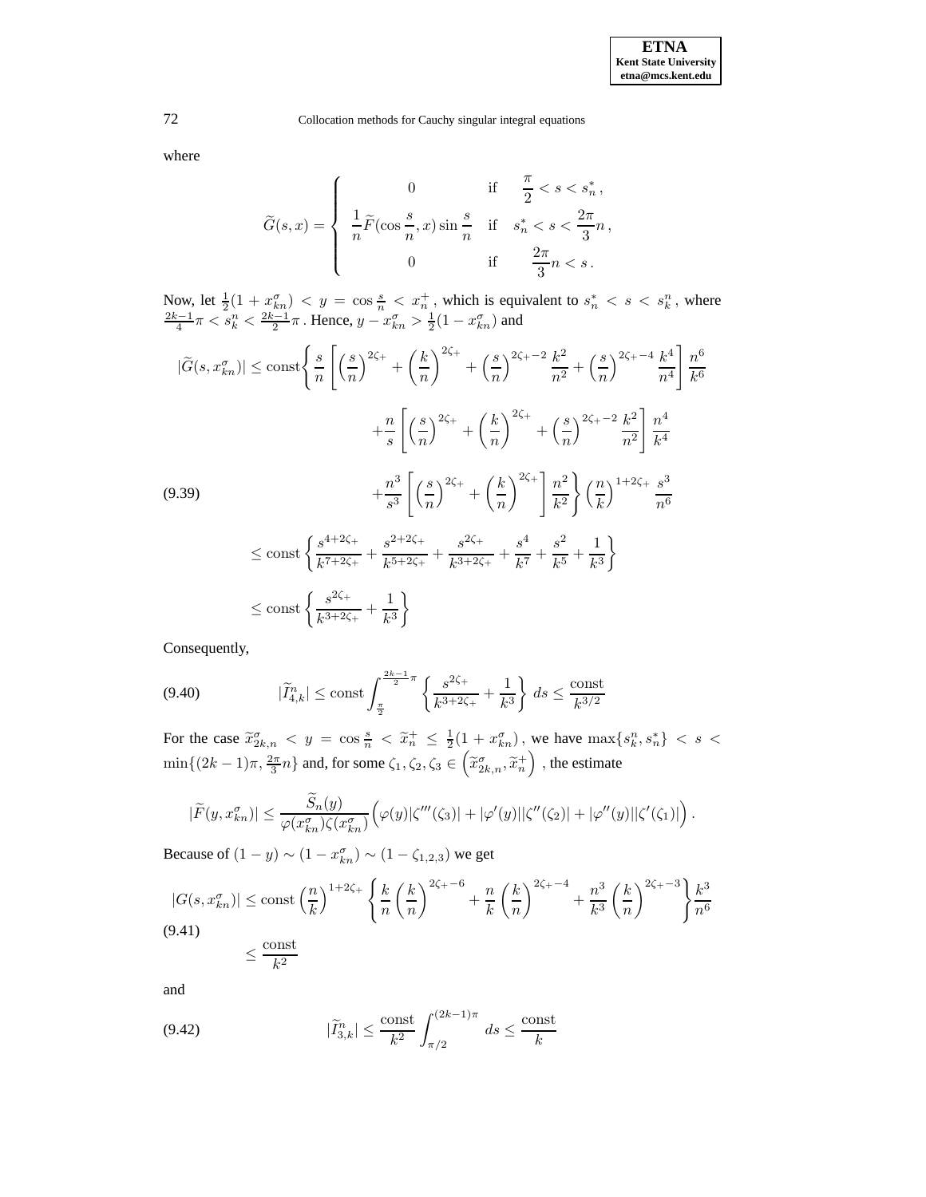where

$$\widetilde{G}(s,x) = \begin{cases} 0 & \text{if} \quad \dfrac{\pi}{2} < s < s_n^*\,, \\ \dfrac{1}{n}\widetilde{F}(\cos\dfrac{s}{n}, x)\sin\dfrac{s}{n} & \text{if} \quad s_n^* < s < \dfrac{2\pi}{3}n\,, \\ 0 & \text{if} \quad \dfrac{2\pi}{3}n < s\,. \end{cases}$$

Now, let $\frac{1}{2}(1 + x_{kn}^\sigma) < y = \cos\frac{s}{n} < x_n^+$, which is equivalent to $s_n^* < s < s_k^n$, where $\frac{2k-1}{4}\pi < s_k^n < \frac{2k-1}{2}\pi$. Hence, $y - x_{kn}^\sigma > \frac{1}{2}(1 - x_{kn}^\sigma)$ and

$$\begin{aligned} |\widetilde{G}(s, x_{kn}^\sigma)| &\le \text{const}\Bigg\{ \frac{s}{n}\left[\left(\frac{s}{n}\right)^{2\zeta_+} + \left(\frac{k}{n}\right)^{2\zeta_+} + \left(\frac{s}{n}\right)^{2\zeta_+ - 2}\frac{k^2}{n^2} + \left(\frac{s}{n}\right)^{2\zeta_+ - 4}\frac{k^4}{n^4}\right]\frac{n^6}{k^6} \\ &\qquad + \frac{n}{s}\left[\left(\frac{s}{n}\right)^{2\zeta_+} + \left(\frac{k}{n}\right)^{2\zeta_+} + \left(\frac{s}{n}\right)^{2\zeta_+ - 2}\frac{k^2}{n^2}\right]\frac{n^4}{k^4} \\ &\qquad + \frac{n^3}{s^3}\left[\left(\frac{s}{n}\right)^{2\zeta_+} + \left(\frac{k}{n}\right)^{2\zeta_+}\right]\frac{n^2}{k^2}\Bigg\}\left(\frac{n}{k}\right)^{1+2\zeta_+}\frac{s^3}{n^6} \qquad (9.39) \\ &\le \text{const}\left\{ \frac{s^{4+2\zeta_+}}{k^{7+2\zeta_+}} + \frac{s^{2+2\zeta_+}}{k^{5+2\zeta_+}} + \frac{s^{2\zeta_+}}{k^{3+2\zeta_+}} + \frac{s^4}{k^7} + \frac{s^2}{k^5} + \frac{1}{k^3} \right\} \\ &\le \text{const}\left\{ \frac{s^{2\zeta_+}}{k^{3+2\zeta_+}} + \frac{1}{k^3} \right\} \end{aligned}$$

Consequently,

$$|\widetilde{I}_{4,k}^n| \le \text{const}\int_{\frac{\pi}{2}}^{\frac{2k-1}{2}\pi} \left\{ \frac{s^{2\zeta_+}}{k^{3+2\zeta_+}} + \frac{1}{k^3} \right\} ds \le \frac{\text{const}}{k^{3/2}} \qquad (9.40)$$

For the case $\widetilde{x}_{2k,n}^\sigma < y = \cos\frac{s}{n} < \widetilde{x}_n^+ \le \frac{1}{2}(1 + x_{kn}^\sigma)$, we have $\max\{s_k^n, s_n^*\} < s < \min\{(2k-1)\pi, \frac{2\pi}{3}n\}$ and, for some $\zeta_1, \zeta_2, \zeta_3 \in \left(\widetilde{x}_{2k,n}^\sigma, \widetilde{x}_n^+\right)$, the estimate

$$|\widetilde{F}(y, x_{kn}^\sigma)| \le \frac{\widetilde{S}_n(y)}{\varphi(x_{kn}^\sigma)\zeta(x_{kn}^\sigma)}\Big(\varphi(y)|\zeta'''(\zeta_3)| + |\varphi'(y)||\zeta''(\zeta_2)| + |\varphi''(y)||\zeta'(\zeta_1)|\Big)\,.$$

Because of $(1 - y) \sim (1 - x_{kn}^\sigma) \sim (1 - \zeta_{1,2,3})$ we get

$$\begin{aligned} |G(s, x_{kn}^\sigma)| &\le \text{const}\left(\frac{n}{k}\right)^{1+2\zeta_+}\left\{ \frac{k}{n}\left(\frac{k}{n}\right)^{2\zeta_+ - 6} + \frac{n}{k}\left(\frac{k}{n}\right)^{2\zeta_+ - 4} + \frac{n^3}{k^3}\left(\frac{k}{n}\right)^{2\zeta_+ - 3} \right\}\frac{k^3}{n^6} \qquad (9.41) \\ &\le \frac{\text{const}}{k^2} \end{aligned}$$

and

$$|\widetilde{I}_{3,k}^n| \le \frac{\text{const}}{k^2}\int_{\pi/2}^{(2k-1)\pi} ds \le \frac{\text{const}}{k} \qquad (9.42)$$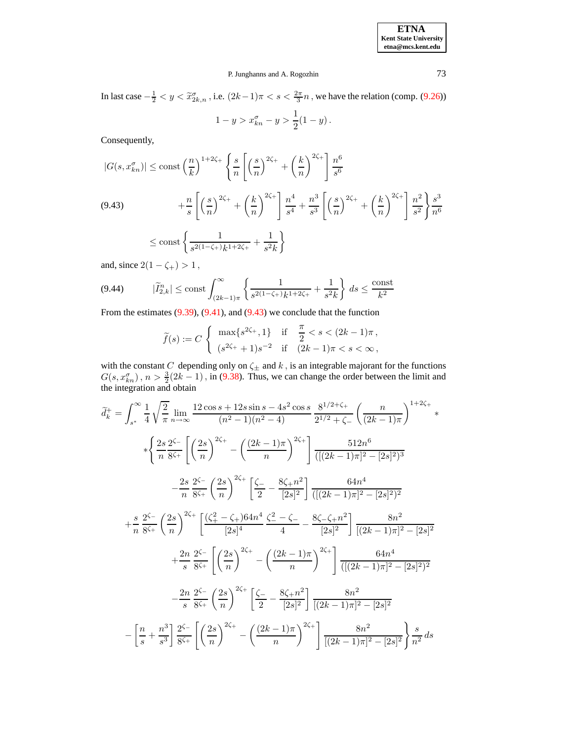In last case $-\frac{1}{2} < y < \widetilde{x}^{\sigma}_{2k,n}$, i.e. $(2k-1)\pi < s < \frac{2\pi}{3}n$, we have the relation (comp. (9.26))

$$1 - y > x^{\sigma}_{kn} - y > \frac{1}{2}(1-y)\,.$$

Consequently,

$$\begin{aligned}
|G(s,x^{\sigma}_{kn})| &\le \text{const}\left(\frac{n}{k}\right)^{1+2\zeta_+}\left\{\frac{s}{n}\left[\left(\frac{s}{n}\right)^{2\zeta_+}+\left(\frac{k}{n}\right)^{2\zeta_+}\right]\frac{n^6}{s^6}\right.\\
&\quad\left.+\frac{n}{s}\left[\left(\frac{s}{n}\right)^{2\zeta_+}+\left(\frac{k}{n}\right)^{2\zeta_+}\right]\frac{n^4}{s^4}+\frac{n^3}{s^3}\left[\left(\frac{s}{n}\right)^{2\zeta_+}+\left(\frac{k}{n}\right)^{2\zeta_+}\right]\frac{n^2}{s^2}\right\}\frac{s^3}{n^6} \qquad (9.43)\\
&\le \text{const}\left\{\frac{1}{s^{2(1-\zeta_+)}k^{1+2\zeta_+}}+\frac{1}{s^2 k}\right\}
\end{aligned}$$

and, since $2(1-\zeta_+) > 1$,

$$|\widetilde{I}^n_{2,k}| \le \text{const}\int_{(2k-1)\pi}^{\infty}\left\{\frac{1}{s^{2(1-\zeta_+)}k^{1+2\zeta_+}}+\frac{1}{s^2 k}\right\}ds \le \frac{\text{const}}{k^2} \qquad (9.44)$$

From the estimates (9.39), (9.41), and (9.43) we conclude that the function

$$\widetilde{f}(s) := C\left\{\begin{array}{lll}\max\{s^{2\zeta_+},1\} & \text{if} & \frac{\pi}{2} < s < (2k-1)\pi\,,\\ (s^{2\zeta_+}+1)s^{-2} & \text{if} & (2k-1)\pi < s < \infty\,,\end{array}\right.$$

with the constant $C$ depending only on $\zeta_\pm$ and $k$, is an integrable majorant for the functions $G(s,x^{\sigma}_{kn})$, $n > \frac{3}{2}(2k-1)$, in (9.38). Thus, we can change the order between the limit and the integration and obtain

$$\begin{aligned}
\widetilde{d}^{+}_k &= \int_{s^*}^{\infty}\frac{1}{4}\sqrt{\frac{2}{\pi}}\lim_{n\to\infty}\frac{12\cos s+12s\sin s-4s^2\cos s}{(n^2-1)(n^2-4)}\,\frac{8^{1/2+\zeta_+}}{2^{1/2}+\zeta_-}\left(\frac{n}{(2k-1)\pi}\right)^{1+2\zeta_+} *\\
&*\left\{\frac{2s}{n}\frac{2^{\zeta_-}}{8^{\zeta_+}}\left[\left(\frac{2s}{n}\right)^{2\zeta_+}-\left(\frac{(2k-1)\pi}{n}\right)^{2\zeta_+}\right]\frac{512n^6}{([(2k-1)\pi]^2-[2s]^2)^3}\right.\\
&\quad-\frac{2s}{n}\frac{2^{\zeta_-}}{8^{\zeta_+}}\left(\frac{2s}{n}\right)^{2\zeta_+}\left[\frac{\zeta_-}{2}-\frac{8\zeta_+n^2}{[2s]^2}\right]\frac{64n^4}{([(2k-1)\pi]^2-[2s]^2)^2}\\
&\quad+\frac{s}{n}\frac{2^{\zeta_-}}{8^{\zeta_+}}\left(\frac{2s}{n}\right)^{2\zeta_+}\left[\frac{(\zeta_+^2-\zeta_+)64n^4}{[2s]^4}\,\frac{\zeta_-^2-\zeta_-}{4}-\frac{8\zeta_-\zeta_+n^2}{[2s]^2}\right]\frac{8n^2}{[(2k-1)\pi]^2-[2s]^2}\\
&\quad+\frac{2n}{s}\frac{2^{\zeta_-}}{8^{\zeta_+}}\left[\left(\frac{2s}{n}\right)^{2\zeta_+}-\left(\frac{(2k-1)\pi}{n}\right)^{2\zeta_+}\right]\frac{64n^4}{([(2k-1)\pi]^2-[2s]^2)^2}\\
&\quad-\frac{2n}{s}\frac{2^{\zeta_-}}{8^{\zeta_+}}\left(\frac{2s}{n}\right)^{2\zeta_+}\left[\frac{\zeta_-}{2}-\frac{8\zeta_+n^2}{[2s]^2}\right]\frac{8n^2}{[(2k-1)\pi]^2-[2s]^2}\\
&\quad\left.-\left[\frac{n}{s}+\frac{n^3}{s^3}\right]\frac{2^{\zeta_-}}{8^{\zeta_+}}\left[\left(\frac{2s}{n}\right)^{2\zeta_+}-\left(\frac{(2k-1)\pi}{n}\right)^{2\zeta_+}\right]\frac{8n^2}{[(2k-1)\pi]^2-[2s]^2}\right\}\frac{s}{n^2}\,ds
\end{aligned}$$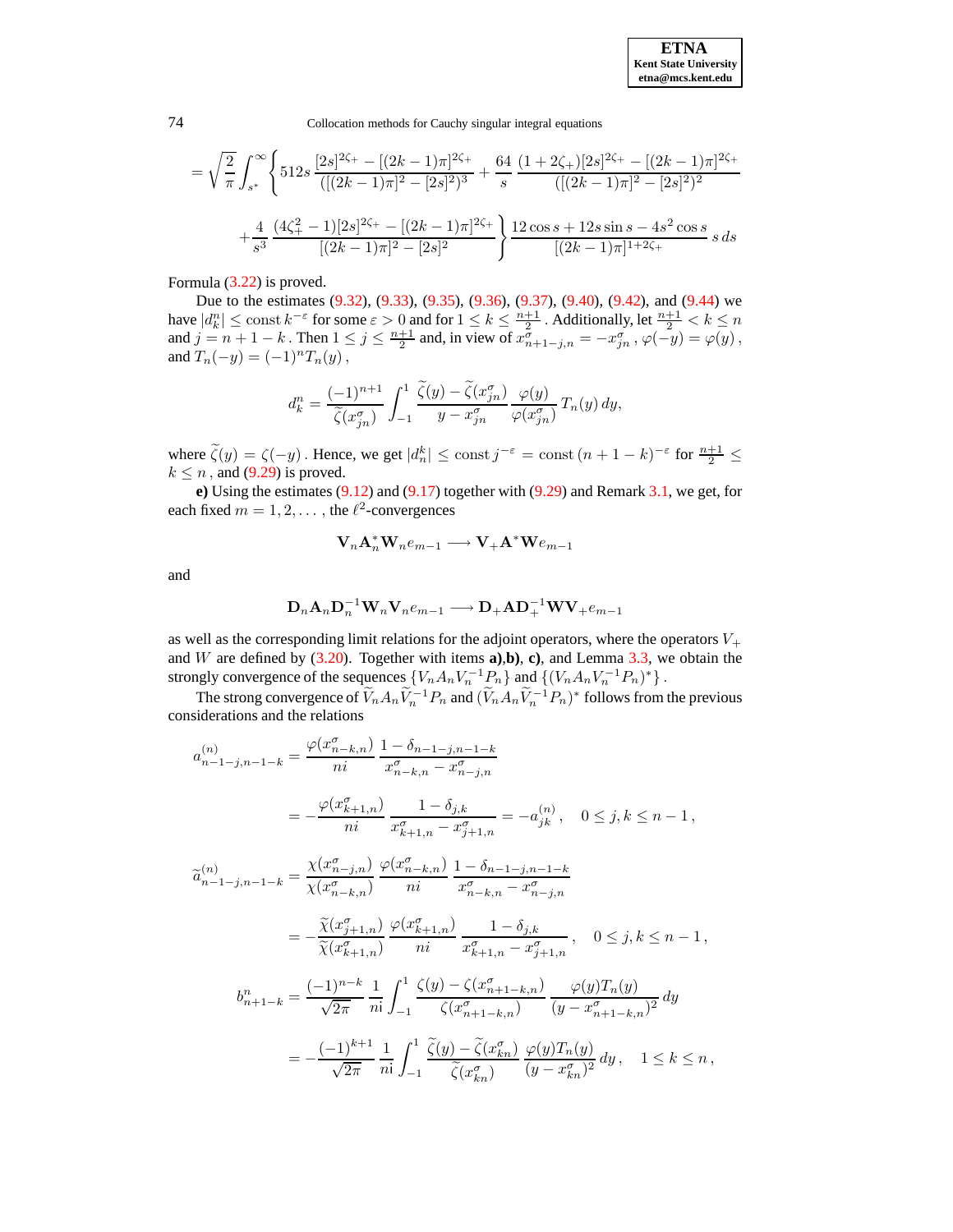$$= \sqrt{\frac{2}{\pi}} \int_{s^*}^{\infty} \left\{ 512s \, \frac{[2s]^{2\zeta_+} - [(2k-1)\pi]^{2\zeta_+}}{([(2k-1)\pi]^2 - [2s]^2)^3} + \frac{64}{s} \, \frac{(1+2\zeta_+)[2s]^{2\zeta_+} - [(2k-1)\pi]^{2\zeta_+}}{([(2k-1)\pi]^2 - [2s]^2)^2} \right.$$

$$\left. + \frac{4}{s^3} \, \frac{(4\zeta_+^2 - 1)[2s]^{2\zeta_+} - [(2k-1)\pi]^{2\zeta_+}}{[(2k-1)\pi]^2 - [2s]^2} \right\} \frac{12\cos s + 12 s \sin s - 4s^2 \cos s}{[(2k-1)\pi]^{1+2\zeta_+}} \, s \, ds$$

Formula (3.22) is proved.

Due to the estimates (9.32), (9.33), (9.35), (9.36), (9.37), (9.40), (9.42), and (9.44) we have $|d_k^n| \le \mathrm{const}\, k^{-\varepsilon}$ for some $\varepsilon > 0$ and for $1 \le k \le \frac{n+1}{2}$. Additionally, let $\frac{n+1}{2} < k \le n$ and $j = n+1-k$. Then $1 \le j \le \frac{n+1}{2}$ and, in view of $x_{n+1-j,n}^\sigma = -x_{jn}^\sigma$, $\varphi(-y) = \varphi(y)$, and $T_n(-y) = (-1)^n T_n(y)$,

$$d_k^n = \frac{(-1)^{n+1}}{\widetilde{\zeta}(x_{jn}^\sigma)} \int_{-1}^{1} \frac{\widetilde{\zeta}(y) - \widetilde{\zeta}(x_{jn}^\sigma)}{y - x_{jn}^\sigma} \, \frac{\varphi(y)}{\varphi(x_{jn}^\sigma)} \, T_n(y) \, dy,$$

where $\widetilde{\zeta}(y) = \zeta(-y)$. Hence, we get $|d_n^k| \le \mathrm{const}\, j^{-\varepsilon} = \mathrm{const}\,(n+1-k)^{-\varepsilon}$ for $\frac{n+1}{2} \le k \le n$, and (9.29) is proved.

**e)** Using the estimates (9.12) and (9.17) together with (9.29) and Remark 3.1, we get, for each fixed $m = 1, 2, \ldots$, the $\ell^2$-convergences

$$\mathbf{V}_n \mathbf{A}_n^* \mathbf{W}_n e_{m-1} \longrightarrow \mathbf{V}_+ \mathbf{A}^* \mathbf{W} e_{m-1}$$

and

$$\mathbf{D}_n \mathbf{A}_n \mathbf{D}_n^{-1} \mathbf{W}_n \mathbf{V}_n e_{m-1} \longrightarrow \mathbf{D}_+ \mathbf{A} \mathbf{D}_+^{-1} \mathbf{W} \mathbf{V}_+ e_{m-1}$$

as well as the corresponding limit relations for the adjoint operators, where the operators $V_+$ and $W$ are defined by (3.20). Together with items **a)**,**b)**, **c)**, and Lemma 3.3, we obtain the strongly convergence of the sequences $\{V_n A_n V_n^{-1} P_n\}$ and $\{(V_n A_n V_n^{-1} P_n)^*\}$.

The strong convergence of $\widetilde{V}_n A_n \widetilde{V}_n^{-1} P_n$ and $(\widetilde{V}_n A_n \widetilde{V}_n^{-1} P_n)^*$ follows from the previous considerations and the relations

$$a_{n-1-j,n-1-k}^{(n)} = \frac{\varphi(x_{n-k,n}^\sigma)}{ni} \, \frac{1 - \delta_{n-1-j,n-1-k}}{x_{n-k,n}^\sigma - x_{n-j,n}^\sigma}$$

$$= -\frac{\varphi(x_{k+1,n}^\sigma)}{ni} \, \frac{1 - \delta_{j,k}}{x_{k+1,n}^\sigma - x_{j+1,n}^\sigma} = -a_{jk}^{(n)}, \quad 0 \le j,k \le n-1,$$

$$\widetilde{a}_{n-1-j,n-1-k}^{(n)} = \frac{\chi(x_{n-j,n}^\sigma)}{\chi(x_{n-k,n}^\sigma)} \, \frac{\varphi(x_{n-k,n}^\sigma)}{ni} \, \frac{1 - \delta_{n-1-j,n-1-k}}{x_{n-k,n}^\sigma - x_{n-j,n}^\sigma}$$

$$= -\frac{\widetilde{\chi}(x_{j+1,n}^\sigma)}{\widetilde{\chi}(x_{k+1,n}^\sigma)} \, \frac{\varphi(x_{k+1,n}^\sigma)}{ni} \, \frac{1 - \delta_{j,k}}{x_{k+1,n}^\sigma - x_{j+1,n}^\sigma}, \quad 0 \le j,k \le n-1,$$

$$b_{n+1-k}^n = \frac{(-1)^{n-k}}{\sqrt{2\pi}} \, \frac{1}{ni} \int_{-1}^{1} \frac{\zeta(y) - \zeta(x_{n+1-k,n}^\sigma)}{\zeta(x_{n+1-k,n}^\sigma)} \, \frac{\varphi(y) T_n(y)}{(y - x_{n+1-k,n}^\sigma)^2} \, dy$$

$$= -\frac{(-1)^{k+1}}{\sqrt{2\pi}} \, \frac{1}{ni} \int_{-1}^{1} \frac{\widetilde{\zeta}(y) - \widetilde{\zeta}(x_{kn}^\sigma)}{\widetilde{\zeta}(x_{kn}^\sigma)} \, \frac{\varphi(y) T_n(y)}{(y - x_{kn}^\sigma)^2} \, dy, \quad 1 \le k \le n,$$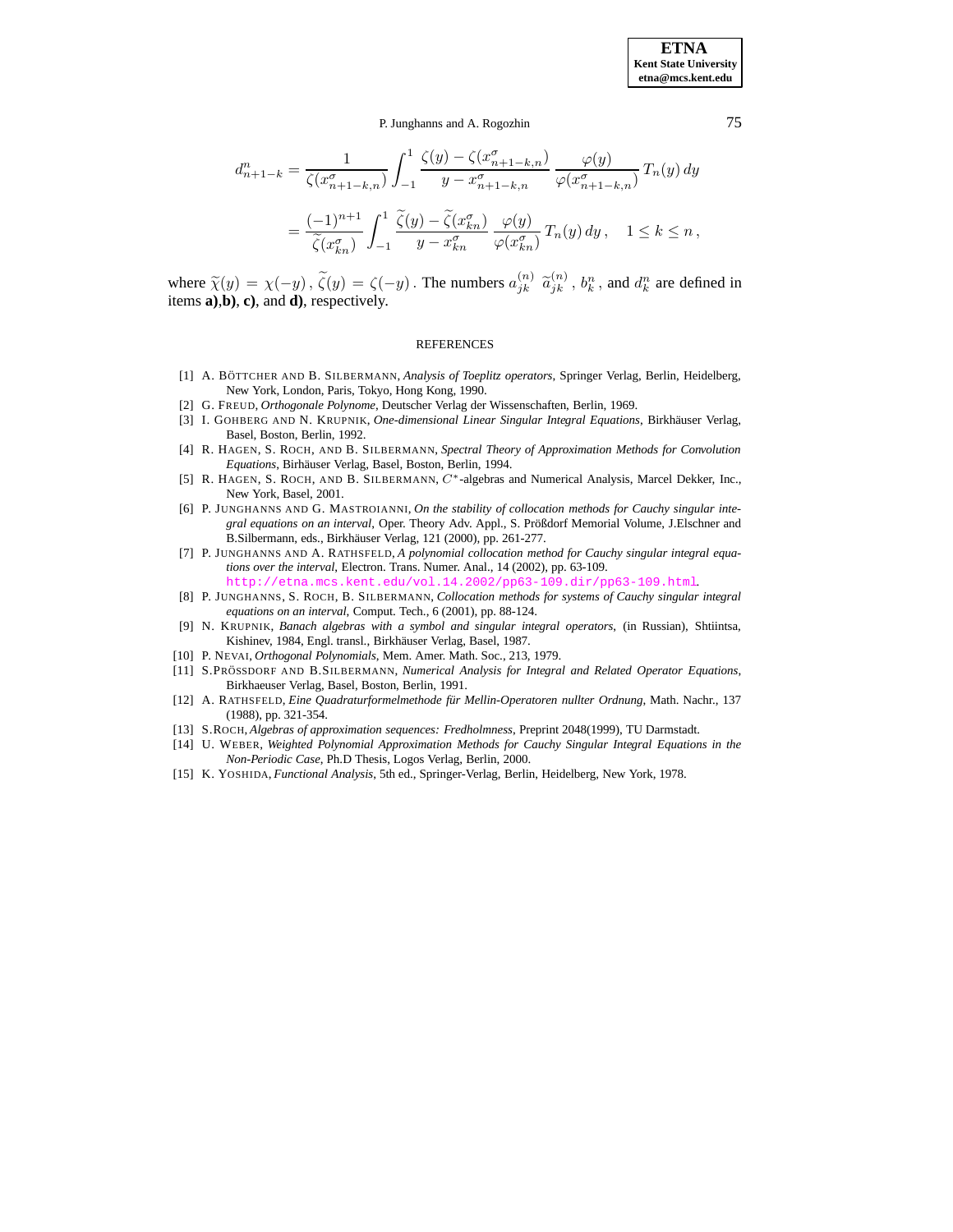$$d_{n+1-k}^{n} = \frac{1}{\zeta(x_{n+1-k,n}^{\sigma})} \int_{-1}^{1} \frac{\zeta(y) - \zeta(x_{n+1-k,n}^{\sigma})}{y - x_{n+1-k,n}^{\sigma}} \frac{\varphi(y)}{\varphi(x_{n+1-k,n}^{\sigma})} T_n(y)\, dy$$

$$= \frac{(-1)^{n+1}}{\widetilde{\zeta}(x_{kn}^{\sigma})} \int_{-1}^{1} \frac{\widetilde{\zeta}(y) - \widetilde{\zeta}(x_{kn}^{\sigma})}{y - x_{kn}^{\sigma}} \frac{\varphi(y)}{\varphi(x_{kn}^{\sigma})} T_n(y)\, dy, \quad 1 \le k \le n,$$

where $\widetilde{\chi}(y) = \chi(-y)$, $\widetilde{\zeta}(y) = \zeta(-y)$. The numbers $a_{jk}^{(n)}$ $\widetilde{a}_{jk}^{(n)}$, $b_k^n$, and $d_k^n$ are defined in items **a)**,**b)**, **c)**, and **d)**, respectively.

## REFERENCES

[1] A. Böttcher and B. Silbermann, *Analysis of Toeplitz operators*, Springer Verlag, Berlin, Heidelberg, New York, London, Paris, Tokyo, Hong Kong, 1990.

[2] G. Freud, *Orthogonale Polynome*, Deutscher Verlag der Wissenschaften, Berlin, 1969.

[3] I. Gohberg and N. Krupnik, *One-dimensional Linear Singular Integral Equations*, Birkhäuser Verlag, Basel, Boston, Berlin, 1992.

[4] R. Hagen, S. Roch, and B. Silbermann, *Spectral Theory of Approximation Methods for Convolution Equations*, Birhäuser Verlag, Basel, Boston, Berlin, 1994.

[5] R. Hagen, S. Roch, and B. Silbermann, $C^*$-algebras and Numerical Analysis, Marcel Dekker, Inc., New York, Basel, 2001.

[6] P. Junghanns and G. Mastroianni, *On the stability of collocation methods for Cauchy singular integral equations on an interval*, Oper. Theory Adv. Appl., S. Prößdorf Memorial Volume, J.Elschner and B.Silbermann, eds., Birkhäuser Verlag, 121 (2000), pp. 261-277.

[7] P. Junghanns and A. Rathsfeld, *A polynomial collocation method for Cauchy singular integral equations over the interval*, Electron. Trans. Numer. Anal., 14 (2002), pp. 63-109. http://etna.mcs.kent.edu/vol.14.2002/pp63-109.dir/pp63-109.html.

[8] P. Junghanns, S. Roch, B. Silbermann, *Collocation methods for systems of Cauchy singular integral equations on an interval*, Comput. Tech., 6 (2001), pp. 88-124.

[9] N. Krupnik, *Banach algebras with a symbol and singular integral operators*, (in Russian), Shtiintsa, Kishinev, 1984, Engl. transl., Birkhäuser Verlag, Basel, 1987.

[10] P. Nevai, *Orthogonal Polynomials*, Mem. Amer. Math. Soc., 213, 1979.

[11] S.Prössdorf and B.Silbermann, *Numerical Analysis for Integral and Related Operator Equations*, Birkhaeuser Verlag, Basel, Boston, Berlin, 1991.

[12] A. Rathsfeld, *Eine Quadraturformelmethode für Mellin-Operatoren nullter Ordnung*, Math. Nachr., 137 (1988), pp. 321-354.

[13] S.Roch, *Algebras of approximation sequences: Fredholmness*, Preprint 2048(1999), TU Darmstadt.

[14] U. Weber, *Weighted Polynomial Approximation Methods for Cauchy Singular Integral Equations in the Non-Periodic Case*, Ph.D Thesis, Logos Verlag, Berlin, 2000.

[15] K. Yoshida, *Functional Analysis*, 5th ed., Springer-Verlag, Berlin, Heidelberg, New York, 1978.